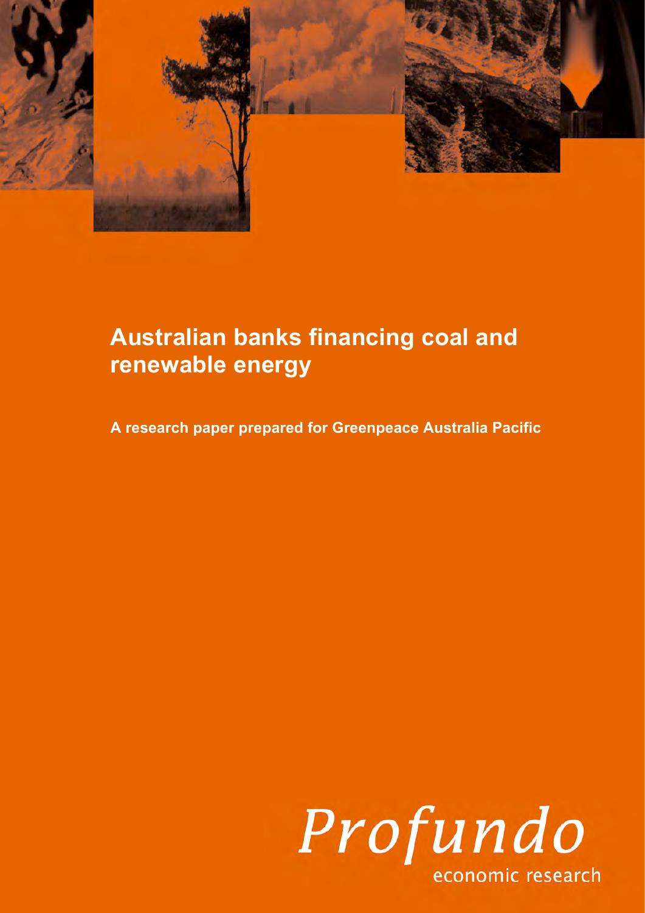# Australian banks financing coal and renewable energy

**A research paper prepared for Greenpeace Australia Pacific**

Profundo

economic research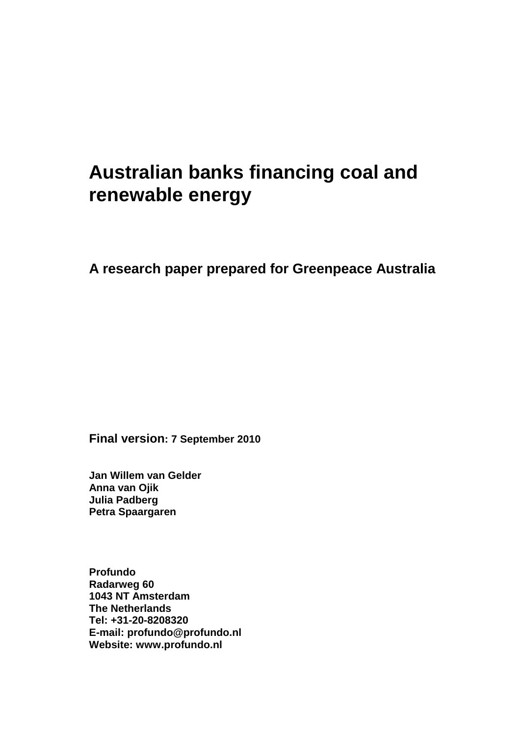# Australian banks financing coal and renewable energy

## A research paper prepared for Greenpeace Australia

**Final version: 7 September 2010**

**Jan Willem van Gelder**
**Anna van Ojik**
**Julia Padberg**
**Petra Spaargaren**

**Profundo**
**Radarweg 60**
**1043 NT Amsterdam**
**The Netherlands**
**Tel: +31-20-8208320**
**E-mail: profundo@profundo.nl**
**Website: www.profundo.nl**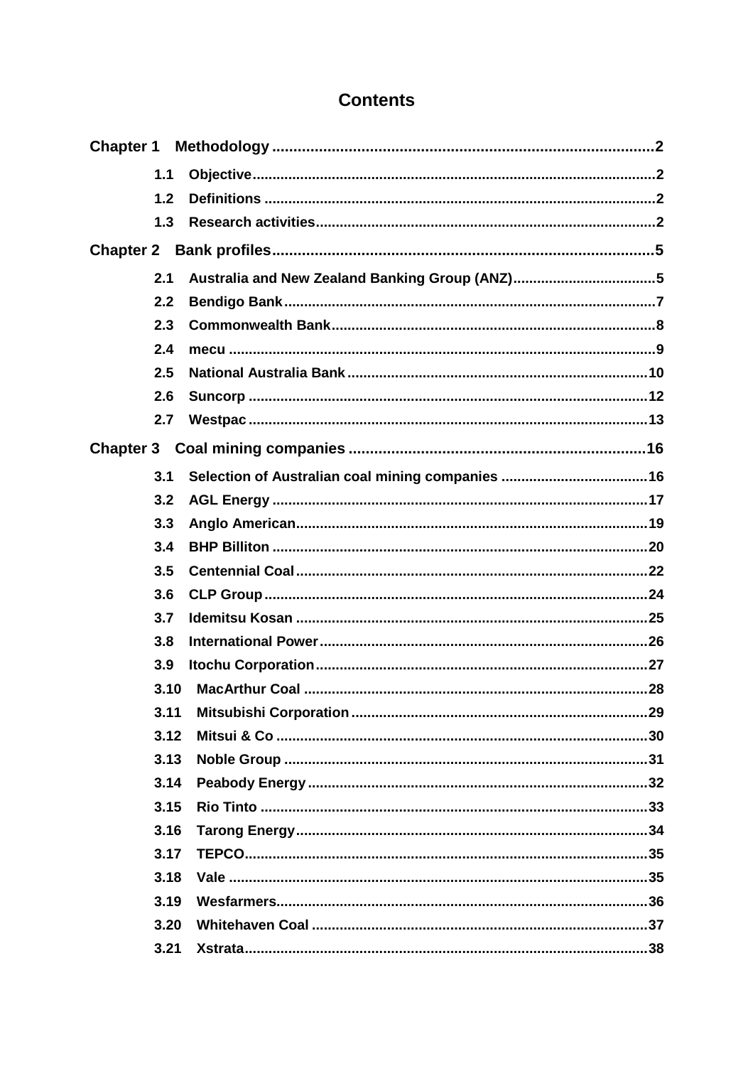# Contents

**Chapter 1 Methodology** .......... 2

- 1.1 Objective .......... 2
- 1.2 Definitions .......... 2
- 1.3 Research activities .......... 2

**Chapter 2 Bank profiles** .......... 5

- 2.1 Australia and New Zealand Banking Group (ANZ) .......... 5
- 2.2 Bendigo Bank .......... 7
- 2.3 Commonwealth Bank .......... 8
- 2.4 mecu .......... 9
- 2.5 National Australia Bank .......... 10
- 2.6 Suncorp .......... 12
- 2.7 Westpac .......... 13

**Chapter 3 Coal mining companies** .......... 16

- 3.1 Selection of Australian coal mining companies .......... 16
- 3.2 AGL Energy .......... 17
- 3.3 Anglo American .......... 19
- 3.4 BHP Billiton .......... 20
- 3.5 Centennial Coal .......... 22
- 3.6 CLP Group .......... 24
- 3.7 Idemitsu Kosan .......... 25
- 3.8 International Power .......... 26
- 3.9 Itochu Corporation .......... 27
- 3.10 MacArthur Coal .......... 28
- 3.11 Mitsubishi Corporation .......... 29
- 3.12 Mitsui & Co .......... 30
- 3.13 Noble Group .......... 31
- 3.14 Peabody Energy .......... 32
- 3.15 Rio Tinto .......... 33
- 3.16 Tarong Energy .......... 34
- 3.17 TEPCO .......... 35
- 3.18 Vale .......... 35
- 3.19 Wesfarmers .......... 36
- 3.20 Whitehaven Coal .......... 37
- 3.21 Xstrata .......... 38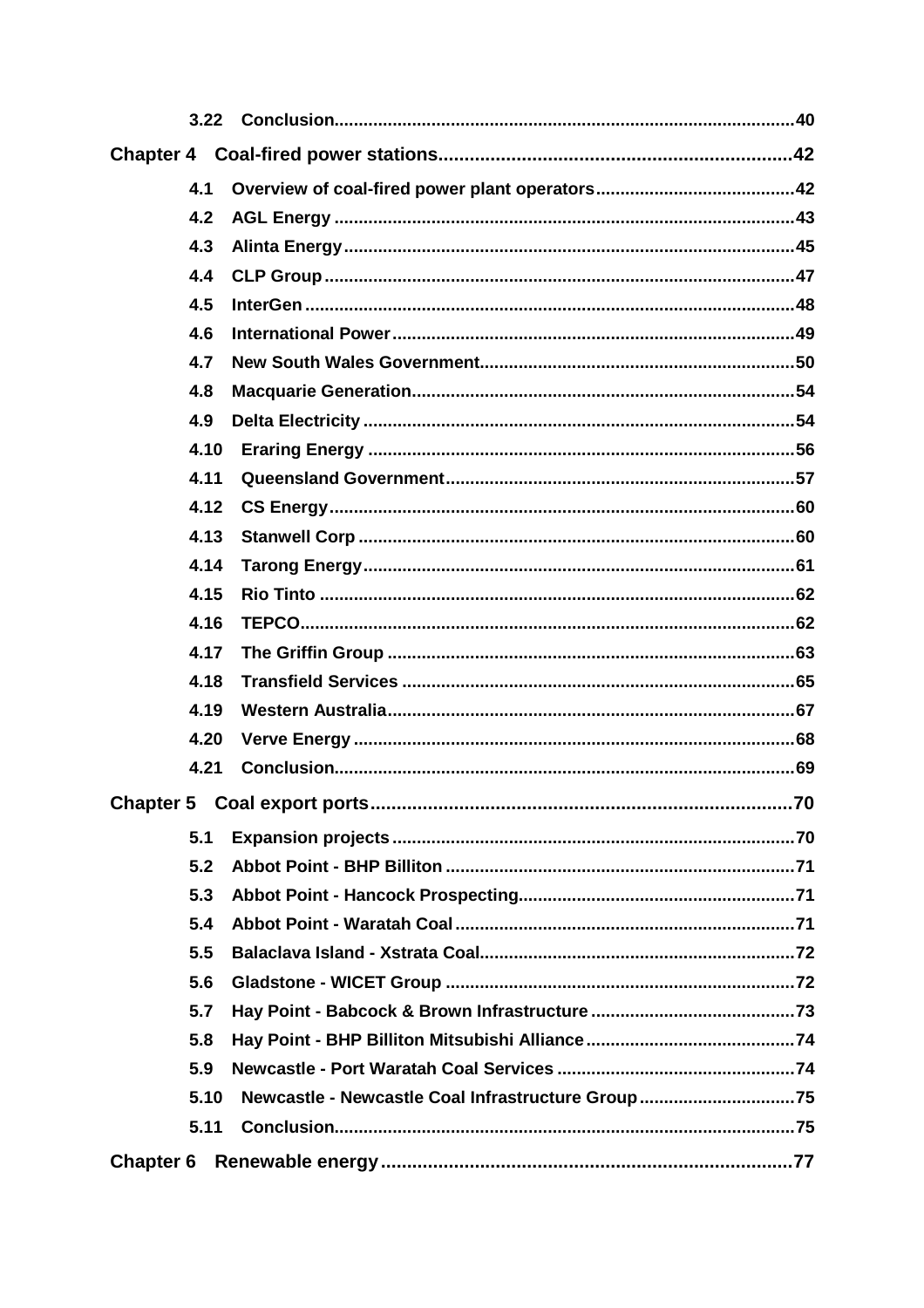3.22 Conclusion..........40

**Chapter 4 Coal-fired power stations..........42**

4.1 Overview of coal-fired power plant operators..........42
4.2 AGL Energy..........43
4.3 Alinta Energy..........45
4.4 CLP Group..........47
4.5 InterGen..........48
4.6 International Power..........49
4.7 New South Wales Government..........50
4.8 Macquarie Generation..........54
4.9 Delta Electricity..........54
4.10 Eraring Energy..........56
4.11 Queensland Government..........57
4.12 CS Energy..........60
4.13 Stanwell Corp..........60
4.14 Tarong Energy..........61
4.15 Rio Tinto..........62
4.16 TEPCO..........62
4.17 The Griffin Group..........63
4.18 Transfield Services..........65
4.19 Western Australia..........67
4.20 Verve Energy..........68
4.21 Conclusion..........69

**Chapter 5 Coal export ports..........70**

5.1 Expansion projects..........70
5.2 Abbot Point - BHP Billiton..........71
5.3 Abbot Point - Hancock Prospecting..........71
5.4 Abbot Point - Waratah Coal..........71
5.5 Balaclava Island - Xstrata Coal..........72
5.6 Gladstone - WICET Group..........72
5.7 Hay Point - Babcock & Brown Infrastructure..........73
5.8 Hay Point - BHP Billiton Mitsubishi Alliance..........74
5.9 Newcastle - Port Waratah Coal Services..........74
5.10 Newcastle - Newcastle Coal Infrastructure Group..........75
5.11 Conclusion..........75

**Chapter 6 Renewable energy..........77**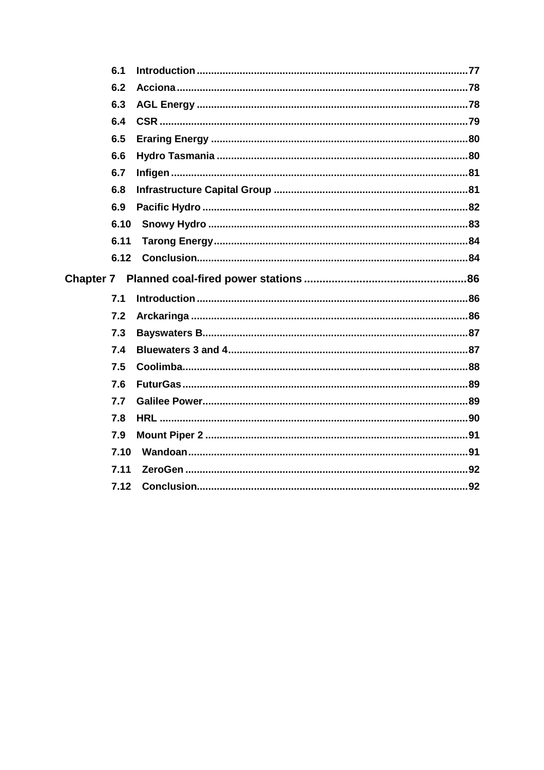6.1 Introduction .......................................................................................... 77

6.2 Acciona .................................................................................................. 78

6.3 AGL Energy ........................................................................................... 78

6.4 CSR ........................................................................................................ 79

6.5 Eraring Energy ...................................................................................... 80

6.6 Hydro Tasmania .................................................................................... 80

6.7 Infigen .................................................................................................... 81

6.8 Infrastructure Capital Group ............................................................... 81

6.9 Pacific Hydro ......................................................................................... 82

6.10 Snowy Hydro ....................................................................................... 83

6.11 Tarong Energy ..................................................................................... 84

6.12 Conclusion ........................................................................................... 84

**Chapter 7 Planned coal-fired power stations ................................................ 86**

7.1 Introduction .......................................................................................... 86

7.2 Arckaringa ............................................................................................ 86

7.3 Bayswaters B ......................................................................................... 87

7.4 Bluewaters 3 and 4 ............................................................................... 87

7.5 Coolimba ............................................................................................... 88

7.6 FuturGas ................................................................................................ 89

7.7 Galilee Power ........................................................................................ 89

7.8 HRL ........................................................................................................ 90

7.9 Mount Piper 2 ....................................................................................... 91

7.10 Wandoan .............................................................................................. 91

7.11 ZeroGen ............................................................................................... 92

7.12 Conclusion ........................................................................................... 92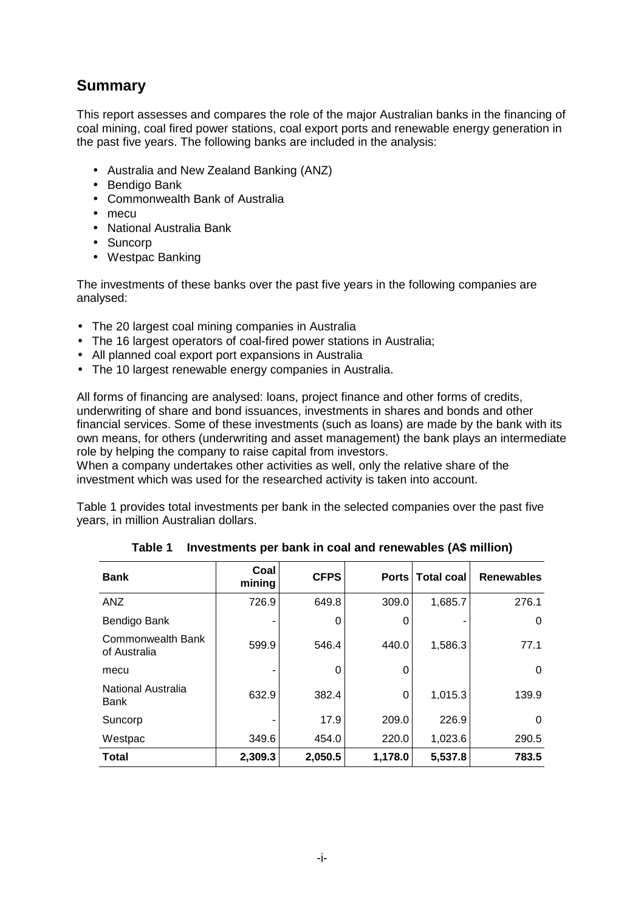## Summary

This report assesses and compares the role of the major Australian banks in the financing of coal mining, coal fired power stations, coal export ports and renewable energy generation in the past five years. The following banks are included in the analysis:

- Australia and New Zealand Banking (ANZ)
- Bendigo Bank
- Commonwealth Bank of Australia
- mecu
- National Australia Bank
- Suncorp
- Westpac Banking

The investments of these banks over the past five years in the following companies are analysed:

- The 20 largest coal mining companies in Australia
- The 16 largest operators of coal-fired power stations in Australia;
- All planned coal export port expansions in Australia
- The 10 largest renewable energy companies in Australia.

All forms of financing are analysed: loans, project finance and other forms of credits, underwriting of share and bond issuances, investments in shares and bonds and other financial services. Some of these investments (such as loans) are made by the bank with its own means, for others (underwriting and asset management) the bank plays an intermediate role by helping the company to raise capital from investors.
When a company undertakes other activities as well, only the relative share of the investment which was used for the researched activity is taken into account.

Table 1 provides total investments per bank in the selected companies over the past five years, in million Australian dollars.

**Table 1 Investments per bank in coal and renewables (A$ million)**

| Bank | Coal mining | CFPS | Ports | Total coal | Renewables |
|---|---|---|---|---|---|
| ANZ | 726.9 | 649.8 | 309.0 | 1,685.7 | 276.1 |
| Bendigo Bank | - | 0 | 0 | - | 0 |
| Commonwealth Bank of Australia | 599.9 | 546.4 | 440.0 | 1,586.3 | 77.1 |
| mecu | - | 0 | 0 | | 0 |
| National Australia Bank | 632.9 | 382.4 | 0 | 1,015.3 | 139.9 |
| Suncorp | - | 17.9 | 209.0 | 226.9 | 0 |
| Westpac | 349.6 | 454.0 | 220.0 | 1,023.6 | 290.5 |
| **Total** | **2,309.3** | **2,050.5** | **1,178.0** | **5,537.8** | **783.5** |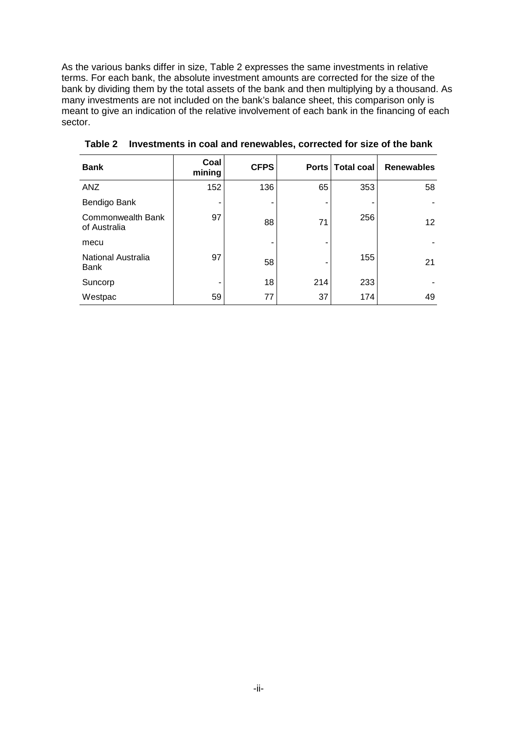As the various banks differ in size, Table 2 expresses the same investments in relative terms. For each bank, the absolute investment amounts are corrected for the size of the bank by dividing them by the total assets of the bank and then multiplying by a thousand. As many investments are not included on the bank's balance sheet, this comparison only is meant to give an indication of the relative involvement of each bank in the financing of each sector.

**Table 2 Investments in coal and renewables, corrected for size of the bank**

| Bank | Coal mining | CFPS | Ports | Total coal | Renewables |
|---|---|---|---|---|---|
| ANZ | 152 | 136 | 65 | 353 | 58 |
| Bendigo Bank | - | - | - | - | - |
| Commonwealth Bank of Australia | 97 | 88 | 71 | 256 | 12 |
| mecu | | - | - | | - |
| National Australia Bank | 97 | 58 | - | 155 | 21 |
| Suncorp | - | 18 | 214 | 233 | - |
| Westpac | 59 | 77 | 37 | 174 | 49 |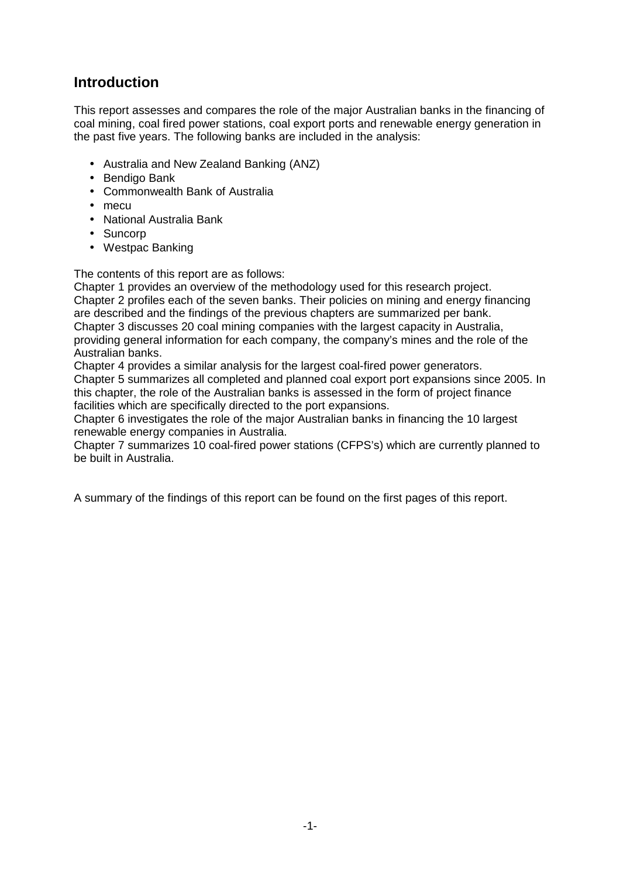## Introduction

This report assesses and compares the role of the major Australian banks in the financing of coal mining, coal fired power stations, coal export ports and renewable energy generation in the past five years. The following banks are included in the analysis:

- Australia and New Zealand Banking (ANZ)
- Bendigo Bank
- Commonwealth Bank of Australia
- mecu
- National Australia Bank
- Suncorp
- Westpac Banking

The contents of this report are as follows:

Chapter 1 provides an overview of the methodology used for this research project.
Chapter 2 profiles each of the seven banks. Their policies on mining and energy financing are described and the findings of the previous chapters are summarized per bank.
Chapter 3 discusses 20 coal mining companies with the largest capacity in Australia, providing general information for each company, the company's mines and the role of the Australian banks.
Chapter 4 provides a similar analysis for the largest coal-fired power generators.
Chapter 5 summarizes all completed and planned coal export port expansions since 2005. In this chapter, the role of the Australian banks is assessed in the form of project finance facilities which are specifically directed to the port expansions.
Chapter 6 investigates the role of the major Australian banks in financing the 10 largest renewable energy companies in Australia.
Chapter 7 summarizes 10 coal-fired power stations (CFPS's) which are currently planned to be built in Australia.

A summary of the findings of this report can be found on the first pages of this report.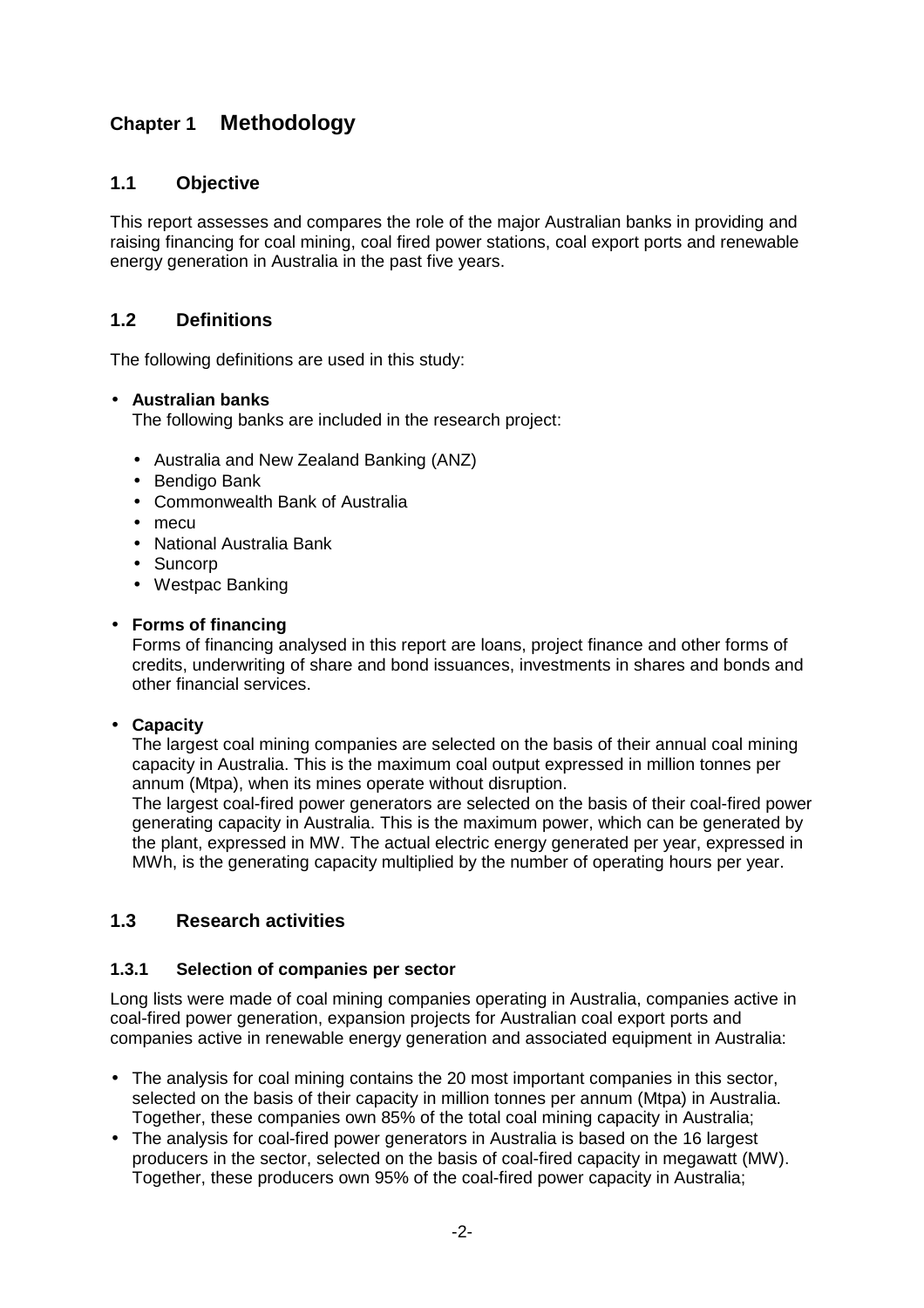# Chapter 1 Methodology

## 1.1 Objective

This report assesses and compares the role of the major Australian banks in providing and raising financing for coal mining, coal fired power stations, coal export ports and renewable energy generation in Australia in the past five years.

## 1.2 Definitions

The following definitions are used in this study:

- **Australian banks**
  The following banks are included in the research project:
  - Australia and New Zealand Banking (ANZ)
  - Bendigo Bank
  - Commonwealth Bank of Australia
  - mecu
  - National Australia Bank
  - Suncorp
  - Westpac Banking
- **Forms of financing**
  Forms of financing analysed in this report are loans, project finance and other forms of credits, underwriting of share and bond issuances, investments in shares and bonds and other financial services.
- **Capacity**
  The largest coal mining companies are selected on the basis of their annual coal mining capacity in Australia. This is the maximum coal output expressed in million tonnes per annum (Mtpa), when its mines operate without disruption.
  The largest coal-fired power generators are selected on the basis of their coal-fired power generating capacity in Australia. This is the maximum power, which can be generated by the plant, expressed in MW. The actual electric energy generated per year, expressed in MWh, is the generating capacity multiplied by the number of operating hours per year.

## 1.3 Research activities

### 1.3.1 Selection of companies per sector

Long lists were made of coal mining companies operating in Australia, companies active in coal-fired power generation, expansion projects for Australian coal export ports and companies active in renewable energy generation and associated equipment in Australia:

- The analysis for coal mining contains the 20 most important companies in this sector, selected on the basis of their capacity in million tonnes per annum (Mtpa) in Australia. Together, these companies own 85% of the total coal mining capacity in Australia;
- The analysis for coal-fired power generators in Australia is based on the 16 largest producers in the sector, selected on the basis of coal-fired capacity in megawatt (MW). Together, these producers own 95% of the coal-fired power capacity in Australia;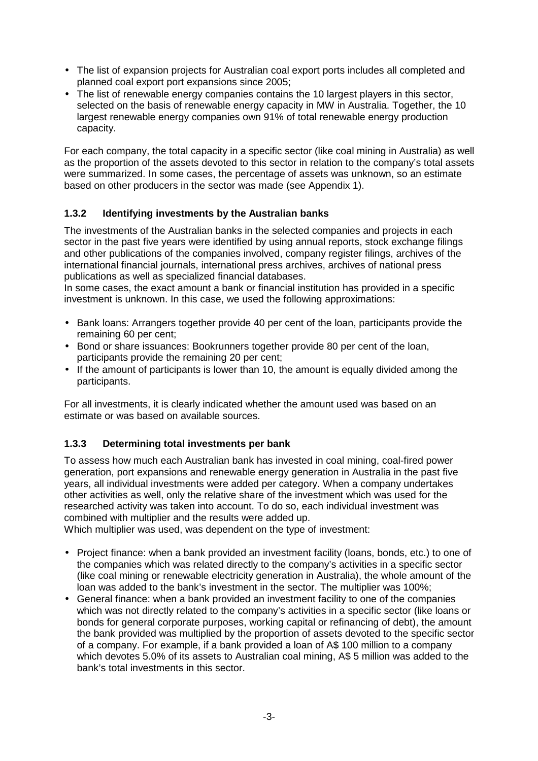- The list of expansion projects for Australian coal export ports includes all completed and planned coal export port expansions since 2005;
- The list of renewable energy companies contains the 10 largest players in this sector, selected on the basis of renewable energy capacity in MW in Australia. Together, the 10 largest renewable energy companies own 91% of total renewable energy production capacity.

For each company, the total capacity in a specific sector (like coal mining in Australia) as well as the proportion of the assets devoted to this sector in relation to the company's total assets were summarized. In some cases, the percentage of assets was unknown, so an estimate based on other producers in the sector was made (see Appendix 1).

### 1.3.2 Identifying investments by the Australian banks

The investments of the Australian banks in the selected companies and projects in each sector in the past five years were identified by using annual reports, stock exchange filings and other publications of the companies involved, company register filings, archives of the international financial journals, international press archives, archives of national press publications as well as specialized financial databases.
In some cases, the exact amount a bank or financial institution has provided in a specific investment is unknown. In this case, we used the following approximations:

- Bank loans: Arrangers together provide 40 per cent of the loan, participants provide the remaining 60 per cent;
- Bond or share issuances: Bookrunners together provide 80 per cent of the loan, participants provide the remaining 20 per cent;
- If the amount of participants is lower than 10, the amount is equally divided among the participants.

For all investments, it is clearly indicated whether the amount used was based on an estimate or was based on available sources.

### 1.3.3 Determining total investments per bank

To assess how much each Australian bank has invested in coal mining, coal-fired power generation, port expansions and renewable energy generation in Australia in the past five years, all individual investments were added per category. When a company undertakes other activities as well, only the relative share of the investment which was used for the researched activity was taken into account. To do so, each individual investment was combined with multiplier and the results were added up.
Which multiplier was used, was dependent on the type of investment:

- Project finance: when a bank provided an investment facility (loans, bonds, etc.) to one of the companies which was related directly to the company's activities in a specific sector (like coal mining or renewable electricity generation in Australia), the whole amount of the loan was added to the bank's investment in the sector. The multiplier was 100%;
- General finance: when a bank provided an investment facility to one of the companies which was not directly related to the company's activities in a specific sector (like loans or bonds for general corporate purposes, working capital or refinancing of debt), the amount the bank provided was multiplied by the proportion of assets devoted to the specific sector of a company. For example, if a bank provided a loan of A$ 100 million to a company which devotes 5.0% of its assets to Australian coal mining, A$ 5 million was added to the bank's total investments in this sector.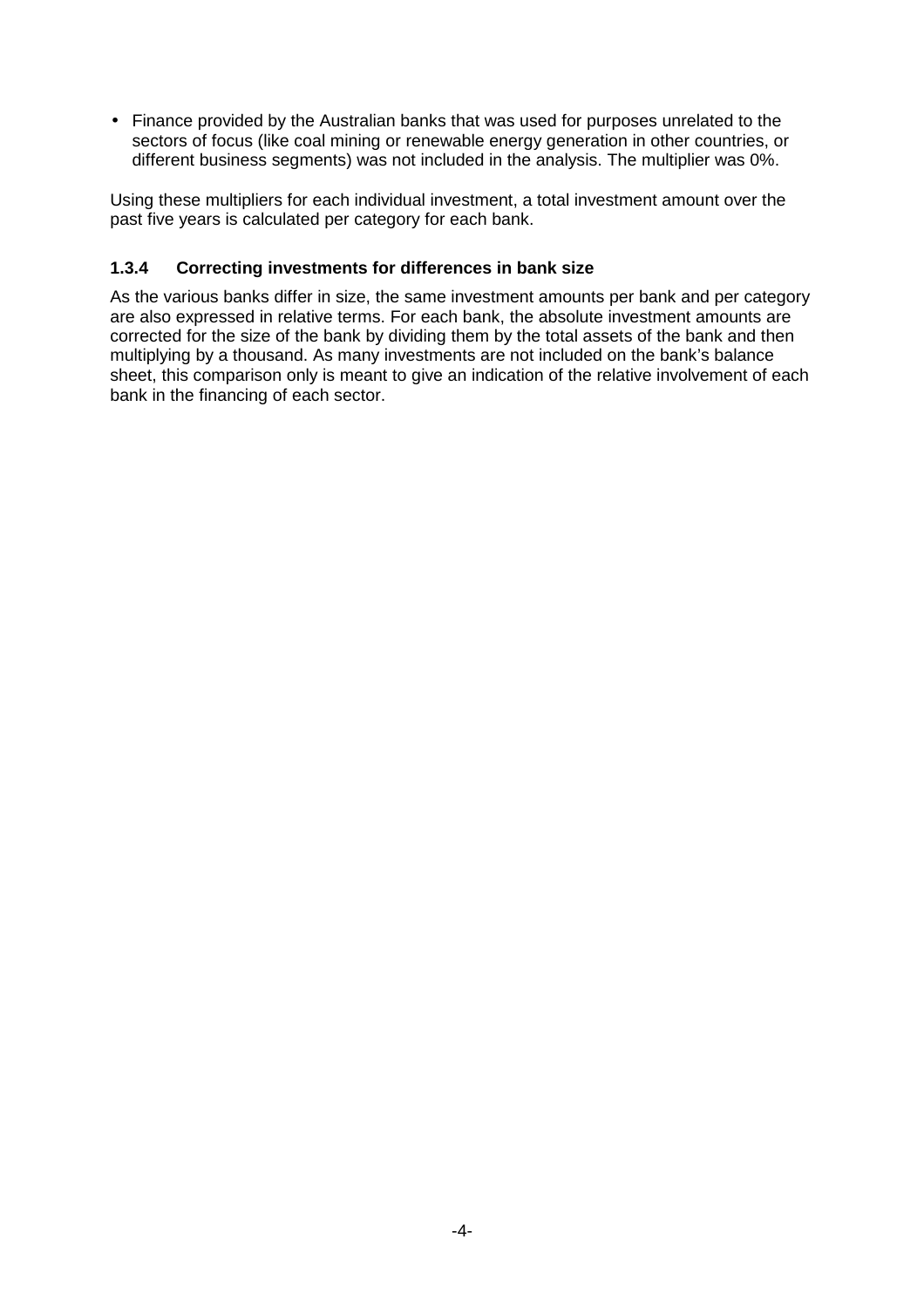- Finance provided by the Australian banks that was used for purposes unrelated to the sectors of focus (like coal mining or renewable energy generation in other countries, or different business segments) was not included in the analysis. The multiplier was 0%.

Using these multipliers for each individual investment, a total investment amount over the past five years is calculated per category for each bank.

### 1.3.4 Correcting investments for differences in bank size

As the various banks differ in size, the same investment amounts per bank and per category are also expressed in relative terms. For each bank, the absolute investment amounts are corrected for the size of the bank by dividing them by the total assets of the bank and then multiplying by a thousand. As many investments are not included on the bank's balance sheet, this comparison only is meant to give an indication of the relative involvement of each bank in the financing of each sector.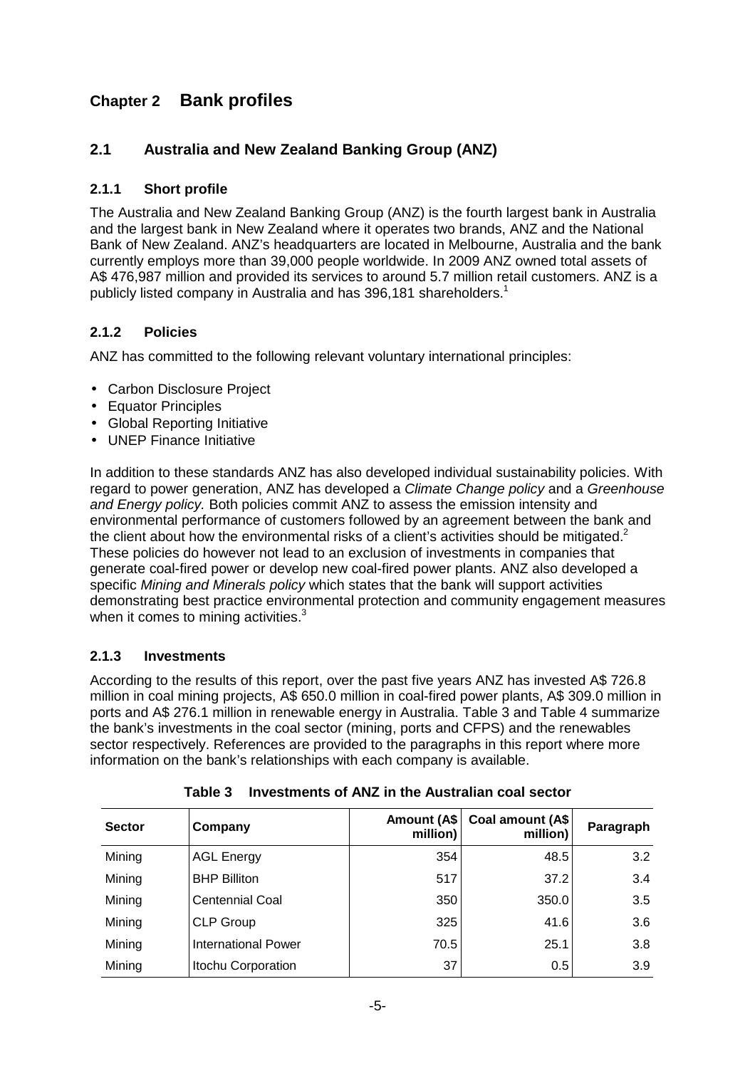# Chapter 2 Bank profiles

## 2.1 Australia and New Zealand Banking Group (ANZ)

### 2.1.1 Short profile

The Australia and New Zealand Banking Group (ANZ) is the fourth largest bank in Australia and the largest bank in New Zealand where it operates two brands, ANZ and the National Bank of New Zealand. ANZ's headquarters are located in Melbourne, Australia and the bank currently employs more than 39,000 people worldwide. In 2009 ANZ owned total assets of A$ 476,987 million and provided its services to around 5.7 million retail customers. ANZ is a publicly listed company in Australia and has 396,181 shareholders.[1]

### 2.1.2 Policies

ANZ has committed to the following relevant voluntary international principles:

- Carbon Disclosure Project
- Equator Principles
- Global Reporting Initiative
- UNEP Finance Initiative

In addition to these standards ANZ has also developed individual sustainability policies. With regard to power generation, ANZ has developed a *Climate Change policy* and a *Greenhouse and Energy policy.* Both policies commit ANZ to assess the emission intensity and environmental performance of customers followed by an agreement between the bank and the client about how the environmental risks of a client's activities should be mitigated.[2] These policies do however not lead to an exclusion of investments in companies that generate coal-fired power or develop new coal-fired power plants. ANZ also developed a specific *Mining and Minerals policy* which states that the bank will support activities demonstrating best practice environmental protection and community engagement measures when it comes to mining activities.[3]

### 2.1.3 Investments

According to the results of this report, over the past five years ANZ has invested A$ 726.8 million in coal mining projects, A$ 650.0 million in coal-fired power plants, A$ 309.0 million in ports and A$ 276.1 million in renewable energy in Australia. Table 3 and Table 4 summarize the bank's investments in the coal sector (mining, ports and CFPS) and the renewables sector respectively. References are provided to the paragraphs in this report where more information on the bank's relationships with each company is available.

**Table 3 Investments of ANZ in the Australian coal sector**

| Sector | Company | Amount (A$ million) | Coal amount (A$ million) | Paragraph |
|---|---|---|---|---|
| Mining | AGL Energy | 354 | 48.5 | 3.2 |
| Mining | BHP Billiton | 517 | 37.2 | 3.4 |
| Mining | Centennial Coal | 350 | 350.0 | 3.5 |
| Mining | CLP Group | 325 | 41.6 | 3.6 |
| Mining | International Power | 70.5 | 25.1 | 3.8 |
| Mining | Itochu Corporation | 37 | 0.5 | 3.9 |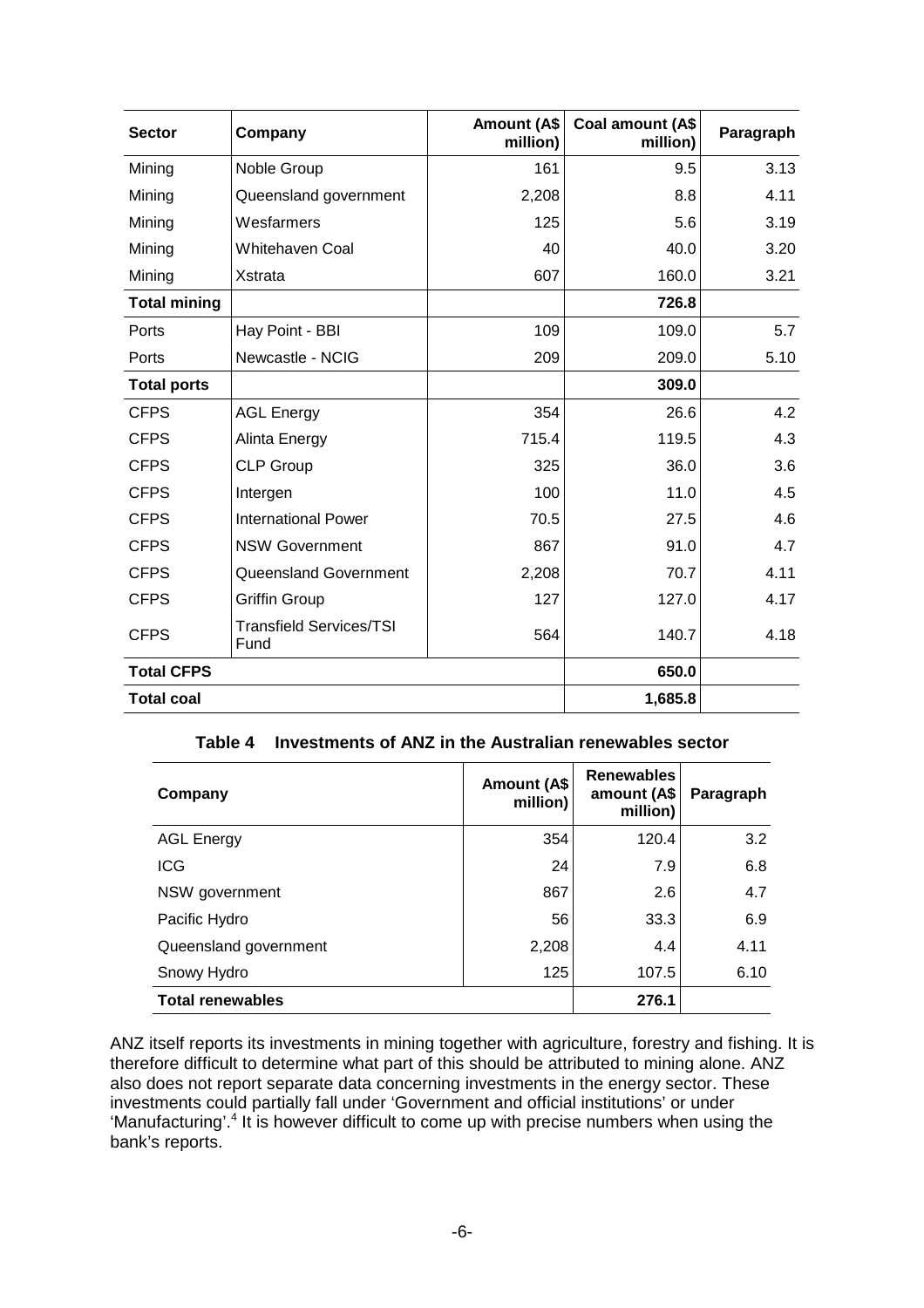| Sector | Company | Amount (A$ million) | Coal amount (A$ million) | Paragraph |
|---|---|---|---|---|
| Mining | Noble Group | 161 | 9.5 | 3.13 |
| Mining | Queensland government | 2,208 | 8.8 | 4.11 |
| Mining | Wesfarmers | 125 | 5.6 | 3.19 |
| Mining | Whitehaven Coal | 40 | 40.0 | 3.20 |
| Mining | Xstrata | 607 | 160.0 | 3.21 |
| **Total mining** | | | **726.8** | |
| Ports | Hay Point - BBI | 109 | 109.0 | 5.7 |
| Ports | Newcastle - NCIG | 209 | 209.0 | 5.10 |
| **Total ports** | | | **309.0** | |
| CFPS | AGL Energy | 354 | 26.6 | 4.2 |
| CFPS | Alinta Energy | 715.4 | 119.5 | 4.3 |
| CFPS | CLP Group | 325 | 36.0 | 3.6 |
| CFPS | Intergen | 100 | 11.0 | 4.5 |
| CFPS | International Power | 70.5 | 27.5 | 4.6 |
| CFPS | NSW Government | 867 | 91.0 | 4.7 |
| CFPS | Queensland Government | 2,208 | 70.7 | 4.11 |
| CFPS | Griffin Group | 127 | 127.0 | 4.17 |
| CFPS | Transfield Services/TSI Fund | 564 | 140.7 | 4.18 |
| **Total CFPS** | | | **650.0** | |
| **Total coal** | | | **1,685.8** | |

**Table 4 Investments of ANZ in the Australian renewables sector**

| Company | Amount (A$ million) | Renewables amount (A$ million) | Paragraph |
|---|---|---|---|
| AGL Energy | 354 | 120.4 | 3.2 |
| ICG | 24 | 7.9 | 6.8 |
| NSW government | 867 | 2.6 | 4.7 |
| Pacific Hydro | 56 | 33.3 | 6.9 |
| Queensland government | 2,208 | 4.4 | 4.11 |
| Snowy Hydro | 125 | 107.5 | 6.10 |
| **Total renewables** | | **276.1** | |

ANZ itself reports its investments in mining together with agriculture, forestry and fishing. It is therefore difficult to determine what part of this should be attributed to mining alone. ANZ also does not report separate data concerning investments in the energy sector. These investments could partially fall under 'Government and official institutions' or under 'Manufacturing'.[4] It is however difficult to come up with precise numbers when using the bank's reports.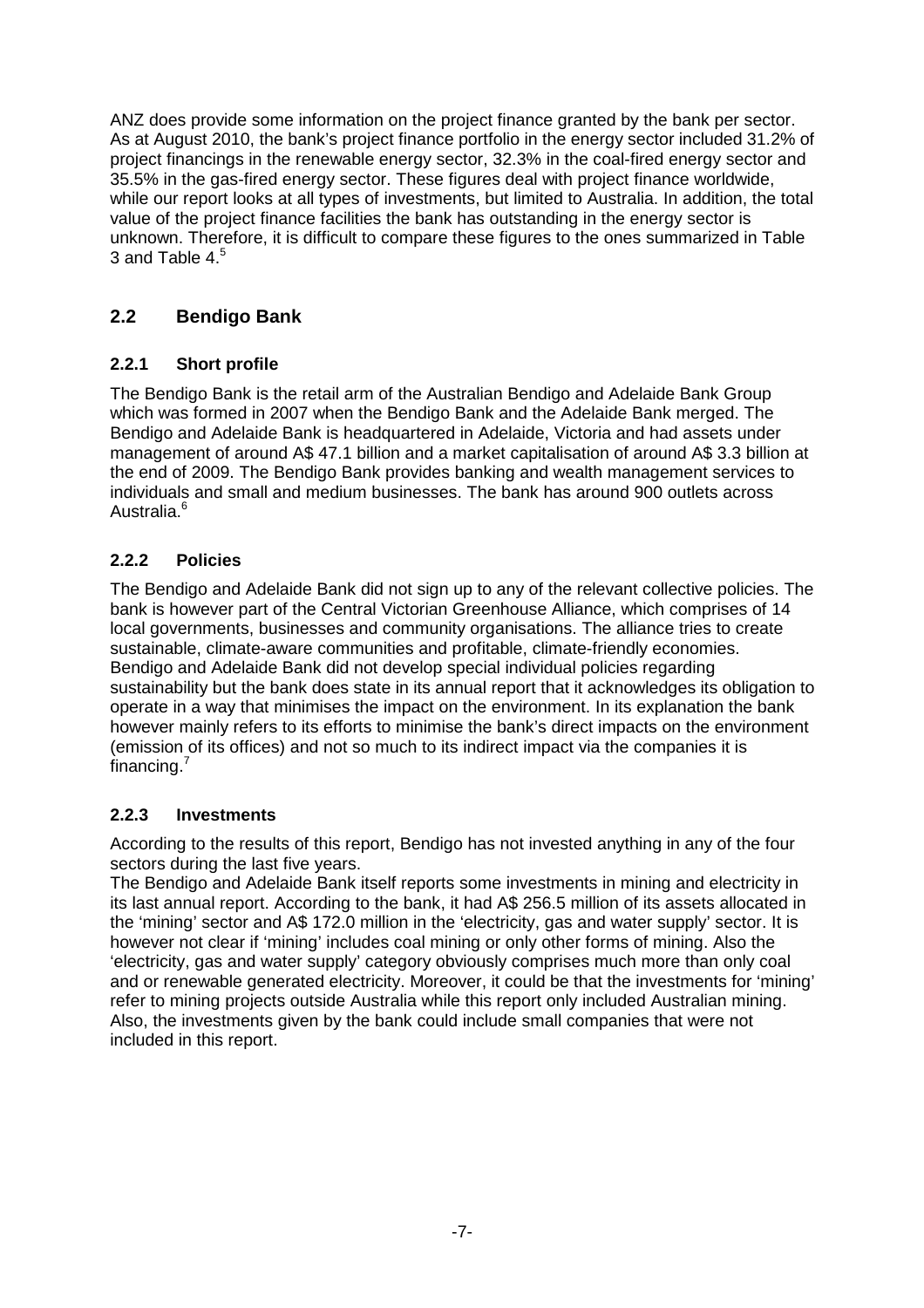ANZ does provide some information on the project finance granted by the bank per sector. As at August 2010, the bank's project finance portfolio in the energy sector included 31.2% of project financings in the renewable energy sector, 32.3% in the coal-fired energy sector and 35.5% in the gas-fired energy sector. These figures deal with project finance worldwide, while our report looks at all types of investments, but limited to Australia. In addition, the total value of the project finance facilities the bank has outstanding in the energy sector is unknown. Therefore, it is difficult to compare these figures to the ones summarized in Table 3 and Table 4.[5]

## 2.2 Bendigo Bank

### 2.2.1 Short profile

The Bendigo Bank is the retail arm of the Australian Bendigo and Adelaide Bank Group which was formed in 2007 when the Bendigo Bank and the Adelaide Bank merged. The Bendigo and Adelaide Bank is headquartered in Adelaide, Victoria and had assets under management of around A$ 47.1 billion and a market capitalisation of around A$ 3.3 billion at the end of 2009. The Bendigo Bank provides banking and wealth management services to individuals and small and medium businesses. The bank has around 900 outlets across Australia.[6]

### 2.2.2 Policies

The Bendigo and Adelaide Bank did not sign up to any of the relevant collective policies. The bank is however part of the Central Victorian Greenhouse Alliance, which comprises of 14 local governments, businesses and community organisations. The alliance tries to create sustainable, climate-aware communities and profitable, climate-friendly economies. Bendigo and Adelaide Bank did not develop special individual policies regarding sustainability but the bank does state in its annual report that it acknowledges its obligation to operate in a way that minimises the impact on the environment. In its explanation the bank however mainly refers to its efforts to minimise the bank's direct impacts on the environment (emission of its offices) and not so much to its indirect impact via the companies it is financing.[7]

### 2.2.3 Investments

According to the results of this report, Bendigo has not invested anything in any of the four sectors during the last five years.

The Bendigo and Adelaide Bank itself reports some investments in mining and electricity in its last annual report. According to the bank, it had A$ 256.5 million of its assets allocated in the 'mining' sector and A$ 172.0 million in the 'electricity, gas and water supply' sector. It is however not clear if 'mining' includes coal mining or only other forms of mining. Also the 'electricity, gas and water supply' category obviously comprises much more than only coal and or renewable generated electricity. Moreover, it could be that the investments for 'mining' refer to mining projects outside Australia while this report only included Australian mining. Also, the investments given by the bank could include small companies that were not included in this report.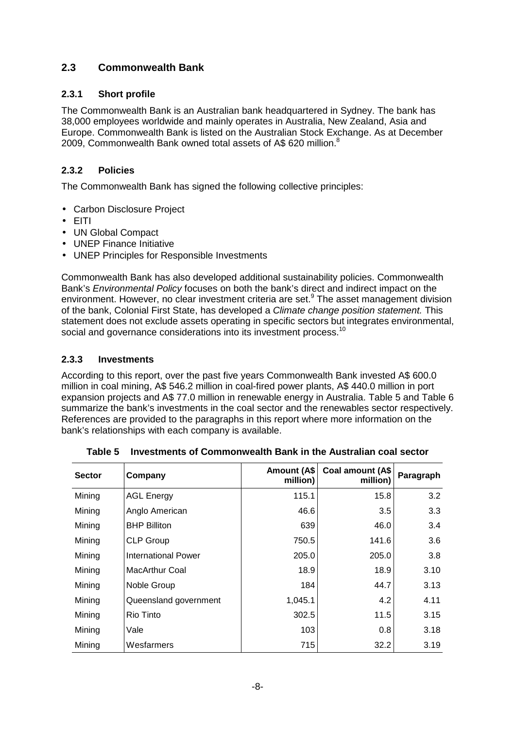## 2.3 Commonwealth Bank

### 2.3.1 Short profile

The Commonwealth Bank is an Australian bank headquartered in Sydney. The bank has 38,000 employees worldwide and mainly operates in Australia, New Zealand, Asia and Europe. Commonwealth Bank is listed on the Australian Stock Exchange. As at December 2009, Commonwealth Bank owned total assets of A$ 620 million.[8]

### 2.3.2 Policies

The Commonwealth Bank has signed the following collective principles:

- Carbon Disclosure Project
- EITI
- UN Global Compact
- UNEP Finance Initiative
- UNEP Principles for Responsible Investments

Commonwealth Bank has also developed additional sustainability policies. Commonwealth Bank's *Environmental Policy* focuses on both the bank's direct and indirect impact on the environment. However, no clear investment criteria are set.[9] The asset management division of the bank, Colonial First State, has developed a *Climate change position statement.* This statement does not exclude assets operating in specific sectors but integrates environmental, social and governance considerations into its investment process.[10]

### 2.3.3 Investments

According to this report, over the past five years Commonwealth Bank invested A$ 600.0 million in coal mining, A$ 546.2 million in coal-fired power plants, A$ 440.0 million in port expansion projects and A$ 77.0 million in renewable energy in Australia. Table 5 and Table 6 summarize the bank's investments in the coal sector and the renewables sector respectively. References are provided to the paragraphs in this report where more information on the bank's relationships with each company is available.

**Table 5 Investments of Commonwealth Bank in the Australian coal sector**

| Sector | Company | Amount (A$ million) | Coal amount (A$ million) | Paragraph |
|---|---|---|---|---|
| Mining | AGL Energy | 115.1 | 15.8 | 3.2 |
| Mining | Anglo American | 46.6 | 3.5 | 3.3 |
| Mining | BHP Billiton | 639 | 46.0 | 3.4 |
| Mining | CLP Group | 750.5 | 141.6 | 3.6 |
| Mining | International Power | 205.0 | 205.0 | 3.8 |
| Mining | MacArthur Coal | 18.9 | 18.9 | 3.10 |
| Mining | Noble Group | 184 | 44.7 | 3.13 |
| Mining | Queensland government | 1,045.1 | 4.2 | 4.11 |
| Mining | Rio Tinto | 302.5 | 11.5 | 3.15 |
| Mining | Vale | 103 | 0.8 | 3.18 |
| Mining | Wesfarmers | 715 | 32.2 | 3.19 |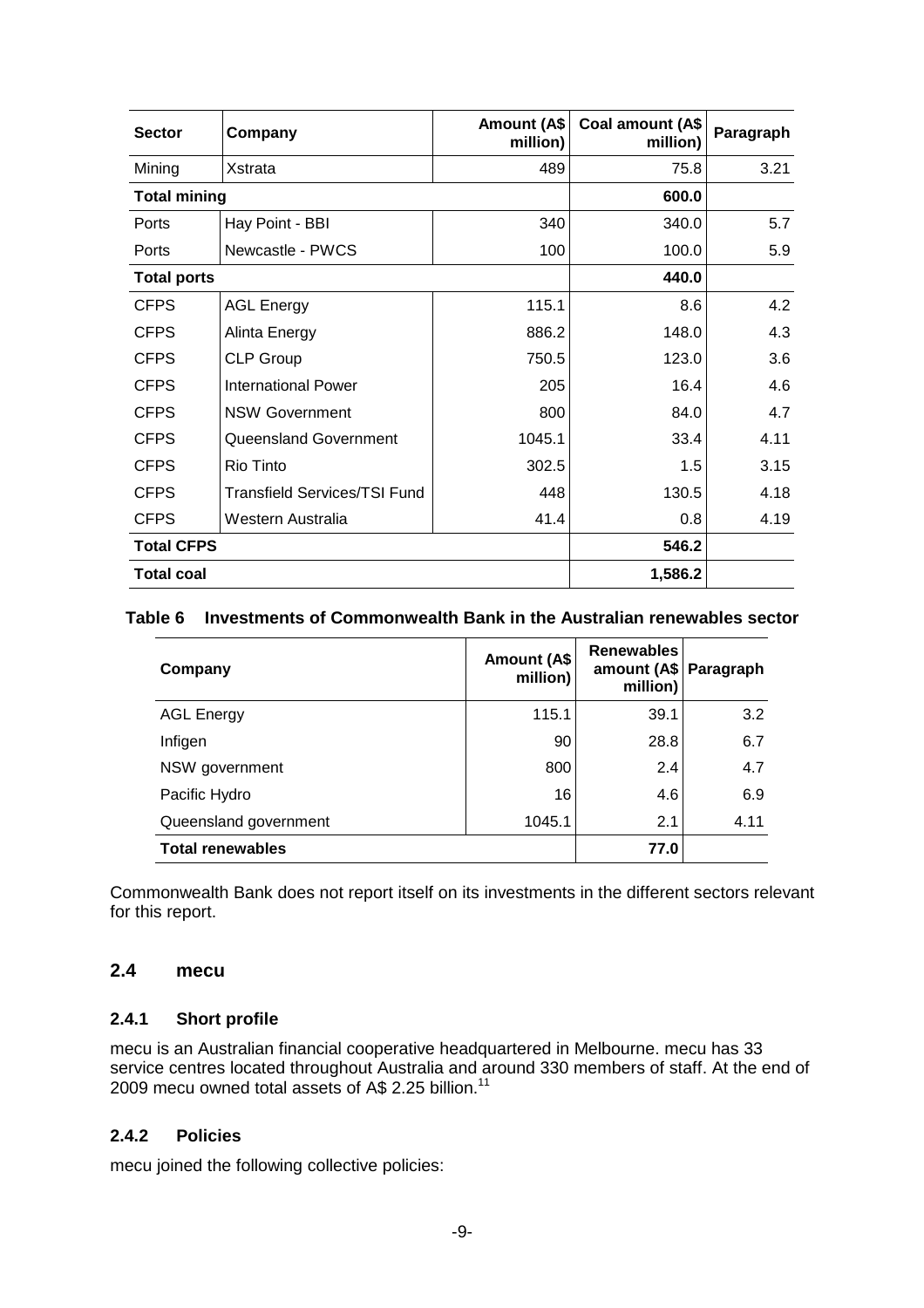| Sector | Company | Amount (A$ million) | Coal amount (A$ million) | Paragraph |
|---|---|---|---|---|
| Mining | Xstrata | 489 | 75.8 | 3.21 |
| **Total mining** | | | **600.0** | |
| Ports | Hay Point - BBI | 340 | 340.0 | 5.7 |
| Ports | Newcastle - PWCS | 100 | 100.0 | 5.9 |
| **Total ports** | | | **440.0** | |
| CFPS | AGL Energy | 115.1 | 8.6 | 4.2 |
| CFPS | Alinta Energy | 886.2 | 148.0 | 4.3 |
| CFPS | CLP Group | 750.5 | 123.0 | 3.6 |
| CFPS | International Power | 205 | 16.4 | 4.6 |
| CFPS | NSW Government | 800 | 84.0 | 4.7 |
| CFPS | Queensland Government | 1045.1 | 33.4 | 4.11 |
| CFPS | Rio Tinto | 302.5 | 1.5 | 3.15 |
| CFPS | Transfield Services/TSI Fund | 448 | 130.5 | 4.18 |
| CFPS | Western Australia | 41.4 | 0.8 | 4.19 |
| **Total CFPS** | | | **546.2** | |
| **Total coal** | | | **1,586.2** | |

**Table 6 Investments of Commonwealth Bank in the Australian renewables sector**

| Company | Amount (A$ million) | Renewables amount (A$ million) | Paragraph |
|---|---|---|---|
| AGL Energy | 115.1 | 39.1 | 3.2 |
| Infigen | 90 | 28.8 | 6.7 |
| NSW government | 800 | 2.4 | 4.7 |
| Pacific Hydro | 16 | 4.6 | 6.9 |
| Queensland government | 1045.1 | 2.1 | 4.11 |
| **Total renewables** | | **77.0** | |

Commonwealth Bank does not report itself on its investments in the different sectors relevant for this report.

## 2.4 mecu

### 2.4.1 Short profile

mecu is an Australian financial cooperative headquartered in Melbourne. mecu has 33 service centres located throughout Australia and around 330 members of staff. At the end of 2009 mecu owned total assets of A$ 2.25 billion.[11]

### 2.4.2 Policies

mecu joined the following collective policies: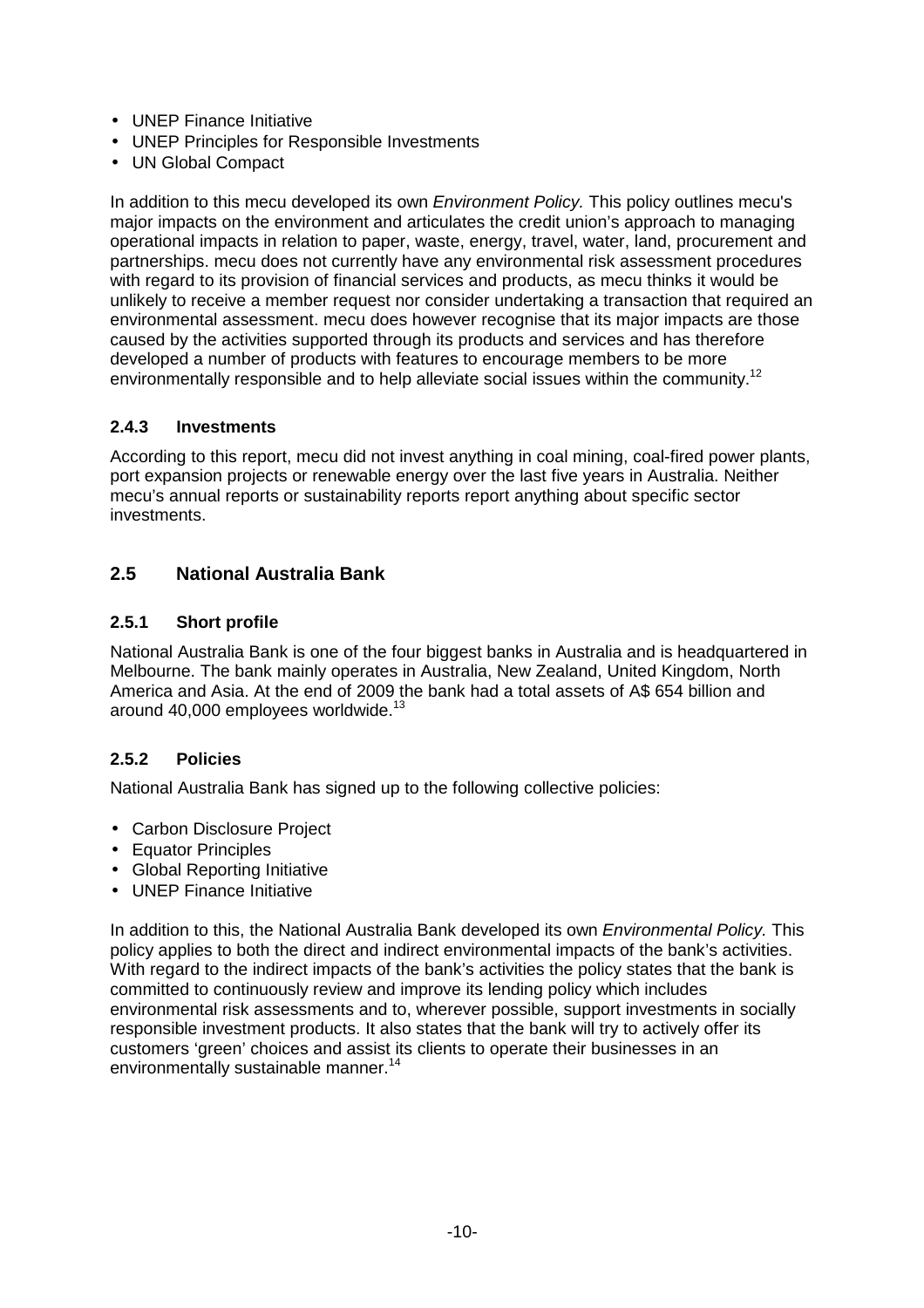- UNEP Finance Initiative
- UNEP Principles for Responsible Investments
- UN Global Compact

In addition to this mecu developed its own *Environment Policy.* This policy outlines mecu's major impacts on the environment and articulates the credit union's approach to managing operational impacts in relation to paper, waste, energy, travel, water, land, procurement and partnerships. mecu does not currently have any environmental risk assessment procedures with regard to its provision of financial services and products, as mecu thinks it would be unlikely to receive a member request nor consider undertaking a transaction that required an environmental assessment. mecu does however recognise that its major impacts are those caused by the activities supported through its products and services and has therefore developed a number of products with features to encourage members to be more environmentally responsible and to help alleviate social issues within the community.[12]

### 2.4.3 Investments

According to this report, mecu did not invest anything in coal mining, coal-fired power plants, port expansion projects or renewable energy over the last five years in Australia. Neither mecu's annual reports or sustainability reports report anything about specific sector investments.

## 2.5 National Australia Bank

### 2.5.1 Short profile

National Australia Bank is one of the four biggest banks in Australia and is headquartered in Melbourne. The bank mainly operates in Australia, New Zealand, United Kingdom, North America and Asia. At the end of 2009 the bank had a total assets of A$ 654 billion and around 40,000 employees worldwide.[13]

### 2.5.2 Policies

National Australia Bank has signed up to the following collective policies:

- Carbon Disclosure Project
- Equator Principles
- Global Reporting Initiative
- UNEP Finance Initiative

In addition to this, the National Australia Bank developed its own *Environmental Policy.* This policy applies to both the direct and indirect environmental impacts of the bank's activities. With regard to the indirect impacts of the bank's activities the policy states that the bank is committed to continuously review and improve its lending policy which includes environmental risk assessments and to, wherever possible, support investments in socially responsible investment products. It also states that the bank will try to actively offer its customers 'green' choices and assist its clients to operate their businesses in an environmentally sustainable manner.[14]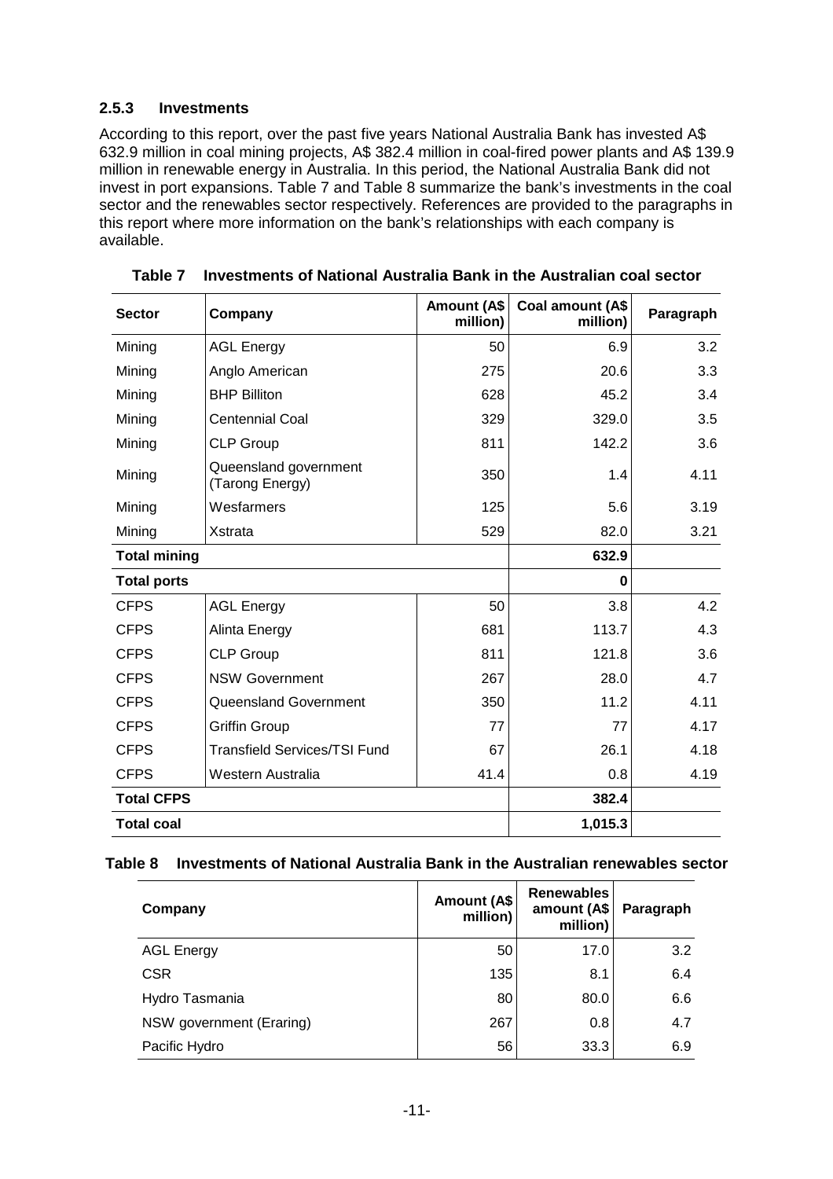### 2.5.3 Investments

According to this report, over the past five years National Australia Bank has invested A$ 632.9 million in coal mining projects, A$ 382.4 million in coal-fired power plants and A$ 139.9 million in renewable energy in Australia. In this period, the National Australia Bank did not invest in port expansions. Table 7 and Table 8 summarize the bank's investments in the coal sector and the renewables sector respectively. References are provided to the paragraphs in this report where more information on the bank's relationships with each company is available.

**Table 7 Investments of National Australia Bank in the Australian coal sector**

| Sector | Company | Amount (A$ million) | Coal amount (A$ million) | Paragraph |
|---|---|---|---|---|
| Mining | AGL Energy | 50 | 6.9 | 3.2 |
| Mining | Anglo American | 275 | 20.6 | 3.3 |
| Mining | BHP Billiton | 628 | 45.2 | 3.4 |
| Mining | Centennial Coal | 329 | 329.0 | 3.5 |
| Mining | CLP Group | 811 | 142.2 | 3.6 |
| Mining | Queensland government (Tarong Energy) | 350 | 1.4 | 4.11 |
| Mining | Wesfarmers | 125 | 5.6 | 3.19 |
| Mining | Xstrata | 529 | 82.0 | 3.21 |
| **Total mining** | | | **632.9** | |
| **Total ports** | | | **0** | |
| CFPS | AGL Energy | 50 | 3.8 | 4.2 |
| CFPS | Alinta Energy | 681 | 113.7 | 4.3 |
| CFPS | CLP Group | 811 | 121.8 | 3.6 |
| CFPS | NSW Government | 267 | 28.0 | 4.7 |
| CFPS | Queensland Government | 350 | 11.2 | 4.11 |
| CFPS | Griffin Group | 77 | 77 | 4.17 |
| CFPS | Transfield Services/TSI Fund | 67 | 26.1 | 4.18 |
| CFPS | Western Australia | 41.4 | 0.8 | 4.19 |
| **Total CFPS** | | | **382.4** | |
| **Total coal** | | | **1,015.3** | |

**Table 8 Investments of National Australia Bank in the Australian renewables sector**

| Company | Amount (A$ million) | Renewables amount (A$ million) | Paragraph |
|---|---|---|---|
| AGL Energy | 50 | 17.0 | 3.2 |
| CSR | 135 | 8.1 | 6.4 |
| Hydro Tasmania | 80 | 80.0 | 6.6 |
| NSW government (Eraring) | 267 | 0.8 | 4.7 |
| Pacific Hydro | 56 | 33.3 | 6.9 |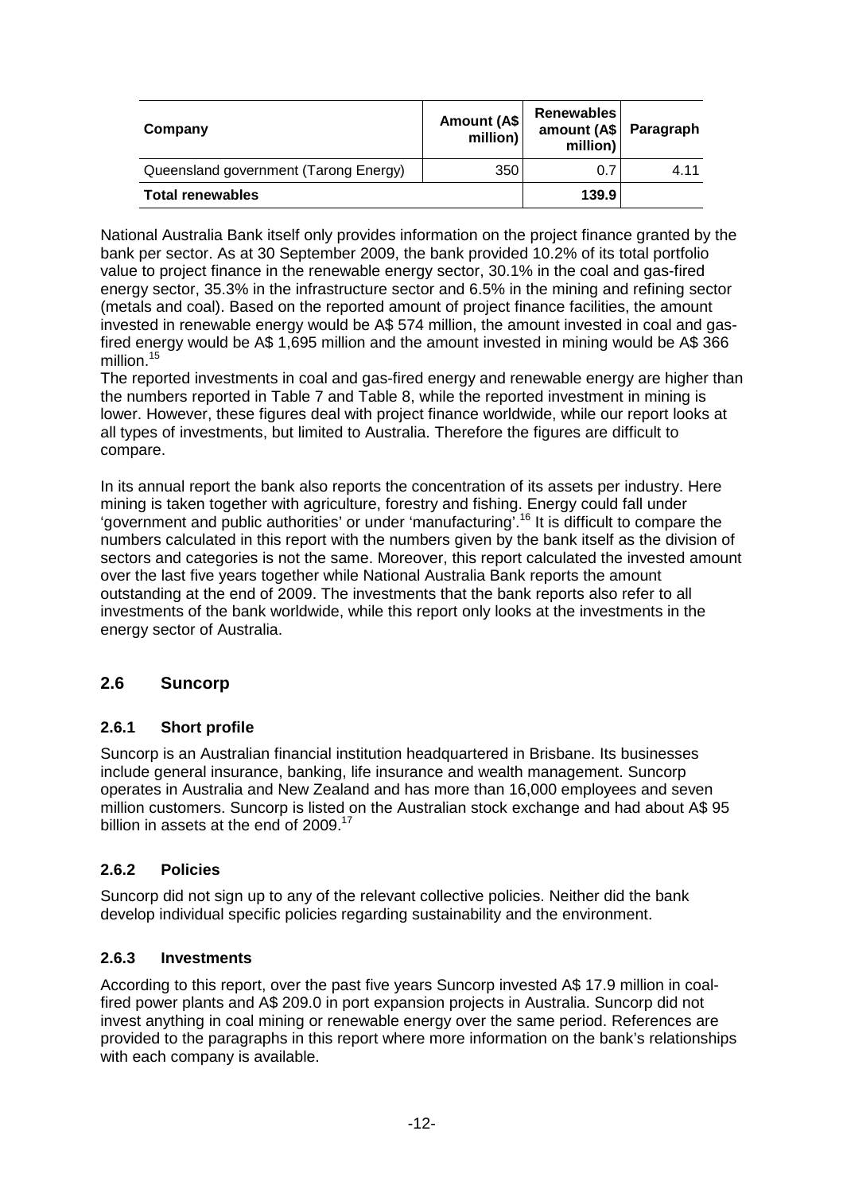| Company | Amount (A$ million) | Renewables amount (A$ million) | Paragraph |
|---|---|---|---|
| Queensland government (Tarong Energy) | 350 | 0.7 | 4.11 |
| **Total renewables** | | **139.9** | |

National Australia Bank itself only provides information on the project finance granted by the bank per sector. As at 30 September 2009, the bank provided 10.2% of its total portfolio value to project finance in the renewable energy sector, 30.1% in the coal and gas-fired energy sector, 35.3% in the infrastructure sector and 6.5% in the mining and refining sector (metals and coal). Based on the reported amount of project finance facilities, the amount invested in renewable energy would be A$ 574 million, the amount invested in coal and gas-fired energy would be A$ 1,695 million and the amount invested in mining would be A$ 366 million.[15]

The reported investments in coal and gas-fired energy and renewable energy are higher than the numbers reported in Table 7 and Table 8, while the reported investment in mining is lower. However, these figures deal with project finance worldwide, while our report looks at all types of investments, but limited to Australia. Therefore the figures are difficult to compare.

In its annual report the bank also reports the concentration of its assets per industry. Here mining is taken together with agriculture, forestry and fishing. Energy could fall under 'government and public authorities' or under 'manufacturing'.[16] It is difficult to compare the numbers calculated in this report with the numbers given by the bank itself as the division of sectors and categories is not the same. Moreover, this report calculated the invested amount over the last five years together while National Australia Bank reports the amount outstanding at the end of 2009. The investments that the bank reports also refer to all investments of the bank worldwide, while this report only looks at the investments in the energy sector of Australia.

## 2.6 Suncorp

### 2.6.1 Short profile

Suncorp is an Australian financial institution headquartered in Brisbane. Its businesses include general insurance, banking, life insurance and wealth management. Suncorp operates in Australia and New Zealand and has more than 16,000 employees and seven million customers. Suncorp is listed on the Australian stock exchange and had about A$ 95 billion in assets at the end of 2009.[17]

### 2.6.2 Policies

Suncorp did not sign up to any of the relevant collective policies. Neither did the bank develop individual specific policies regarding sustainability and the environment.

### 2.6.3 Investments

According to this report, over the past five years Suncorp invested A$ 17.9 million in coal-fired power plants and A$ 209.0 in port expansion projects in Australia. Suncorp did not invest anything in coal mining or renewable energy over the same period. References are provided to the paragraphs in this report where more information on the bank's relationships with each company is available.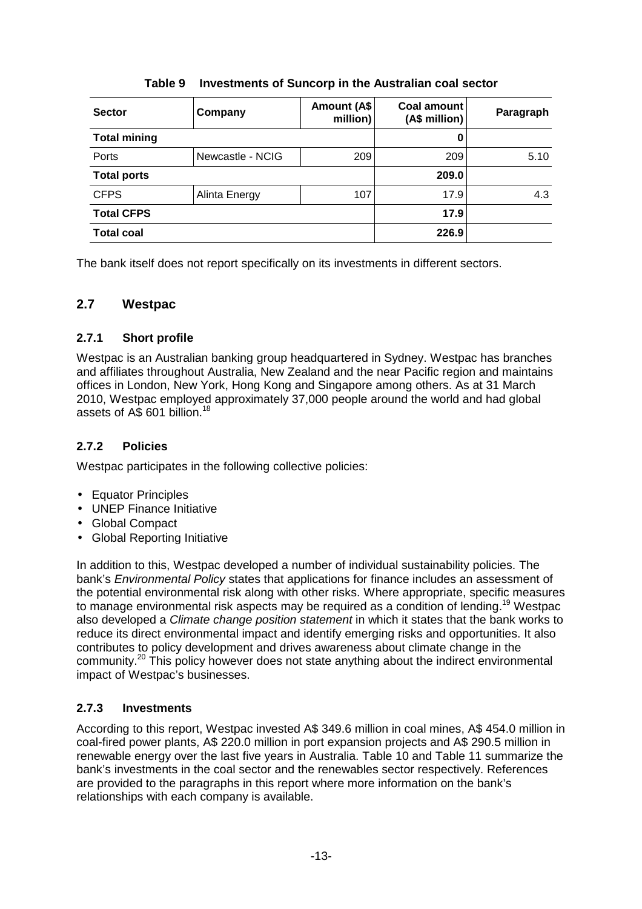**Table 9 Investments of Suncorp in the Australian coal sector**

| Sector | Company | Amount (A$ million) | Coal amount (A$ million) | Paragraph |
|---|---|---|---|---|
| **Total mining** | | | **0** | |
| Ports | Newcastle - NCIG | 209 | 209 | 5.10 |
| **Total ports** | | | **209.0** | |
| CFPS | Alinta Energy | 107 | 17.9 | 4.3 |
| **Total CFPS** | | | **17.9** | |
| **Total coal** | | | **226.9** | |

The bank itself does not report specifically on its investments in different sectors.

## 2.7 Westpac

### 2.7.1 Short profile

Westpac is an Australian banking group headquartered in Sydney. Westpac has branches and affiliates throughout Australia, New Zealand and the near Pacific region and maintains offices in London, New York, Hong Kong and Singapore among others. As at 31 March 2010, Westpac employed approximately 37,000 people around the world and had global assets of A$ 601 billion.[18]

### 2.7.2 Policies

Westpac participates in the following collective policies:

- Equator Principles
- UNEP Finance Initiative
- Global Compact
- Global Reporting Initiative

In addition to this, Westpac developed a number of individual sustainability policies. The bank's *Environmental Policy* states that applications for finance includes an assessment of the potential environmental risk along with other risks. Where appropriate, specific measures to manage environmental risk aspects may be required as a condition of lending.[19] Westpac also developed a *Climate change position statement* in which it states that the bank works to reduce its direct environmental impact and identify emerging risks and opportunities. It also contributes to policy development and drives awareness about climate change in the community.[20] This policy however does not state anything about the indirect environmental impact of Westpac's businesses.

### 2.7.3 Investments

According to this report, Westpac invested A$ 349.6 million in coal mines, A$ 454.0 million in coal-fired power plants, A$ 220.0 million in port expansion projects and A$ 290.5 million in renewable energy over the last five years in Australia. Table 10 and Table 11 summarize the bank's investments in the coal sector and the renewables sector respectively. References are provided to the paragraphs in this report where more information on the bank's relationships with each company is available.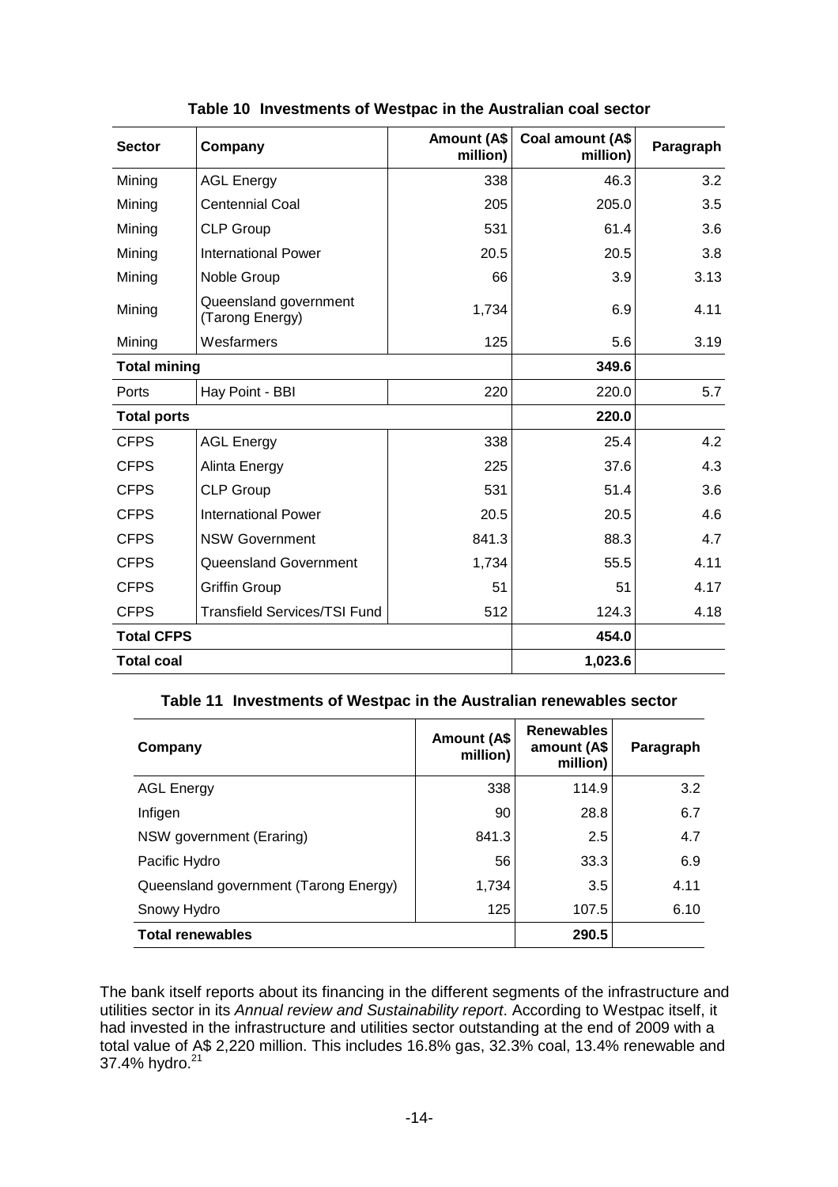**Table 10 Investments of Westpac in the Australian coal sector**

| Sector | Company | Amount (A$ million) | Coal amount (A$ million) | Paragraph |
|---|---|---|---|---|
| Mining | AGL Energy | 338 | 46.3 | 3.2 |
| Mining | Centennial Coal | 205 | 205.0 | 3.5 |
| Mining | CLP Group | 531 | 61.4 | 3.6 |
| Mining | International Power | 20.5 | 20.5 | 3.8 |
| Mining | Noble Group | 66 | 3.9 | 3.13 |
| Mining | Queensland government (Tarong Energy) | 1,734 | 6.9 | 4.11 |
| Mining | Wesfarmers | 125 | 5.6 | 3.19 |
| **Total mining** | | | **349.6** | |
| Ports | Hay Point - BBI | 220 | 220.0 | 5.7 |
| **Total ports** | | | **220.0** | |
| CFPS | AGL Energy | 338 | 25.4 | 4.2 |
| CFPS | Alinta Energy | 225 | 37.6 | 4.3 |
| CFPS | CLP Group | 531 | 51.4 | 3.6 |
| CFPS | International Power | 20.5 | 20.5 | 4.6 |
| CFPS | NSW Government | 841.3 | 88.3 | 4.7 |
| CFPS | Queensland Government | 1,734 | 55.5 | 4.11 |
| CFPS | Griffin Group | 51 | 51 | 4.17 |
| CFPS | Transfield Services/TSI Fund | 512 | 124.3 | 4.18 |
| **Total CFPS** | | | **454.0** | |
| **Total coal** | | | **1,023.6** | |

**Table 11 Investments of Westpac in the Australian renewables sector**

| Company | Amount (A$ million) | Renewables amount (A$ million) | Paragraph |
|---|---|---|---|
| AGL Energy | 338 | 114.9 | 3.2 |
| Infigen | 90 | 28.8 | 6.7 |
| NSW government (Eraring) | 841.3 | 2.5 | 4.7 |
| Pacific Hydro | 56 | 33.3 | 6.9 |
| Queensland government (Tarong Energy) | 1,734 | 3.5 | 4.11 |
| Snowy Hydro | 125 | 107.5 | 6.10 |
| **Total renewables** | | **290.5** | |

The bank itself reports about its financing in the different segments of the infrastructure and utilities sector in its *Annual review and Sustainability report*. According to Westpac itself, it had invested in the infrastructure and utilities sector outstanding at the end of 2009 with a total value of A$ 2,220 million. This includes 16.8% gas, 32.3% coal, 13.4% renewable and 37.4% hydro.[21]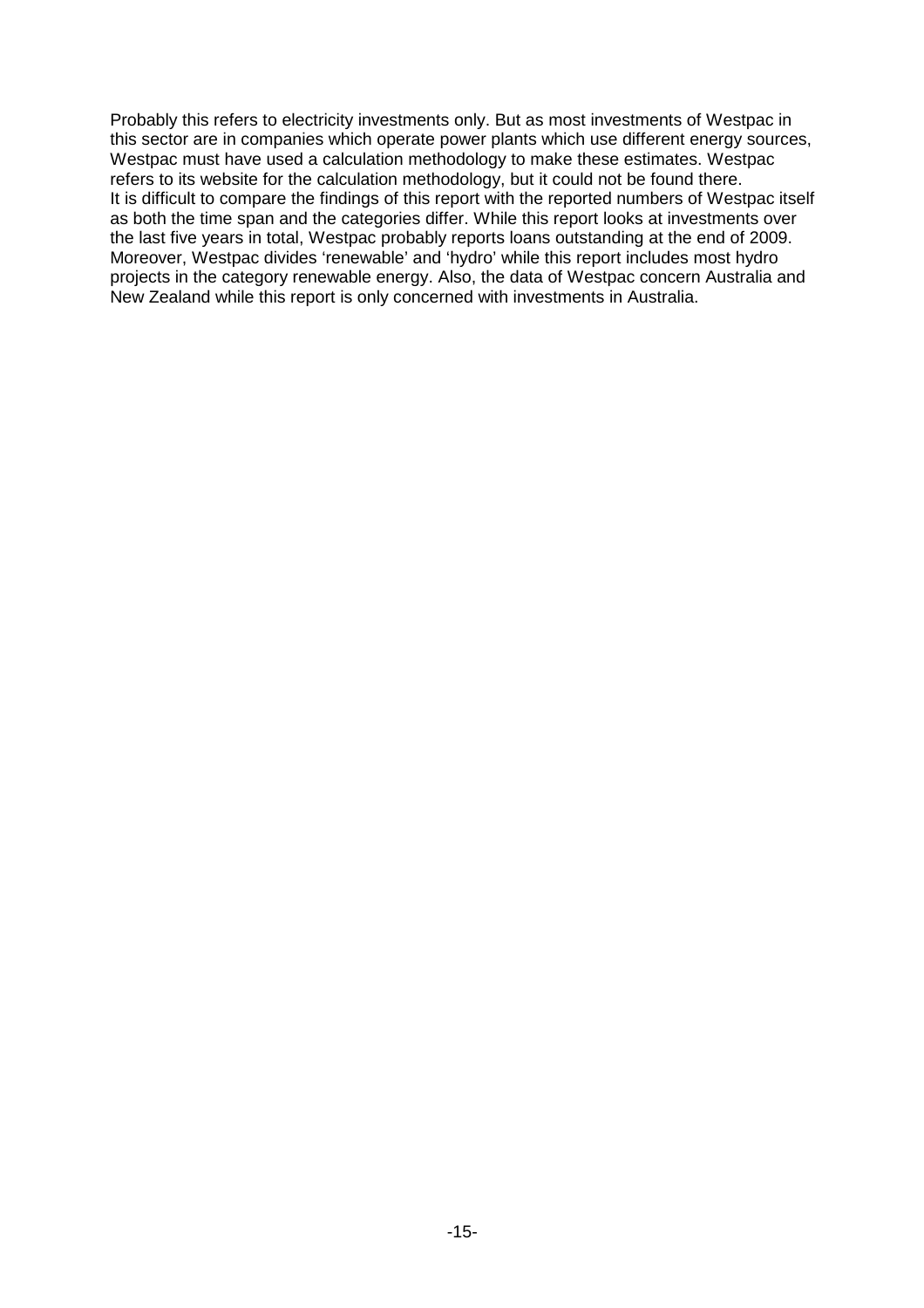Probably this refers to electricity investments only. But as most investments of Westpac in this sector are in companies which operate power plants which use different energy sources, Westpac must have used a calculation methodology to make these estimates. Westpac refers to its website for the calculation methodology, but it could not be found there.
It is difficult to compare the findings of this report with the reported numbers of Westpac itself as both the time span and the categories differ. While this report looks at investments over the last five years in total, Westpac probably reports loans outstanding at the end of 2009. Moreover, Westpac divides 'renewable' and 'hydro' while this report includes most hydro projects in the category renewable energy. Also, the data of Westpac concern Australia and New Zealand while this report is only concerned with investments in Australia.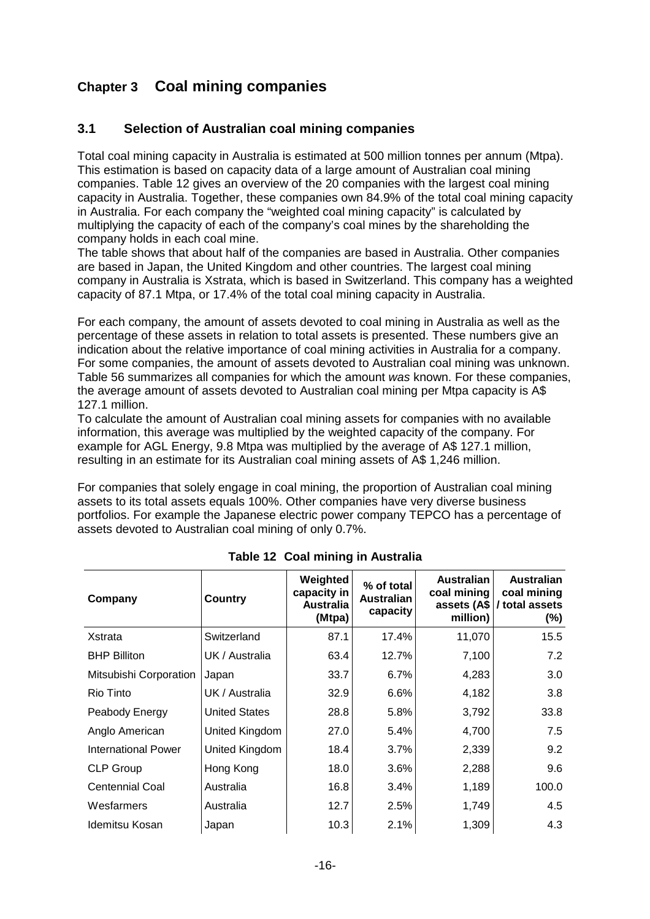# Chapter 3 Coal mining companies

## 3.1 Selection of Australian coal mining companies

Total coal mining capacity in Australia is estimated at 500 million tonnes per annum (Mtpa). This estimation is based on capacity data of a large amount of Australian coal mining companies. Table 12 gives an overview of the 20 companies with the largest coal mining capacity in Australia. Together, these companies own 84.9% of the total coal mining capacity in Australia. For each company the "weighted coal mining capacity" is calculated by multiplying the capacity of each of the company's coal mines by the shareholding the company holds in each coal mine.

The table shows that about half of the companies are based in Australia. Other companies are based in Japan, the United Kingdom and other countries. The largest coal mining company in Australia is Xstrata, which is based in Switzerland. This company has a weighted capacity of 87.1 Mtpa, or 17.4% of the total coal mining capacity in Australia.

For each company, the amount of assets devoted to coal mining in Australia as well as the percentage of these assets in relation to total assets is presented. These numbers give an indication about the relative importance of coal mining activities in Australia for a company. For some companies, the amount of assets devoted to Australian coal mining was unknown. Table 56 summarizes all companies for which the amount *was* known. For these companies, the average amount of assets devoted to Australian coal mining per Mtpa capacity is A$ 127.1 million.

To calculate the amount of Australian coal mining assets for companies with no available information, this average was multiplied by the weighted capacity of the company. For example for AGL Energy, 9.8 Mtpa was multiplied by the average of A$ 127.1 million, resulting in an estimate for its Australian coal mining assets of A$ 1,246 million.

For companies that solely engage in coal mining, the proportion of Australian coal mining assets to its total assets equals 100%. Other companies have very diverse business portfolios. For example the Japanese electric power company TEPCO has a percentage of assets devoted to Australian coal mining of only 0.7%.

**Table 12 Coal mining in Australia**

| Company | Country | Weighted capacity in Australia (Mtpa) | % of total Australian capacity | Australian coal mining assets (A$ million) | Australian coal mining / total assets (%) |
|---|---|---|---|---|---|
| Xstrata | Switzerland | 87.1 | 17.4% | 11,070 | 15.5 |
| BHP Billiton | UK / Australia | 63.4 | 12.7% | 7,100 | 7.2 |
| Mitsubishi Corporation | Japan | 33.7 | 6.7% | 4,283 | 3.0 |
| Rio Tinto | UK / Australia | 32.9 | 6.6% | 4,182 | 3.8 |
| Peabody Energy | United States | 28.8 | 5.8% | 3,792 | 33.8 |
| Anglo American | United Kingdom | 27.0 | 5.4% | 4,700 | 7.5 |
| International Power | United Kingdom | 18.4 | 3.7% | 2,339 | 9.2 |
| CLP Group | Hong Kong | 18.0 | 3.6% | 2,288 | 9.6 |
| Centennial Coal | Australia | 16.8 | 3.4% | 1,189 | 100.0 |
| Wesfarmers | Australia | 12.7 | 2.5% | 1,749 | 4.5 |
| Idemitsu Kosan | Japan | 10.3 | 2.1% | 1,309 | 4.3 |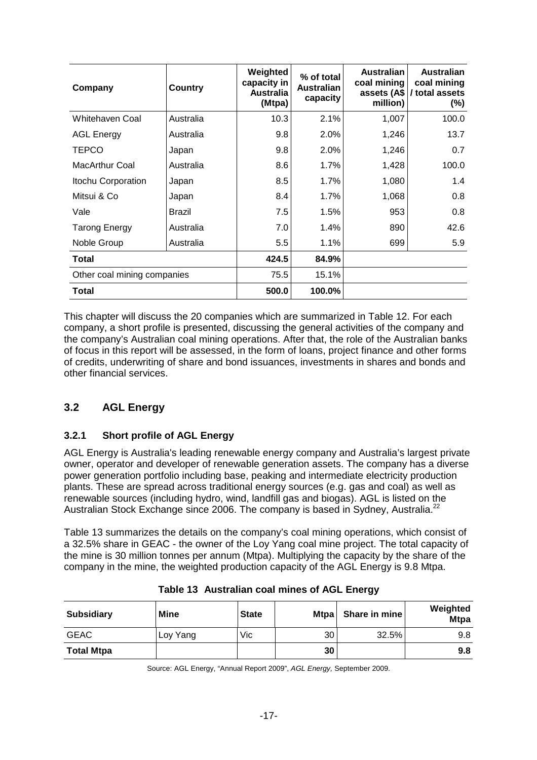| Company | Country | Weighted capacity in Australia (Mtpa) | % of total Australian capacity | Australian coal mining assets (A$ million) | Australian coal mining / total assets (%) |
|---|---|---|---|---|---|
| Whitehaven Coal | Australia | 10.3 | 2.1% | 1,007 | 100.0 |
| AGL Energy | Australia | 9.8 | 2.0% | 1,246 | 13.7 |
| TEPCO | Japan | 9.8 | 2.0% | 1,246 | 0.7 |
| MacArthur Coal | Australia | 8.6 | 1.7% | 1,428 | 100.0 |
| Itochu Corporation | Japan | 8.5 | 1.7% | 1,080 | 1.4 |
| Mitsui & Co | Japan | 8.4 | 1.7% | 1,068 | 0.8 |
| Vale | Brazil | 7.5 | 1.5% | 953 | 0.8 |
| Tarong Energy | Australia | 7.0 | 1.4% | 890 | 42.6 |
| Noble Group | Australia | 5.5 | 1.1% | 699 | 5.9 |
| **Total** | | **424.5** | **84.9%** | | |
| Other coal mining companies | | 75.5 | 15.1% | | |
| **Total** | | **500.0** | **100.0%** | | |

This chapter will discuss the 20 companies which are summarized in Table 12. For each company, a short profile is presented, discussing the general activities of the company and the company's Australian coal mining operations. After that, the role of the Australian banks of focus in this report will be assessed, in the form of loans, project finance and other forms of credits, underwriting of share and bond issuances, investments in shares and bonds and other financial services.

## 3.2 AGL Energy

### 3.2.1 Short profile of AGL Energy

AGL Energy is Australia's leading renewable energy company and Australia's largest private owner, operator and developer of renewable generation assets. The company has a diverse power generation portfolio including base, peaking and intermediate electricity production plants. These are spread across traditional energy sources (e.g. gas and coal) as well as renewable sources (including hydro, wind, landfill gas and biogas). AGL is listed on the Australian Stock Exchange since 2006. The company is based in Sydney, Australia.[22]

Table 13 summarizes the details on the company's coal mining operations, which consist of a 32.5% share in GEAC - the owner of the Loy Yang coal mine project. The total capacity of the mine is 30 million tonnes per annum (Mtpa). Multiplying the capacity by the share of the company in the mine, the weighted production capacity of the AGL Energy is 9.8 Mtpa.

**Table 13 Australian coal mines of AGL Energy**

| Subsidiary | Mine | State | Mtpa | Share in mine | Weighted Mtpa |
|---|---|---|---|---|---|
| GEAC | Loy Yang | Vic | 30 | 32.5% | 9.8 |
| **Total Mtpa** | | | **30** | | **9.8** |

Source: AGL Energy, "Annual Report 2009", *AGL Energy,* September 2009.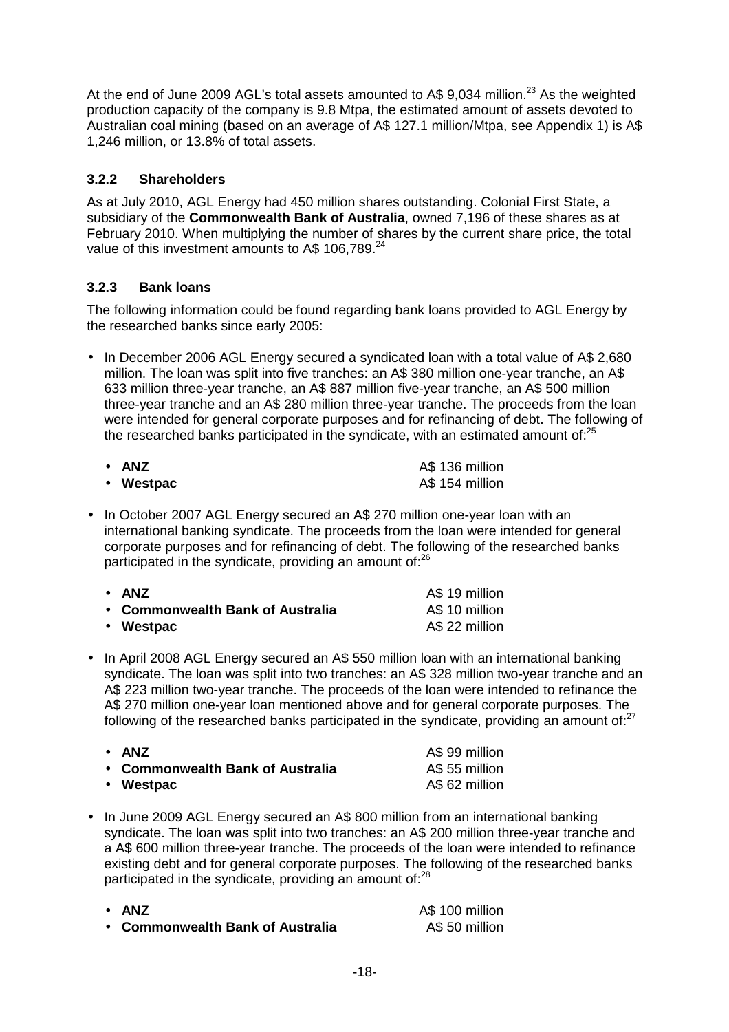At the end of June 2009 AGL's total assets amounted to A$ 9,034 million.[23] As the weighted production capacity of the company is 9.8 Mtpa, the estimated amount of assets devoted to Australian coal mining (based on an average of A$ 127.1 million/Mtpa, see Appendix 1) is A$ 1,246 million, or 13.8% of total assets.

### 3.2.2 Shareholders

As at July 2010, AGL Energy had 450 million shares outstanding. Colonial First State, a subsidiary of the **Commonwealth Bank of Australia**, owned 7,196 of these shares as at February 2010. When multiplying the number of shares by the current share price, the total value of this investment amounts to A$ 106,789.[24]

### 3.2.3 Bank loans

The following information could be found regarding bank loans provided to AGL Energy by the researched banks since early 2005:

- In December 2006 AGL Energy secured a syndicated loan with a total value of A$ 2,680 million. The loan was split into five tranches: an A$ 380 million one-year tranche, an A$ 633 million three-year tranche, an A$ 887 million five-year tranche, an A$ 500 million three-year tranche and an A$ 280 million three-year tranche. The proceeds from the loan were intended for general corporate purposes and for refinancing of debt. The following of the researched banks participated in the syndicate, with an estimated amount of:[25]

  - **ANZ** A$ 136 million
  - **Westpac** A$ 154 million

- In October 2007 AGL Energy secured an A$ 270 million one-year loan with an international banking syndicate. The proceeds from the loan were intended for general corporate purposes and for refinancing of debt. The following of the researched banks participated in the syndicate, providing an amount of:[26]

  - **ANZ** A$ 19 million
  - **Commonwealth Bank of Australia** A$ 10 million
  - **Westpac** A$ 22 million

- In April 2008 AGL Energy secured an A$ 550 million loan with an international banking syndicate. The loan was split into two tranches: an A$ 328 million two-year tranche and an A$ 223 million two-year tranche. The proceeds of the loan were intended to refinance the A$ 270 million one-year loan mentioned above and for general corporate purposes. The following of the researched banks participated in the syndicate, providing an amount of:[27]

  - **ANZ** A$ 99 million
  - **Commonwealth Bank of Australia** A$ 55 million
  - **Westpac** A$ 62 million

- In June 2009 AGL Energy secured an A$ 800 million from an international banking syndicate. The loan was split into two tranches: an A$ 200 million three-year tranche and a A$ 600 million three-year tranche. The proceeds of the loan were intended to refinance existing debt and for general corporate purposes. The following of the researched banks participated in the syndicate, providing an amount of:[28]

  - **ANZ** A$ 100 million
  - **Commonwealth Bank of Australia** A$ 50 million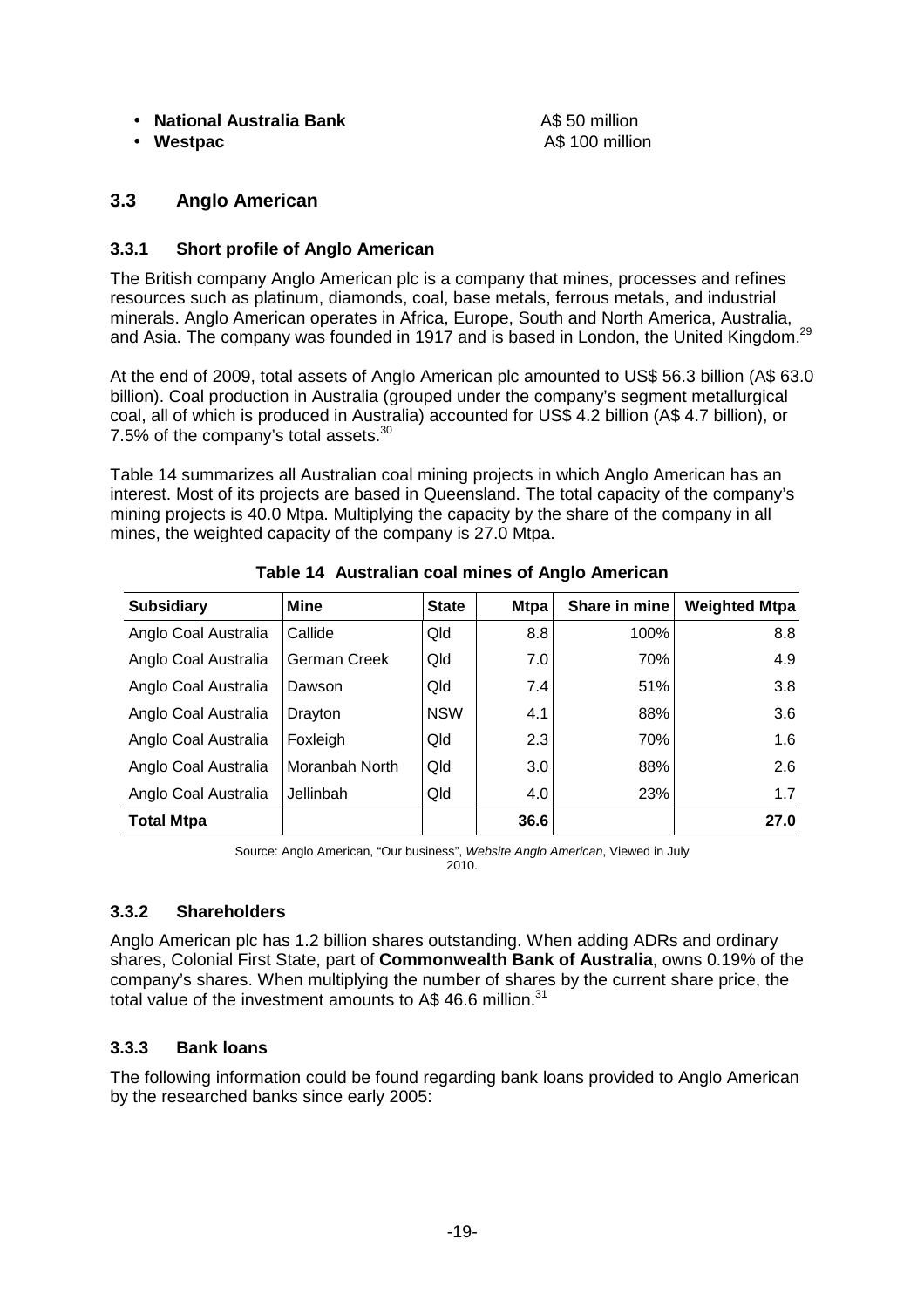- **National Australia Bank** A$ 50 million
- **Westpac** A$ 100 million

## 3.3 Anglo American

### 3.3.1 Short profile of Anglo American

The British company Anglo American plc is a company that mines, processes and refines resources such as platinum, diamonds, coal, base metals, ferrous metals, and industrial minerals. Anglo American operates in Africa, Europe, South and North America, Australia, and Asia. The company was founded in 1917 and is based in London, the United Kingdom.[29]

At the end of 2009, total assets of Anglo American plc amounted to US$ 56.3 billion (A$ 63.0 billion). Coal production in Australia (grouped under the company's segment metallurgical coal, all of which is produced in Australia) accounted for US$ 4.2 billion (A$ 4.7 billion), or 7.5% of the company's total assets.[30]

Table 14 summarizes all Australian coal mining projects in which Anglo American has an interest. Most of its projects are based in Queensland. The total capacity of the company's mining projects is 40.0 Mtpa. Multiplying the capacity by the share of the company in all mines, the weighted capacity of the company is 27.0 Mtpa.

**Table 14 Australian coal mines of Anglo American**

| Subsidiary | Mine | State | Mtpa | Share in mine | Weighted Mtpa |
|---|---|---|---|---|---|
| Anglo Coal Australia | Callide | Qld | 8.8 | 100% | 8.8 |
| Anglo Coal Australia | German Creek | Qld | 7.0 | 70% | 4.9 |
| Anglo Coal Australia | Dawson | Qld | 7.4 | 51% | 3.8 |
| Anglo Coal Australia | Drayton | NSW | 4.1 | 88% | 3.6 |
| Anglo Coal Australia | Foxleigh | Qld | 2.3 | 70% | 1.6 |
| Anglo Coal Australia | Moranbah North | Qld | 3.0 | 88% | 2.6 |
| Anglo Coal Australia | Jellinbah | Qld | 4.0 | 23% | 1.7 |
| **Total Mtpa** | | | **36.6** | | **27.0** |

Source: Anglo American, "Our business", *Website Anglo American*, Viewed in July 2010.

### 3.3.2 Shareholders

Anglo American plc has 1.2 billion shares outstanding. When adding ADRs and ordinary shares, Colonial First State, part of **Commonwealth Bank of Australia**, owns 0.19% of the company's shares. When multiplying the number of shares by the current share price, the total value of the investment amounts to A$ 46.6 million.[31]

### 3.3.3 Bank loans

The following information could be found regarding bank loans provided to Anglo American by the researched banks since early 2005: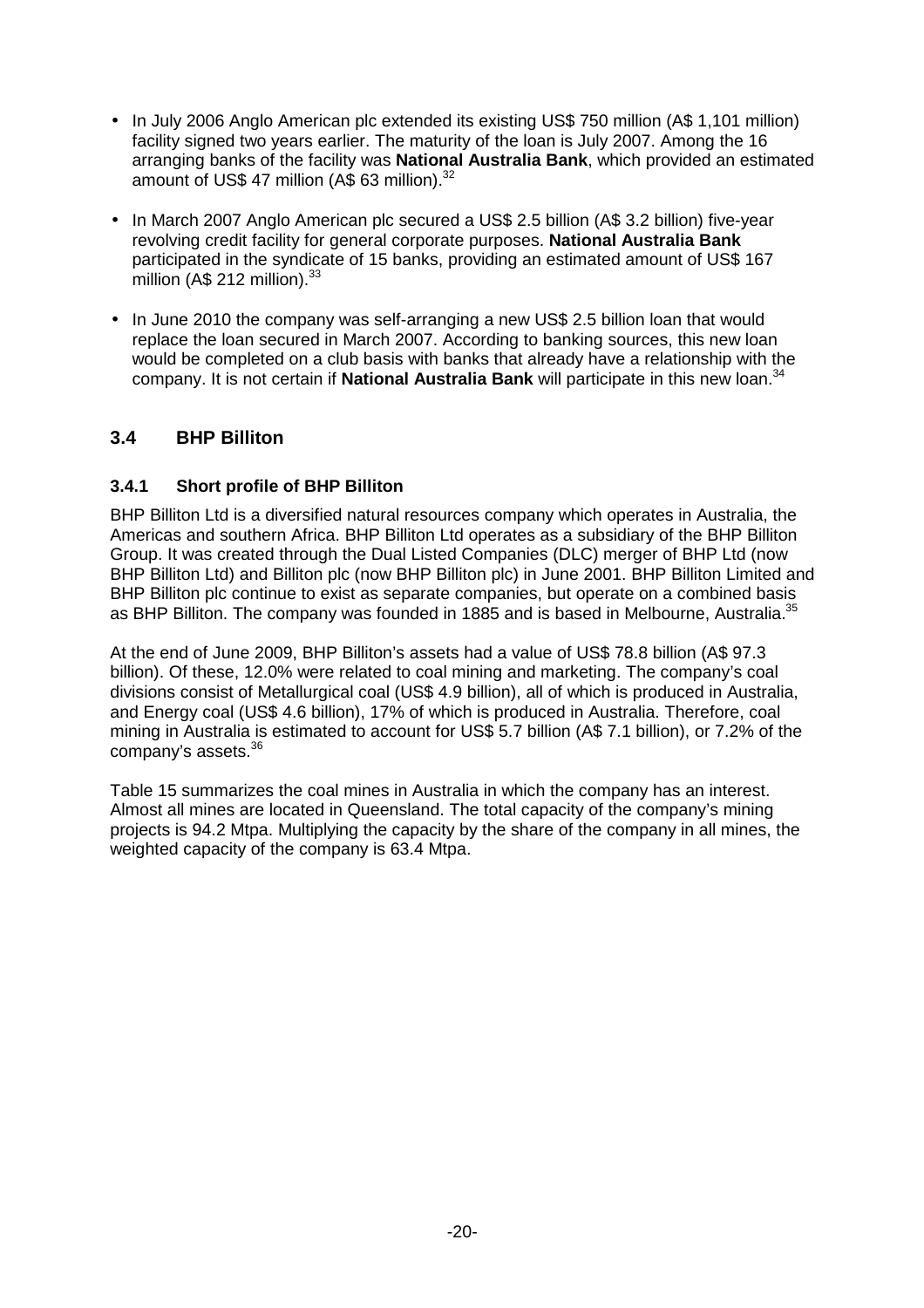- In July 2006 Anglo American plc extended its existing US$ 750 million (A$ 1,101 million) facility signed two years earlier. The maturity of the loan is July 2007. Among the 16 arranging banks of the facility was **National Australia Bank**, which provided an estimated amount of US$ 47 million (A$ 63 million).[32]

- In March 2007 Anglo American plc secured a US$ 2.5 billion (A$ 3.2 billion) five-year revolving credit facility for general corporate purposes. **National Australia Bank** participated in the syndicate of 15 banks, providing an estimated amount of US$ 167 million (A$ 212 million).[33]

- In June 2010 the company was self-arranging a new US$ 2.5 billion loan that would replace the loan secured in March 2007. According to banking sources, this new loan would be completed on a club basis with banks that already have a relationship with the company. It is not certain if **National Australia Bank** will participate in this new loan.[34]

## 3.4 BHP Billiton

### 3.4.1 Short profile of BHP Billiton

BHP Billiton Ltd is a diversified natural resources company which operates in Australia, the Americas and southern Africa. BHP Billiton Ltd operates as a subsidiary of the BHP Billiton Group. It was created through the Dual Listed Companies (DLC) merger of BHP Ltd (now BHP Billiton Ltd) and Billiton plc (now BHP Billiton plc) in June 2001. BHP Billiton Limited and BHP Billiton plc continue to exist as separate companies, but operate on a combined basis as BHP Billiton. The company was founded in 1885 and is based in Melbourne, Australia.[35]

At the end of June 2009, BHP Billiton's assets had a value of US$ 78.8 billion (A$ 97.3 billion). Of these, 12.0% were related to coal mining and marketing. The company's coal divisions consist of Metallurgical coal (US$ 4.9 billion), all of which is produced in Australia, and Energy coal (US$ 4.6 billion), 17% of which is produced in Australia. Therefore, coal mining in Australia is estimated to account for US$ 5.7 billion (A$ 7.1 billion), or 7.2% of the company's assets.[36]

Table 15 summarizes the coal mines in Australia in which the company has an interest. Almost all mines are located in Queensland. The total capacity of the company's mining projects is 94.2 Mtpa. Multiplying the capacity by the share of the company in all mines, the weighted capacity of the company is 63.4 Mtpa.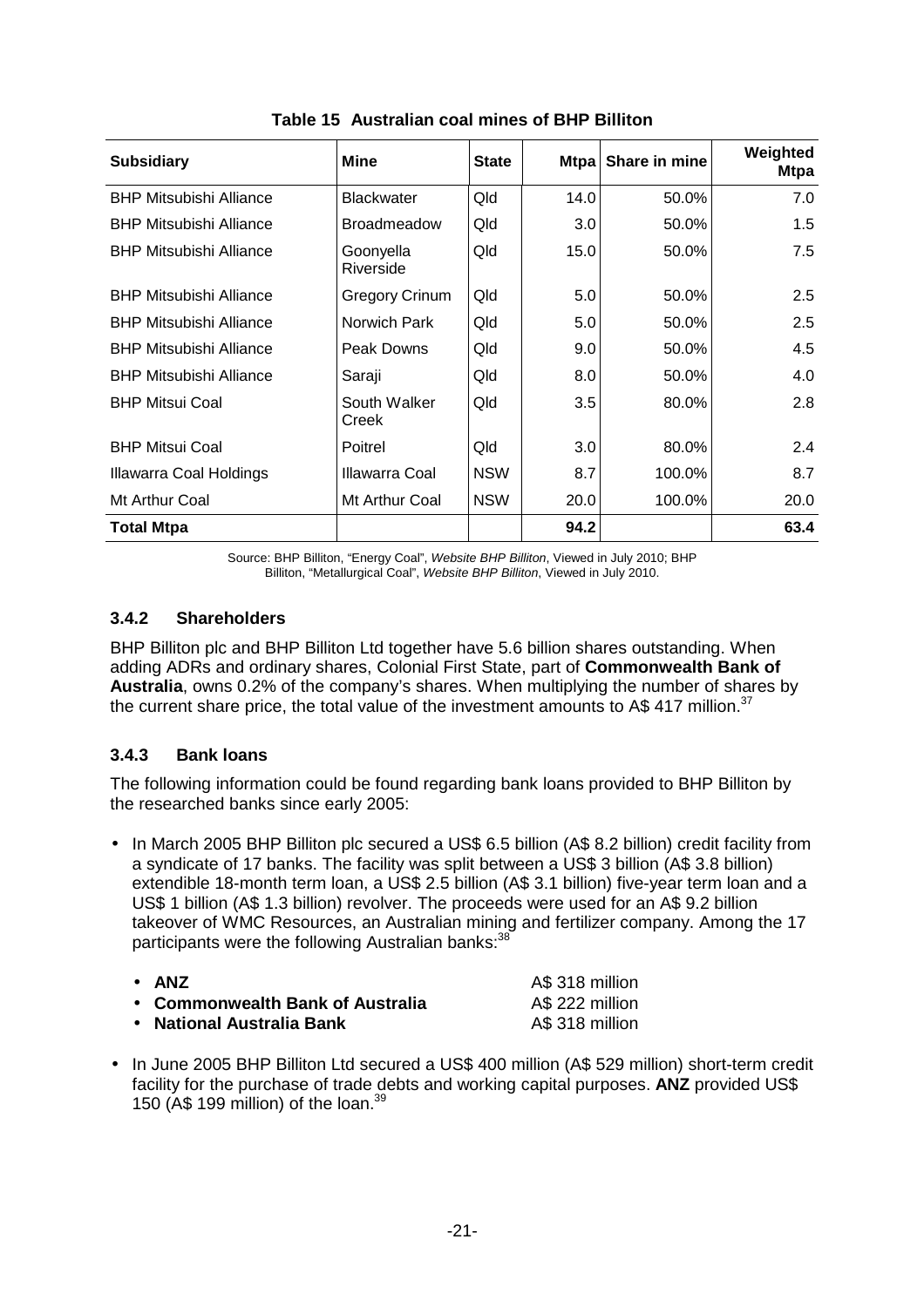**Table 15 Australian coal mines of BHP Billiton**

| Subsidiary | Mine | State | Mtpa | Share in mine | Weighted Mtpa |
|---|---|---|---|---|---|
| BHP Mitsubishi Alliance | Blackwater | Qld | 14.0 | 50.0% | 7.0 |
| BHP Mitsubishi Alliance | Broadmeadow | Qld | 3.0 | 50.0% | 1.5 |
| BHP Mitsubishi Alliance | Goonyella Riverside | Qld | 15.0 | 50.0% | 7.5 |
| BHP Mitsubishi Alliance | Gregory Crinum | Qld | 5.0 | 50.0% | 2.5 |
| BHP Mitsubishi Alliance | Norwich Park | Qld | 5.0 | 50.0% | 2.5 |
| BHP Mitsubishi Alliance | Peak Downs | Qld | 9.0 | 50.0% | 4.5 |
| BHP Mitsubishi Alliance | Saraji | Qld | 8.0 | 50.0% | 4.0 |
| BHP Mitsui Coal | South Walker Creek | Qld | 3.5 | 80.0% | 2.8 |
| BHP Mitsui Coal | Poitrel | Qld | 3.0 | 80.0% | 2.4 |
| Illawarra Coal Holdings | Illawarra Coal | NSW | 8.7 | 100.0% | 8.7 |
| Mt Arthur Coal | Mt Arthur Coal | NSW | 20.0 | 100.0% | 20.0 |
| **Total Mtpa** | | | **94.2** | | **63.4** |

Source: BHP Billiton, "Energy Coal", *Website BHP Billiton*, Viewed in July 2010; BHP Billiton, "Metallurgical Coal", *Website BHP Billiton*, Viewed in July 2010.

### 3.4.2 Shareholders

BHP Billiton plc and BHP Billiton Ltd together have 5.6 billion shares outstanding. When adding ADRs and ordinary shares, Colonial First State, part of **Commonwealth Bank of Australia**, owns 0.2% of the company's shares. When multiplying the number of shares by the current share price, the total value of the investment amounts to A$ 417 million.[37]

### 3.4.3 Bank loans

The following information could be found regarding bank loans provided to BHP Billiton by the researched banks since early 2005:

- In March 2005 BHP Billiton plc secured a US$ 6.5 billion (A$ 8.2 billion) credit facility from a syndicate of 17 banks. The facility was split between a US$ 3 billion (A$ 3.8 billion) extendible 18-month term loan, a US$ 2.5 billion (A$ 3.1 billion) five-year term loan and a US$ 1 billion (A$ 1.3 billion) revolver. The proceeds were used for an A$ 9.2 billion takeover of WMC Resources, an Australian mining and fertilizer company. Among the 17 participants were the following Australian banks:[38]
  - **ANZ** A$ 318 million
  - **Commonwealth Bank of Australia** A$ 222 million
  - **National Australia Bank** A$ 318 million
- In June 2005 BHP Billiton Ltd secured a US$ 400 million (A$ 529 million) short-term credit facility for the purchase of trade debts and working capital purposes. **ANZ** provided US$ 150 (A$ 199 million) of the loan.[39]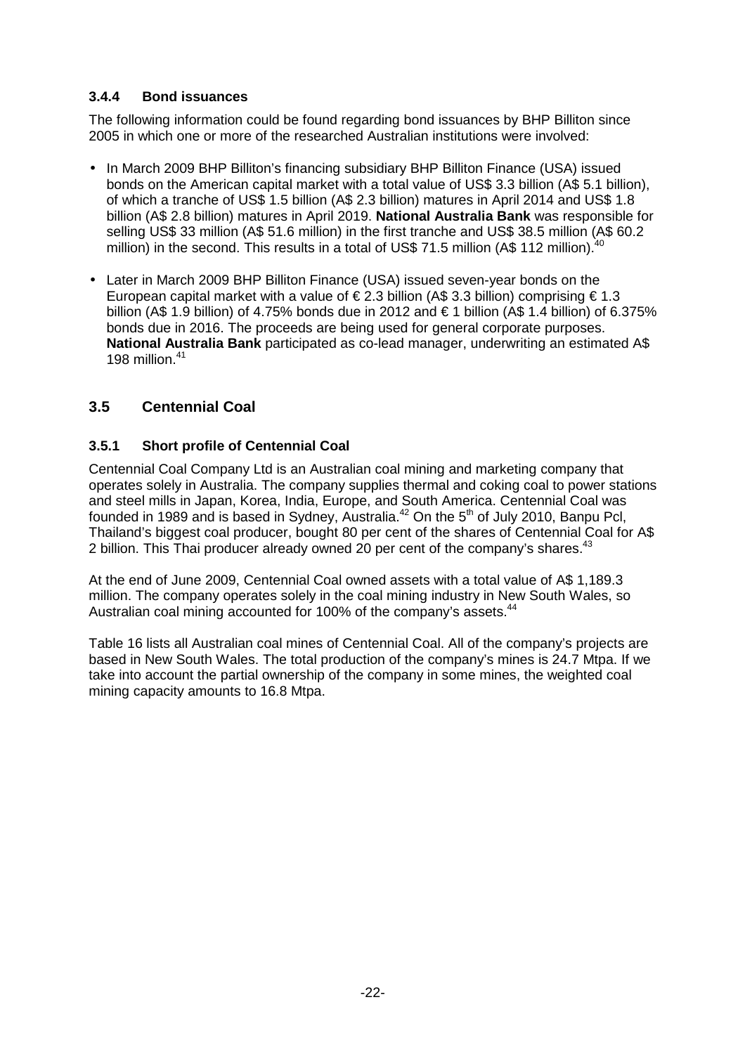### 3.4.4 Bond issuances

The following information could be found regarding bond issuances by BHP Billiton since 2005 in which one or more of the researched Australian institutions were involved:

- In March 2009 BHP Billiton's financing subsidiary BHP Billiton Finance (USA) issued bonds on the American capital market with a total value of US$ 3.3 billion (A$ 5.1 billion), of which a tranche of US$ 1.5 billion (A$ 2.3 billion) matures in April 2014 and US$ 1.8 billion (A$ 2.8 billion) matures in April 2019. **National Australia Bank** was responsible for selling US$ 33 million (A$ 51.6 million) in the first tranche and US$ 38.5 million (A$ 60.2 million) in the second. This results in a total of US$ 71.5 million (A$ 112 million).[40]

- Later in March 2009 BHP Billiton Finance (USA) issued seven-year bonds on the European capital market with a value of € 2.3 billion (A$ 3.3 billion) comprising € 1.3 billion (A$ 1.9 billion) of 4.75% bonds due in 2012 and € 1 billion (A$ 1.4 billion) of 6.375% bonds due in 2016. The proceeds are being used for general corporate purposes. **National Australia Bank** participated as co-lead manager, underwriting an estimated A$ 198 million.[41]

## 3.5 Centennial Coal

### 3.5.1 Short profile of Centennial Coal

Centennial Coal Company Ltd is an Australian coal mining and marketing company that operates solely in Australia. The company supplies thermal and coking coal to power stations and steel mills in Japan, Korea, India, Europe, and South America. Centennial Coal was founded in 1989 and is based in Sydney, Australia.[42] On the 5th of July 2010, Banpu Pcl, Thailand's biggest coal producer, bought 80 per cent of the shares of Centennial Coal for A$ 2 billion. This Thai producer already owned 20 per cent of the company's shares.[43]

At the end of June 2009, Centennial Coal owned assets with a total value of A$ 1,189.3 million. The company operates solely in the coal mining industry in New South Wales, so Australian coal mining accounted for 100% of the company's assets.[44]

Table 16 lists all Australian coal mines of Centennial Coal. All of the company's projects are based in New South Wales. The total production of the company's mines is 24.7 Mtpa. If we take into account the partial ownership of the company in some mines, the weighted coal mining capacity amounts to 16.8 Mtpa.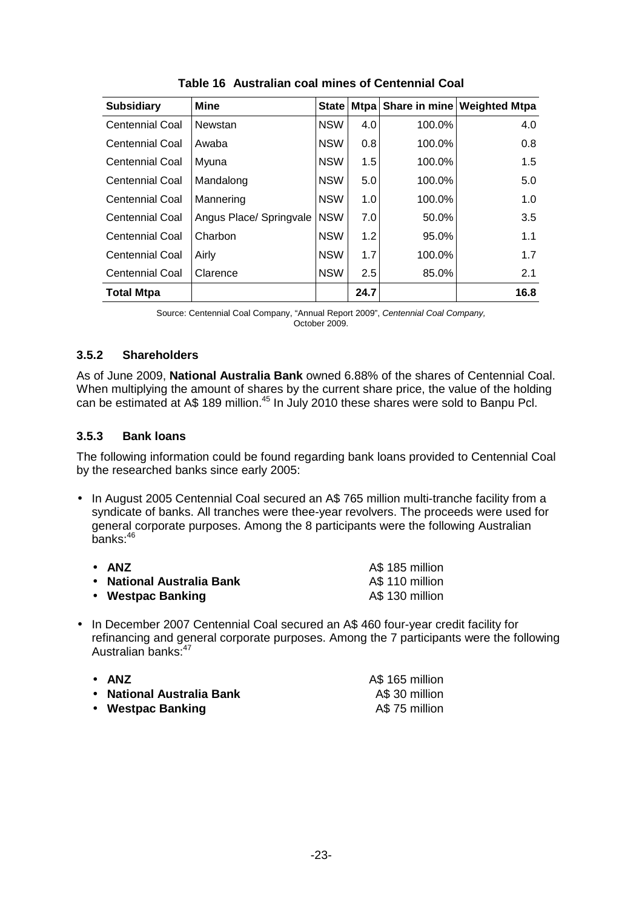**Table 16 Australian coal mines of Centennial Coal**

| Subsidiary | Mine | State | Mtpa | Share in mine | Weighted Mtpa |
|---|---|---|---|---|---|
| Centennial Coal | Newstan | NSW | 4.0 | 100.0% | 4.0 |
| Centennial Coal | Awaba | NSW | 0.8 | 100.0% | 0.8 |
| Centennial Coal | Myuna | NSW | 1.5 | 100.0% | 1.5 |
| Centennial Coal | Mandalong | NSW | 5.0 | 100.0% | 5.0 |
| Centennial Coal | Mannering | NSW | 1.0 | 100.0% | 1.0 |
| Centennial Coal | Angus Place/ Springvale | NSW | 7.0 | 50.0% | 3.5 |
| Centennial Coal | Charbon | NSW | 1.2 | 95.0% | 1.1 |
| Centennial Coal | Airly | NSW | 1.7 | 100.0% | 1.7 |
| Centennial Coal | Clarence | NSW | 2.5 | 85.0% | 2.1 |
| **Total Mtpa** | | | **24.7** | | **16.8** |

Source: Centennial Coal Company, "Annual Report 2009", *Centennial Coal Company,* October 2009.

### 3.5.2 Shareholders

As of June 2009, **National Australia Bank** owned 6.88% of the shares of Centennial Coal. When multiplying the amount of shares by the current share price, the value of the holding can be estimated at A$ 189 million.[45] In July 2010 these shares were sold to Banpu Pcl.

### 3.5.3 Bank loans

The following information could be found regarding bank loans provided to Centennial Coal by the researched banks since early 2005:

- In August 2005 Centennial Coal secured an A$ 765 million multi-tranche facility from a syndicate of banks. All tranches were thee-year revolvers. The proceeds were used for general corporate purposes. Among the 8 participants were the following Australian banks:[46]
  - **ANZ** A$ 185 million
  - **National Australia Bank** A$ 110 million
  - **Westpac Banking** A$ 130 million
- In December 2007 Centennial Coal secured an A$ 460 four-year credit facility for refinancing and general corporate purposes. Among the 7 participants were the following Australian banks:[47]
  - **ANZ** A$ 165 million
  - **National Australia Bank** A$ 30 million
  - **Westpac Banking** A$ 75 million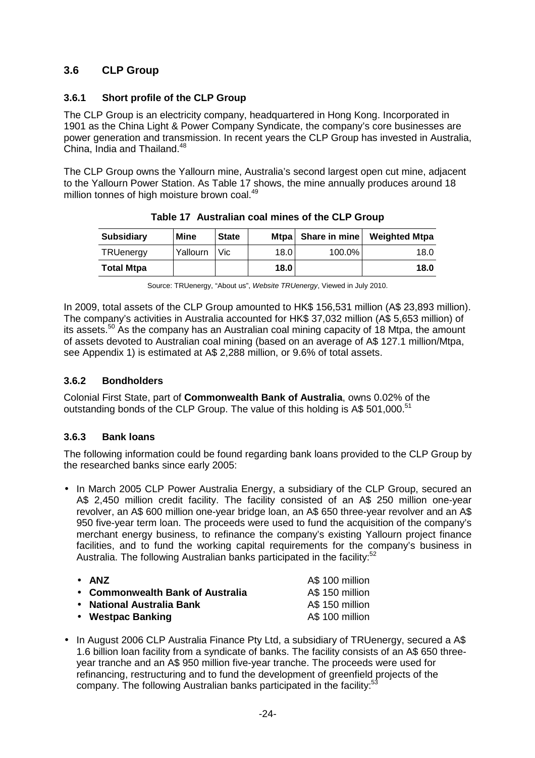## 3.6 CLP Group

### 3.6.1 Short profile of the CLP Group

The CLP Group is an electricity company, headquartered in Hong Kong. Incorporated in 1901 as the China Light & Power Company Syndicate, the company's core businesses are power generation and transmission. In recent years the CLP Group has invested in Australia, China, India and Thailand.[48]

The CLP Group owns the Yallourn mine, Australia's second largest open cut mine, adjacent to the Yallourn Power Station. As Table 17 shows, the mine annually produces around 18 million tonnes of high moisture brown coal.[49]

**Table 17 Australian coal mines of the CLP Group**

| Subsidiary | Mine | State | Mtpa | Share in mine | Weighted Mtpa |
|---|---|---|---|---|---|
| TRUenergy | Yallourn | Vic | 18.0 | 100.0% | 18.0 |
| **Total Mtpa** | | | **18.0** | | **18.0** |

Source: TRUenergy, "About us", *Website TRUenergy*, Viewed in July 2010.

In 2009, total assets of the CLP Group amounted to HK$ 156,531 million (A$ 23,893 million). The company's activities in Australia accounted for HK$ 37,032 million (A$ 5,653 million) of its assets.[50] As the company has an Australian coal mining capacity of 18 Mtpa, the amount of assets devoted to Australian coal mining (based on an average of A$ 127.1 million/Mtpa, see Appendix 1) is estimated at A$ 2,288 million, or 9.6% of total assets.

### 3.6.2 Bondholders

Colonial First State, part of **Commonwealth Bank of Australia**, owns 0.02% of the outstanding bonds of the CLP Group. The value of this holding is A$ 501,000.[51]

### 3.6.3 Bank loans

The following information could be found regarding bank loans provided to the CLP Group by the researched banks since early 2005:

- In March 2005 CLP Power Australia Energy, a subsidiary of the CLP Group, secured an A$ 2,450 million credit facility. The facility consisted of an A$ 250 million one-year revolver, an A$ 600 million one-year bridge loan, an A$ 650 three-year revolver and an A$ 950 five-year term loan. The proceeds were used to fund the acquisition of the company's merchant energy business, to refinance the company's existing Yallourn project finance facilities, and to fund the working capital requirements for the company's business in Australia. The following Australian banks participated in the facility:[52]
  - **ANZ** A$ 100 million
  - **Commonwealth Bank of Australia** A$ 150 million
  - **National Australia Bank** A$ 150 million
  - **Westpac Banking** A$ 100 million
- In August 2006 CLP Australia Finance Pty Ltd, a subsidiary of TRUenergy, secured a A$ 1.6 billion loan facility from a syndicate of banks. The facility consists of an A$ 650 three-year tranche and an A$ 950 million five-year tranche. The proceeds were used for refinancing, restructuring and to fund the development of greenfield projects of the company. The following Australian banks participated in the facility:[53]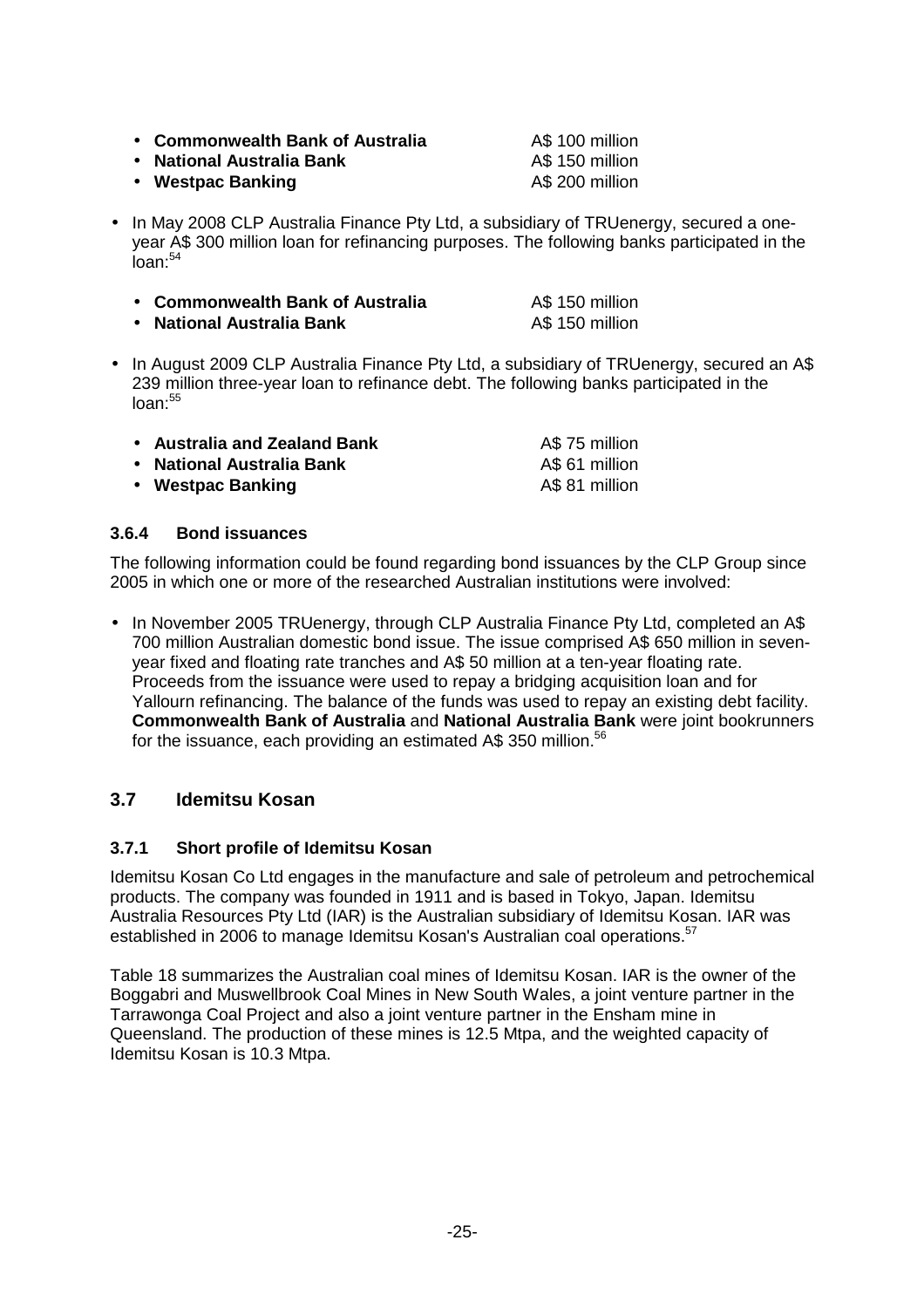- **Commonwealth Bank of Australia** A$ 100 million
- **National Australia Bank** A$ 150 million
- **Westpac Banking** A$ 200 million

- In May 2008 CLP Australia Finance Pty Ltd, a subsidiary of TRUenergy, secured a one-year A$ 300 million loan for refinancing purposes. The following banks participated in the loan:[54]

  - **Commonwealth Bank of Australia** A$ 150 million
  - **National Australia Bank** A$ 150 million

- In August 2009 CLP Australia Finance Pty Ltd, a subsidiary of TRUenergy, secured an A$ 239 million three-year loan to refinance debt. The following banks participated in the loan:[55]

  - **Australia and Zealand Bank** A$ 75 million
  - **National Australia Bank** A$ 61 million
  - **Westpac Banking** A$ 81 million

#### 3.6.4 Bond issuances

The following information could be found regarding bond issuances by the CLP Group since 2005 in which one or more of the researched Australian institutions were involved:

- In November 2005 TRUenergy, through CLP Australia Finance Pty Ltd, completed an A$ 700 million Australian domestic bond issue. The issue comprised A$ 650 million in seven-year fixed and floating rate tranches and A$ 50 million at a ten-year floating rate. Proceeds from the issuance were used to repay a bridging acquisition loan and for Yallourn refinancing. The balance of the funds was used to repay an existing debt facility. **Commonwealth Bank of Australia** and **National Australia Bank** were joint bookrunners for the issuance, each providing an estimated A$ 350 million.[56]

### 3.7 Idemitsu Kosan

#### 3.7.1 Short profile of Idemitsu Kosan

Idemitsu Kosan Co Ltd engages in the manufacture and sale of petroleum and petrochemical products. The company was founded in 1911 and is based in Tokyo, Japan. Idemitsu Australia Resources Pty Ltd (IAR) is the Australian subsidiary of Idemitsu Kosan. IAR was established in 2006 to manage Idemitsu Kosan's Australian coal operations.[57]

Table 18 summarizes the Australian coal mines of Idemitsu Kosan. IAR is the owner of the Boggabri and Muswellbrook Coal Mines in New South Wales, a joint venture partner in the Tarrawonga Coal Project and also a joint venture partner in the Ensham mine in Queensland. The production of these mines is 12.5 Mtpa, and the weighted capacity of Idemitsu Kosan is 10.3 Mtpa.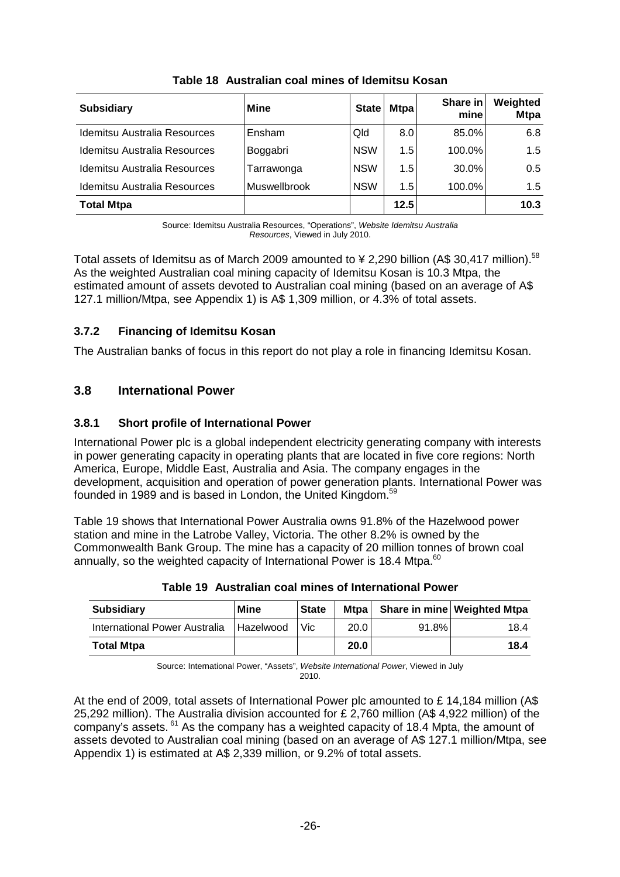**Table 18 Australian coal mines of Idemitsu Kosan**

| Subsidiary | Mine | State | Mtpa | Share in mine | Weighted Mtpa |
|---|---|---|---|---|---|
| Idemitsu Australia Resources | Ensham | Qld | 8.0 | 85.0% | 6.8 |
| Idemitsu Australia Resources | Boggabri | NSW | 1.5 | 100.0% | 1.5 |
| Idemitsu Australia Resources | Tarrawonga | NSW | 1.5 | 30.0% | 0.5 |
| Idemitsu Australia Resources | Muswellbrook | NSW | 1.5 | 100.0% | 1.5 |
| **Total Mtpa** | | | **12.5** | | **10.3** |

Source: Idemitsu Australia Resources, "Operations", *Website Idemitsu Australia Resources*, Viewed in July 2010.

Total assets of Idemitsu as of March 2009 amounted to ¥ 2,290 billion (A$ 30,417 million).[58] As the weighted Australian coal mining capacity of Idemitsu Kosan is 10.3 Mtpa, the estimated amount of assets devoted to Australian coal mining (based on an average of A$ 127.1 million/Mtpa, see Appendix 1) is A$ 1,309 million, or 4.3% of total assets.

### 3.7.2 Financing of Idemitsu Kosan

The Australian banks of focus in this report do not play a role in financing Idemitsu Kosan.

## 3.8 International Power

### 3.8.1 Short profile of International Power

International Power plc is a global independent electricity generating company with interests in power generating capacity in operating plants that are located in five core regions: North America, Europe, Middle East, Australia and Asia. The company engages in the development, acquisition and operation of power generation plants. International Power was founded in 1989 and is based in London, the United Kingdom.[59]

Table 19 shows that International Power Australia owns 91.8% of the Hazelwood power station and mine in the Latrobe Valley, Victoria. The other 8.2% is owned by the Commonwealth Bank Group. The mine has a capacity of 20 million tonnes of brown coal annually, so the weighted capacity of International Power is 18.4 Mtpa.[60]

**Table 19 Australian coal mines of International Power**

| Subsidiary | Mine | State | Mtpa | Share in mine | Weighted Mtpa |
|---|---|---|---|---|---|
| International Power Australia | Hazelwood | Vic | 20.0 | 91.8% | 18.4 |
| **Total Mtpa** | | | **20.0** | | **18.4** |

Source: International Power, "Assets", *Website International Power*, Viewed in July 2010.

At the end of 2009, total assets of International Power plc amounted to £ 14,184 million (A$ 25,292 million). The Australia division accounted for £ 2,760 million (A$ 4,922 million) of the company's assets.[61] As the company has a weighted capacity of 18.4 Mpta, the amount of assets devoted to Australian coal mining (based on an average of A$ 127.1 million/Mtpa, see Appendix 1) is estimated at A$ 2,339 million, or 9.2% of total assets.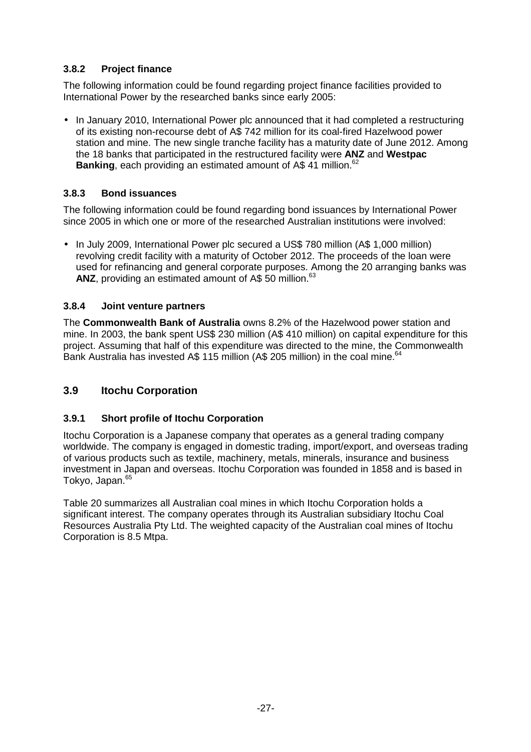### 3.8.2 Project finance

The following information could be found regarding project finance facilities provided to International Power by the researched banks since early 2005:

- In January 2010, International Power plc announced that it had completed a restructuring of its existing non-recourse debt of A$ 742 million for its coal-fired Hazelwood power station and mine. The new single tranche facility has a maturity date of June 2012. Among the 18 banks that participated in the restructured facility were **ANZ** and **Westpac Banking**, each providing an estimated amount of A$ 41 million.[62]

### 3.8.3 Bond issuances

The following information could be found regarding bond issuances by International Power since 2005 in which one or more of the researched Australian institutions were involved:

- In July 2009, International Power plc secured a US$ 780 million (A$ 1,000 million) revolving credit facility with a maturity of October 2012. The proceeds of the loan were used for refinancing and general corporate purposes. Among the 20 arranging banks was **ANZ**, providing an estimated amount of A$ 50 million.[63]

### 3.8.4 Joint venture partners

The **Commonwealth Bank of Australia** owns 8.2% of the Hazelwood power station and mine. In 2003, the bank spent US$ 230 million (A$ 410 million) on capital expenditure for this project. Assuming that half of this expenditure was directed to the mine, the Commonwealth Bank Australia has invested A$ 115 million (A$ 205 million) in the coal mine.[64]

## 3.9 Itochu Corporation

### 3.9.1 Short profile of Itochu Corporation

Itochu Corporation is a Japanese company that operates as a general trading company worldwide. The company is engaged in domestic trading, import/export, and overseas trading of various products such as textile, machinery, metals, minerals, insurance and business investment in Japan and overseas. Itochu Corporation was founded in 1858 and is based in Tokyo, Japan.[65]

Table 20 summarizes all Australian coal mines in which Itochu Corporation holds a significant interest. The company operates through its Australian subsidiary Itochu Coal Resources Australia Pty Ltd. The weighted capacity of the Australian coal mines of Itochu Corporation is 8.5 Mtpa.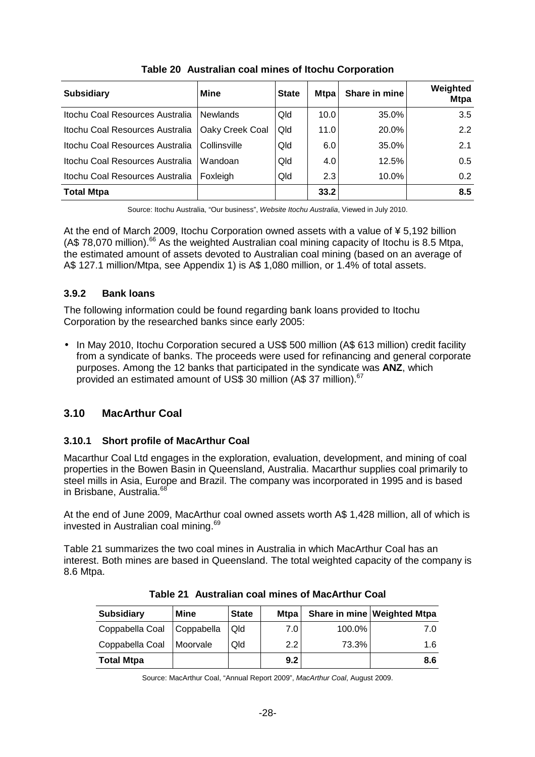**Table 20 Australian coal mines of Itochu Corporation**

| Subsidiary | Mine | State | Mtpa | Share in mine | Weighted Mtpa |
|---|---|---|---|---|---|
| Itochu Coal Resources Australia | Newlands | Qld | 10.0 | 35.0% | 3.5 |
| Itochu Coal Resources Australia | Oaky Creek Coal | Qld | 11.0 | 20.0% | 2.2 |
| Itochu Coal Resources Australia | Collinsville | Qld | 6.0 | 35.0% | 2.1 |
| Itochu Coal Resources Australia | Wandoan | Qld | 4.0 | 12.5% | 0.5 |
| Itochu Coal Resources Australia | Foxleigh | Qld | 2.3 | 10.0% | 0.2 |
| **Total Mtpa** | | | **33.2** | | **8.5** |

Source: Itochu Australia, "Our business", *Website Itochu Australia*, Viewed in July 2010.

At the end of March 2009, Itochu Corporation owned assets with a value of ¥ 5,192 billion (A$ 78,070 million).[66] As the weighted Australian coal mining capacity of Itochu is 8.5 Mtpa, the estimated amount of assets devoted to Australian coal mining (based on an average of A$ 127.1 million/Mtpa, see Appendix 1) is A$ 1,080 million, or 1.4% of total assets.

### 3.9.2 Bank loans

The following information could be found regarding bank loans provided to Itochu Corporation by the researched banks since early 2005:

- In May 2010, Itochu Corporation secured a US$ 500 million (A$ 613 million) credit facility from a syndicate of banks. The proceeds were used for refinancing and general corporate purposes. Among the 12 banks that participated in the syndicate was **ANZ**, which provided an estimated amount of US$ 30 million (A$ 37 million).[67]

## 3.10 MacArthur Coal

### 3.10.1 Short profile of MacArthur Coal

Macarthur Coal Ltd engages in the exploration, evaluation, development, and mining of coal properties in the Bowen Basin in Queensland, Australia. Macarthur supplies coal primarily to steel mills in Asia, Europe and Brazil. The company was incorporated in 1995 and is based in Brisbane, Australia.[68]

At the end of June 2009, MacArthur coal owned assets worth A$ 1,428 million, all of which is invested in Australian coal mining.[69]

Table 21 summarizes the two coal mines in Australia in which MacArthur Coal has an interest. Both mines are based in Queensland. The total weighted capacity of the company is 8.6 Mtpa.

**Table 21 Australian coal mines of MacArthur Coal**

| Subsidiary | Mine | State | Mtpa | Share in mine | Weighted Mtpa |
|---|---|---|---|---|---|
| Coppabella Coal | Coppabella | Qld | 7.0 | 100.0% | 7.0 |
| Coppabella Coal | Moorvale | Qld | 2.2 | 73.3% | 1.6 |
| **Total Mtpa** | | | **9.2** | | **8.6** |

Source: MacArthur Coal, "Annual Report 2009", *MacArthur Coal*, August 2009.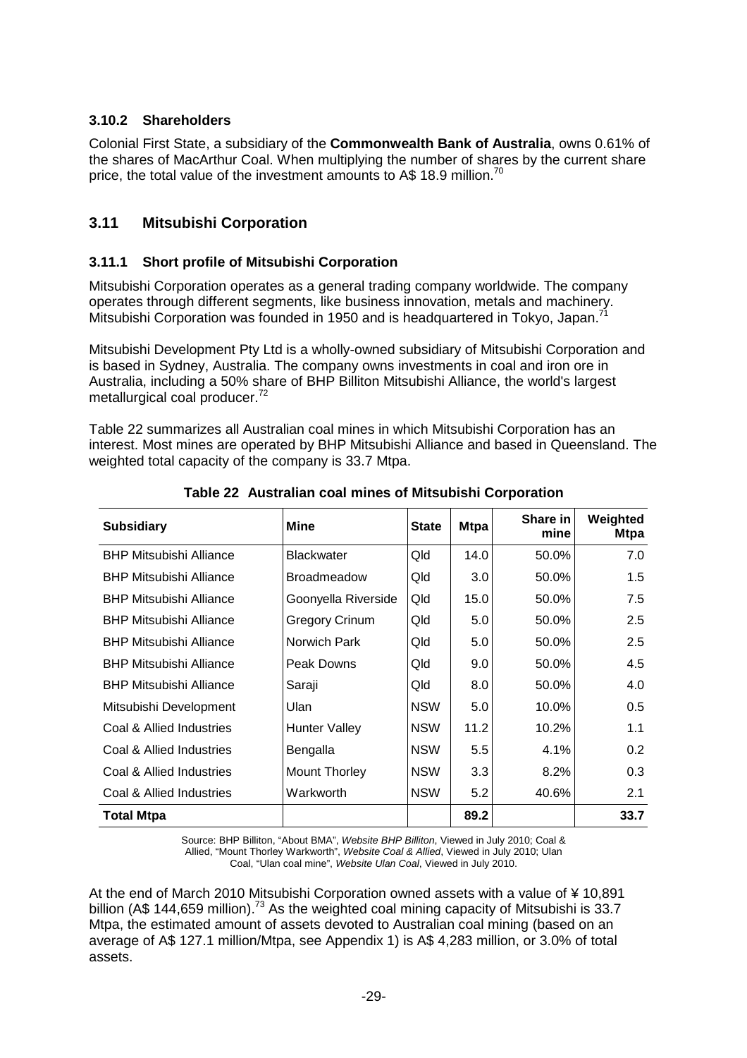### 3.10.2 Shareholders

Colonial First State, a subsidiary of the **Commonwealth Bank of Australia**, owns 0.61% of the shares of MacArthur Coal. When multiplying the number of shares by the current share price, the total value of the investment amounts to A$ 18.9 million.[70]

## 3.11 Mitsubishi Corporation

### 3.11.1 Short profile of Mitsubishi Corporation

Mitsubishi Corporation operates as a general trading company worldwide. The company operates through different segments, like business innovation, metals and machinery. Mitsubishi Corporation was founded in 1950 and is headquartered in Tokyo, Japan.[71]

Mitsubishi Development Pty Ltd is a wholly-owned subsidiary of Mitsubishi Corporation and is based in Sydney, Australia. The company owns investments in coal and iron ore in Australia, including a 50% share of BHP Billiton Mitsubishi Alliance, the world's largest metallurgical coal producer.[72]

Table 22 summarizes all Australian coal mines in which Mitsubishi Corporation has an interest. Most mines are operated by BHP Mitsubishi Alliance and based in Queensland. The weighted total capacity of the company is 33.7 Mtpa.

**Table 22 Australian coal mines of Mitsubishi Corporation**

| Subsidiary | Mine | State | Mtpa | Share in mine | Weighted Mtpa |
|---|---|---|---|---|---|
| BHP Mitsubishi Alliance | Blackwater | Qld | 14.0 | 50.0% | 7.0 |
| BHP Mitsubishi Alliance | Broadmeadow | Qld | 3.0 | 50.0% | 1.5 |
| BHP Mitsubishi Alliance | Goonyella Riverside | Qld | 15.0 | 50.0% | 7.5 |
| BHP Mitsubishi Alliance | Gregory Crinum | Qld | 5.0 | 50.0% | 2.5 |
| BHP Mitsubishi Alliance | Norwich Park | Qld | 5.0 | 50.0% | 2.5 |
| BHP Mitsubishi Alliance | Peak Downs | Qld | 9.0 | 50.0% | 4.5 |
| BHP Mitsubishi Alliance | Saraji | Qld | 8.0 | 50.0% | 4.0 |
| Mitsubishi Development | Ulan | NSW | 5.0 | 10.0% | 0.5 |
| Coal & Allied Industries | Hunter Valley | NSW | 11.2 | 10.2% | 1.1 |
| Coal & Allied Industries | Bengalla | NSW | 5.5 | 4.1% | 0.2 |
| Coal & Allied Industries | Mount Thorley | NSW | 3.3 | 8.2% | 0.3 |
| Coal & Allied Industries | Warkworth | NSW | 5.2 | 40.6% | 2.1 |
| **Total Mtpa** | | | **89.2** | | **33.7** |

Source: BHP Billiton, "About BMA", *Website BHP Billiton*, Viewed in July 2010; Coal & Allied, "Mount Thorley Warkworth", *Website Coal & Allied*, Viewed in July 2010; Ulan Coal, "Ulan coal mine", *Website Ulan Coal*, Viewed in July 2010.

At the end of March 2010 Mitsubishi Corporation owned assets with a value of ¥ 10,891 billion (A$ 144,659 million).[73] As the weighted coal mining capacity of Mitsubishi is 33.7 Mtpa, the estimated amount of assets devoted to Australian coal mining (based on an average of A$ 127.1 million/Mtpa, see Appendix 1) is A$ 4,283 million, or 3.0% of total assets.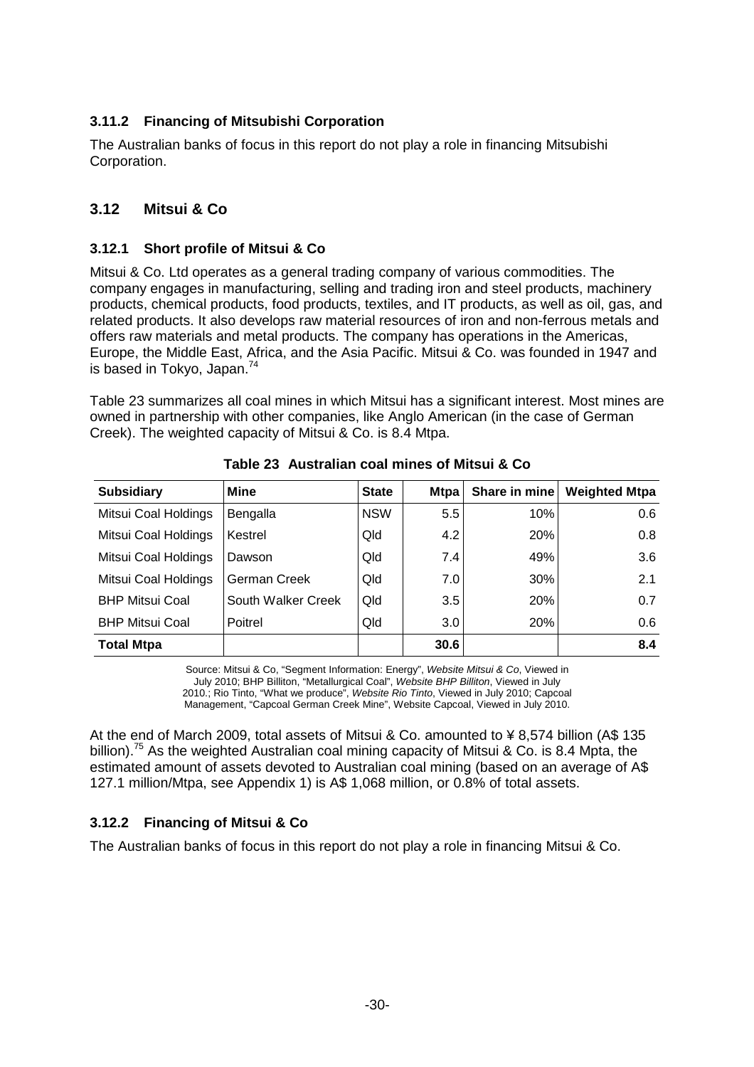### 3.11.2 Financing of Mitsubishi Corporation

The Australian banks of focus in this report do not play a role in financing Mitsubishi Corporation.

## 3.12 Mitsui & Co

### 3.12.1 Short profile of Mitsui & Co

Mitsui & Co. Ltd operates as a general trading company of various commodities. The company engages in manufacturing, selling and trading iron and steel products, machinery products, chemical products, food products, textiles, and IT products, as well as oil, gas, and related products. It also develops raw material resources of iron and non-ferrous metals and offers raw materials and metal products. The company has operations in the Americas, Europe, the Middle East, Africa, and the Asia Pacific. Mitsui & Co. was founded in 1947 and is based in Tokyo, Japan.[74]

Table 23 summarizes all coal mines in which Mitsui has a significant interest. Most mines are owned in partnership with other companies, like Anglo American (in the case of German Creek). The weighted capacity of Mitsui & Co. is 8.4 Mtpa.

**Table 23 Australian coal mines of Mitsui & Co**

| Subsidiary | Mine | State | Mtpa | Share in mine | Weighted Mtpa |
|---|---|---|---|---|---|
| Mitsui Coal Holdings | Bengalla | NSW | 5.5 | 10% | 0.6 |
| Mitsui Coal Holdings | Kestrel | Qld | 4.2 | 20% | 0.8 |
| Mitsui Coal Holdings | Dawson | Qld | 7.4 | 49% | 3.6 |
| Mitsui Coal Holdings | German Creek | Qld | 7.0 | 30% | 2.1 |
| BHP Mitsui Coal | South Walker Creek | Qld | 3.5 | 20% | 0.7 |
| BHP Mitsui Coal | Poitrel | Qld | 3.0 | 20% | 0.6 |
| **Total Mtpa** | | | **30.6** | | **8.4** |

Source: Mitsui & Co, "Segment Information: Energy", *Website Mitsui & Co*, Viewed in July 2010; BHP Billiton, "Metallurgical Coal", *Website BHP Billiton*, Viewed in July 2010.; Rio Tinto, "What we produce", *Website Rio Tinto*, Viewed in July 2010; Capcoal Management, "Capcoal German Creek Mine", Website Capcoal, Viewed in July 2010.

At the end of March 2009, total assets of Mitsui & Co. amounted to ¥ 8,574 billion (A$ 135 billion).[75] As the weighted Australian coal mining capacity of Mitsui & Co. is 8.4 Mpta, the estimated amount of assets devoted to Australian coal mining (based on an average of A$ 127.1 million/Mtpa, see Appendix 1) is A$ 1,068 million, or 0.8% of total assets.

### 3.12.2 Financing of Mitsui & Co

The Australian banks of focus in this report do not play a role in financing Mitsui & Co.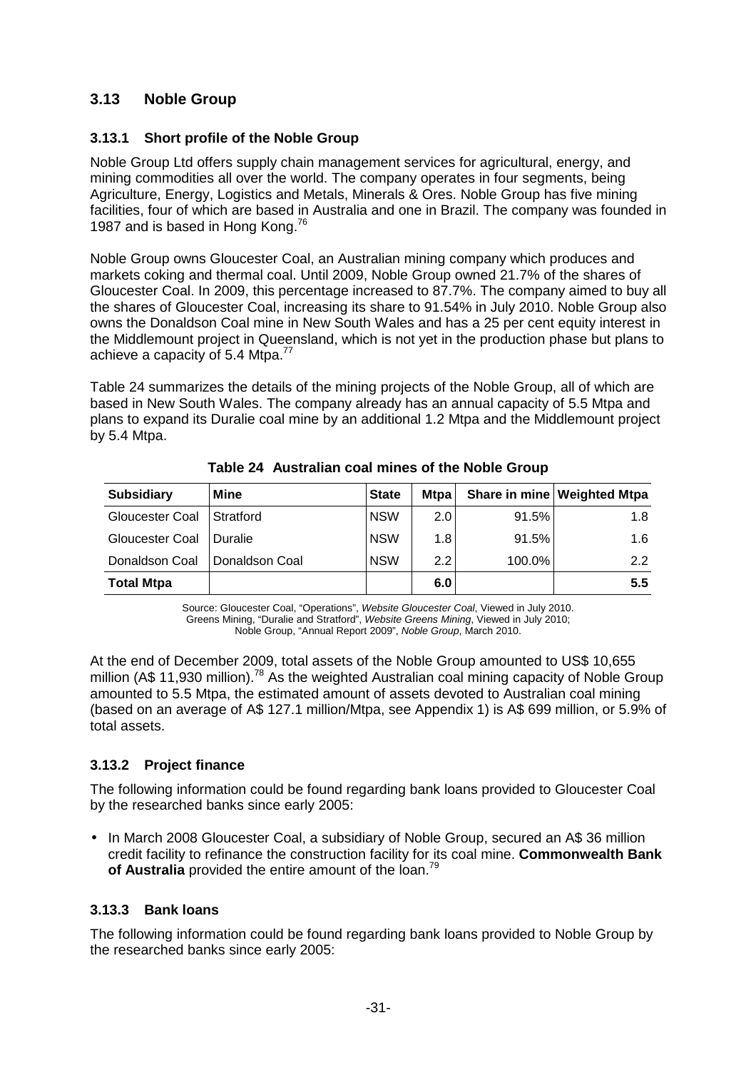## 3.13 Noble Group

### 3.13.1 Short profile of the Noble Group

Noble Group Ltd offers supply chain management services for agricultural, energy, and mining commodities all over the world. The company operates in four segments, being Agriculture, Energy, Logistics and Metals, Minerals & Ores. Noble Group has five mining facilities, four of which are based in Australia and one in Brazil. The company was founded in 1987 and is based in Hong Kong.[76]

Noble Group owns Gloucester Coal, an Australian mining company which produces and markets coking and thermal coal. Until 2009, Noble Group owned 21.7% of the shares of Gloucester Coal. In 2009, this percentage increased to 87.7%. The company aimed to buy all the shares of Gloucester Coal, increasing its share to 91.54% in July 2010. Noble Group also owns the Donaldson Coal mine in New South Wales and has a 25 per cent equity interest in the Middlemount project in Queensland, which is not yet in the production phase but plans to achieve a capacity of 5.4 Mtpa.[77]

Table 24 summarizes the details of the mining projects of the Noble Group, all of which are based in New South Wales. The company already has an annual capacity of 5.5 Mtpa and plans to expand its Duralie coal mine by an additional 1.2 Mtpa and the Middlemount project by 5.4 Mtpa.

**Table 24 Australian coal mines of the Noble Group**

| Subsidiary | Mine | State | Mtpa | Share in mine | Weighted Mtpa |
|---|---|---|---|---|---|
| Gloucester Coal | Stratford | NSW | 2.0 | 91.5% | 1.8 |
| Gloucester Coal | Duralie | NSW | 1.8 | 91.5% | 1.6 |
| Donaldson Coal | Donaldson Coal | NSW | 2.2 | 100.0% | 2.2 |
| **Total Mtpa** | | | **6.0** | | **5.5** |

Source: Gloucester Coal, "Operations", *Website Gloucester Coal*, Viewed in July 2010.
Greens Mining, "Duralie and Stratford", *Website Greens Mining*, Viewed in July 2010;
Noble Group, "Annual Report 2009", *Noble Group*, March 2010.

At the end of December 2009, total assets of the Noble Group amounted to US$ 10,655 million (A$ 11,930 million).[78] As the weighted Australian coal mining capacity of Noble Group amounted to 5.5 Mtpa, the estimated amount of assets devoted to Australian coal mining (based on an average of A$ 127.1 million/Mtpa, see Appendix 1) is A$ 699 million, or 5.9% of total assets.

### 3.13.2 Project finance

The following information could be found regarding bank loans provided to Gloucester Coal by the researched banks since early 2005:

- In March 2008 Gloucester Coal, a subsidiary of Noble Group, secured an A$ 36 million credit facility to refinance the construction facility for its coal mine. **Commonwealth Bank of Australia** provided the entire amount of the loan.[79]

### 3.13.3 Bank loans

The following information could be found regarding bank loans provided to Noble Group by the researched banks since early 2005: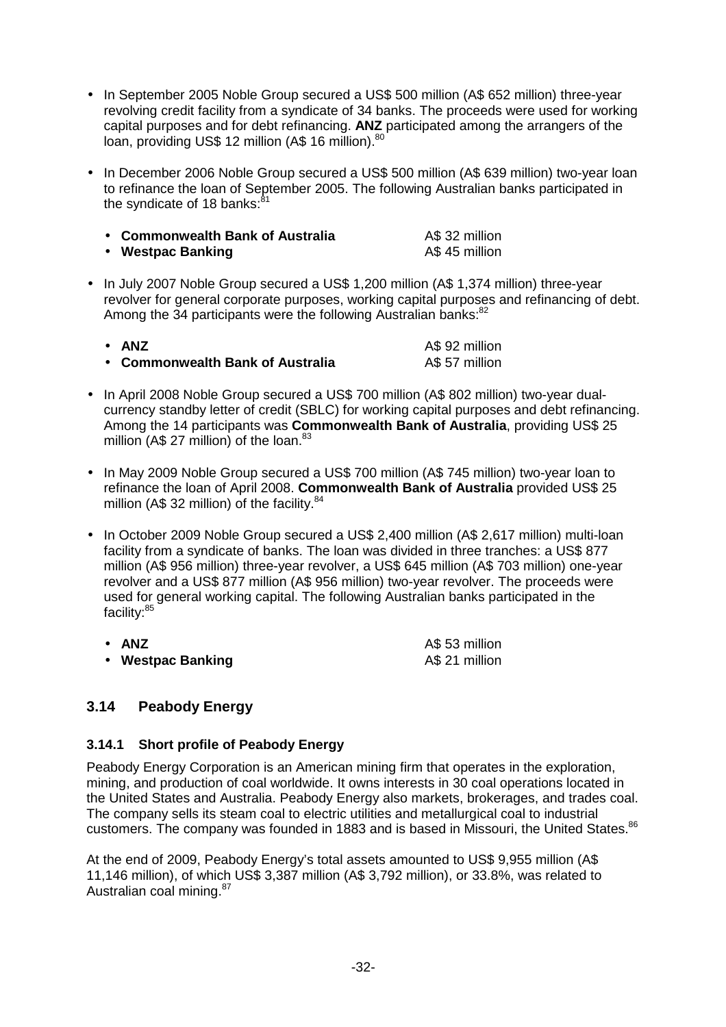- In September 2005 Noble Group secured a US$ 500 million (A$ 652 million) three-year revolving credit facility from a syndicate of 34 banks. The proceeds were used for working capital purposes and for debt refinancing. **ANZ** participated among the arrangers of the loan, providing US$ 12 million (A$ 16 million).[80]

- In December 2006 Noble Group secured a US$ 500 million (A$ 639 million) two-year loan to refinance the loan of September 2005. The following Australian banks participated in the syndicate of 18 banks:[81]

  - **Commonwealth Bank of Australia** A$ 32 million
  - **Westpac Banking** A$ 45 million

- In July 2007 Noble Group secured a US$ 1,200 million (A$ 1,374 million) three-year revolver for general corporate purposes, working capital purposes and refinancing of debt. Among the 34 participants were the following Australian banks:[82]

  - **ANZ** A$ 92 million
  - **Commonwealth Bank of Australia** A$ 57 million

- In April 2008 Noble Group secured a US$ 700 million (A$ 802 million) two-year dual-currency standby letter of credit (SBLC) for working capital purposes and debt refinancing. Among the 14 participants was **Commonwealth Bank of Australia**, providing US$ 25 million (A$ 27 million) of the loan.[83]

- In May 2009 Noble Group secured a US$ 700 million (A$ 745 million) two-year loan to refinance the loan of April 2008. **Commonwealth Bank of Australia** provided US$ 25 million (A$ 32 million) of the facility.[84]

- In October 2009 Noble Group secured a US$ 2,400 million (A$ 2,617 million) multi-loan facility from a syndicate of banks. The loan was divided in three tranches: a US$ 877 million (A$ 956 million) three-year revolver, a US$ 645 million (A$ 703 million) one-year revolver and a US$ 877 million (A$ 956 million) two-year revolver. The proceeds were used for general working capital. The following Australian banks participated in the facility:[85]

  - **ANZ** A$ 53 million
  - **Westpac Banking** A$ 21 million

## 3.14 Peabody Energy

### 3.14.1 Short profile of Peabody Energy

Peabody Energy Corporation is an American mining firm that operates in the exploration, mining, and production of coal worldwide. It owns interests in 30 coal operations located in the United States and Australia. Peabody Energy also markets, brokerages, and trades coal. The company sells its steam coal to electric utilities and metallurgical coal to industrial customers. The company was founded in 1883 and is based in Missouri, the United States.[86]

At the end of 2009, Peabody Energy's total assets amounted to US$ 9,955 million (A$ 11,146 million), of which US$ 3,387 million (A$ 3,792 million), or 33.8%, was related to Australian coal mining.[87]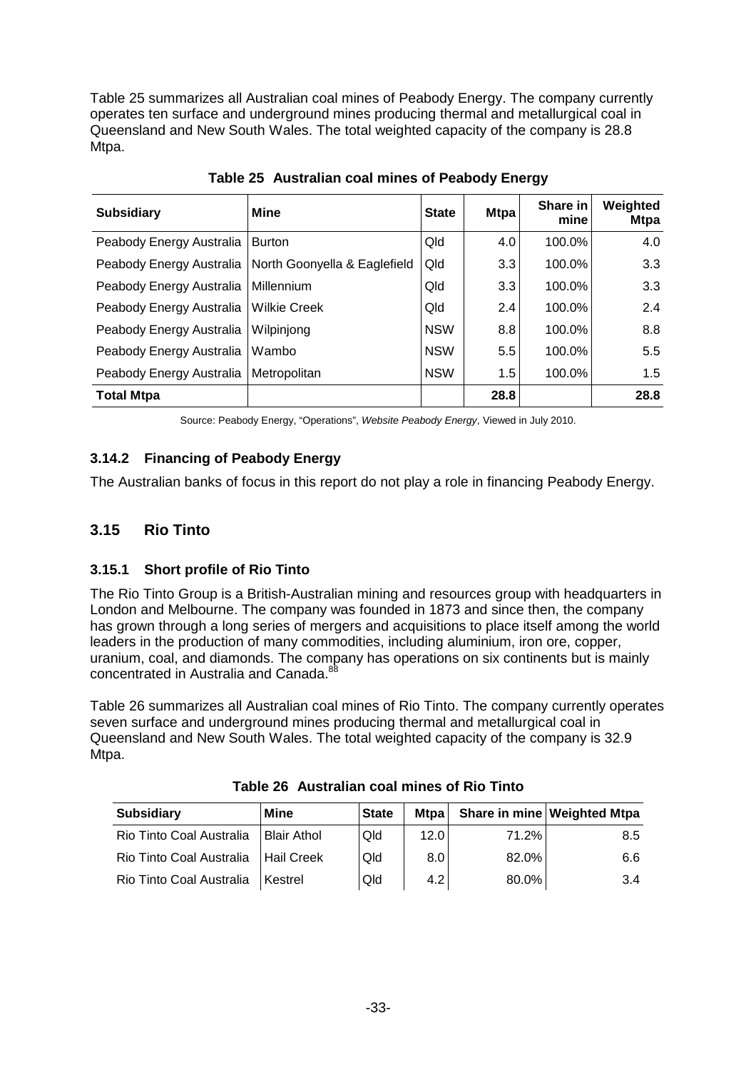Table 25 summarizes all Australian coal mines of Peabody Energy. The company currently operates ten surface and underground mines producing thermal and metallurgical coal in Queensland and New South Wales. The total weighted capacity of the company is 28.8 Mtpa.

**Table 25 Australian coal mines of Peabody Energy**

| Subsidiary | Mine | State | Mtpa | Share in mine | Weighted Mtpa |
|---|---|---|---|---|---|
| Peabody Energy Australia | Burton | Qld | 4.0 | 100.0% | 4.0 |
| Peabody Energy Australia | North Goonyella & Eaglefield | Qld | 3.3 | 100.0% | 3.3 |
| Peabody Energy Australia | Millennium | Qld | 3.3 | 100.0% | 3.3 |
| Peabody Energy Australia | Wilkie Creek | Qld | 2.4 | 100.0% | 2.4 |
| Peabody Energy Australia | Wilpinjong | NSW | 8.8 | 100.0% | 8.8 |
| Peabody Energy Australia | Wambo | NSW | 5.5 | 100.0% | 5.5 |
| Peabody Energy Australia | Metropolitan | NSW | 1.5 | 100.0% | 1.5 |
| **Total Mtpa** | | | **28.8** | | **28.8** |

Source: Peabody Energy, "Operations", *Website Peabody Energy*, Viewed in July 2010.

### 3.14.2 Financing of Peabody Energy

The Australian banks of focus in this report do not play a role in financing Peabody Energy.

## 3.15 Rio Tinto

### 3.15.1 Short profile of Rio Tinto

The Rio Tinto Group is a British-Australian mining and resources group with headquarters in London and Melbourne. The company was founded in 1873 and since then, the company has grown through a long series of mergers and acquisitions to place itself among the world leaders in the production of many commodities, including aluminium, iron ore, copper, uranium, coal, and diamonds. The company has operations on six continents but is mainly concentrated in Australia and Canada.[88]

Table 26 summarizes all Australian coal mines of Rio Tinto. The company currently operates seven surface and underground mines producing thermal and metallurgical coal in Queensland and New South Wales. The total weighted capacity of the company is 32.9 Mtpa.

**Table 26 Australian coal mines of Rio Tinto**

| Subsidiary | Mine | State | Mtpa | Share in mine | Weighted Mtpa |
|---|---|---|---|---|---|
| Rio Tinto Coal Australia | Blair Athol | Qld | 12.0 | 71.2% | 8.5 |
| Rio Tinto Coal Australia | Hail Creek | Qld | 8.0 | 82.0% | 6.6 |
| Rio Tinto Coal Australia | Kestrel | Qld | 4.2 | 80.0% | 3.4 |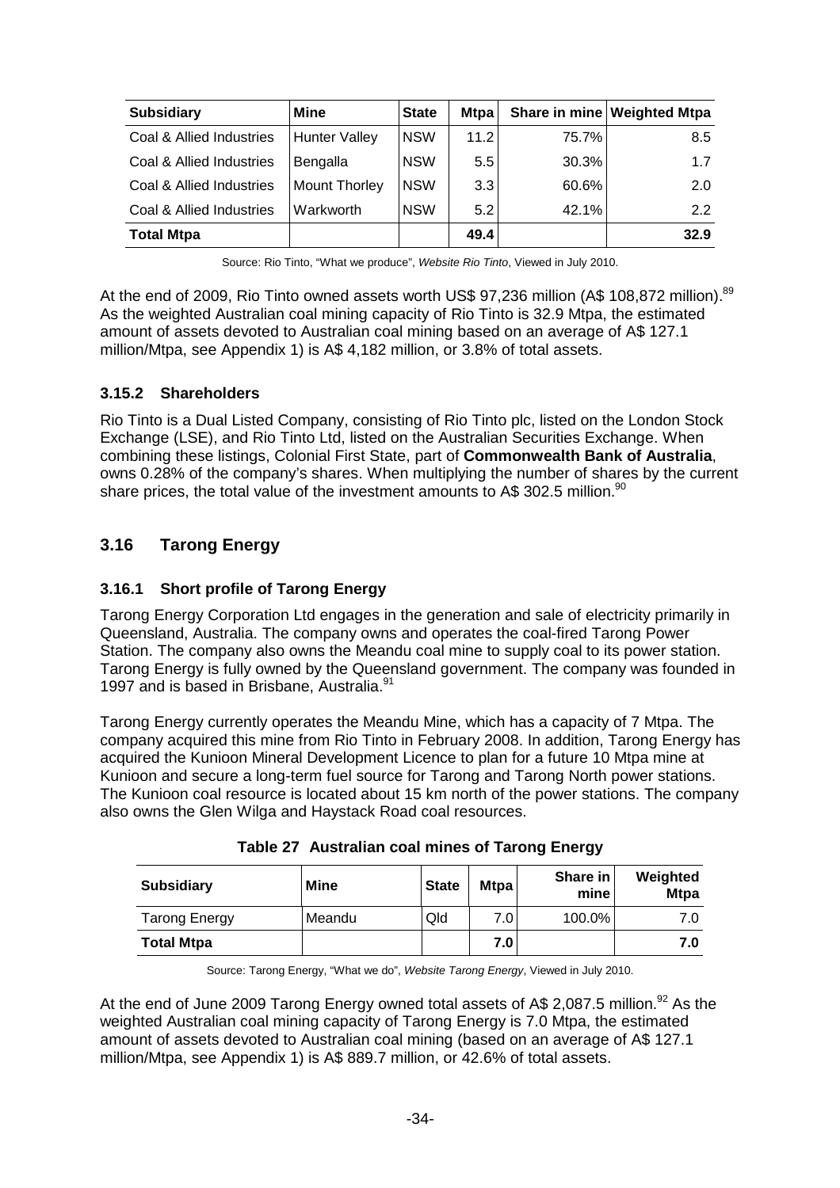| Subsidiary | Mine | State | Mtpa | Share in mine | Weighted Mtpa |
|---|---|---|---|---|---|
| Coal & Allied Industries | Hunter Valley | NSW | 11.2 | 75.7% | 8.5 |
| Coal & Allied Industries | Bengalla | NSW | 5.5 | 30.3% | 1.7 |
| Coal & Allied Industries | Mount Thorley | NSW | 3.3 | 60.6% | 2.0 |
| Coal & Allied Industries | Warkworth | NSW | 5.2 | 42.1% | 2.2 |
| **Total Mtpa** | | | **49.4** | | **32.9** |

Source: Rio Tinto, "What we produce", *Website Rio Tinto*, Viewed in July 2010.

At the end of 2009, Rio Tinto owned assets worth US$ 97,236 million (A$ 108,872 million).[89] As the weighted Australian coal mining capacity of Rio Tinto is 32.9 Mtpa, the estimated amount of assets devoted to Australian coal mining based on an average of A$ 127.1 million/Mtpa, see Appendix 1) is A$ 4,182 million, or 3.8% of total assets.

### 3.15.2 Shareholders

Rio Tinto is a Dual Listed Company, consisting of Rio Tinto plc, listed on the London Stock Exchange (LSE), and Rio Tinto Ltd, listed on the Australian Securities Exchange. When combining these listings, Colonial First State, part of **Commonwealth Bank of Australia**, owns 0.28% of the company's shares. When multiplying the number of shares by the current share prices, the total value of the investment amounts to A$ 302.5 million.[90]

## 3.16 Tarong Energy

### 3.16.1 Short profile of Tarong Energy

Tarong Energy Corporation Ltd engages in the generation and sale of electricity primarily in Queensland, Australia. The company owns and operates the coal-fired Tarong Power Station. The company also owns the Meandu coal mine to supply coal to its power station. Tarong Energy is fully owned by the Queensland government. The company was founded in 1997 and is based in Brisbane, Australia.[91]

Tarong Energy currently operates the Meandu Mine, which has a capacity of 7 Mtpa. The company acquired this mine from Rio Tinto in February 2008. In addition, Tarong Energy has acquired the Kunioon Mineral Development Licence to plan for a future 10 Mtpa mine at Kunioon and secure a long-term fuel source for Tarong and Tarong North power stations. The Kunioon coal resource is located about 15 km north of the power stations. The company also owns the Glen Wilga and Haystack Road coal resources.

**Table 27 Australian coal mines of Tarong Energy**

| Subsidiary | Mine | State | Mtpa | Share in mine | Weighted Mtpa |
|---|---|---|---|---|---|
| Tarong Energy | Meandu | Qld | 7.0 | 100.0% | 7.0 |
| **Total Mtpa** | | | **7.0** | | **7.0** |

Source: Tarong Energy, "What we do", *Website Tarong Energy*, Viewed in July 2010.

At the end of June 2009 Tarong Energy owned total assets of A$ 2,087.5 million.[92] As the weighted Australian coal mining capacity of Tarong Energy is 7.0 Mtpa, the estimated amount of assets devoted to Australian coal mining (based on an average of A$ 127.1 million/Mtpa, see Appendix 1) is A$ 889.7 million, or 42.6% of total assets.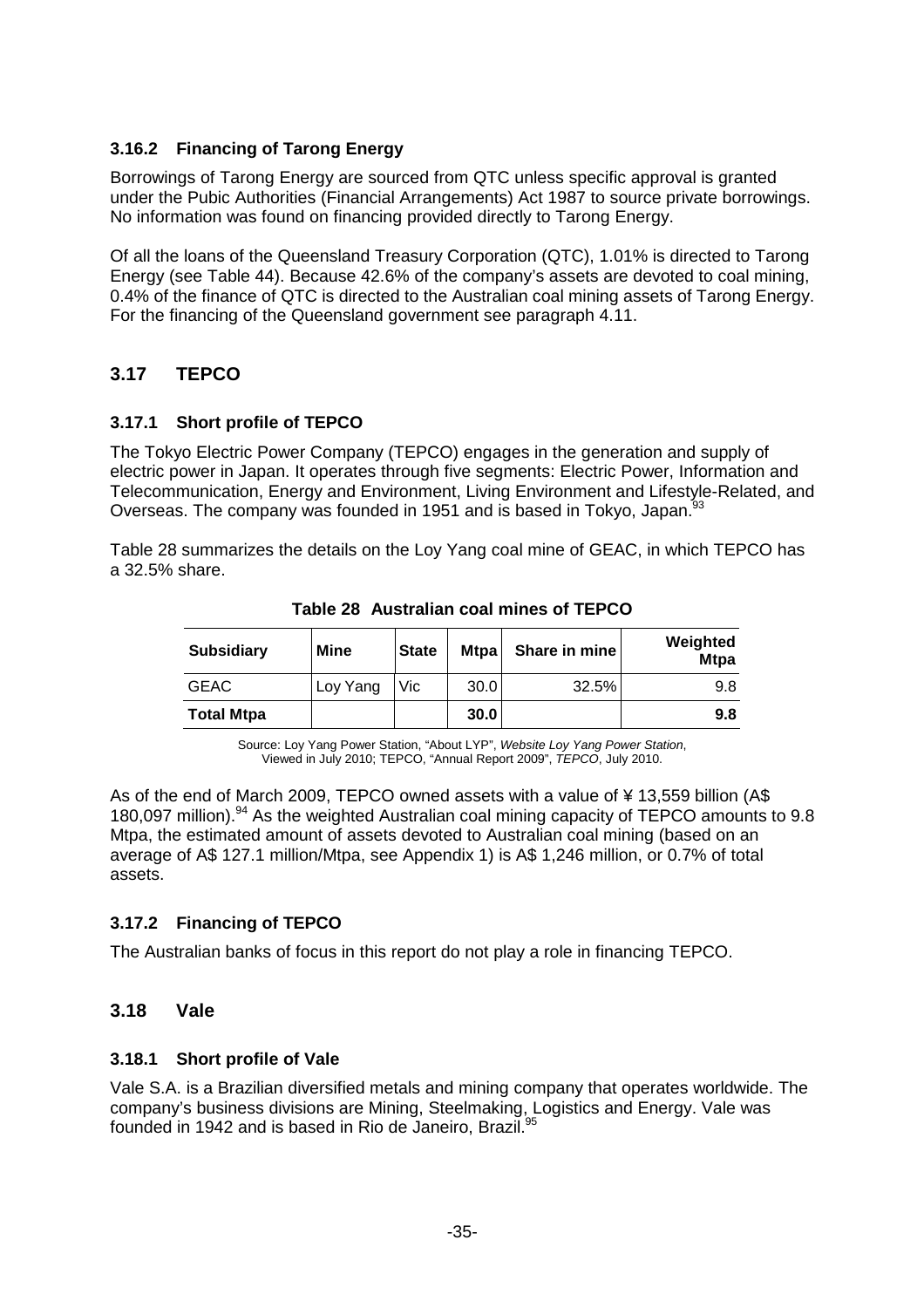### 3.16.2 Financing of Tarong Energy

Borrowings of Tarong Energy are sourced from QTC unless specific approval is granted under the Pubic Authorities (Financial Arrangements) Act 1987 to source private borrowings. No information was found on financing provided directly to Tarong Energy.

Of all the loans of the Queensland Treasury Corporation (QTC), 1.01% is directed to Tarong Energy (see Table 44). Because 42.6% of the company's assets are devoted to coal mining, 0.4% of the finance of QTC is directed to the Australian coal mining assets of Tarong Energy. For the financing of the Queensland government see paragraph 4.11.

## 3.17 TEPCO

### 3.17.1 Short profile of TEPCO

The Tokyo Electric Power Company (TEPCO) engages in the generation and supply of electric power in Japan. It operates through five segments: Electric Power, Information and Telecommunication, Energy and Environment, Living Environment and Lifestyle-Related, and Overseas. The company was founded in 1951 and is based in Tokyo, Japan.[93]

Table 28 summarizes the details on the Loy Yang coal mine of GEAC, in which TEPCO has a 32.5% share.

**Table 28 Australian coal mines of TEPCO**

| Subsidiary | Mine | State | Mtpa | Share in mine | Weighted Mtpa |
|---|---|---|---|---|---|
| GEAC | Loy Yang | Vic | 30.0 | 32.5% | 9.8 |
| **Total Mtpa** | | | **30.0** | | **9.8** |

Source: Loy Yang Power Station, "About LYP", *Website Loy Yang Power Station*, Viewed in July 2010; TEPCO, "Annual Report 2009", *TEPCO*, July 2010.

As of the end of March 2009, TEPCO owned assets with a value of ¥ 13,559 billion (A$ 180,097 million).[94] As the weighted Australian coal mining capacity of TEPCO amounts to 9.8 Mtpa, the estimated amount of assets devoted to Australian coal mining (based on an average of A$ 127.1 million/Mtpa, see Appendix 1) is A$ 1,246 million, or 0.7% of total assets.

### 3.17.2 Financing of TEPCO

The Australian banks of focus in this report do not play a role in financing TEPCO.

## 3.18 Vale

### 3.18.1 Short profile of Vale

Vale S.A. is a Brazilian diversified metals and mining company that operates worldwide. The company's business divisions are Mining, Steelmaking, Logistics and Energy. Vale was founded in 1942 and is based in Rio de Janeiro, Brazil.[95]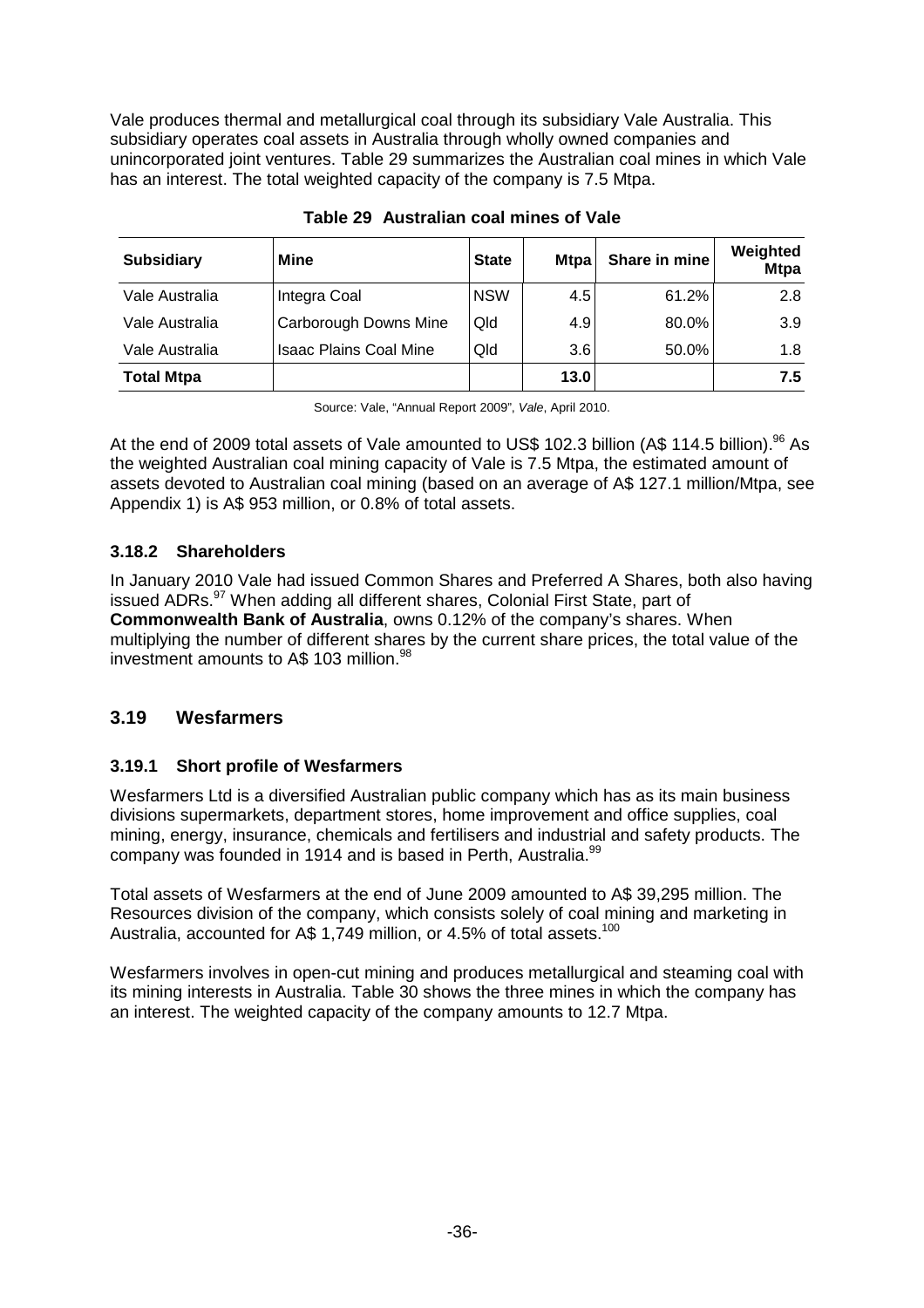Vale produces thermal and metallurgical coal through its subsidiary Vale Australia. This subsidiary operates coal assets in Australia through wholly owned companies and unincorporated joint ventures. Table 29 summarizes the Australian coal mines in which Vale has an interest. The total weighted capacity of the company is 7.5 Mtpa.

**Table 29 Australian coal mines of Vale**

| Subsidiary | Mine | State | Mtpa | Share in mine | Weighted Mtpa |
|---|---|---|---|---|---|
| Vale Australia | Integra Coal | NSW | 4.5 | 61.2% | 2.8 |
| Vale Australia | Carborough Downs Mine | Qld | 4.9 | 80.0% | 3.9 |
| Vale Australia | Isaac Plains Coal Mine | Qld | 3.6 | 50.0% | 1.8 |
| **Total Mtpa** | | | **13.0** | | **7.5** |

Source: Vale, "Annual Report 2009", *Vale*, April 2010.

At the end of 2009 total assets of Vale amounted to US$ 102.3 billion (A$ 114.5 billion).[96] As the weighted Australian coal mining capacity of Vale is 7.5 Mtpa, the estimated amount of assets devoted to Australian coal mining (based on an average of A$ 127.1 million/Mtpa, see Appendix 1) is A$ 953 million, or 0.8% of total assets.

### 3.18.2 Shareholders

In January 2010 Vale had issued Common Shares and Preferred A Shares, both also having issued ADRs.[97] When adding all different shares, Colonial First State, part of **Commonwealth Bank of Australia**, owns 0.12% of the company's shares. When multiplying the number of different shares by the current share prices, the total value of the investment amounts to A$ 103 million.[98]

## 3.19 Wesfarmers

### 3.19.1 Short profile of Wesfarmers

Wesfarmers Ltd is a diversified Australian public company which has as its main business divisions supermarkets, department stores, home improvement and office supplies, coal mining, energy, insurance, chemicals and fertilisers and industrial and safety products. The company was founded in 1914 and is based in Perth, Australia.[99]

Total assets of Wesfarmers at the end of June 2009 amounted to A$ 39,295 million. The Resources division of the company, which consists solely of coal mining and marketing in Australia, accounted for A$ 1,749 million, or 4.5% of total assets.[100]

Wesfarmers involves in open-cut mining and produces metallurgical and steaming coal with its mining interests in Australia. Table 30 shows the three mines in which the company has an interest. The weighted capacity of the company amounts to 12.7 Mtpa.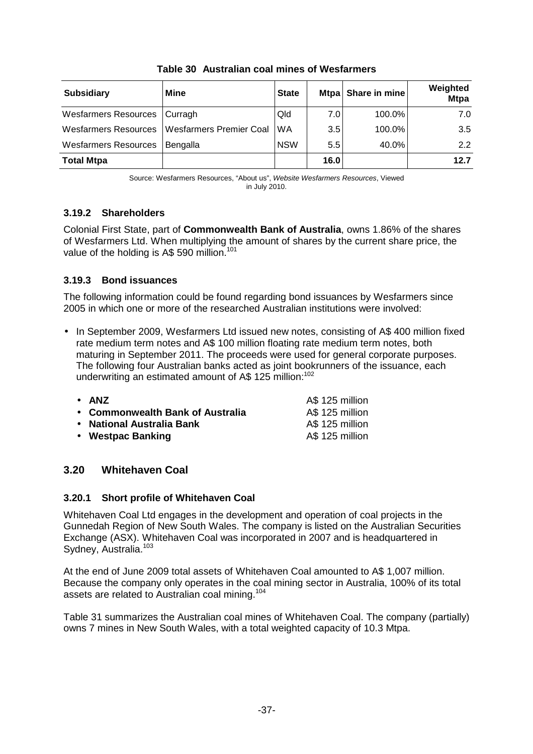**Table 30 Australian coal mines of Wesfarmers**

| Subsidiary | Mine | State | Mtpa | Share in mine | Weighted Mtpa |
|---|---|---|---|---|---|
| Wesfarmers Resources | Curragh | Qld | 7.0 | 100.0% | 7.0 |
| Wesfarmers Resources | Wesfarmers Premier Coal | WA | 3.5 | 100.0% | 3.5 |
| Wesfarmers Resources | Bengalla | NSW | 5.5 | 40.0% | 2.2 |
| **Total Mtpa** | | | **16.0** | | **12.7** |

Source: Wesfarmers Resources, "About us", *Website Wesfarmers Resources*, Viewed in July 2010.

### 3.19.2 Shareholders

Colonial First State, part of **Commonwealth Bank of Australia**, owns 1.86% of the shares of Wesfarmers Ltd. When multiplying the amount of shares by the current share price, the value of the holding is A$ 590 million.[101]

### 3.19.3 Bond issuances

The following information could be found regarding bond issuances by Wesfarmers since 2005 in which one or more of the researched Australian institutions were involved:

- In September 2009, Wesfarmers Ltd issued new notes, consisting of A$ 400 million fixed rate medium term notes and A$ 100 million floating rate medium term notes, both maturing in September 2011. The proceeds were used for general corporate purposes. The following four Australian banks acted as joint bookrunners of the issuance, each underwriting an estimated amount of A$ 125 million:[102]
  - **ANZ** A$ 125 million
  - **Commonwealth Bank of Australia** A$ 125 million
  - **National Australia Bank** A$ 125 million
  - **Westpac Banking** A$ 125 million

## 3.20 Whitehaven Coal

### 3.20.1 Short profile of Whitehaven Coal

Whitehaven Coal Ltd engages in the development and operation of coal projects in the Gunnedah Region of New South Wales. The company is listed on the Australian Securities Exchange (ASX). Whitehaven Coal was incorporated in 2007 and is headquartered in Sydney, Australia.[103]

At the end of June 2009 total assets of Whitehaven Coal amounted to A$ 1,007 million. Because the company only operates in the coal mining sector in Australia, 100% of its total assets are related to Australian coal mining.[104]

Table 31 summarizes the Australian coal mines of Whitehaven Coal. The company (partially) owns 7 mines in New South Wales, with a total weighted capacity of 10.3 Mtpa.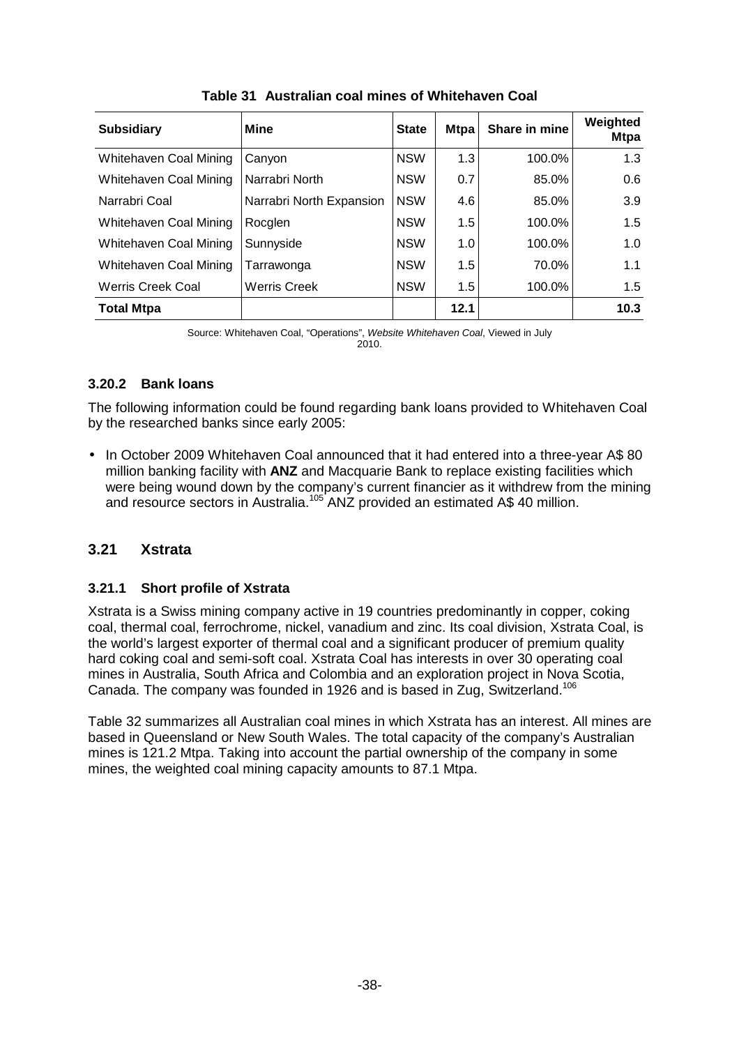**Table 31 Australian coal mines of Whitehaven Coal**

| Subsidiary | Mine | State | Mtpa | Share in mine | Weighted Mtpa |
|---|---|---|---|---|---|
| Whitehaven Coal Mining | Canyon | NSW | 1.3 | 100.0% | 1.3 |
| Whitehaven Coal Mining | Narrabri North | NSW | 0.7 | 85.0% | 0.6 |
| Narrabri Coal | Narrabri North Expansion | NSW | 4.6 | 85.0% | 3.9 |
| Whitehaven Coal Mining | Rocglen | NSW | 1.5 | 100.0% | 1.5 |
| Whitehaven Coal Mining | Sunnyside | NSW | 1.0 | 100.0% | 1.0 |
| Whitehaven Coal Mining | Tarrawonga | NSW | 1.5 | 70.0% | 1.1 |
| Werris Creek Coal | Werris Creek | NSW | 1.5 | 100.0% | 1.5 |
| **Total Mtpa** | | | **12.1** | | **10.3** |

Source: Whitehaven Coal, "Operations", *Website Whitehaven Coal*, Viewed in July 2010.

### 3.20.2 Bank loans

The following information could be found regarding bank loans provided to Whitehaven Coal by the researched banks since early 2005:

- In October 2009 Whitehaven Coal announced that it had entered into a three-year A$ 80 million banking facility with **ANZ** and Macquarie Bank to replace existing facilities which were being wound down by the company's current financier as it withdrew from the mining and resource sectors in Australia.[105] ANZ provided an estimated A$ 40 million.

## 3.21 Xstrata

### 3.21.1 Short profile of Xstrata

Xstrata is a Swiss mining company active in 19 countries predominantly in copper, coking coal, thermal coal, ferrochrome, nickel, vanadium and zinc. Its coal division, Xstrata Coal, is the world's largest exporter of thermal coal and a significant producer of premium quality hard coking coal and semi-soft coal. Xstrata Coal has interests in over 30 operating coal mines in Australia, South Africa and Colombia and an exploration project in Nova Scotia, Canada. The company was founded in 1926 and is based in Zug, Switzerland.[106]

Table 32 summarizes all Australian coal mines in which Xstrata has an interest. All mines are based in Queensland or New South Wales. The total capacity of the company's Australian mines is 121.2 Mtpa. Taking into account the partial ownership of the company in some mines, the weighted coal mining capacity amounts to 87.1 Mtpa.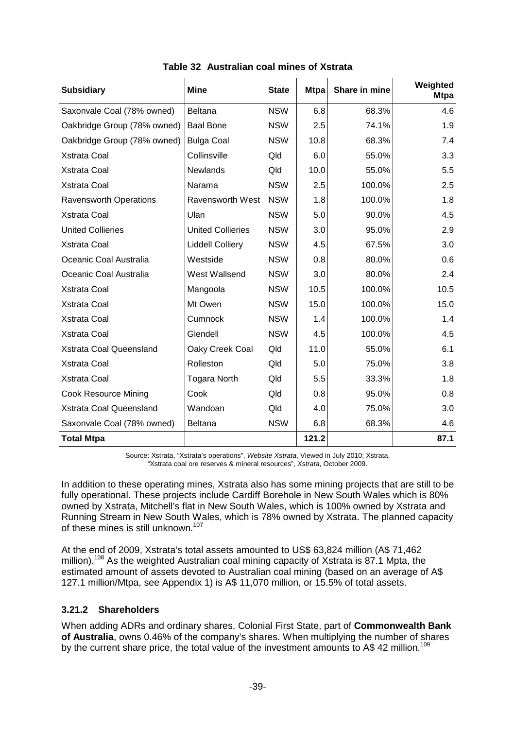**Table 32 Australian coal mines of Xstrata**

| Subsidiary | Mine | State | Mtpa | Share in mine | Weighted Mtpa |
|---|---|---|---|---|---|
| Saxonvale Coal (78% owned) | Beltana | NSW | 6.8 | 68.3% | 4.6 |
| Oakbridge Group (78% owned) | Baal Bone | NSW | 2.5 | 74.1% | 1.9 |
| Oakbridge Group (78% owned) | Bulga Coal | NSW | 10.8 | 68.3% | 7.4 |
| Xstrata Coal | Collinsville | Qld | 6.0 | 55.0% | 3.3 |
| Xstrata Coal | Newlands | Qld | 10.0 | 55.0% | 5.5 |
| Xstrata Coal | Narama | NSW | 2.5 | 100.0% | 2.5 |
| Ravensworth Operations | Ravensworth West | NSW | 1.8 | 100.0% | 1.8 |
| Xstrata Coal | Ulan | NSW | 5.0 | 90.0% | 4.5 |
| United Collieries | United Collieries | NSW | 3.0 | 95.0% | 2.9 |
| Xstrata Coal | Liddell Colliery | NSW | 4.5 | 67.5% | 3.0 |
| Oceanic Coal Australia | Westside | NSW | 0.8 | 80.0% | 0.6 |
| Oceanic Coal Australia | West Wallsend | NSW | 3.0 | 80.0% | 2.4 |
| Xstrata Coal | Mangoola | NSW | 10.5 | 100.0% | 10.5 |
| Xstrata Coal | Mt Owen | NSW | 15.0 | 100.0% | 15.0 |
| Xstrata Coal | Cumnock | NSW | 1.4 | 100.0% | 1.4 |
| Xstrata Coal | Glendell | NSW | 4.5 | 100.0% | 4.5 |
| Xstrata Coal Queensland | Oaky Creek Coal | Qld | 11.0 | 55.0% | 6.1 |
| Xstrata Coal | Rolleston | Qld | 5.0 | 75.0% | 3.8 |
| Xstrata Coal | Togara North | Qld | 5.5 | 33.3% | 1.8 |
| Cook Resource Mining | Cook | Qld | 0.8 | 95.0% | 0.8 |
| Xstrata Coal Queensland | Wandoan | Qld | 4.0 | 75.0% | 3.0 |
| Saxonvale Coal (78% owned) | Beltana | NSW | 6.8 | 68.3% | 4.6 |
| **Total Mtpa** | | | **121.2** | | **87.1** |

Source: Xstrata, "Xstrata's operations", *Website Xstrata*, Viewed in July 2010; Xstrata, "Xstrata coal ore reserves & mineral resources", *Xstrata*, October 2009.

In addition to these operating mines, Xstrata also has some mining projects that are still to be fully operational. These projects include Cardiff Borehole in New South Wales which is 80% owned by Xstrata, Mitchell's flat in New South Wales, which is 100% owned by Xstrata and Running Stream in New South Wales, which is 78% owned by Xstrata. The planned capacity of these mines is still unknown.[107]

At the end of 2009, Xstrata's total assets amounted to US$ 63,824 million (A$ 71,462 million).[108] As the weighted Australian coal mining capacity of Xstrata is 87.1 Mpta, the estimated amount of assets devoted to Australian coal mining (based on an average of A$ 127.1 million/Mtpa, see Appendix 1) is A$ 11,070 million, or 15.5% of total assets.

### 3.21.2 Shareholders

When adding ADRs and ordinary shares, Colonial First State, part of **Commonwealth Bank of Australia**, owns 0.46% of the company's shares. When multiplying the number of shares by the current share price, the total value of the investment amounts to A$ 42 million.[109]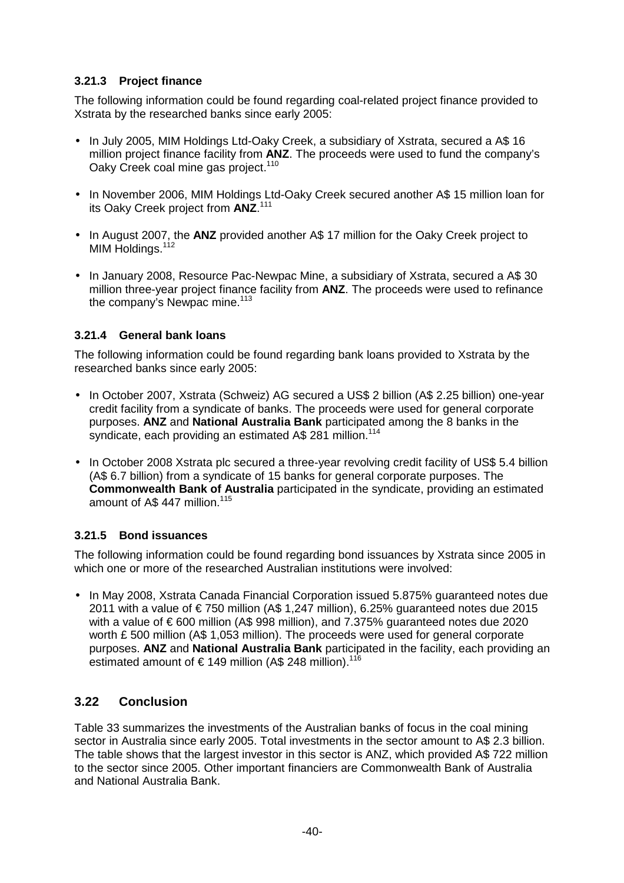### 3.21.3 Project finance

The following information could be found regarding coal-related project finance provided to Xstrata by the researched banks since early 2005:

- In July 2005, MIM Holdings Ltd-Oaky Creek, a subsidiary of Xstrata, secured a A$ 16 million project finance facility from **ANZ**. The proceeds were used to fund the company's Oaky Creek coal mine gas project.[110]
- In November 2006, MIM Holdings Ltd-Oaky Creek secured another A$ 15 million loan for its Oaky Creek project from **ANZ**.[111]
- In August 2007, the **ANZ** provided another A$ 17 million for the Oaky Creek project to MIM Holdings.[112]
- In January 2008, Resource Pac-Newpac Mine, a subsidiary of Xstrata, secured a A$ 30 million three-year project finance facility from **ANZ**. The proceeds were used to refinance the company's Newpac mine.[113]

### 3.21.4 General bank loans

The following information could be found regarding bank loans provided to Xstrata by the researched banks since early 2005:

- In October 2007, Xstrata (Schweiz) AG secured a US$ 2 billion (A$ 2.25 billion) one-year credit facility from a syndicate of banks. The proceeds were used for general corporate purposes. **ANZ** and **National Australia Bank** participated among the 8 banks in the syndicate, each providing an estimated A$ 281 million.[114]
- In October 2008 Xstrata plc secured a three-year revolving credit facility of US$ 5.4 billion (A$ 6.7 billion) from a syndicate of 15 banks for general corporate purposes. The **Commonwealth Bank of Australia** participated in the syndicate, providing an estimated amount of A$ 447 million.[115]

### 3.21.5 Bond issuances

The following information could be found regarding bond issuances by Xstrata since 2005 in which one or more of the researched Australian institutions were involved:

- In May 2008, Xstrata Canada Financial Corporation issued 5.875% guaranteed notes due 2011 with a value of € 750 million (A$ 1,247 million), 6.25% guaranteed notes due 2015 with a value of € 600 million (A$ 998 million), and 7.375% guaranteed notes due 2020 worth £ 500 million (A$ 1,053 million). The proceeds were used for general corporate purposes. **ANZ** and **National Australia Bank** participated in the facility, each providing an estimated amount of € 149 million (A$ 248 million).[116]

## 3.22 Conclusion

Table 33 summarizes the investments of the Australian banks of focus in the coal mining sector in Australia since early 2005. Total investments in the sector amount to A$ 2.3 billion. The table shows that the largest investor in this sector is ANZ, which provided A$ 722 million to the sector since 2005. Other important financiers are Commonwealth Bank of Australia and National Australia Bank.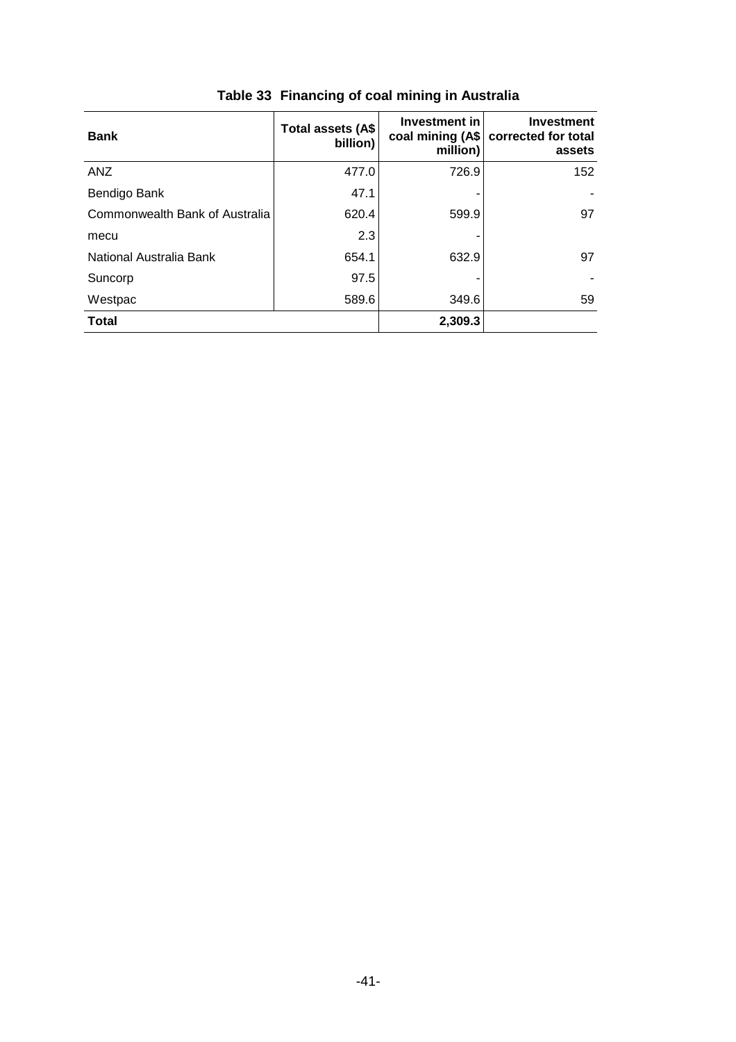**Table 33 Financing of coal mining in Australia**

| Bank | Total assets (A$ billion) | Investment in coal mining (A$ million) | Investment corrected for total assets |
|---|---|---|---|
| ANZ | 477.0 | 726.9 | 152 |
| Bendigo Bank | 47.1 | - | - |
| Commonwealth Bank of Australia | 620.4 | 599.9 | 97 |
| mecu | 2.3 | - | |
| National Australia Bank | 654.1 | 632.9 | 97 |
| Suncorp | 97.5 | - | - |
| Westpac | 589.6 | 349.6 | 59 |
| **Total** | | **2,309.3** | |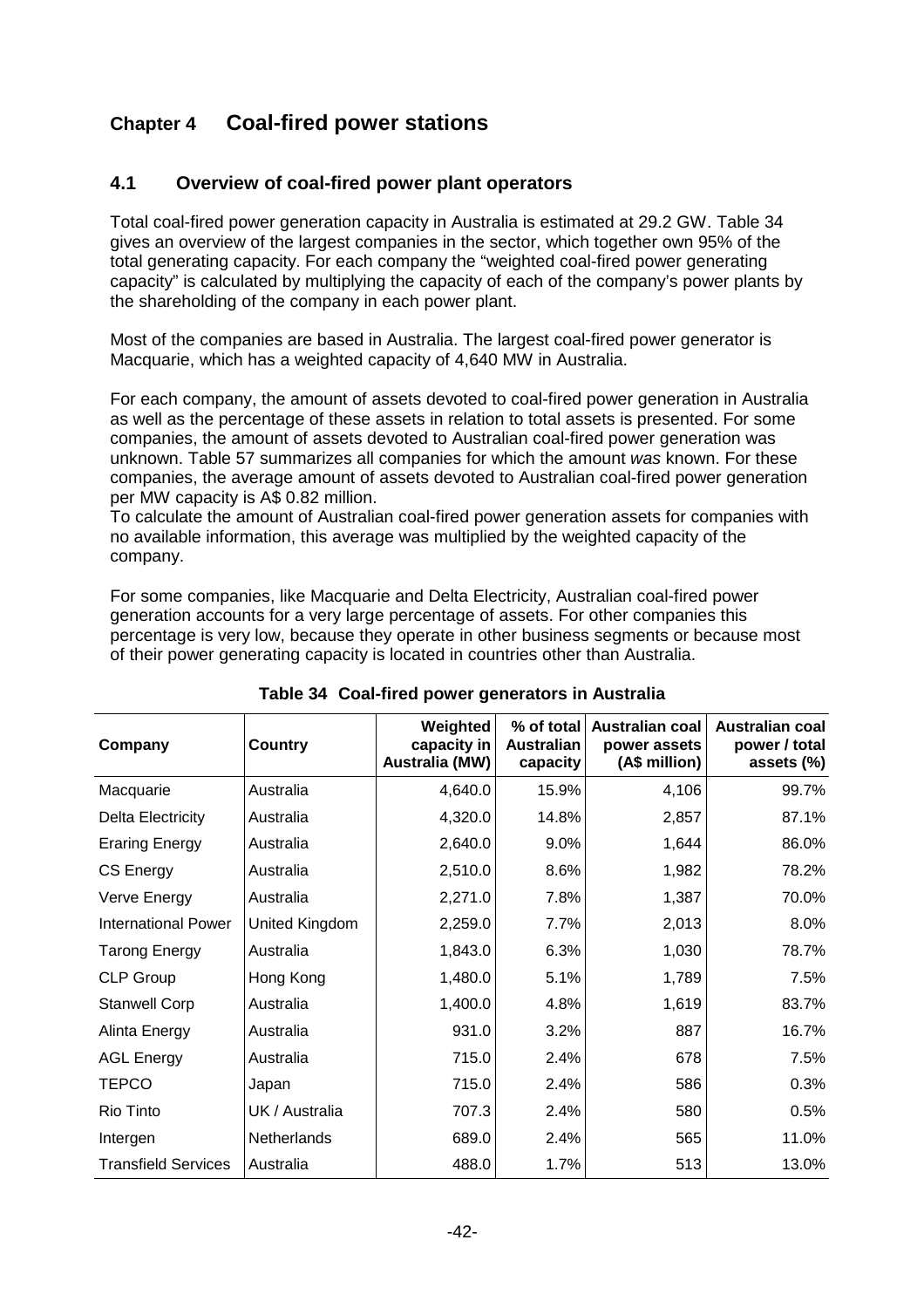# Chapter 4 Coal-fired power stations

## 4.1 Overview of coal-fired power plant operators

Total coal-fired power generation capacity in Australia is estimated at 29.2 GW. Table 34 gives an overview of the largest companies in the sector, which together own 95% of the total generating capacity. For each company the "weighted coal-fired power generating capacity" is calculated by multiplying the capacity of each of the company's power plants by the shareholding of the company in each power plant.

Most of the companies are based in Australia. The largest coal-fired power generator is Macquarie, which has a weighted capacity of 4,640 MW in Australia.

For each company, the amount of assets devoted to coal-fired power generation in Australia as well as the percentage of these assets in relation to total assets is presented. For some companies, the amount of assets devoted to Australian coal-fired power generation was unknown. Table 57 summarizes all companies for which the amount *was* known. For these companies, the average amount of assets devoted to Australian coal-fired power generation per MW capacity is A$ 0.82 million.
To calculate the amount of Australian coal-fired power generation assets for companies with no available information, this average was multiplied by the weighted capacity of the company.

For some companies, like Macquarie and Delta Electricity, Australian coal-fired power generation accounts for a very large percentage of assets. For other companies this percentage is very low, because they operate in other business segments or because most of their power generating capacity is located in countries other than Australia.

**Table 34 Coal-fired power generators in Australia**

| Company | Country | Weighted capacity in Australia (MW) | % of total Australian capacity | Australian coal power assets (A$ million) | Australian coal power / total assets (%) |
|---|---|---|---|---|---|
| Macquarie | Australia | 4,640.0 | 15.9% | 4,106 | 99.7% |
| Delta Electricity | Australia | 4,320.0 | 14.8% | 2,857 | 87.1% |
| Eraring Energy | Australia | 2,640.0 | 9.0% | 1,644 | 86.0% |
| CS Energy | Australia | 2,510.0 | 8.6% | 1,982 | 78.2% |
| Verve Energy | Australia | 2,271.0 | 7.8% | 1,387 | 70.0% |
| International Power | United Kingdom | 2,259.0 | 7.7% | 2,013 | 8.0% |
| Tarong Energy | Australia | 1,843.0 | 6.3% | 1,030 | 78.7% |
| CLP Group | Hong Kong | 1,480.0 | 5.1% | 1,789 | 7.5% |
| Stanwell Corp | Australia | 1,400.0 | 4.8% | 1,619 | 83.7% |
| Alinta Energy | Australia | 931.0 | 3.2% | 887 | 16.7% |
| AGL Energy | Australia | 715.0 | 2.4% | 678 | 7.5% |
| TEPCO | Japan | 715.0 | 2.4% | 586 | 0.3% |
| Rio Tinto | UK / Australia | 707.3 | 2.4% | 580 | 0.5% |
| Intergen | Netherlands | 689.0 | 2.4% | 565 | 11.0% |
| Transfield Services | Australia | 488.0 | 1.7% | 513 | 13.0% |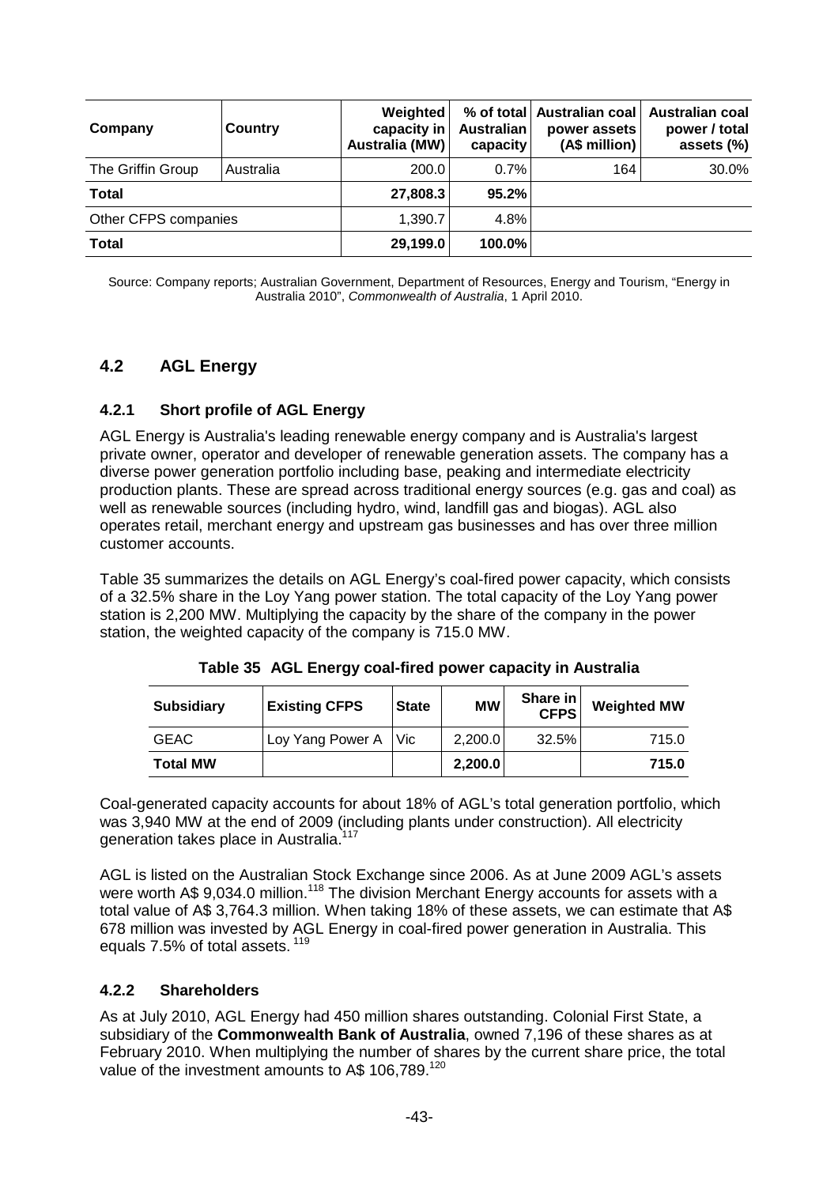| Company | Country | Weighted capacity in Australia (MW) | % of total Australian capacity | Australian coal power assets (A$ million) | Australian coal power / total assets (%) |
|---|---|---|---|---|---|
| The Griffin Group | Australia | 200.0 | 0.7% | 164 | 30.0% |
| **Total** | | **27,808.3** | **95.2%** | | |
| Other CFPS companies | | 1,390.7 | 4.8% | | |
| **Total** | | **29,199.0** | **100.0%** | | |

Source: Company reports; Australian Government, Department of Resources, Energy and Tourism, "Energy in Australia 2010", *Commonwealth of Australia*, 1 April 2010.

## 4.2 AGL Energy

### 4.2.1 Short profile of AGL Energy

AGL Energy is Australia's leading renewable energy company and is Australia's largest private owner, operator and developer of renewable generation assets. The company has a diverse power generation portfolio including base, peaking and intermediate electricity production plants. These are spread across traditional energy sources (e.g. gas and coal) as well as renewable sources (including hydro, wind, landfill gas and biogas). AGL also operates retail, merchant energy and upstream gas businesses and has over three million customer accounts.

Table 35 summarizes the details on AGL Energy's coal-fired power capacity, which consists of a 32.5% share in the Loy Yang power station. The total capacity of the Loy Yang power station is 2,200 MW. Multiplying the capacity by the share of the company in the power station, the weighted capacity of the company is 715.0 MW.

**Table 35 AGL Energy coal-fired power capacity in Australia**

| Subsidiary | Existing CFPS | State | MW | Share in CFPS | Weighted MW |
|---|---|---|---|---|---|
| GEAC | Loy Yang Power A | Vic | 2,200.0 | 32.5% | 715.0 |
| **Total MW** | | | **2,200.0** | | **715.0** |

Coal-generated capacity accounts for about 18% of AGL's total generation portfolio, which was 3,940 MW at the end of 2009 (including plants under construction). All electricity generation takes place in Australia.[117]

AGL is listed on the Australian Stock Exchange since 2006. As at June 2009 AGL's assets were worth A$ 9,034.0 million.[118] The division Merchant Energy accounts for assets with a total value of A$ 3,764.3 million. When taking 18% of these assets, we can estimate that A$ 678 million was invested by AGL Energy in coal-fired power generation in Australia. This equals 7.5% of total assets.[119]

### 4.2.2 Shareholders

As at July 2010, AGL Energy had 450 million shares outstanding. Colonial First State, a subsidiary of the **Commonwealth Bank of Australia**, owned 7,196 of these shares as at February 2010. When multiplying the number of shares by the current share price, the total value of the investment amounts to A$ 106,789.[120]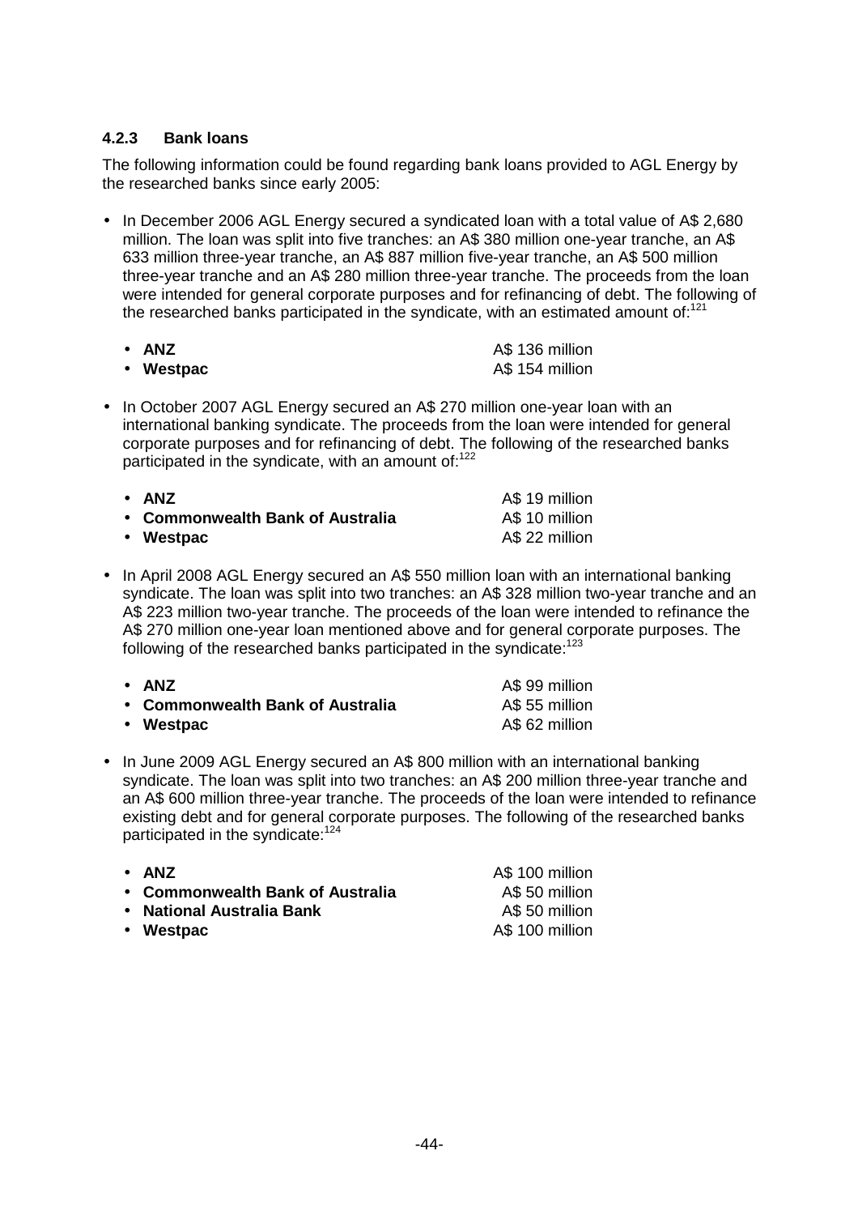### 4.2.3 Bank loans

The following information could be found regarding bank loans provided to AGL Energy by the researched banks since early 2005:

- In December 2006 AGL Energy secured a syndicated loan with a total value of A$ 2,680 million. The loan was split into five tranches: an A$ 380 million one-year tranche, an A$ 633 million three-year tranche, an A$ 887 million five-year tranche, an A$ 500 million three-year tranche and an A$ 280 million three-year tranche. The proceeds from the loan were intended for general corporate purposes and for refinancing of debt. The following of the researched banks participated in the syndicate, with an estimated amount of:[121]

  - **ANZ** A$ 136 million
  - **Westpac** A$ 154 million

- In October 2007 AGL Energy secured an A$ 270 million one-year loan with an international banking syndicate. The proceeds from the loan were intended for general corporate purposes and for refinancing of debt. The following of the researched banks participated in the syndicate, with an amount of:[122]

  - **ANZ** A$ 19 million
  - **Commonwealth Bank of Australia** A$ 10 million
  - **Westpac** A$ 22 million

- In April 2008 AGL Energy secured an A$ 550 million loan with an international banking syndicate. The loan was split into two tranches: an A$ 328 million two-year tranche and an A$ 223 million two-year tranche. The proceeds of the loan were intended to refinance the A$ 270 million one-year loan mentioned above and for general corporate purposes. The following of the researched banks participated in the syndicate:[123]

  - **ANZ** A$ 99 million
  - **Commonwealth Bank of Australia** A$ 55 million
  - **Westpac** A$ 62 million

- In June 2009 AGL Energy secured an A$ 800 million with an international banking syndicate. The loan was split into two tranches: an A$ 200 million three-year tranche and an A$ 600 million three-year tranche. The proceeds of the loan were intended to refinance existing debt and for general corporate purposes. The following of the researched banks participated in the syndicate:[124]

  - **ANZ** A$ 100 million
  - **Commonwealth Bank of Australia** A$ 50 million
  - **National Australia Bank** A$ 50 million
  - **Westpac** A$ 100 million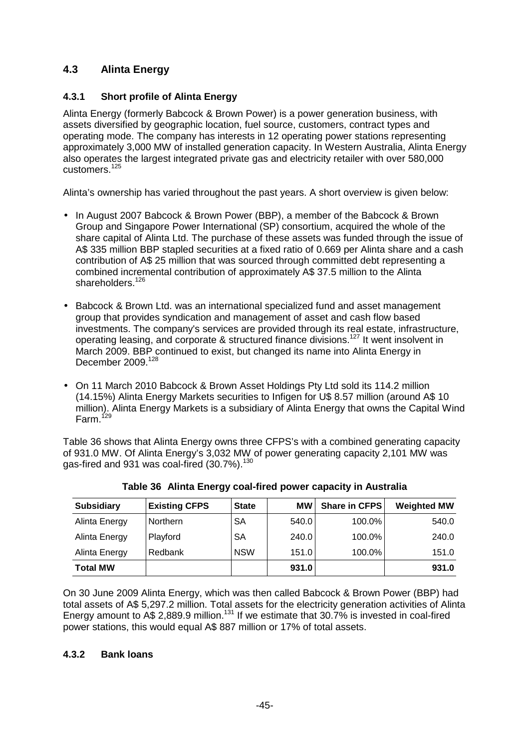## 4.3 Alinta Energy

### 4.3.1 Short profile of Alinta Energy

Alinta Energy (formerly Babcock & Brown Power) is a power generation business, with assets diversified by geographic location, fuel source, customers, contract types and operating mode. The company has interests in 12 operating power stations representing approximately 3,000 MW of installed generation capacity. In Western Australia, Alinta Energy also operates the largest integrated private gas and electricity retailer with over 580,000 customers.[125]

Alinta's ownership has varied throughout the past years. A short overview is given below:

- In August 2007 Babcock & Brown Power (BBP), a member of the Babcock & Brown Group and Singapore Power International (SP) consortium, acquired the whole of the share capital of Alinta Ltd. The purchase of these assets was funded through the issue of A$ 335 million BBP stapled securities at a fixed ratio of 0.669 per Alinta share and a cash contribution of A$ 25 million that was sourced through committed debt representing a combined incremental contribution of approximately A$ 37.5 million to the Alinta shareholders.[126]
- Babcock & Brown Ltd. was an international specialized fund and asset management group that provides syndication and management of asset and cash flow based investments. The company's services are provided through its real estate, infrastructure, operating leasing, and corporate & structured finance divisions.[127] It went insolvent in March 2009. BBP continued to exist, but changed its name into Alinta Energy in December 2009.[128]
- On 11 March 2010 Babcock & Brown Asset Holdings Pty Ltd sold its 114.2 million (14.15%) Alinta Energy Markets securities to Infigen for U$ 8.57 million (around A$ 10 million). Alinta Energy Markets is a subsidiary of Alinta Energy that owns the Capital Wind Farm.[129]

Table 36 shows that Alinta Energy owns three CFPS's with a combined generating capacity of 931.0 MW. Of Alinta Energy's 3,032 MW of power generating capacity 2,101 MW was gas-fired and 931 was coal-fired (30.7%).[130]

**Table 36 Alinta Energy coal-fired power capacity in Australia**

| Subsidiary | Existing CFPS | State | MW | Share in CFPS | Weighted MW |
|---|---|---|---|---|---|
| Alinta Energy | Northern | SA | 540.0 | 100.0% | 540.0 |
| Alinta Energy | Playford | SA | 240.0 | 100.0% | 240.0 |
| Alinta Energy | Redbank | NSW | 151.0 | 100.0% | 151.0 |
| **Total MW** | | | **931.0** | | **931.0** |

On 30 June 2009 Alinta Energy, which was then called Babcock & Brown Power (BBP) had total assets of A$ 5,297.2 million. Total assets for the electricity generation activities of Alinta Energy amount to A$ 2,889.9 million.[131] If we estimate that 30.7% is invested in coal-fired power stations, this would equal A$ 887 million or 17% of total assets.

### 4.3.2 Bank loans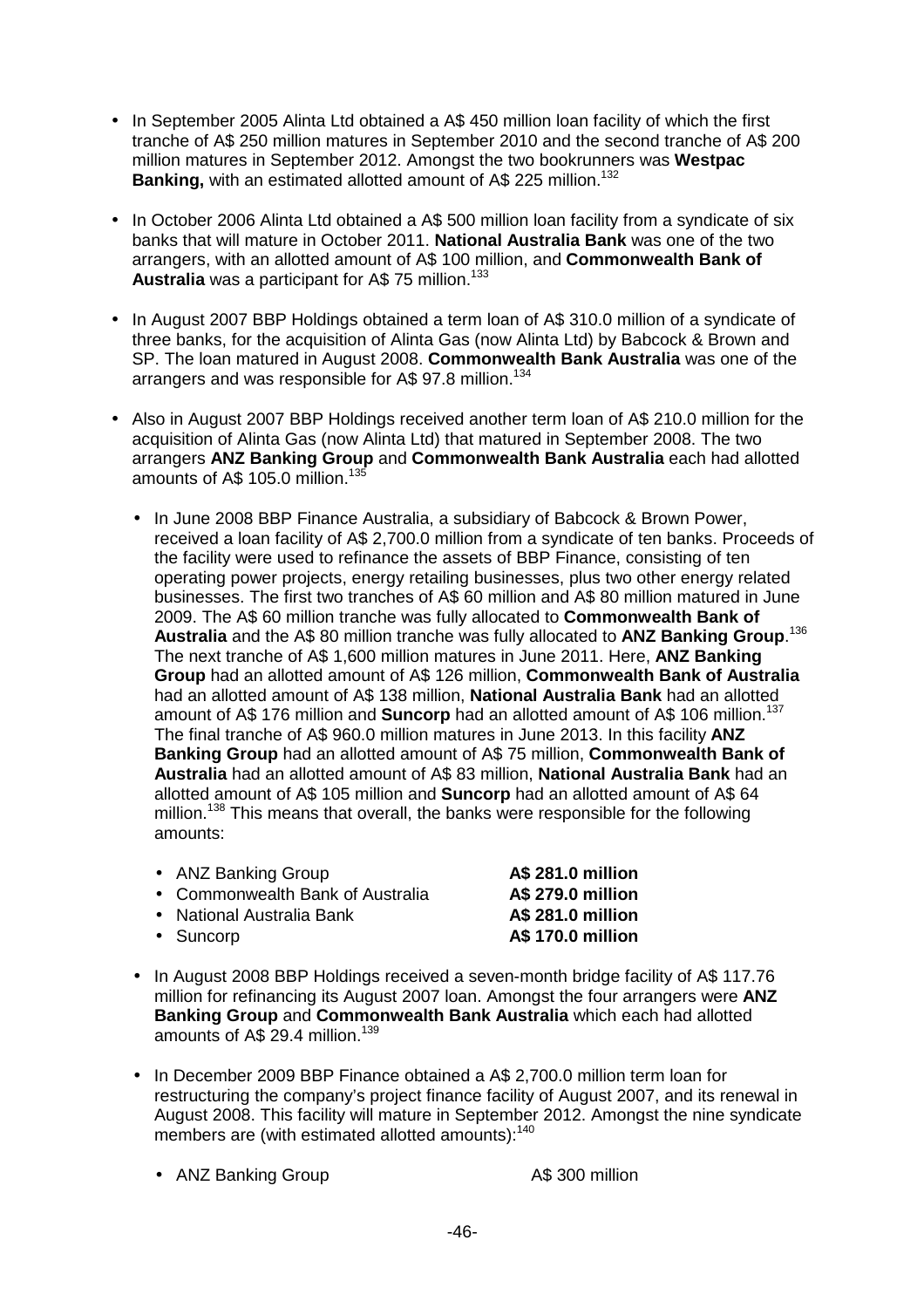- In September 2005 Alinta Ltd obtained a A$ 450 million loan facility of which the first tranche of A$ 250 million matures in September 2010 and the second tranche of A$ 200 million matures in September 2012. Amongst the two bookrunners was **Westpac Banking,** with an estimated allotted amount of A$ 225 million.[132]

- In October 2006 Alinta Ltd obtained a A$ 500 million loan facility from a syndicate of six banks that will mature in October 2011. **National Australia Bank** was one of the two arrangers, with an allotted amount of A$ 100 million, and **Commonwealth Bank of Australia** was a participant for A$ 75 million.[133]

- In August 2007 BBP Holdings obtained a term loan of A$ 310.0 million of a syndicate of three banks, for the acquisition of Alinta Gas (now Alinta Ltd) by Babcock & Brown and SP. The loan matured in August 2008. **Commonwealth Bank Australia** was one of the arrangers and was responsible for A$ 97.8 million.[134]

- Also in August 2007 BBP Holdings received another term loan of A$ 210.0 million for the acquisition of Alinta Gas (now Alinta Ltd) that matured in September 2008. The two arrangers **ANZ Banking Group** and **Commonwealth Bank Australia** each had allotted amounts of A$ 105.0 million.[135]

  - In June 2008 BBP Finance Australia, a subsidiary of Babcock & Brown Power, received a loan facility of A$ 2,700.0 million from a syndicate of ten banks. Proceeds of the facility were used to refinance the assets of BBP Finance, consisting of ten operating power projects, energy retailing businesses, plus two other energy related businesses. The first two tranches of A$ 60 million and A$ 80 million matured in June 2009. The A$ 60 million tranche was fully allocated to **Commonwealth Bank of Australia** and the A$ 80 million tranche was fully allocated to **ANZ Banking Group**.[136] The next tranche of A$ 1,600 million matures in June 2011. Here, **ANZ Banking Group** had an allotted amount of A$ 126 million, **Commonwealth Bank of Australia** had an allotted amount of A$ 138 million, **National Australia Bank** had an allotted amount of A$ 176 million and **Suncorp** had an allotted amount of A$ 106 million.[137] The final tranche of A$ 960.0 million matures in June 2013. In this facility **ANZ Banking Group** had an allotted amount of A$ 75 million, **Commonwealth Bank of Australia** had an allotted amount of A$ 83 million, **National Australia Bank** had an allotted amount of A$ 105 million and **Suncorp** had an allotted amount of A$ 64 million.[138] This means that overall, the banks were responsible for the following amounts:

    - ANZ Banking Group **A$ 281.0 million**
    - Commonwealth Bank of Australia **A$ 279.0 million**
    - National Australia Bank **A$ 281.0 million**
    - Suncorp **A$ 170.0 million**

- In August 2008 BBP Holdings received a seven-month bridge facility of A$ 117.76 million for refinancing its August 2007 loan. Amongst the four arrangers were **ANZ Banking Group** and **Commonwealth Bank Australia** which each had allotted amounts of A$ 29.4 million.[139]

- In December 2009 BBP Finance obtained a A$ 2,700.0 million term loan for restructuring the company's project finance facility of August 2007, and its renewal in August 2008. This facility will mature in September 2012. Amongst the nine syndicate members are (with estimated allotted amounts):[140]

  - ANZ Banking Group A$ 300 million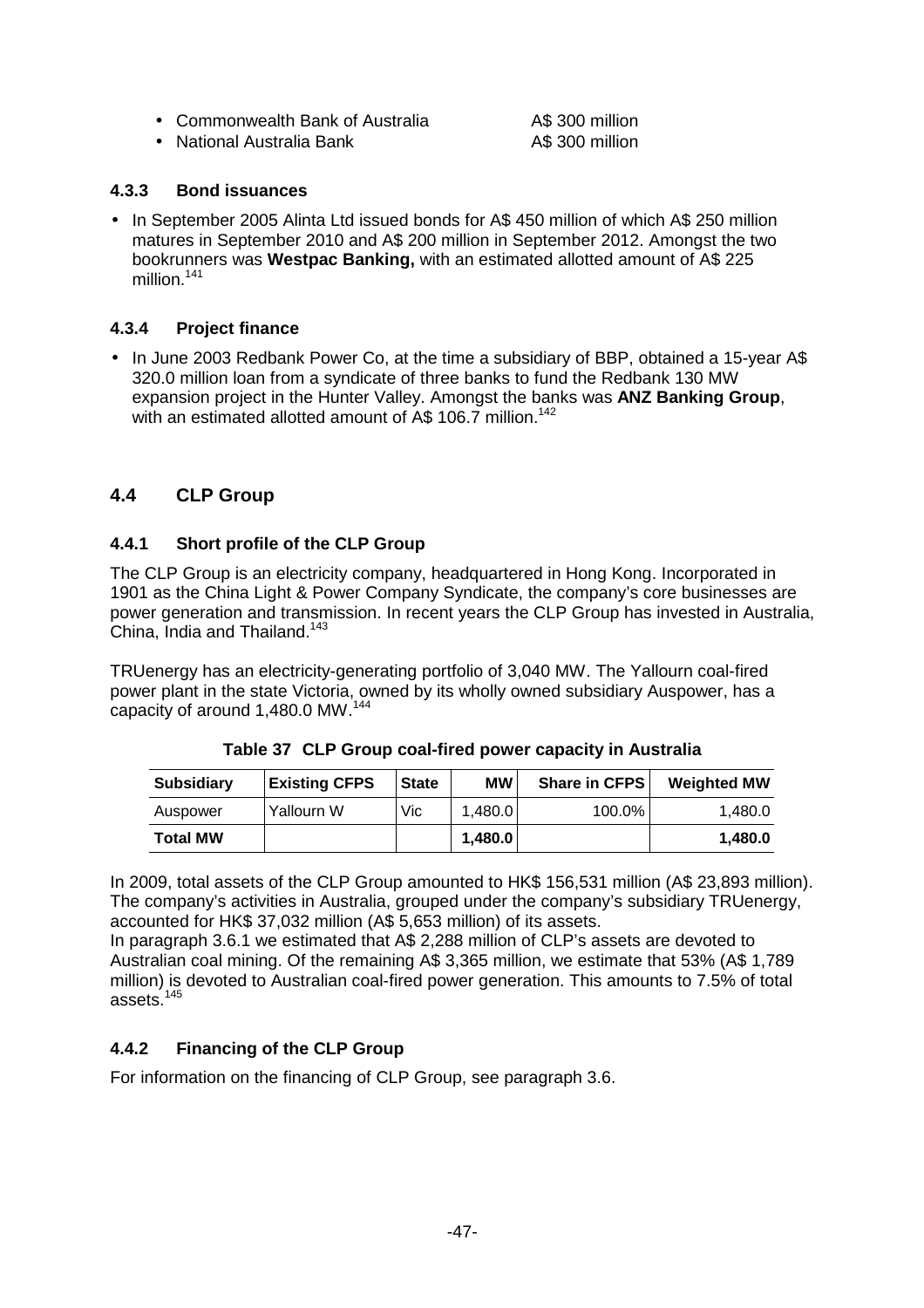- Commonwealth Bank of Australia A$ 300 million
- National Australia Bank A$ 300 million

### 4.3.3 Bond issuances

- In September 2005 Alinta Ltd issued bonds for A$ 450 million of which A$ 250 million matures in September 2010 and A$ 200 million in September 2012. Amongst the two bookrunners was **Westpac Banking,** with an estimated allotted amount of A$ 225 million.[141]

### 4.3.4 Project finance

- In June 2003 Redbank Power Co, at the time a subsidiary of BBP, obtained a 15-year A$ 320.0 million loan from a syndicate of three banks to fund the Redbank 130 MW expansion project in the Hunter Valley. Amongst the banks was **ANZ Banking Group**, with an estimated allotted amount of A$ 106.7 million.[142]

## 4.4 CLP Group

### 4.4.1 Short profile of the CLP Group

The CLP Group is an electricity company, headquartered in Hong Kong. Incorporated in 1901 as the China Light & Power Company Syndicate, the company's core businesses are power generation and transmission. In recent years the CLP Group has invested in Australia, China, India and Thailand.[143]

TRUenergy has an electricity-generating portfolio of 3,040 MW. The Yallourn coal-fired power plant in the state Victoria, owned by its wholly owned subsidiary Auspower, has a capacity of around 1,480.0 MW.[144]

**Table 37 CLP Group coal-fired power capacity in Australia**

| Subsidiary | Existing CFPS | State | MW | Share in CFPS | Weighted MW |
|---|---|---|---|---|---|
| Auspower | Yallourn W | Vic | 1,480.0 | 100.0% | 1,480.0 |
| **Total MW** | | | **1,480.0** | | **1,480.0** |

In 2009, total assets of the CLP Group amounted to HK$ 156,531 million (A$ 23,893 million). The company's activities in Australia, grouped under the company's subsidiary TRUenergy, accounted for HK$ 37,032 million (A$ 5,653 million) of its assets.
In paragraph 3.6.1 we estimated that A$ 2,288 million of CLP's assets are devoted to Australian coal mining. Of the remaining A$ 3,365 million, we estimate that 53% (A$ 1,789 million) is devoted to Australian coal-fired power generation. This amounts to 7.5% of total assets.[145]

### 4.4.2 Financing of the CLP Group

For information on the financing of CLP Group, see paragraph 3.6.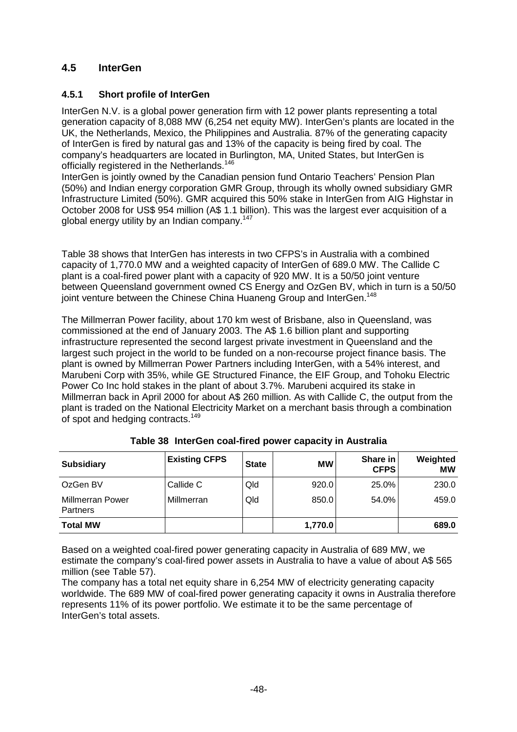## 4.5 InterGen

### 4.5.1 Short profile of InterGen

InterGen N.V. is a global power generation firm with 12 power plants representing a total generation capacity of 8,088 MW (6,254 net equity MW). InterGen's plants are located in the UK, the Netherlands, Mexico, the Philippines and Australia. 87% of the generating capacity of InterGen is fired by natural gas and 13% of the capacity is being fired by coal. The company's headquarters are located in Burlington, MA, United States, but InterGen is officially registered in the Netherlands.[146]

InterGen is jointly owned by the Canadian pension fund Ontario Teachers' Pension Plan (50%) and Indian energy corporation GMR Group, through its wholly owned subsidiary GMR Infrastructure Limited (50%). GMR acquired this 50% stake in InterGen from AIG Highstar in October 2008 for US$ 954 million (A$ 1.1 billion). This was the largest ever acquisition of a global energy utility by an Indian company.[147]

Table 38 shows that InterGen has interests in two CFPS's in Australia with a combined capacity of 1,770.0 MW and a weighted capacity of InterGen of 689.0 MW. The Callide C plant is a coal-fired power plant with a capacity of 920 MW. It is a 50/50 joint venture between Queensland government owned CS Energy and OzGen BV, which in turn is a 50/50 joint venture between the Chinese China Huaneng Group and InterGen.[148]

The Millmerran Power facility, about 170 km west of Brisbane, also in Queensland, was commissioned at the end of January 2003. The A$ 1.6 billion plant and supporting infrastructure represented the second largest private investment in Queensland and the largest such project in the world to be funded on a non-recourse project finance basis. The plant is owned by Millmerran Power Partners including InterGen, with a 54% interest, and Marubeni Corp with 35%, while GE Structured Finance, the EIF Group, and Tohoku Electric Power Co Inc hold stakes in the plant of about 3.7%. Marubeni acquired its stake in Millmerran back in April 2000 for about A$ 260 million. As with Callide C, the output from the plant is traded on the National Electricity Market on a merchant basis through a combination of spot and hedging contracts.[149]

**Table 38 InterGen coal-fired power capacity in Australia**

| Subsidiary | Existing CFPS | State | MW | Share in CFPS | Weighted MW |
|---|---|---|---|---|---|
| OzGen BV | Callide C | Qld | 920.0 | 25.0% | 230.0 |
| Millmerran Power Partners | Millmerran | Qld | 850.0 | 54.0% | 459.0 |
| **Total MW** | | | **1,770.0** | | **689.0** |

Based on a weighted coal-fired power generating capacity in Australia of 689 MW, we estimate the company's coal-fired power assets in Australia to have a value of about A$ 565 million (see Table 57).

The company has a total net equity share in 6,254 MW of electricity generating capacity worldwide. The 689 MW of coal-fired power generating capacity it owns in Australia therefore represents 11% of its power portfolio. We estimate it to be the same percentage of InterGen's total assets.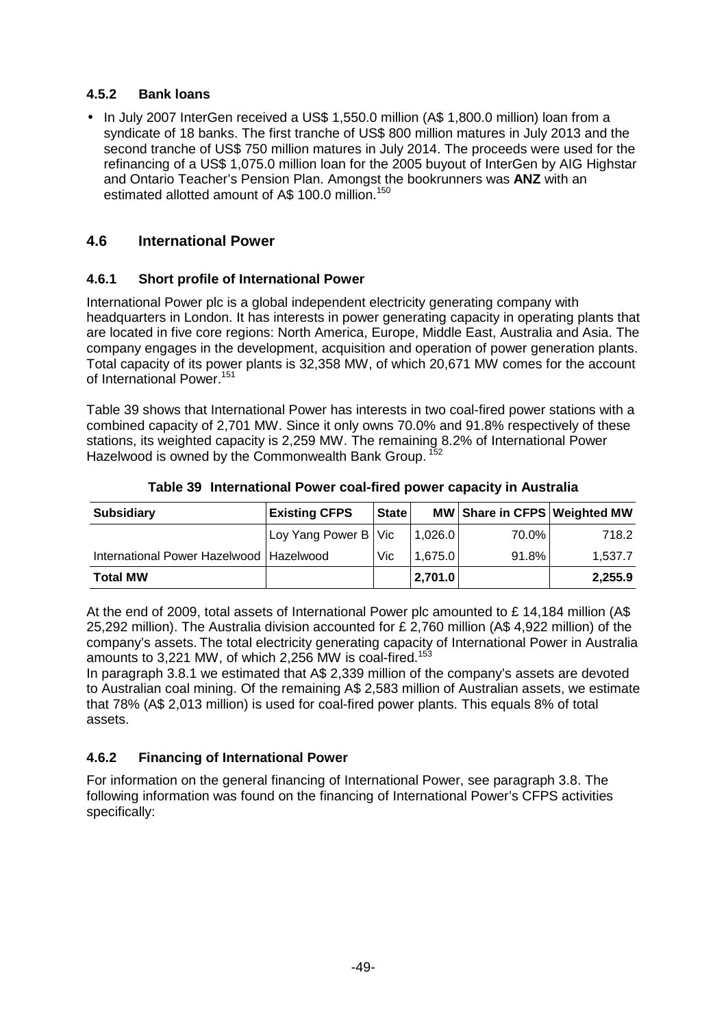### 4.5.2 Bank loans

- In July 2007 InterGen received a US$ 1,550.0 million (A$ 1,800.0 million) loan from a syndicate of 18 banks. The first tranche of US$ 800 million matures in July 2013 and the second tranche of US$ 750 million matures in July 2014. The proceeds were used for the refinancing of a US$ 1,075.0 million loan for the 2005 buyout of InterGen by AIG Highstar and Ontario Teacher's Pension Plan. Amongst the bookrunners was **ANZ** with an estimated allotted amount of A$ 100.0 million.[150]

## 4.6 International Power

### 4.6.1 Short profile of International Power

International Power plc is a global independent electricity generating company with headquarters in London. It has interests in power generating capacity in operating plants that are located in five core regions: North America, Europe, Middle East, Australia and Asia. The company engages in the development, acquisition and operation of power generation plants. Total capacity of its power plants is 32,358 MW, of which 20,671 MW comes for the account of International Power.[151]

Table 39 shows that International Power has interests in two coal-fired power stations with a combined capacity of 2,701 MW. Since it only owns 70.0% and 91.8% respectively of these stations, its weighted capacity is 2,259 MW. The remaining 8.2% of International Power Hazelwood is owned by the Commonwealth Bank Group.[152]

**Table 39 International Power coal-fired power capacity in Australia**

| Subsidiary | Existing CFPS | State | MW | Share in CFPS | Weighted MW |
|---|---|---|---|---|---|
| | Loy Yang Power B | Vic | 1,026.0 | 70.0% | 718.2 |
| International Power Hazelwood | Hazelwood | Vic | 1,675.0 | 91.8% | 1,537.7 |
| **Total MW** | | | **2,701.0** | | **2,255.9** |

At the end of 2009, total assets of International Power plc amounted to £ 14,184 million (A$ 25,292 million). The Australia division accounted for £ 2,760 million (A$ 4,922 million) of the company's assets. The total electricity generating capacity of International Power in Australia amounts to 3,221 MW, of which 2,256 MW is coal-fired.[153]

In paragraph 3.8.1 we estimated that A$ 2,339 million of the company's assets are devoted to Australian coal mining. Of the remaining A$ 2,583 million of Australian assets, we estimate that 78% (A$ 2,013 million) is used for coal-fired power plants. This equals 8% of total assets.

### 4.6.2 Financing of International Power

For information on the general financing of International Power, see paragraph 3.8. The following information was found on the financing of International Power's CFPS activities specifically: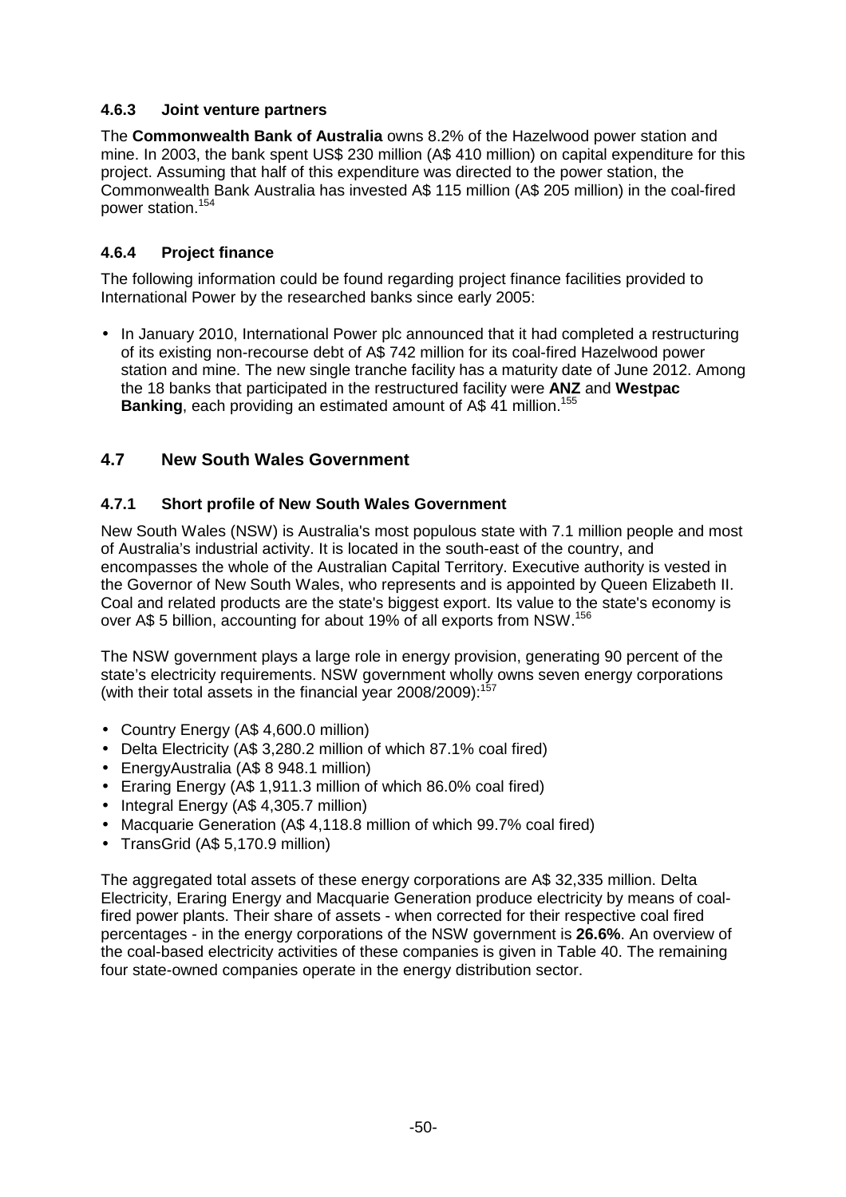### 4.6.3 Joint venture partners

The **Commonwealth Bank of Australia** owns 8.2% of the Hazelwood power station and mine. In 2003, the bank spent US$ 230 million (A$ 410 million) on capital expenditure for this project. Assuming that half of this expenditure was directed to the power station, the Commonwealth Bank Australia has invested A$ 115 million (A$ 205 million) in the coal-fired power station.[154]

### 4.6.4 Project finance

The following information could be found regarding project finance facilities provided to International Power by the researched banks since early 2005:

- In January 2010, International Power plc announced that it had completed a restructuring of its existing non-recourse debt of A$ 742 million for its coal-fired Hazelwood power station and mine. The new single tranche facility has a maturity date of June 2012. Among the 18 banks that participated in the restructured facility were **ANZ** and **Westpac Banking**, each providing an estimated amount of A$ 41 million.[155]

## 4.7 New South Wales Government

### 4.7.1 Short profile of New South Wales Government

New South Wales (NSW) is Australia's most populous state with 7.1 million people and most of Australia's industrial activity. It is located in the south-east of the country, and encompasses the whole of the Australian Capital Territory. Executive authority is vested in the Governor of New South Wales, who represents and is appointed by Queen Elizabeth II. Coal and related products are the state's biggest export. Its value to the state's economy is over A$ 5 billion, accounting for about 19% of all exports from NSW.[156]

The NSW government plays a large role in energy provision, generating 90 percent of the state's electricity requirements. NSW government wholly owns seven energy corporations (with their total assets in the financial year 2008/2009):[157]

- Country Energy (A$ 4,600.0 million)
- Delta Electricity (A$ 3,280.2 million of which 87.1% coal fired)
- EnergyAustralia (A$ 8 948.1 million)
- Eraring Energy (A$ 1,911.3 million of which 86.0% coal fired)
- Integral Energy (A$ 4,305.7 million)
- Macquarie Generation (A$ 4,118.8 million of which 99.7% coal fired)
- TransGrid (A$ 5,170.9 million)

The aggregated total assets of these energy corporations are A$ 32,335 million. Delta Electricity, Eraring Energy and Macquarie Generation produce electricity by means of coal-fired power plants. Their share of assets - when corrected for their respective coal fired percentages - in the energy corporations of the NSW government is **26.6%**. An overview of the coal-based electricity activities of these companies is given in Table 40. The remaining four state-owned companies operate in the energy distribution sector.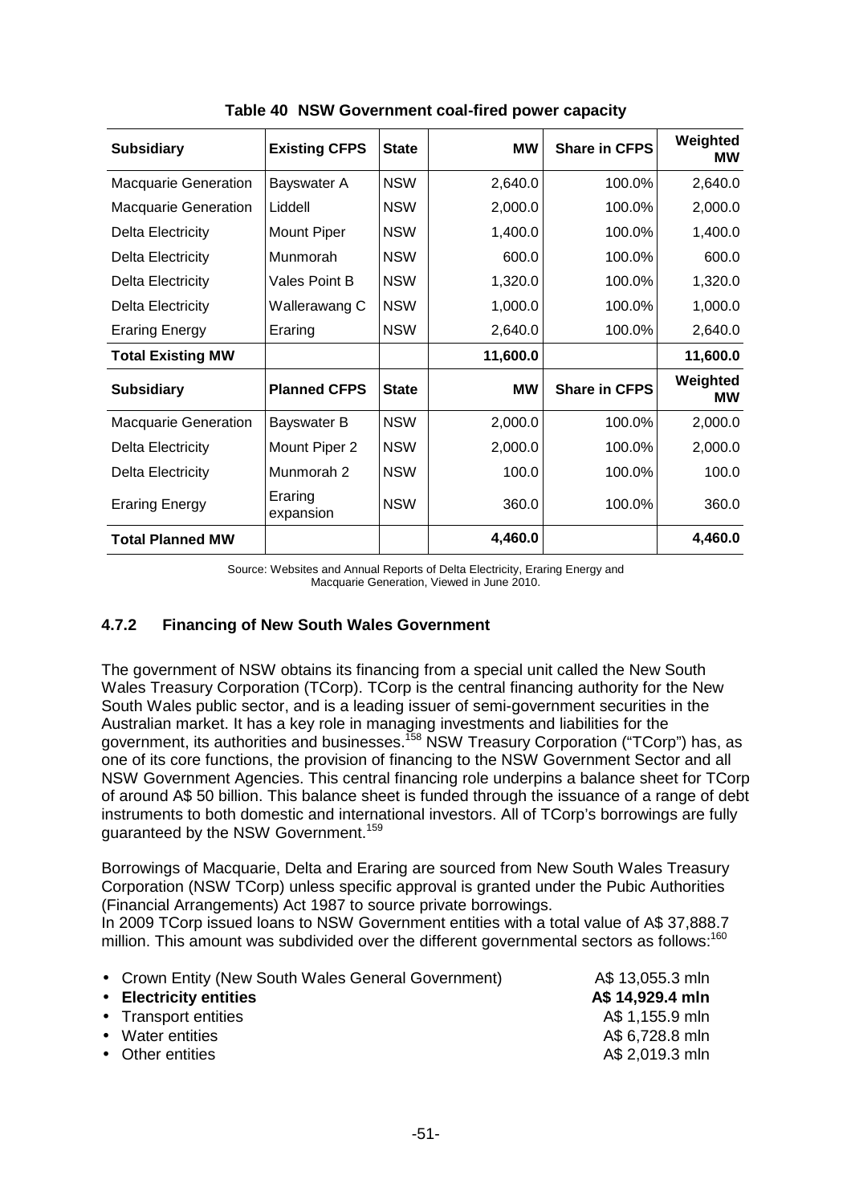**Table 40 NSW Government coal-fired power capacity**

| Subsidiary | Existing CFPS | State | MW | Share in CFPS | Weighted MW |
|---|---|---|---|---|---|
| Macquarie Generation | Bayswater A | NSW | 2,640.0 | 100.0% | 2,640.0 |
| Macquarie Generation | Liddell | NSW | 2,000.0 | 100.0% | 2,000.0 |
| Delta Electricity | Mount Piper | NSW | 1,400.0 | 100.0% | 1,400.0 |
| Delta Electricity | Munmorah | NSW | 600.0 | 100.0% | 600.0 |
| Delta Electricity | Vales Point B | NSW | 1,320.0 | 100.0% | 1,320.0 |
| Delta Electricity | Wallerawang C | NSW | 1,000.0 | 100.0% | 1,000.0 |
| Eraring Energy | Eraring | NSW | 2,640.0 | 100.0% | 2,640.0 |
| **Total Existing MW** | | | **11,600.0** | | **11,600.0** |
| **Subsidiary** | **Planned CFPS** | **State** | **MW** | **Share in CFPS** | **Weighted MW** |
| Macquarie Generation | Bayswater B | NSW | 2,000.0 | 100.0% | 2,000.0 |
| Delta Electricity | Mount Piper 2 | NSW | 2,000.0 | 100.0% | 2,000.0 |
| Delta Electricity | Munmorah 2 | NSW | 100.0 | 100.0% | 100.0 |
| Eraring Energy | Eraring expansion | NSW | 360.0 | 100.0% | 360.0 |
| **Total Planned MW** | | | **4,460.0** | | **4,460.0** |

Source: Websites and Annual Reports of Delta Electricity, Eraring Energy and Macquarie Generation, Viewed in June 2010.

### 4.7.2 Financing of New South Wales Government

The government of NSW obtains its financing from a special unit called the New South Wales Treasury Corporation (TCorp). TCorp is the central financing authority for the New South Wales public sector, and is a leading issuer of semi-government securities in the Australian market. It has a key role in managing investments and liabilities for the government, its authorities and businesses.[158] NSW Treasury Corporation ("TCorp") has, as one of its core functions, the provision of financing to the NSW Government Sector and all NSW Government Agencies. This central financing role underpins a balance sheet for TCorp of around A$ 50 billion. This balance sheet is funded through the issuance of a range of debt instruments to both domestic and international investors. All of TCorp's borrowings are fully guaranteed by the NSW Government.[159]

Borrowings of Macquarie, Delta and Eraring are sourced from New South Wales Treasury Corporation (NSW TCorp) unless specific approval is granted under the Pubic Authorities (Financial Arrangements) Act 1987 to source private borrowings.

In 2009 TCorp issued loans to NSW Government entities with a total value of A$ 37,888.7 million. This amount was subdivided over the different governmental sectors as follows:[160]

- Crown Entity (New South Wales General Government) A$ 13,055.3 mln
- **Electricity entities A$ 14,929.4 mln**
- Transport entities A$ 1,155.9 mln
- Water entities A$ 6,728.8 mln
- Other entities A$ 2,019.3 mln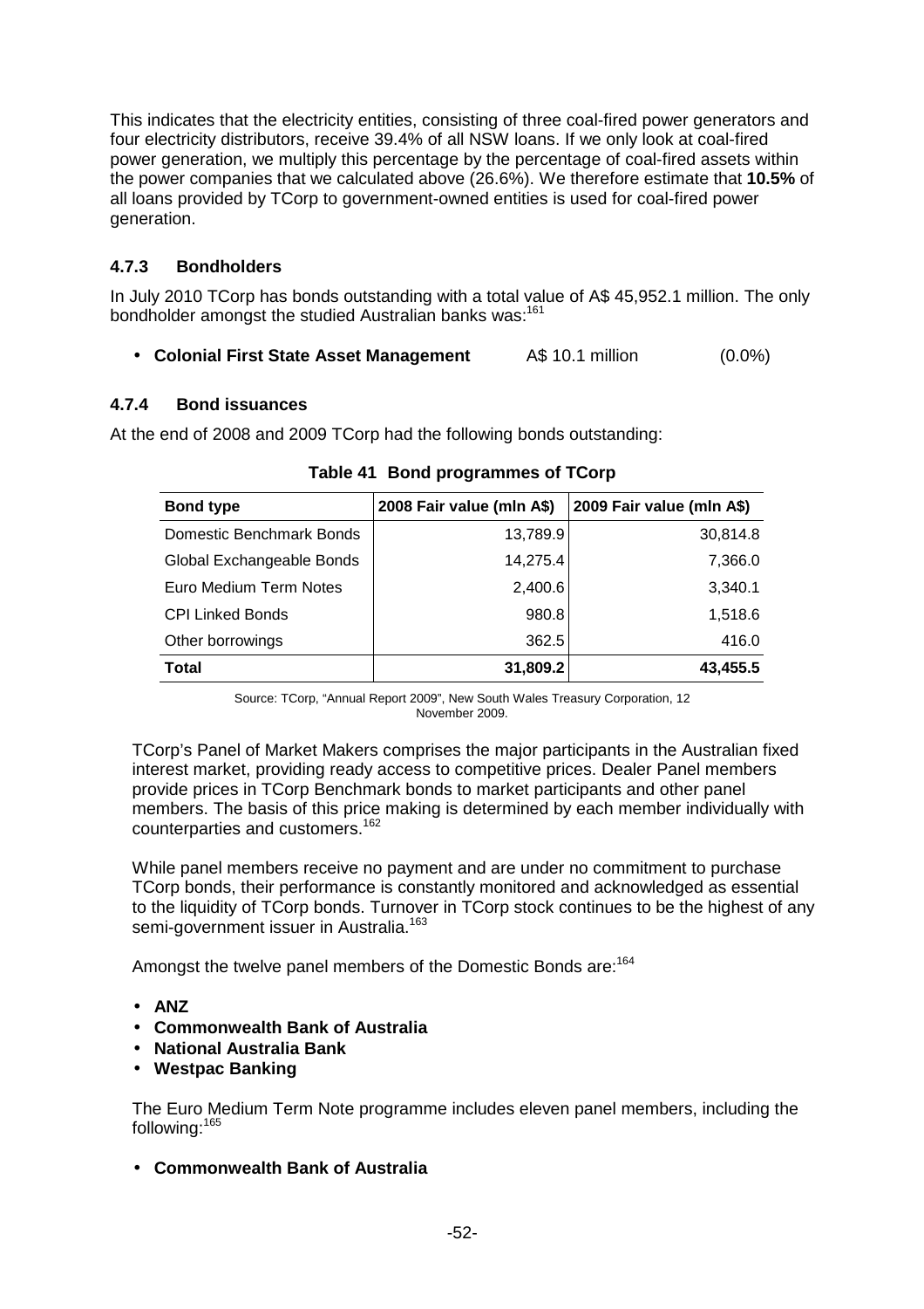This indicates that the electricity entities, consisting of three coal-fired power generators and four electricity distributors, receive 39.4% of all NSW loans. If we only look at coal-fired power generation, we multiply this percentage by the percentage of coal-fired assets within the power companies that we calculated above (26.6%). We therefore estimate that **10.5%** of all loans provided by TCorp to government-owned entities is used for coal-fired power generation.

### 4.7.3 Bondholders

In July 2010 TCorp has bonds outstanding with a total value of A$ 45,952.1 million. The only bondholder amongst the studied Australian banks was:[161]

- **Colonial First State Asset Management** A$ 10.1 million (0.0%)

### 4.7.4 Bond issuances

At the end of 2008 and 2009 TCorp had the following bonds outstanding:

**Table 41 Bond programmes of TCorp**

| Bond type | 2008 Fair value (mln A$) | 2009 Fair value (mln A$) |
|---|---|---|
| Domestic Benchmark Bonds | 13,789.9 | 30,814.8 |
| Global Exchangeable Bonds | 14,275.4 | 7,366.0 |
| Euro Medium Term Notes | 2,400.6 | 3,340.1 |
| CPI Linked Bonds | 980.8 | 1,518.6 |
| Other borrowings | 362.5 | 416.0 |
| **Total** | **31,809.2** | **43,455.5** |

Source: TCorp, "Annual Report 2009", New South Wales Treasury Corporation, 12 November 2009.

TCorp's Panel of Market Makers comprises the major participants in the Australian fixed interest market, providing ready access to competitive prices. Dealer Panel members provide prices in TCorp Benchmark bonds to market participants and other panel members. The basis of this price making is determined by each member individually with counterparties and customers.[162]

While panel members receive no payment and are under no commitment to purchase TCorp bonds, their performance is constantly monitored and acknowledged as essential to the liquidity of TCorp bonds. Turnover in TCorp stock continues to be the highest of any semi-government issuer in Australia.[163]

Amongst the twelve panel members of the Domestic Bonds are:[164]

- **ANZ**
- **Commonwealth Bank of Australia**
- **National Australia Bank**
- **Westpac Banking**

The Euro Medium Term Note programme includes eleven panel members, including the following:[165]

- **Commonwealth Bank of Australia**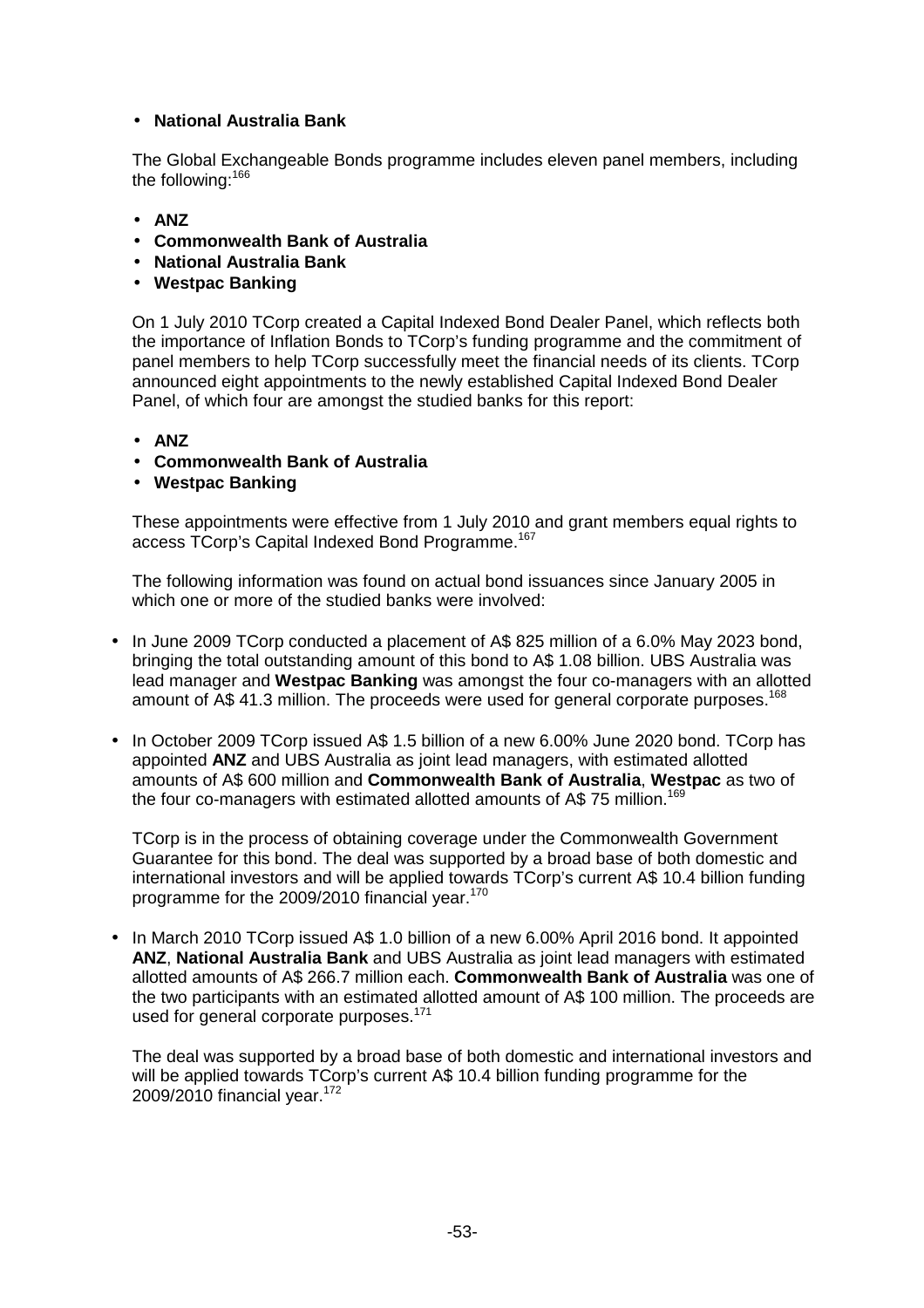- **National Australia Bank**

The Global Exchangeable Bonds programme includes eleven panel members, including the following:[166]

- **ANZ**
- **Commonwealth Bank of Australia**
- **National Australia Bank**
- **Westpac Banking**

On 1 July 2010 TCorp created a Capital Indexed Bond Dealer Panel, which reflects both the importance of Inflation Bonds to TCorp's funding programme and the commitment of panel members to help TCorp successfully meet the financial needs of its clients. TCorp announced eight appointments to the newly established Capital Indexed Bond Dealer Panel, of which four are amongst the studied banks for this report:

- **ANZ**
- **Commonwealth Bank of Australia**
- **Westpac Banking**

These appointments were effective from 1 July 2010 and grant members equal rights to access TCorp's Capital Indexed Bond Programme.[167]

The following information was found on actual bond issuances since January 2005 in which one or more of the studied banks were involved:

- In June 2009 TCorp conducted a placement of A$ 825 million of a 6.0% May 2023 bond, bringing the total outstanding amount of this bond to A$ 1.08 billion. UBS Australia was lead manager and **Westpac Banking** was amongst the four co-managers with an allotted amount of A$ 41.3 million. The proceeds were used for general corporate purposes.[168]

- In October 2009 TCorp issued A$ 1.5 billion of a new 6.00% June 2020 bond. TCorp has appointed **ANZ** and UBS Australia as joint lead managers, with estimated allotted amounts of A$ 600 million and **Commonwealth Bank of Australia**, **Westpac** as two of the four co-managers with estimated allotted amounts of A$ 75 million.[169]

  TCorp is in the process of obtaining coverage under the Commonwealth Government Guarantee for this bond. The deal was supported by a broad base of both domestic and international investors and will be applied towards TCorp's current A$ 10.4 billion funding programme for the 2009/2010 financial year.[170]

- In March 2010 TCorp issued A$ 1.0 billion of a new 6.00% April 2016 bond. It appointed **ANZ**, **National Australia Bank** and UBS Australia as joint lead managers with estimated allotted amounts of A$ 266.7 million each. **Commonwealth Bank of Australia** was one of the two participants with an estimated allotted amount of A$ 100 million. The proceeds are used for general corporate purposes.[171]

  The deal was supported by a broad base of both domestic and international investors and will be applied towards TCorp's current A$ 10.4 billion funding programme for the 2009/2010 financial year.[172]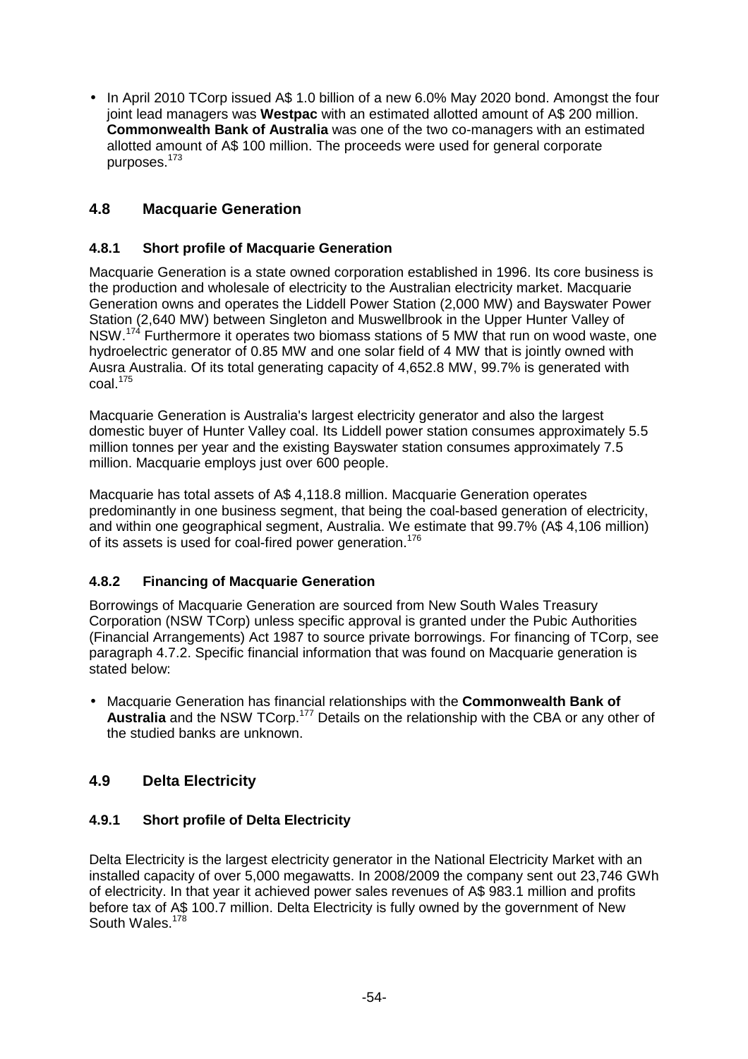- In April 2010 TCorp issued A$ 1.0 billion of a new 6.0% May 2020 bond. Amongst the four joint lead managers was **Westpac** with an estimated allotted amount of A$ 200 million. **Commonwealth Bank of Australia** was one of the two co-managers with an estimated allotted amount of A$ 100 million. The proceeds were used for general corporate purposes.[173]

## 4.8 Macquarie Generation

### 4.8.1 Short profile of Macquarie Generation

Macquarie Generation is a state owned corporation established in 1996. Its core business is the production and wholesale of electricity to the Australian electricity market. Macquarie Generation owns and operates the Liddell Power Station (2,000 MW) and Bayswater Power Station (2,640 MW) between Singleton and Muswellbrook in the Upper Hunter Valley of NSW.[174] Furthermore it operates two biomass stations of 5 MW that run on wood waste, one hydroelectric generator of 0.85 MW and one solar field of 4 MW that is jointly owned with Ausra Australia. Of its total generating capacity of 4,652.8 MW, 99.7% is generated with coal.[175]

Macquarie Generation is Australia's largest electricity generator and also the largest domestic buyer of Hunter Valley coal. Its Liddell power station consumes approximately 5.5 million tonnes per year and the existing Bayswater station consumes approximately 7.5 million. Macquarie employs just over 600 people.

Macquarie has total assets of A$ 4,118.8 million. Macquarie Generation operates predominantly in one business segment, that being the coal-based generation of electricity, and within one geographical segment, Australia. We estimate that 99.7% (A$ 4,106 million) of its assets is used for coal-fired power generation.[176]

### 4.8.2 Financing of Macquarie Generation

Borrowings of Macquarie Generation are sourced from New South Wales Treasury Corporation (NSW TCorp) unless specific approval is granted under the Pubic Authorities (Financial Arrangements) Act 1987 to source private borrowings. For financing of TCorp, see paragraph 4.7.2. Specific financial information that was found on Macquarie generation is stated below:

- Macquarie Generation has financial relationships with the **Commonwealth Bank of Australia** and the NSW TCorp.[177] Details on the relationship with the CBA or any other of the studied banks are unknown.

## 4.9 Delta Electricity

### 4.9.1 Short profile of Delta Electricity

Delta Electricity is the largest electricity generator in the National Electricity Market with an installed capacity of over 5,000 megawatts. In 2008/2009 the company sent out 23,746 GWh of electricity. In that year it achieved power sales revenues of A$ 983.1 million and profits before tax of A$ 100.7 million. Delta Electricity is fully owned by the government of New South Wales.[178]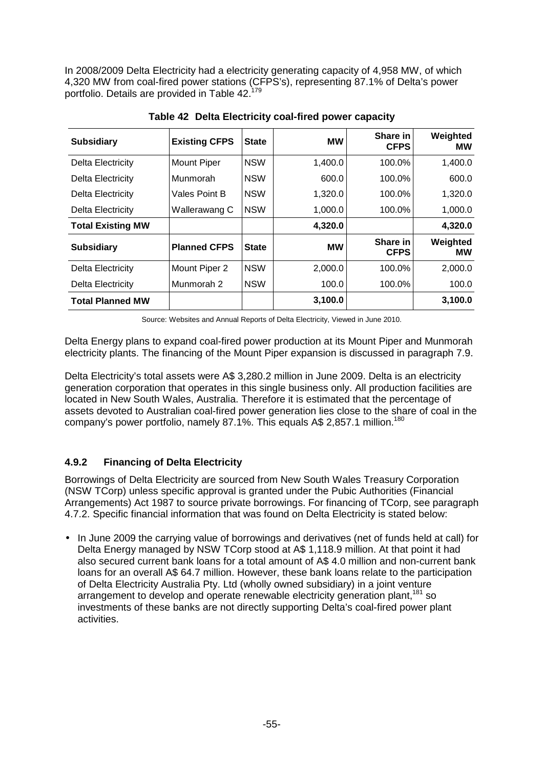In 2008/2009 Delta Electricity had a electricity generating capacity of 4,958 MW, of which 4,320 MW from coal-fired power stations (CFPS's), representing 87.1% of Delta's power portfolio. Details are provided in Table 42.[179]

**Table 42 Delta Electricity coal-fired power capacity**

| Subsidiary | Existing CFPS | State | MW | Share in CFPS | Weighted MW |
|---|---|---|---|---|---|
| Delta Electricity | Mount Piper | NSW | 1,400.0 | 100.0% | 1,400.0 |
| Delta Electricity | Munmorah | NSW | 600.0 | 100.0% | 600.0 |
| Delta Electricity | Vales Point B | NSW | 1,320.0 | 100.0% | 1,320.0 |
| Delta Electricity | Wallerawang C | NSW | 1,000.0 | 100.0% | 1,000.0 |
| **Total Existing MW** | | | **4,320.0** | | **4,320.0** |
| **Subsidiary** | **Planned CFPS** | **State** | **MW** | **Share in CFPS** | **Weighted MW** |
| Delta Electricity | Mount Piper 2 | NSW | 2,000.0 | 100.0% | 2,000.0 |
| Delta Electricity | Munmorah 2 | NSW | 100.0 | 100.0% | 100.0 |
| **Total Planned MW** | | | **3,100.0** | | **3,100.0** |

Source: Websites and Annual Reports of Delta Electricity, Viewed in June 2010.

Delta Energy plans to expand coal-fired power production at its Mount Piper and Munmorah electricity plants. The financing of the Mount Piper expansion is discussed in paragraph 7.9.

Delta Electricity's total assets were A$ 3,280.2 million in June 2009. Delta is an electricity generation corporation that operates in this single business only. All production facilities are located in New South Wales, Australia. Therefore it is estimated that the percentage of assets devoted to Australian coal-fired power generation lies close to the share of coal in the company's power portfolio, namely 87.1%. This equals A$ 2,857.1 million.[180]

### 4.9.2 Financing of Delta Electricity

Borrowings of Delta Electricity are sourced from New South Wales Treasury Corporation (NSW TCorp) unless specific approval is granted under the Pubic Authorities (Financial Arrangements) Act 1987 to source private borrowings. For financing of TCorp, see paragraph 4.7.2. Specific financial information that was found on Delta Electricity is stated below:

- In June 2009 the carrying value of borrowings and derivatives (net of funds held at call) for Delta Energy managed by NSW TCorp stood at A$ 1,118.9 million. At that point it had also secured current bank loans for a total amount of A$ 4.0 million and non-current bank loans for an overall A$ 64.7 million. However, these bank loans relate to the participation of Delta Electricity Australia Pty. Ltd (wholly owned subsidiary) in a joint venture arrangement to develop and operate renewable electricity generation plant,[181] so investments of these banks are not directly supporting Delta's coal-fired power plant activities.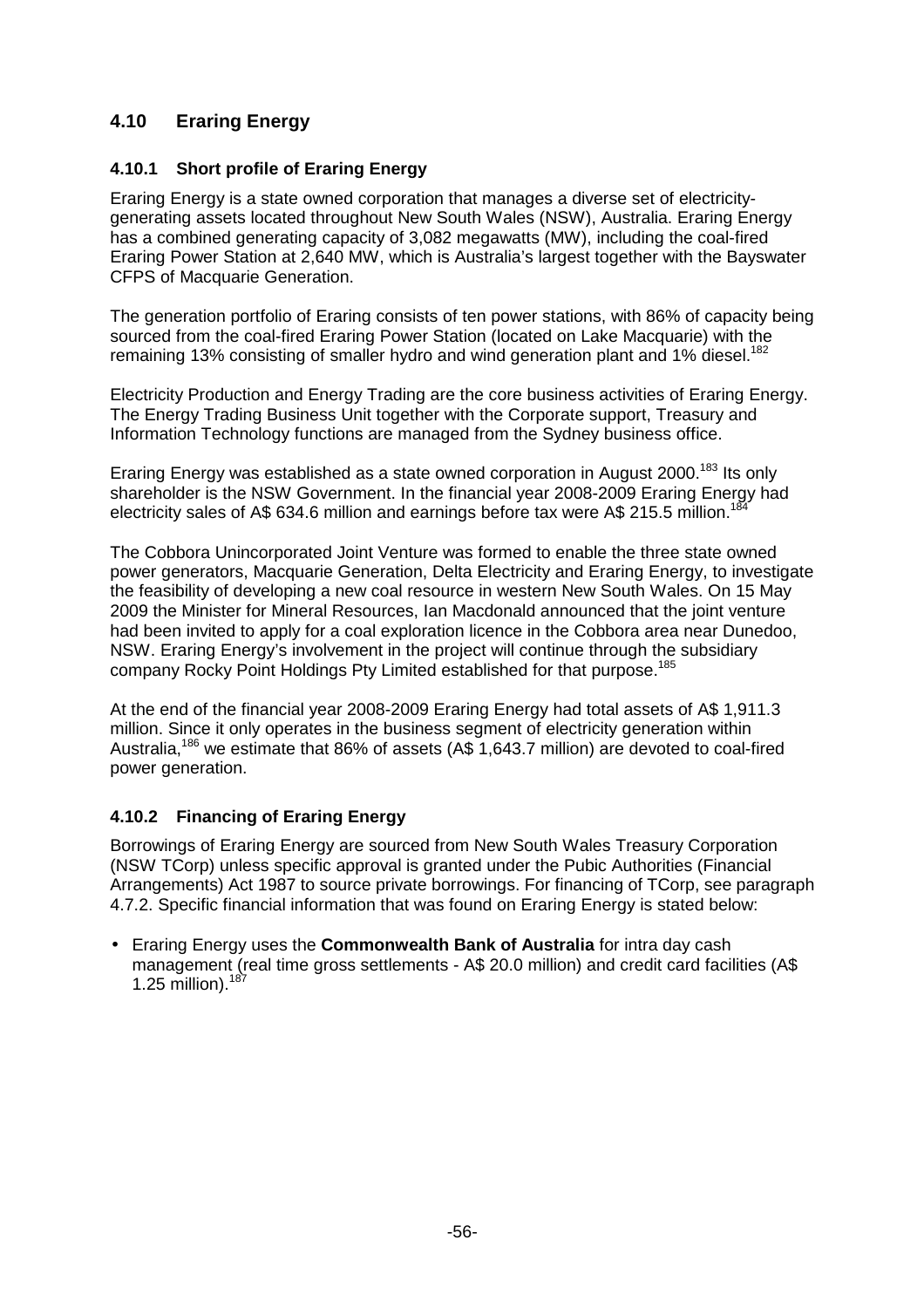## 4.10 Eraring Energy

### 4.10.1 Short profile of Eraring Energy

Eraring Energy is a state owned corporation that manages a diverse set of electricity-generating assets located throughout New South Wales (NSW), Australia. Eraring Energy has a combined generating capacity of 3,082 megawatts (MW), including the coal-fired Eraring Power Station at 2,640 MW, which is Australia's largest together with the Bayswater CFPS of Macquarie Generation.

The generation portfolio of Eraring consists of ten power stations, with 86% of capacity being sourced from the coal-fired Eraring Power Station (located on Lake Macquarie) with the remaining 13% consisting of smaller hydro and wind generation plant and 1% diesel.[182]

Electricity Production and Energy Trading are the core business activities of Eraring Energy. The Energy Trading Business Unit together with the Corporate support, Treasury and Information Technology functions are managed from the Sydney business office.

Eraring Energy was established as a state owned corporation in August 2000.[183] Its only shareholder is the NSW Government. In the financial year 2008-2009 Eraring Energy had electricity sales of A$ 634.6 million and earnings before tax were A$ 215.5 million.[184]

The Cobbora Unincorporated Joint Venture was formed to enable the three state owned power generators, Macquarie Generation, Delta Electricity and Eraring Energy, to investigate the feasibility of developing a new coal resource in western New South Wales. On 15 May 2009 the Minister for Mineral Resources, Ian Macdonald announced that the joint venture had been invited to apply for a coal exploration licence in the Cobbora area near Dunedoo, NSW. Eraring Energy's involvement in the project will continue through the subsidiary company Rocky Point Holdings Pty Limited established for that purpose.[185]

At the end of the financial year 2008-2009 Eraring Energy had total assets of A$ 1,911.3 million. Since it only operates in the business segment of electricity generation within Australia,[186] we estimate that 86% of assets (A$ 1,643.7 million) are devoted to coal-fired power generation.

### 4.10.2 Financing of Eraring Energy

Borrowings of Eraring Energy are sourced from New South Wales Treasury Corporation (NSW TCorp) unless specific approval is granted under the Pubic Authorities (Financial Arrangements) Act 1987 to source private borrowings. For financing of TCorp, see paragraph 4.7.2. Specific financial information that was found on Eraring Energy is stated below:

- Eraring Energy uses the **Commonwealth Bank of Australia** for intra day cash management (real time gross settlements - A$ 20.0 million) and credit card facilities (A$ 1.25 million).[187]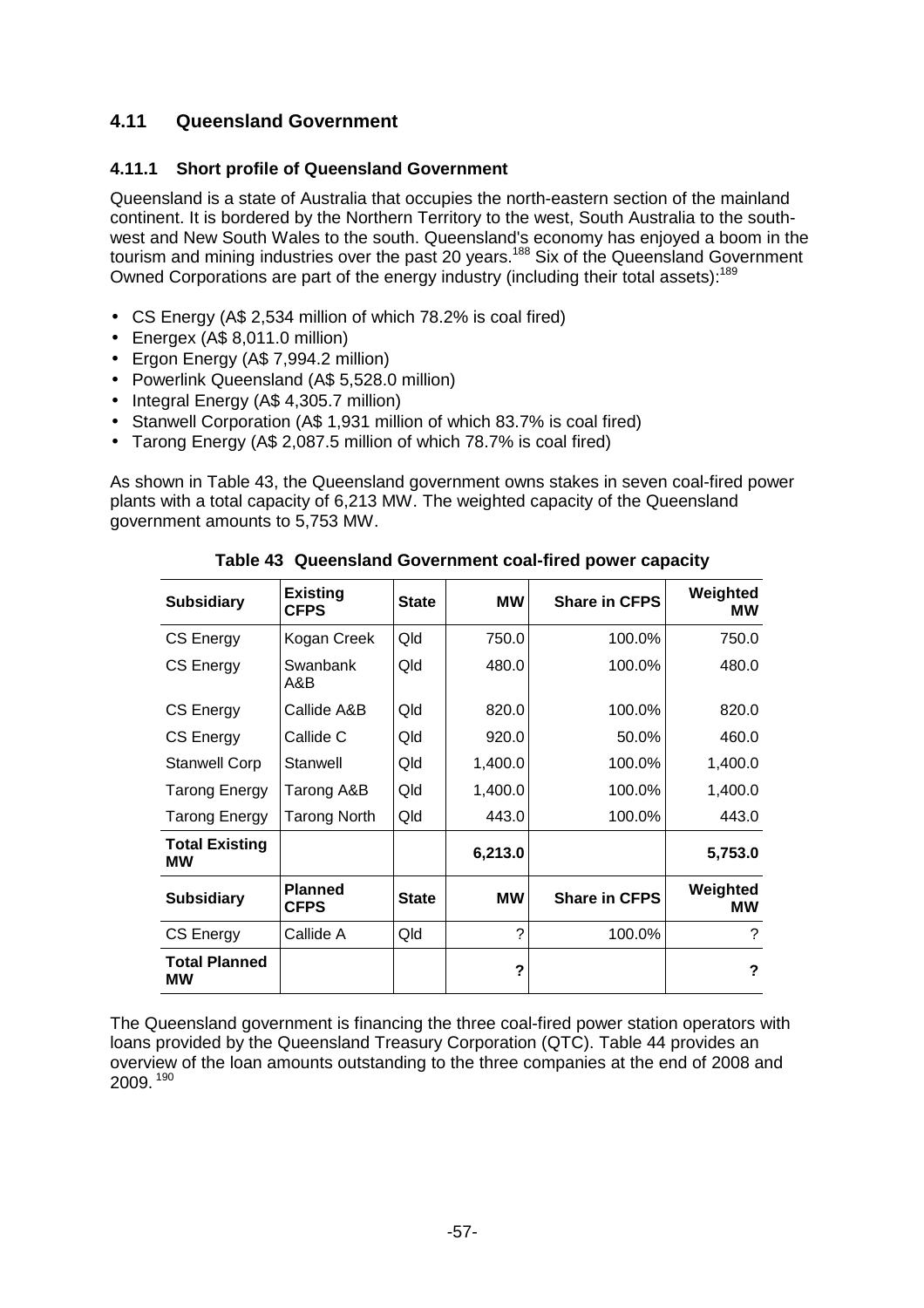## 4.11 Queensland Government

### 4.11.1 Short profile of Queensland Government

Queensland is a state of Australia that occupies the north-eastern section of the mainland continent. It is bordered by the Northern Territory to the west, South Australia to the south-west and New South Wales to the south. Queensland's economy has enjoyed a boom in the tourism and mining industries over the past 20 years.[188] Six of the Queensland Government Owned Corporations are part of the energy industry (including their total assets):[189]

- CS Energy (A$ 2,534 million of which 78.2% is coal fired)
- Energex (A$ 8,011.0 million)
- Ergon Energy (A$ 7,994.2 million)
- Powerlink Queensland (A$ 5,528.0 million)
- Integral Energy (A$ 4,305.7 million)
- Stanwell Corporation (A$ 1,931 million of which 83.7% is coal fired)
- Tarong Energy (A$ 2,087.5 million of which 78.7% is coal fired)

As shown in Table 43, the Queensland government owns stakes in seven coal-fired power plants with a total capacity of 6,213 MW. The weighted capacity of the Queensland government amounts to 5,753 MW.

**Table 43 Queensland Government coal-fired power capacity**

| Subsidiary | Existing CFPS | State | MW | Share in CFPS | Weighted MW |
|---|---|---|---|---|---|
| CS Energy | Kogan Creek | Qld | 750.0 | 100.0% | 750.0 |
| CS Energy | Swanbank A&B | Qld | 480.0 | 100.0% | 480.0 |
| CS Energy | Callide A&B | Qld | 820.0 | 100.0% | 820.0 |
| CS Energy | Callide C | Qld | 920.0 | 50.0% | 460.0 |
| Stanwell Corp | Stanwell | Qld | 1,400.0 | 100.0% | 1,400.0 |
| Tarong Energy | Tarong A&B | Qld | 1,400.0 | 100.0% | 1,400.0 |
| Tarong Energy | Tarong North | Qld | 443.0 | 100.0% | 443.0 |
| **Total Existing MW** | | | **6,213.0** | | **5,753.0** |
| **Subsidiary** | **Planned CFPS** | **State** | **MW** | **Share in CFPS** | **Weighted MW** |
| CS Energy | Callide A | Qld | ? | 100.0% | ? |
| **Total Planned MW** | | | **?** | | **?** |

The Queensland government is financing the three coal-fired power station operators with loans provided by the Queensland Treasury Corporation (QTC). Table 44 provides an overview of the loan amounts outstanding to the three companies at the end of 2008 and 2009.[190]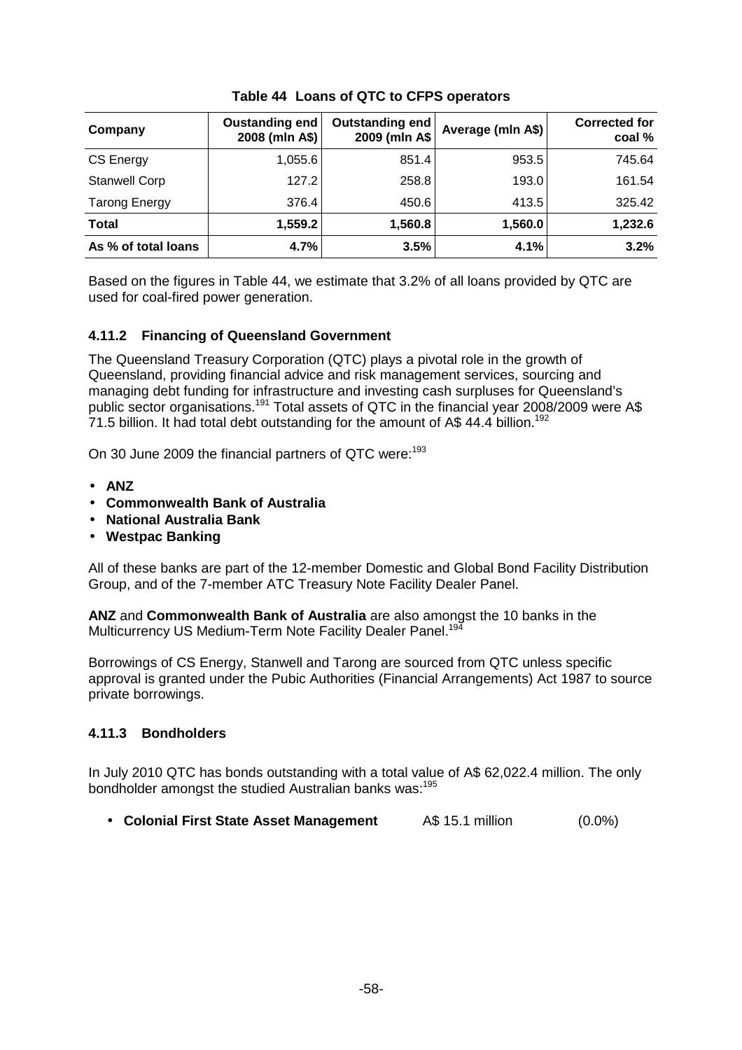**Table 44 Loans of QTC to CFPS operators**

| Company | Oustanding end 2008 (mln A$) | Outstanding end 2009 (mln A$ | Average (mln A$) | Corrected for coal % |
|---|---|---|---|---|
| CS Energy | 1,055.6 | 851.4 | 953.5 | 745.64 |
| Stanwell Corp | 127.2 | 258.8 | 193.0 | 161.54 |
| Tarong Energy | 376.4 | 450.6 | 413.5 | 325.42 |
| **Total** | **1,559.2** | **1,560.8** | **1,560.0** | **1,232.6** |
| **As % of total loans** | **4.7%** | **3.5%** | **4.1%** | **3.2%** |

Based on the figures in Table 44, we estimate that 3.2% of all loans provided by QTC are used for coal-fired power generation.

### 4.11.2 Financing of Queensland Government

The Queensland Treasury Corporation (QTC) plays a pivotal role in the growth of Queensland, providing financial advice and risk management services, sourcing and managing debt funding for infrastructure and investing cash surpluses for Queensland's public sector organisations.[191] Total assets of QTC in the financial year 2008/2009 were A$ 71.5 billion. It had total debt outstanding for the amount of A$ 44.4 billion.[192]

On 30 June 2009 the financial partners of QTC were:[193]

- **ANZ**
- **Commonwealth Bank of Australia**
- **National Australia Bank**
- **Westpac Banking**

All of these banks are part of the 12-member Domestic and Global Bond Facility Distribution Group, and of the 7-member ATC Treasury Note Facility Dealer Panel.

**ANZ** and **Commonwealth Bank of Australia** are also amongst the 10 banks in the Multicurrency US Medium-Term Note Facility Dealer Panel.[194]

Borrowings of CS Energy, Stanwell and Tarong are sourced from QTC unless specific approval is granted under the Pubic Authorities (Financial Arrangements) Act 1987 to source private borrowings.

### 4.11.3 Bondholders

In July 2010 QTC has bonds outstanding with a total value of A$ 62,022.4 million. The only bondholder amongst the studied Australian banks was:[195]

- **Colonial First State Asset Management** A$ 15.1 million (0.0%)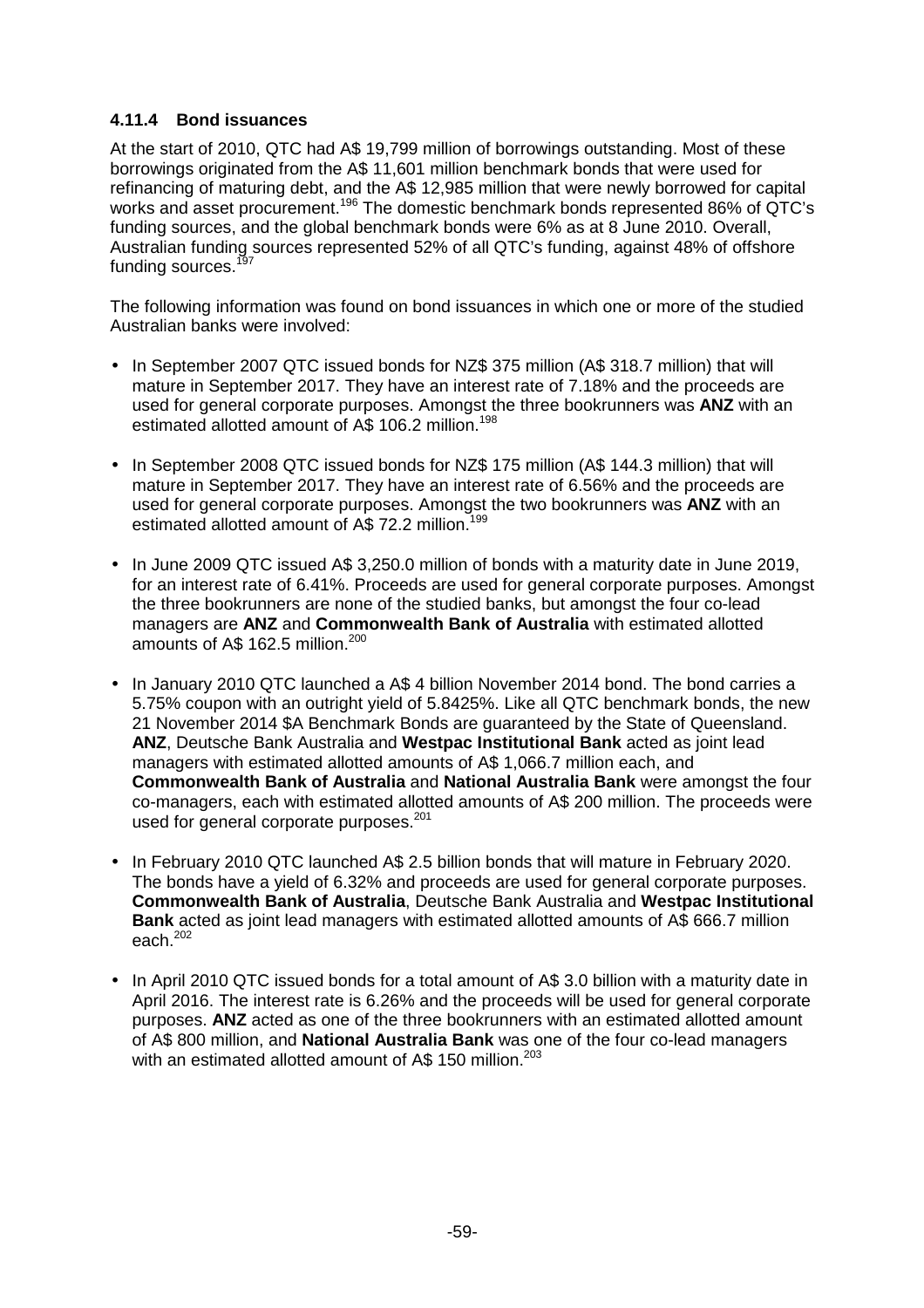#### 4.11.4 Bond issuances

At the start of 2010, QTC had A$ 19,799 million of borrowings outstanding. Most of these borrowings originated from the A$ 11,601 million benchmark bonds that were used for refinancing of maturing debt, and the A$ 12,985 million that were newly borrowed for capital works and asset procurement.[196] The domestic benchmark bonds represented 86% of QTC's funding sources, and the global benchmark bonds were 6% as at 8 June 2010. Overall, Australian funding sources represented 52% of all QTC's funding, against 48% of offshore funding sources.[197]

The following information was found on bond issuances in which one or more of the studied Australian banks were involved:

- In September 2007 QTC issued bonds for NZ$ 375 million (A$ 318.7 million) that will mature in September 2017. They have an interest rate of 7.18% and the proceeds are used for general corporate purposes. Amongst the three bookrunners was **ANZ** with an estimated allotted amount of A$ 106.2 million.[198]

- In September 2008 QTC issued bonds for NZ$ 175 million (A$ 144.3 million) that will mature in September 2017. They have an interest rate of 6.56% and the proceeds are used for general corporate purposes. Amongst the two bookrunners was **ANZ** with an estimated allotted amount of A$ 72.2 million.[199]

- In June 2009 QTC issued A$ 3,250.0 million of bonds with a maturity date in June 2019, for an interest rate of 6.41%. Proceeds are used for general corporate purposes. Amongst the three bookrunners are none of the studied banks, but amongst the four co-lead managers are **ANZ** and **Commonwealth Bank of Australia** with estimated allotted amounts of A$ 162.5 million.[200]

- In January 2010 QTC launched a A$ 4 billion November 2014 bond. The bond carries a 5.75% coupon with an outright yield of 5.8425%. Like all QTC benchmark bonds, the new 21 November 2014 $A Benchmark Bonds are guaranteed by the State of Queensland. **ANZ**, Deutsche Bank Australia and **Westpac Institutional Bank** acted as joint lead managers with estimated allotted amounts of A$ 1,066.7 million each, and **Commonwealth Bank of Australia** and **National Australia Bank** were amongst the four co-managers, each with estimated allotted amounts of A$ 200 million. The proceeds were used for general corporate purposes.[201]

- In February 2010 QTC launched A$ 2.5 billion bonds that will mature in February 2020. The bonds have a yield of 6.32% and proceeds are used for general corporate purposes. **Commonwealth Bank of Australia**, Deutsche Bank Australia and **Westpac Institutional Bank** acted as joint lead managers with estimated allotted amounts of A$ 666.7 million each.[202]

- In April 2010 QTC issued bonds for a total amount of A$ 3.0 billion with a maturity date in April 2016. The interest rate is 6.26% and the proceeds will be used for general corporate purposes. **ANZ** acted as one of the three bookrunners with an estimated allotted amount of A$ 800 million, and **National Australia Bank** was one of the four co-lead managers with an estimated allotted amount of A$ 150 million.[203]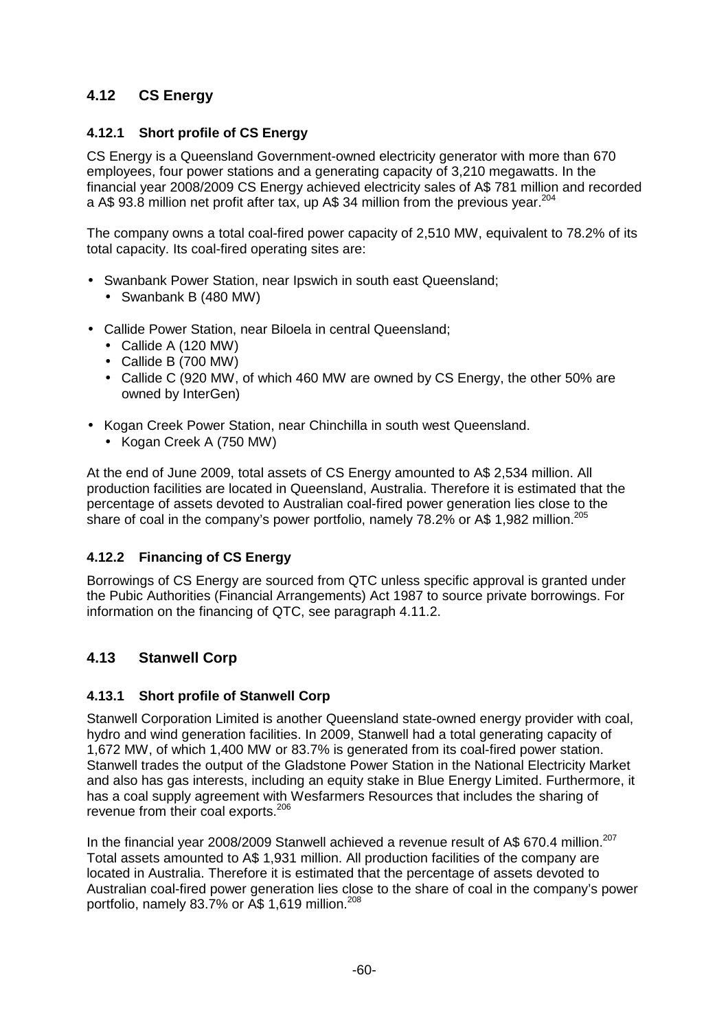## 4.12 CS Energy

### 4.12.1 Short profile of CS Energy

CS Energy is a Queensland Government-owned electricity generator with more than 670 employees, four power stations and a generating capacity of 3,210 megawatts. In the financial year 2008/2009 CS Energy achieved electricity sales of A$ 781 million and recorded a A$ 93.8 million net profit after tax, up A$ 34 million from the previous year.[204]

The company owns a total coal-fired power capacity of 2,510 MW, equivalent to 78.2% of its total capacity. Its coal-fired operating sites are:

- Swanbank Power Station, near Ipswich in south east Queensland;
  - Swanbank B (480 MW)
- Callide Power Station, near Biloela in central Queensland;
  - Callide A (120 MW)
  - Callide B (700 MW)
  - Callide C (920 MW, of which 460 MW are owned by CS Energy, the other 50% are owned by InterGen)
- Kogan Creek Power Station, near Chinchilla in south west Queensland.
  - Kogan Creek A (750 MW)

At the end of June 2009, total assets of CS Energy amounted to A$ 2,534 million. All production facilities are located in Queensland, Australia. Therefore it is estimated that the percentage of assets devoted to Australian coal-fired power generation lies close to the share of coal in the company's power portfolio, namely 78.2% or A$ 1,982 million.[205]

### 4.12.2 Financing of CS Energy

Borrowings of CS Energy are sourced from QTC unless specific approval is granted under the Pubic Authorities (Financial Arrangements) Act 1987 to source private borrowings. For information on the financing of QTC, see paragraph 4.11.2.

## 4.13 Stanwell Corp

### 4.13.1 Short profile of Stanwell Corp

Stanwell Corporation Limited is another Queensland state-owned energy provider with coal, hydro and wind generation facilities. In 2009, Stanwell had a total generating capacity of 1,672 MW, of which 1,400 MW or 83.7% is generated from its coal-fired power station. Stanwell trades the output of the Gladstone Power Station in the National Electricity Market and also has gas interests, including an equity stake in Blue Energy Limited. Furthermore, it has a coal supply agreement with Wesfarmers Resources that includes the sharing of revenue from their coal exports.[206]

In the financial year 2008/2009 Stanwell achieved a revenue result of A$ 670.4 million.[207] Total assets amounted to A$ 1,931 million. All production facilities of the company are located in Australia. Therefore it is estimated that the percentage of assets devoted to Australian coal-fired power generation lies close to the share of coal in the company's power portfolio, namely 83.7% or A$ 1,619 million.[208]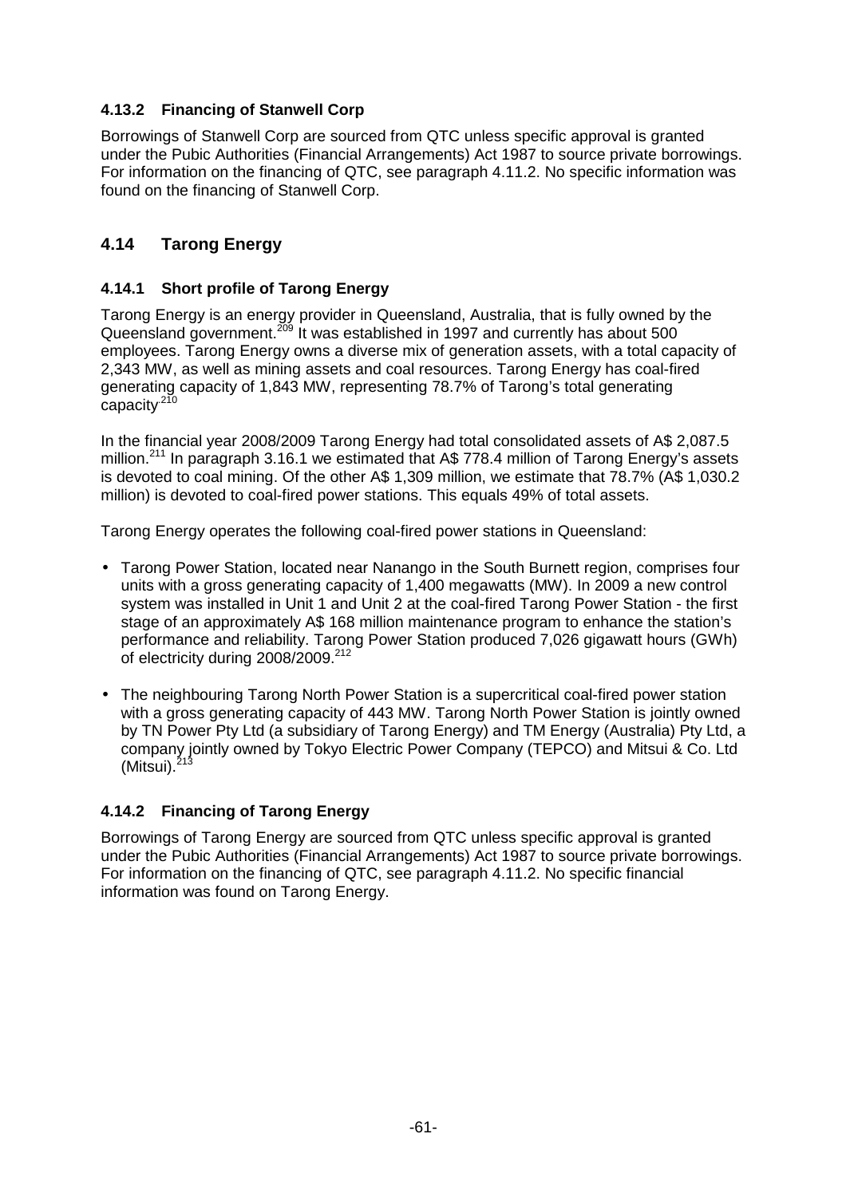### 4.13.2 Financing of Stanwell Corp

Borrowings of Stanwell Corp are sourced from QTC unless specific approval is granted under the Pubic Authorities (Financial Arrangements) Act 1987 to source private borrowings. For information on the financing of QTC, see paragraph 4.11.2. No specific information was found on the financing of Stanwell Corp.

## 4.14 Tarong Energy

### 4.14.1 Short profile of Tarong Energy

Tarong Energy is an energy provider in Queensland, Australia, that is fully owned by the Queensland government.[209] It was established in 1997 and currently has about 500 employees. Tarong Energy owns a diverse mix of generation assets, with a total capacity of 2,343 MW, as well as mining assets and coal resources. Tarong Energy has coal-fired generating capacity of 1,843 MW, representing 78.7% of Tarong's total generating capacity.[210]

In the financial year 2008/2009 Tarong Energy had total consolidated assets of A$ 2,087.5 million.[211] In paragraph 3.16.1 we estimated that A$ 778.4 million of Tarong Energy's assets is devoted to coal mining. Of the other A$ 1,309 million, we estimate that 78.7% (A$ 1,030.2 million) is devoted to coal-fired power stations. This equals 49% of total assets.

Tarong Energy operates the following coal-fired power stations in Queensland:

- Tarong Power Station, located near Nanango in the South Burnett region, comprises four units with a gross generating capacity of 1,400 megawatts (MW). In 2009 a new control system was installed in Unit 1 and Unit 2 at the coal-fired Tarong Power Station - the first stage of an approximately A$ 168 million maintenance program to enhance the station's performance and reliability. Tarong Power Station produced 7,026 gigawatt hours (GWh) of electricity during 2008/2009.[212]
- The neighbouring Tarong North Power Station is a supercritical coal-fired power station with a gross generating capacity of 443 MW. Tarong North Power Station is jointly owned by TN Power Pty Ltd (a subsidiary of Tarong Energy) and TM Energy (Australia) Pty Ltd, a company jointly owned by Tokyo Electric Power Company (TEPCO) and Mitsui & Co. Ltd (Mitsui).[213]

### 4.14.2 Financing of Tarong Energy

Borrowings of Tarong Energy are sourced from QTC unless specific approval is granted under the Pubic Authorities (Financial Arrangements) Act 1987 to source private borrowings. For information on the financing of QTC, see paragraph 4.11.2. No specific financial information was found on Tarong Energy.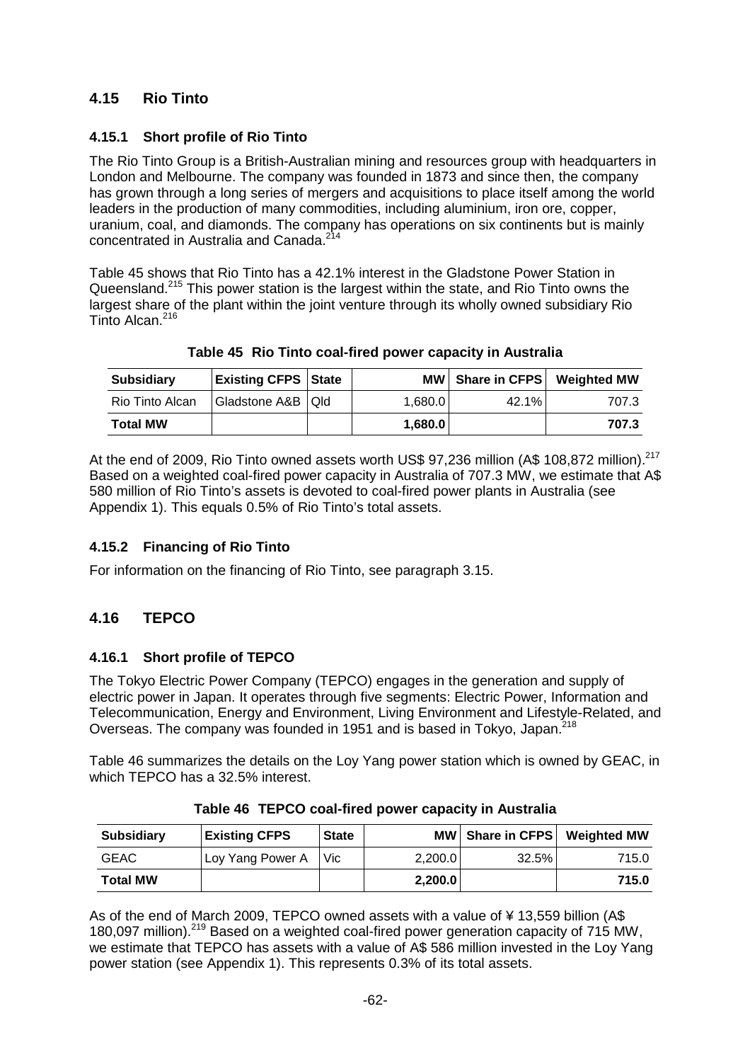## 4.15 Rio Tinto

### 4.15.1 Short profile of Rio Tinto

The Rio Tinto Group is a British-Australian mining and resources group with headquarters in London and Melbourne. The company was founded in 1873 and since then, the company has grown through a long series of mergers and acquisitions to place itself among the world leaders in the production of many commodities, including aluminium, iron ore, copper, uranium, coal, and diamonds. The company has operations on six continents but is mainly concentrated in Australia and Canada.[214]

Table 45 shows that Rio Tinto has a 42.1% interest in the Gladstone Power Station in Queensland.[215] This power station is the largest within the state, and Rio Tinto owns the largest share of the plant within the joint venture through its wholly owned subsidiary Rio Tinto Alcan.[216]

**Table 45 Rio Tinto coal-fired power capacity in Australia**

| Subsidiary | Existing CFPS | State | MW | Share in CFPS | Weighted MW |
|---|---|---|---|---|---|
| Rio Tinto Alcan | Gladstone A&B | Qld | 1,680.0 | 42.1% | 707.3 |
| **Total MW** | | | **1,680.0** | | **707.3** |

At the end of 2009, Rio Tinto owned assets worth US$ 97,236 million (A$ 108,872 million).[217] Based on a weighted coal-fired power capacity in Australia of 707.3 MW, we estimate that A$ 580 million of Rio Tinto's assets is devoted to coal-fired power plants in Australia (see Appendix 1). This equals 0.5% of Rio Tinto's total assets.

### 4.15.2 Financing of Rio Tinto

For information on the financing of Rio Tinto, see paragraph 3.15.

## 4.16 TEPCO

### 4.16.1 Short profile of TEPCO

The Tokyo Electric Power Company (TEPCO) engages in the generation and supply of electric power in Japan. It operates through five segments: Electric Power, Information and Telecommunication, Energy and Environment, Living Environment and Lifestyle-Related, and Overseas. The company was founded in 1951 and is based in Tokyo, Japan.[218]

Table 46 summarizes the details on the Loy Yang power station which is owned by GEAC, in which TEPCO has a 32.5% interest.

**Table 46 TEPCO coal-fired power capacity in Australia**

| Subsidiary | Existing CFPS | State | MW | Share in CFPS | Weighted MW |
|---|---|---|---|---|---|
| GEAC | Loy Yang Power A | Vic | 2,200.0 | 32.5% | 715.0 |
| **Total MW** | | | **2,200.0** | | **715.0** |

As of the end of March 2009, TEPCO owned assets with a value of ¥ 13,559 billion (A$ 180,097 million).[219] Based on a weighted coal-fired power generation capacity of 715 MW, we estimate that TEPCO has assets with a value of A$ 586 million invested in the Loy Yang power station (see Appendix 1). This represents 0.3% of its total assets.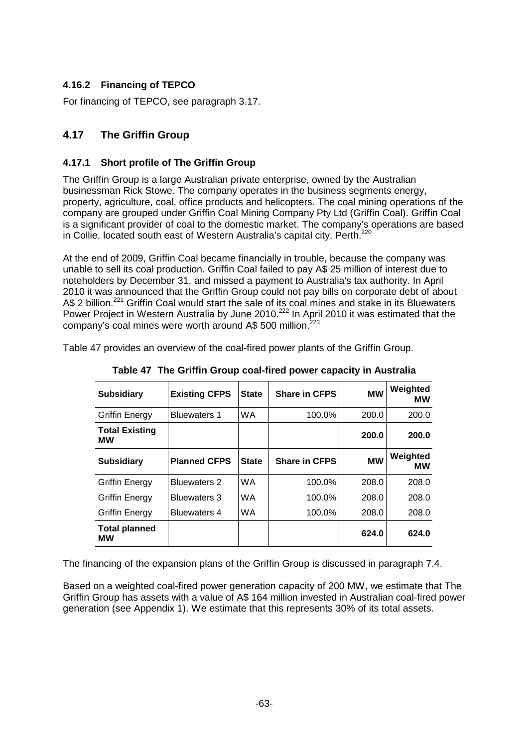### 4.16.2 Financing of TEPCO

For financing of TEPCO, see paragraph 3.17.

## 4.17 The Griffin Group

### 4.17.1 Short profile of The Griffin Group

The Griffin Group is a large Australian private enterprise, owned by the Australian businessman Rick Stowe. The company operates in the business segments energy, property, agriculture, coal, office products and helicopters. The coal mining operations of the company are grouped under Griffin Coal Mining Company Pty Ltd (Griffin Coal). Griffin Coal is a significant provider of coal to the domestic market. The company's operations are based in Collie, located south east of Western Australia's capital city, Perth.[220]

At the end of 2009, Griffin Coal became financially in trouble, because the company was unable to sell its coal production. Griffin Coal failed to pay A$ 25 million of interest due to noteholders by December 31, and missed a payment to Australia's tax authority. In April 2010 it was announced that the Griffin Group could not pay bills on corporate debt of about A$ 2 billion.[221] Griffin Coal would start the sale of its coal mines and stake in its Bluewaters Power Project in Western Australia by June 2010.[222] In April 2010 it was estimated that the company's coal mines were worth around A$ 500 million.[223]

Table 47 provides an overview of the coal-fired power plants of the Griffin Group.

**Table 47 The Griffin Group coal-fired power capacity in Australia**

| Subsidiary | Existing CFPS | State | Share in CFPS | MW | Weighted MW |
|---|---|---|---|---|---|
| Griffin Energy | Bluewaters 1 | WA | 100.0% | 200.0 | 200.0 |
| **Total Existing MW** | | | | **200.0** | **200.0** |
| **Subsidiary** | **Planned CFPS** | **State** | **Share in CFPS** | **MW** | **Weighted MW** |
| Griffin Energy | Bluewaters 2 | WA | 100.0% | 208.0 | 208.0 |
| Griffin Energy | Bluewaters 3 | WA | 100.0% | 208.0 | 208.0 |
| Griffin Energy | Bluewaters 4 | WA | 100.0% | 208.0 | 208.0 |
| **Total planned MW** | | | | **624.0** | **624.0** |

The financing of the expansion plans of the Griffin Group is discussed in paragraph 7.4.

Based on a weighted coal-fired power generation capacity of 200 MW, we estimate that The Griffin Group has assets with a value of A$ 164 million invested in Australian coal-fired power generation (see Appendix 1). We estimate that this represents 30% of its total assets.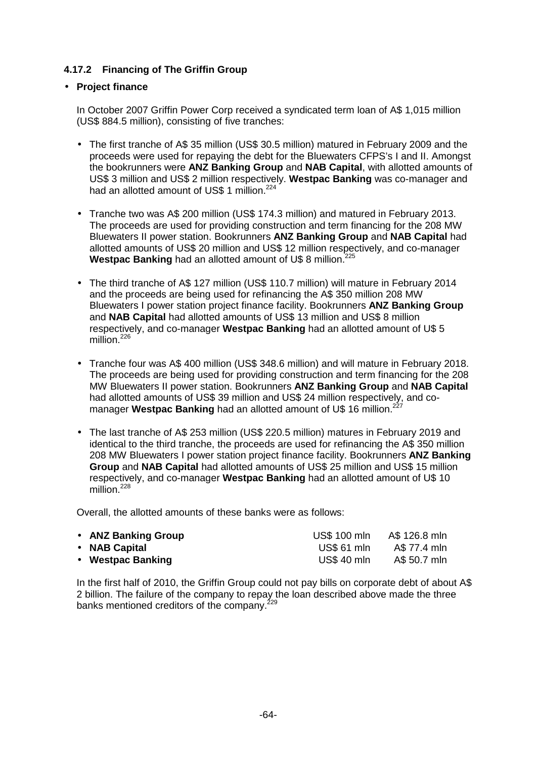### 4.17.2 Financing of The Griffin Group

- **Project finance**

In October 2007 Griffin Power Corp received a syndicated term loan of A$ 1,015 million (US$ 884.5 million), consisting of five tranches:

- The first tranche of A$ 35 million (US$ 30.5 million) matured in February 2009 and the proceeds were used for repaying the debt for the Bluewaters CFPS's I and II. Amongst the bookrunners were **ANZ Banking Group** and **NAB Capital**, with allotted amounts of US$ 3 million and US$ 2 million respectively. **Westpac Banking** was co-manager and had an allotted amount of US$ 1 million.[224]

- Tranche two was A$ 200 million (US$ 174.3 million) and matured in February 2013. The proceeds are used for providing construction and term financing for the 208 MW Bluewaters II power station. Bookrunners **ANZ Banking Group** and **NAB Capital** had allotted amounts of US$ 20 million and US$ 12 million respectively, and co-manager **Westpac Banking** had an allotted amount of U$ 8 million.[225]

- The third tranche of A$ 127 million (US$ 110.7 million) will mature in February 2014 and the proceeds are being used for refinancing the A$ 350 million 208 MW Bluewaters I power station project finance facility. Bookrunners **ANZ Banking Group** and **NAB Capital** had allotted amounts of US$ 13 million and US$ 8 million respectively, and co-manager **Westpac Banking** had an allotted amount of U$ 5 million.[226]

- Tranche four was A$ 400 million (US$ 348.6 million) and will mature in February 2018. The proceeds are being used for providing construction and term financing for the 208 MW Bluewaters II power station. Bookrunners **ANZ Banking Group** and **NAB Capital** had allotted amounts of US$ 39 million and US$ 24 million respectively, and co-manager **Westpac Banking** had an allotted amount of U$ 16 million.[227]

- The last tranche of A$ 253 million (US$ 220.5 million) matures in February 2019 and identical to the third tranche, the proceeds are used for refinancing the A$ 350 million 208 MW Bluewaters I power station project finance facility. Bookrunners **ANZ Banking Group** and **NAB Capital** had allotted amounts of US$ 25 million and US$ 15 million respectively, and co-manager **Westpac Banking** had an allotted amount of U$ 10 million.[228]

Overall, the allotted amounts of these banks were as follows:

| | | |
|---|---|---|
| • **ANZ Banking Group** | US$ 100 mln | A$ 126.8 mln |
| • **NAB Capital** | US$ 61 mln | A$ 77.4 mln |
| • **Westpac Banking** | US$ 40 mln | A$ 50.7 mln |

In the first half of 2010, the Griffin Group could not pay bills on corporate debt of about A$ 2 billion. The failure of the company to repay the loan described above made the three banks mentioned creditors of the company.[229]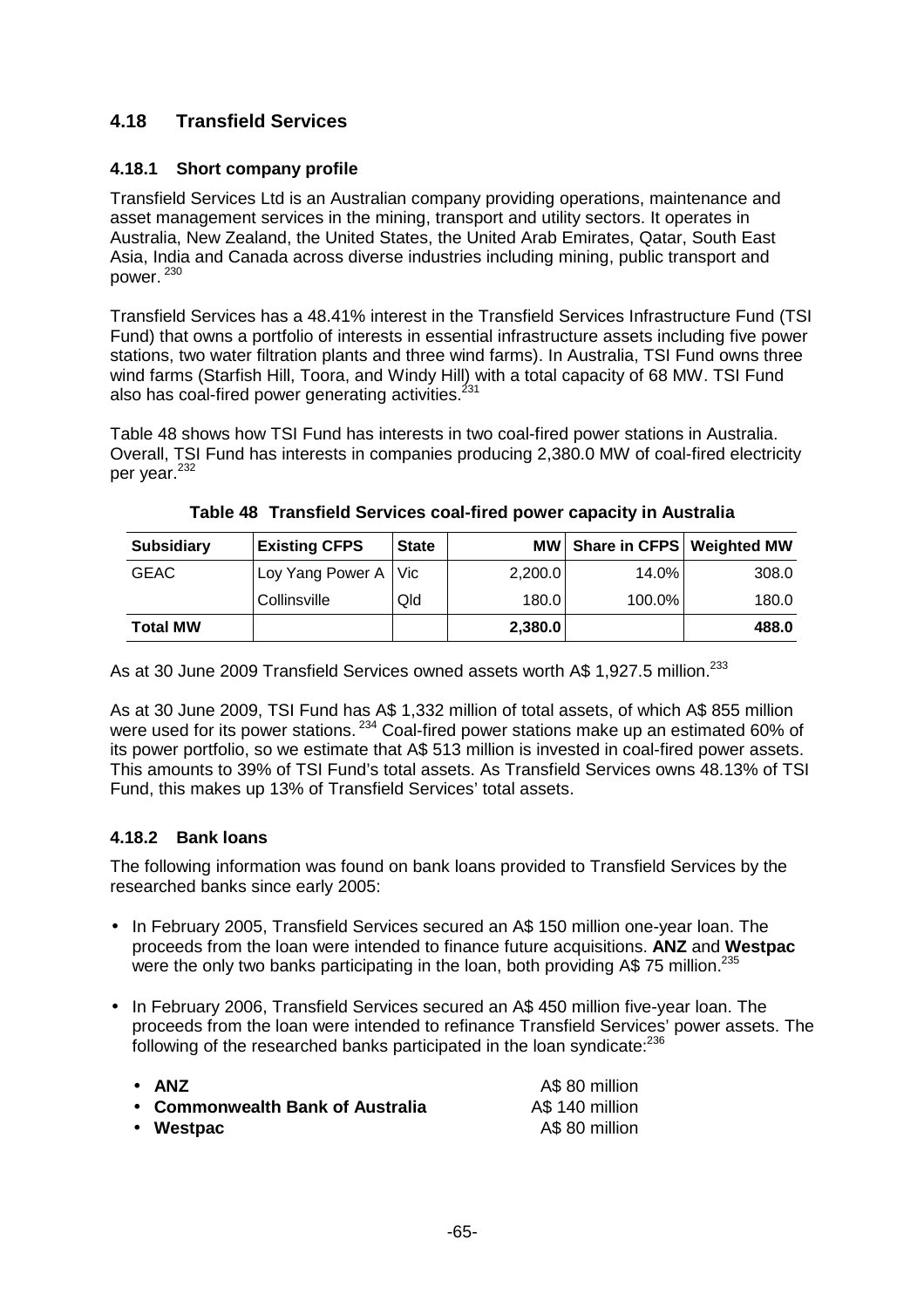## 4.18 Transfield Services

### 4.18.1 Short company profile

Transfield Services Ltd is an Australian company providing operations, maintenance and asset management services in the mining, transport and utility sectors. It operates in Australia, New Zealand, the United States, the United Arab Emirates, Qatar, South East Asia, India and Canada across diverse industries including mining, public transport and power. [230]

Transfield Services has a 48.41% interest in the Transfield Services Infrastructure Fund (TSI Fund) that owns a portfolio of interests in essential infrastructure assets including five power stations, two water filtration plants and three wind farms). In Australia, TSI Fund owns three wind farms (Starfish Hill, Toora, and Windy Hill) with a total capacity of 68 MW. TSI Fund also has coal-fired power generating activities.[231]

Table 48 shows how TSI Fund has interests in two coal-fired power stations in Australia. Overall, TSI Fund has interests in companies producing 2,380.0 MW of coal-fired electricity per year.[232]

**Table 48 Transfield Services coal-fired power capacity in Australia**

| Subsidiary | Existing CFPS | State | MW | Share in CFPS | Weighted MW |
|---|---|---|---|---|---|
| GEAC | Loy Yang Power A | Vic | 2,200.0 | 14.0% | 308.0 |
| | Collinsville | Qld | 180.0 | 100.0% | 180.0 |
| **Total MW** | | | **2,380.0** | | **488.0** |

As at 30 June 2009 Transfield Services owned assets worth A$ 1,927.5 million.[233]

As at 30 June 2009, TSI Fund has A$ 1,332 million of total assets, of which A$ 855 million were used for its power stations. [234] Coal-fired power stations make up an estimated 60% of its power portfolio, so we estimate that A$ 513 million is invested in coal-fired power assets. This amounts to 39% of TSI Fund's total assets. As Transfield Services owns 48.13% of TSI Fund, this makes up 13% of Transfield Services' total assets.

### 4.18.2 Bank loans

The following information was found on bank loans provided to Transfield Services by the researched banks since early 2005:

- In February 2005, Transfield Services secured an A$ 150 million one-year loan. The proceeds from the loan were intended to finance future acquisitions. **ANZ** and **Westpac** were the only two banks participating in the loan, both providing A$ 75 million.[235]

- In February 2006, Transfield Services secured an A$ 450 million five-year loan. The proceeds from the loan were intended to refinance Transfield Services' power assets. The following of the researched banks participated in the loan syndicate:[236]

  - **ANZ** A$ 80 million
  - **Commonwealth Bank of Australia** A$ 140 million
  - **Westpac** A$ 80 million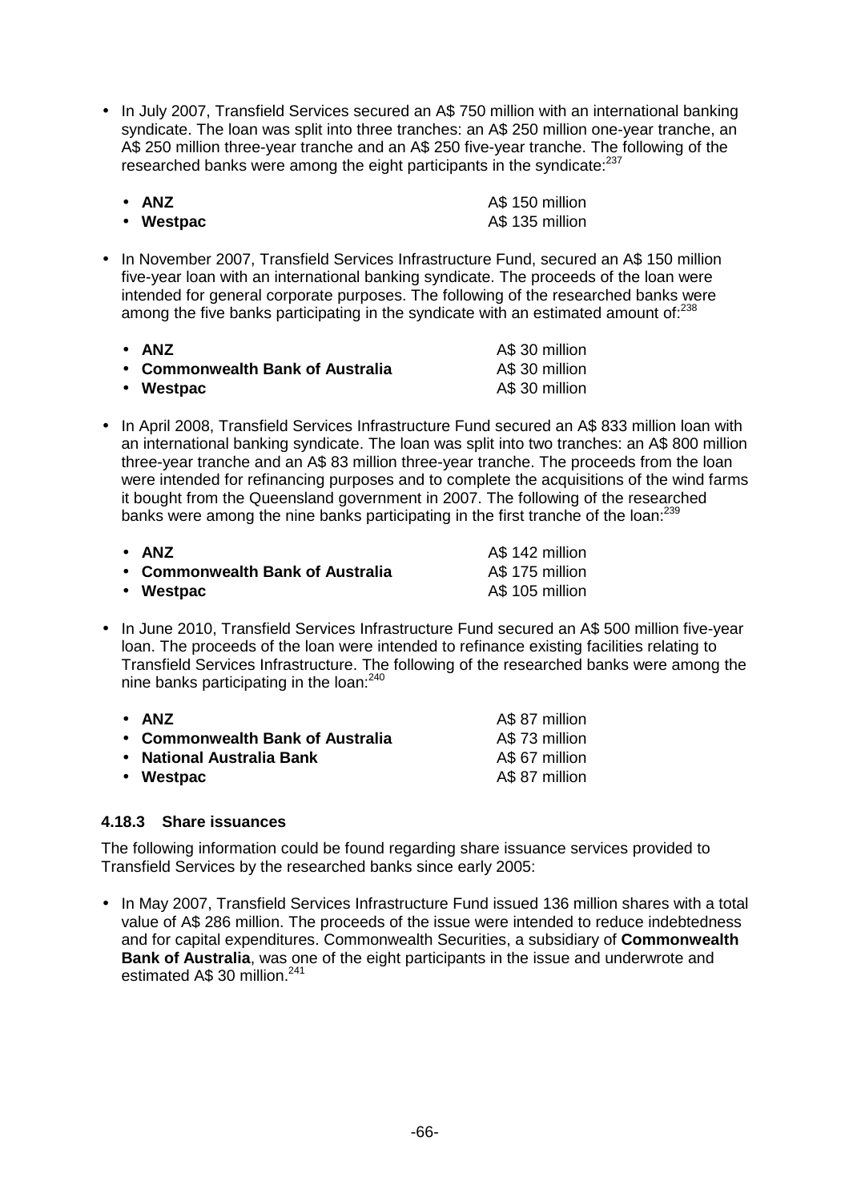- In July 2007, Transfield Services secured an A$ 750 million with an international banking syndicate. The loan was split into three tranches: an A$ 250 million one-year tranche, an A$ 250 million three-year tranche and an A$ 250 five-year tranche. The following of the researched banks were among the eight participants in the syndicate:[237]

  - **ANZ** A$ 150 million
  - **Westpac** A$ 135 million

- In November 2007, Transfield Services Infrastructure Fund, secured an A$ 150 million five-year loan with an international banking syndicate. The proceeds of the loan were intended for general corporate purposes. The following of the researched banks were among the five banks participating in the syndicate with an estimated amount of:[238]

  - **ANZ** A$ 30 million
  - **Commonwealth Bank of Australia** A$ 30 million
  - **Westpac** A$ 30 million

- In April 2008, Transfield Services Infrastructure Fund secured an A$ 833 million loan with an international banking syndicate. The loan was split into two tranches: an A$ 800 million three-year tranche and an A$ 83 million three-year tranche. The proceeds from the loan were intended for refinancing purposes and to complete the acquisitions of the wind farms it bought from the Queensland government in 2007. The following of the researched banks were among the nine banks participating in the first tranche of the loan:[239]

  - **ANZ** A$ 142 million
  - **Commonwealth Bank of Australia** A$ 175 million
  - **Westpac** A$ 105 million

- In June 2010, Transfield Services Infrastructure Fund secured an A$ 500 million five-year loan. The proceeds of the loan were intended to refinance existing facilities relating to Transfield Services Infrastructure. The following of the researched banks were among the nine banks participating in the loan:[240]

  - **ANZ** A$ 87 million
  - **Commonwealth Bank of Australia** A$ 73 million
  - **National Australia Bank** A$ 67 million
  - **Westpac** A$ 87 million

### 4.18.3 Share issuances

The following information could be found regarding share issuance services provided to Transfield Services by the researched banks since early 2005:

- In May 2007, Transfield Services Infrastructure Fund issued 136 million shares with a total value of A$ 286 million. The proceeds of the issue were intended to reduce indebtedness and for capital expenditures. Commonwealth Securities, a subsidiary of **Commonwealth Bank of Australia**, was one of the eight participants in the issue and underwrote and estimated A$ 30 million.[241]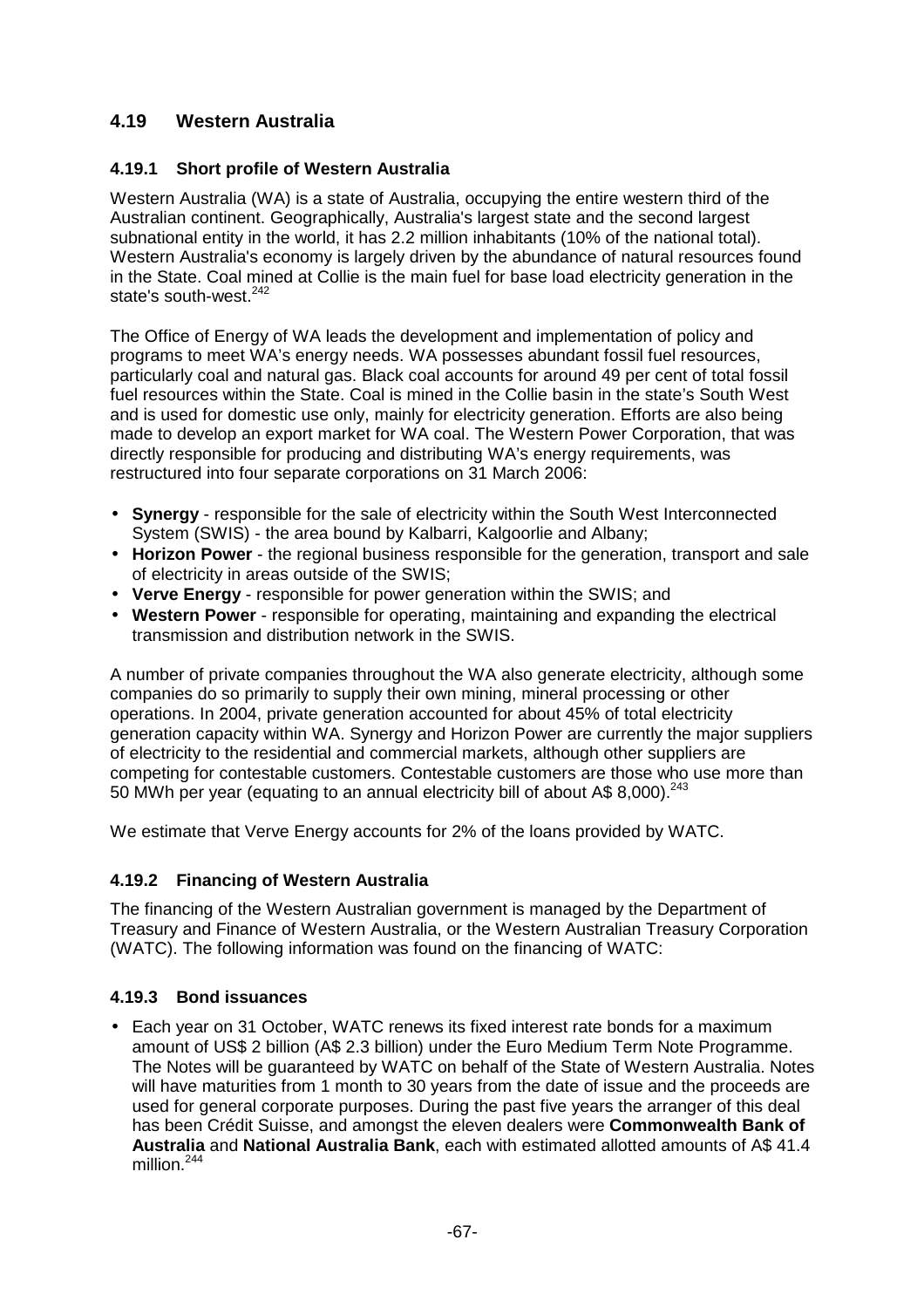## 4.19 Western Australia

### 4.19.1 Short profile of Western Australia

Western Australia (WA) is a state of Australia, occupying the entire western third of the Australian continent. Geographically, Australia's largest state and the second largest subnational entity in the world, it has 2.2 million inhabitants (10% of the national total). Western Australia's economy is largely driven by the abundance of natural resources found in the State. Coal mined at Collie is the main fuel for base load electricity generation in the state's south-west.[242]

The Office of Energy of WA leads the development and implementation of policy and programs to meet WA's energy needs. WA possesses abundant fossil fuel resources, particularly coal and natural gas. Black coal accounts for around 49 per cent of total fossil fuel resources within the State. Coal is mined in the Collie basin in the state's South West and is used for domestic use only, mainly for electricity generation. Efforts are also being made to develop an export market for WA coal. The Western Power Corporation, that was directly responsible for producing and distributing WA's energy requirements, was restructured into four separate corporations on 31 March 2006:

- **Synergy** - responsible for the sale of electricity within the South West Interconnected System (SWIS) - the area bound by Kalbarri, Kalgoorlie and Albany;
- **Horizon Power** - the regional business responsible for the generation, transport and sale of electricity in areas outside of the SWIS;
- **Verve Energy** - responsible for power generation within the SWIS; and
- **Western Power** - responsible for operating, maintaining and expanding the electrical transmission and distribution network in the SWIS.

A number of private companies throughout the WA also generate electricity, although some companies do so primarily to supply their own mining, mineral processing or other operations. In 2004, private generation accounted for about 45% of total electricity generation capacity within WA. Synergy and Horizon Power are currently the major suppliers of electricity to the residential and commercial markets, although other suppliers are competing for contestable customers. Contestable customers are those who use more than 50 MWh per year (equating to an annual electricity bill of about A$ 8,000).[243]

We estimate that Verve Energy accounts for 2% of the loans provided by WATC.

### 4.19.2 Financing of Western Australia

The financing of the Western Australian government is managed by the Department of Treasury and Finance of Western Australia, or the Western Australian Treasury Corporation (WATC). The following information was found on the financing of WATC:

### 4.19.3 Bond issuances

- Each year on 31 October, WATC renews its fixed interest rate bonds for a maximum amount of US$ 2 billion (A$ 2.3 billion) under the Euro Medium Term Note Programme. The Notes will be guaranteed by WATC on behalf of the State of Western Australia. Notes will have maturities from 1 month to 30 years from the date of issue and the proceeds are used for general corporate purposes. During the past five years the arranger of this deal has been Crédit Suisse, and amongst the eleven dealers were **Commonwealth Bank of Australia** and **National Australia Bank**, each with estimated allotted amounts of A$ 41.4 million.[244]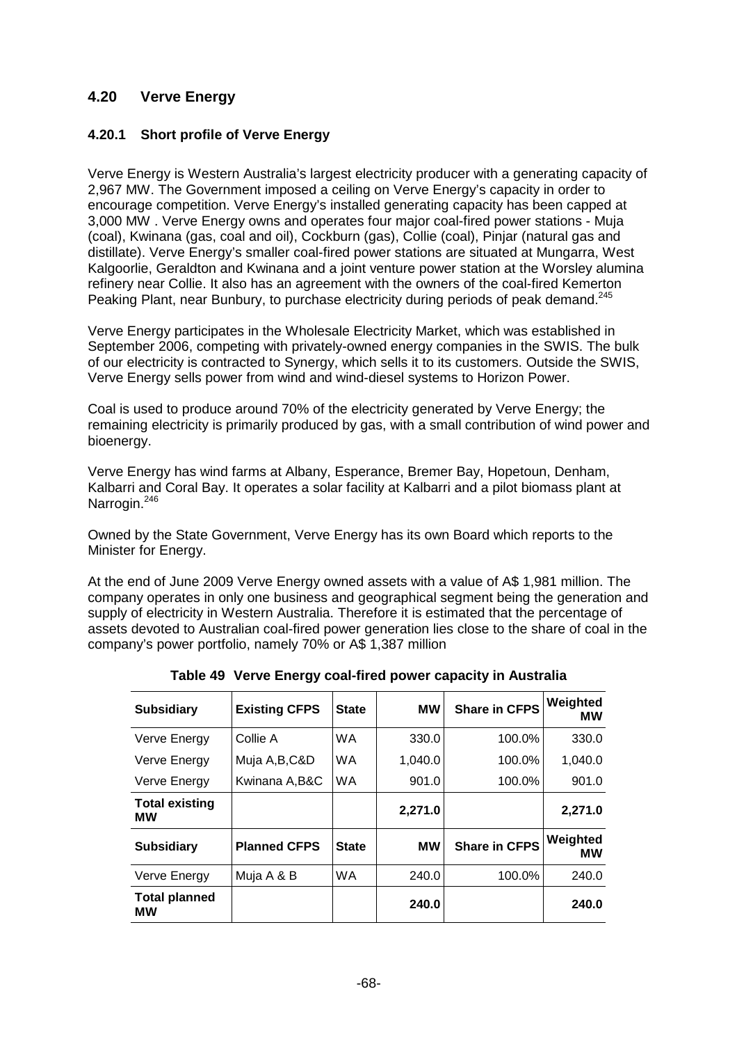## 4.20 Verve Energy

### 4.20.1 Short profile of Verve Energy

Verve Energy is Western Australia's largest electricity producer with a generating capacity of 2,967 MW. The Government imposed a ceiling on Verve Energy's capacity in order to encourage competition. Verve Energy's installed generating capacity has been capped at 3,000 MW . Verve Energy owns and operates four major coal-fired power stations - Muja (coal), Kwinana (gas, coal and oil), Cockburn (gas), Collie (coal), Pinjar (natural gas and distillate). Verve Energy's smaller coal-fired power stations are situated at Mungarra, West Kalgoorlie, Geraldton and Kwinana and a joint venture power station at the Worsley alumina refinery near Collie. It also has an agreement with the owners of the coal-fired Kemerton Peaking Plant, near Bunbury, to purchase electricity during periods of peak demand.[245]

Verve Energy participates in the Wholesale Electricity Market, which was established in September 2006, competing with privately-owned energy companies in the SWIS. The bulk of our electricity is contracted to Synergy, which sells it to its customers. Outside the SWIS, Verve Energy sells power from wind and wind-diesel systems to Horizon Power.

Coal is used to produce around 70% of the electricity generated by Verve Energy; the remaining electricity is primarily produced by gas, with a small contribution of wind power and bioenergy.

Verve Energy has wind farms at Albany, Esperance, Bremer Bay, Hopetoun, Denham, Kalbarri and Coral Bay. It operates a solar facility at Kalbarri and a pilot biomass plant at Narrogin.[246]

Owned by the State Government, Verve Energy has its own Board which reports to the Minister for Energy.

At the end of June 2009 Verve Energy owned assets with a value of A$ 1,981 million. The company operates in only one business and geographical segment being the generation and supply of electricity in Western Australia. Therefore it is estimated that the percentage of assets devoted to Australian coal-fired power generation lies close to the share of coal in the company's power portfolio, namely 70% or A$ 1,387 million

**Table 49 Verve Energy coal-fired power capacity in Australia**

| Subsidiary | Existing CFPS | State | MW | Share in CFPS | Weighted MW |
|---|---|---|---|---|---|
| Verve Energy | Collie A | WA | 330.0 | 100.0% | 330.0 |
| Verve Energy | Muja A,B,C&D | WA | 1,040.0 | 100.0% | 1,040.0 |
| Verve Energy | Kwinana A,B&C | WA | 901.0 | 100.0% | 901.0 |
| **Total existing MW** | | | **2,271.0** | | **2,271.0** |
| **Subsidiary** | **Planned CFPS** | **State** | **MW** | **Share in CFPS** | **Weighted MW** |
| Verve Energy | Muja A & B | WA | 240.0 | 100.0% | 240.0 |
| **Total planned MW** | | | **240.0** | | **240.0** |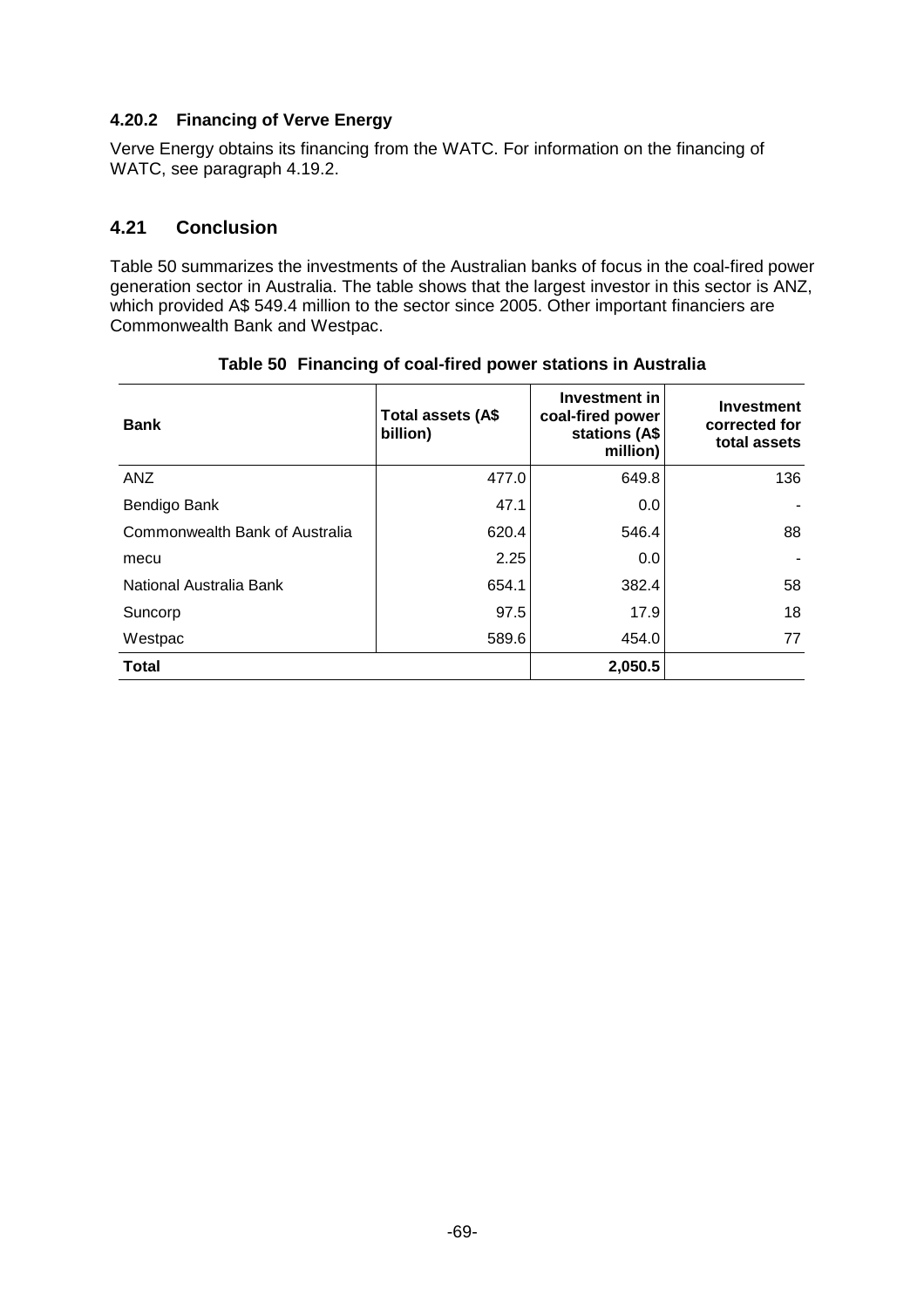### 4.20.2 Financing of Verve Energy

Verve Energy obtains its financing from the WATC. For information on the financing of WATC, see paragraph 4.19.2.

## 4.21 Conclusion

Table 50 summarizes the investments of the Australian banks of focus in the coal-fired power generation sector in Australia. The table shows that the largest investor in this sector is ANZ, which provided A$ 549.4 million to the sector since 2005. Other important financiers are Commonwealth Bank and Westpac.

**Table 50 Financing of coal-fired power stations in Australia**

| Bank | Total assets (A$ billion) | Investment in coal-fired power stations (A$ million) | Investment corrected for total assets |
|---|---|---|---|
| ANZ | 477.0 | 649.8 | 136 |
| Bendigo Bank | 47.1 | 0.0 | - |
| Commonwealth Bank of Australia | 620.4 | 546.4 | 88 |
| mecu | 2.25 | 0.0 | - |
| National Australia Bank | 654.1 | 382.4 | 58 |
| Suncorp | 97.5 | 17.9 | 18 |
| Westpac | 589.6 | 454.0 | 77 |
| **Total** | | **2,050.5** | |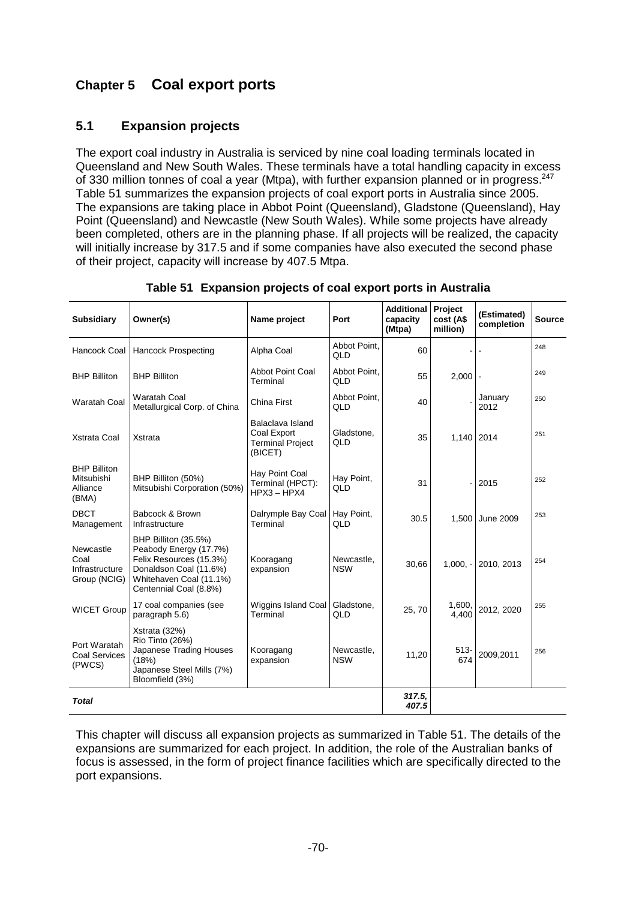# Chapter 5 Coal export ports

## 5.1 Expansion projects

The export coal industry in Australia is serviced by nine coal loading terminals located in Queensland and New South Wales. These terminals have a total handling capacity in excess of 330 million tonnes of coal a year (Mtpa), with further expansion planned or in progress.[247] Table 51 summarizes the expansion projects of coal export ports in Australia since 2005. The expansions are taking place in Abbot Point (Queensland), Gladstone (Queensland), Hay Point (Queensland) and Newcastle (New South Wales). While some projects have already been completed, others are in the planning phase. If all projects will be realized, the capacity will initially increase by 317.5 and if some companies have also executed the second phase of their project, capacity will increase by 407.5 Mtpa.

**Table 51 Expansion projects of coal export ports in Australia**

| Subsidiary | Owner(s) | Name project | Port | Additional capacity (Mtpa) | Project cost (A$ million) | (Estimated) completion | Source |
|---|---|---|---|---|---|---|---|
| Hancock Coal | Hancock Prospecting | Alpha Coal | Abbot Point, QLD | 60 | - | - | 248 |
| BHP Billiton | BHP Billiton | Abbot Point Coal Terminal | Abbot Point, QLD | 55 | 2,000 | - | 249 |
| Waratah Coal | Waratah Coal Metallurgical Corp. of China | China First | Abbot Point, QLD | 40 | - | January 2012 | 250 |
| Xstrata Coal | Xstrata | Balaclava Island Coal Export Terminal Project (BICET) | Gladstone, QLD | 35 | 1,140 | 2014 | 251 |
| BHP Billiton Mitsubishi Alliance (BMA) | BHP Billiton (50%) Mitsubishi Corporation (50%) | Hay Point Coal Terminal (HPCT): HPX3 – HPX4 | Hay Point, QLD | 31 | - | 2015 | 252 |
| DBCT Management | Babcock & Brown Infrastructure | Dalrymple Bay Coal Terminal | Hay Point, QLD | 30.5 | 1,500 | June 2009 | 253 |
| Newcastle Coal Infrastructure Group (NCIG) | BHP Billiton (35.5%) Peabody Energy (17.7%) Felix Resources (15.3%) Donaldson Coal (11.6%) Whitehaven Coal (11.1%) Centennial Coal (8.8%) | Kooragang expansion | Newcastle, NSW | 30,66 | 1,000, - | 2010, 2013 | 254 |
| WICET Group | 17 coal companies (see paragraph 5.6) | Wiggins Island Coal Terminal | Gladstone, QLD | 25, 70 | 1,600, 4,400 | 2012, 2020 | 255 |
| Port Waratah Coal Services (PWCS) | Xstrata (32%) Rio Tinto (26%) Japanese Trading Houses (18%) Japanese Steel Mills (7%) Bloomfield (3%) | Kooragang expansion | Newcastle, NSW | 11,20 | 513-674 | 2009,2011 | 256 |
| ***Total*** | | | | ***317.5, 407.5*** | | | |

This chapter will discuss all expansion projects as summarized in Table 51. The details of the expansions are summarized for each project. In addition, the role of the Australian banks of focus is assessed, in the form of project finance facilities which are specifically directed to the port expansions.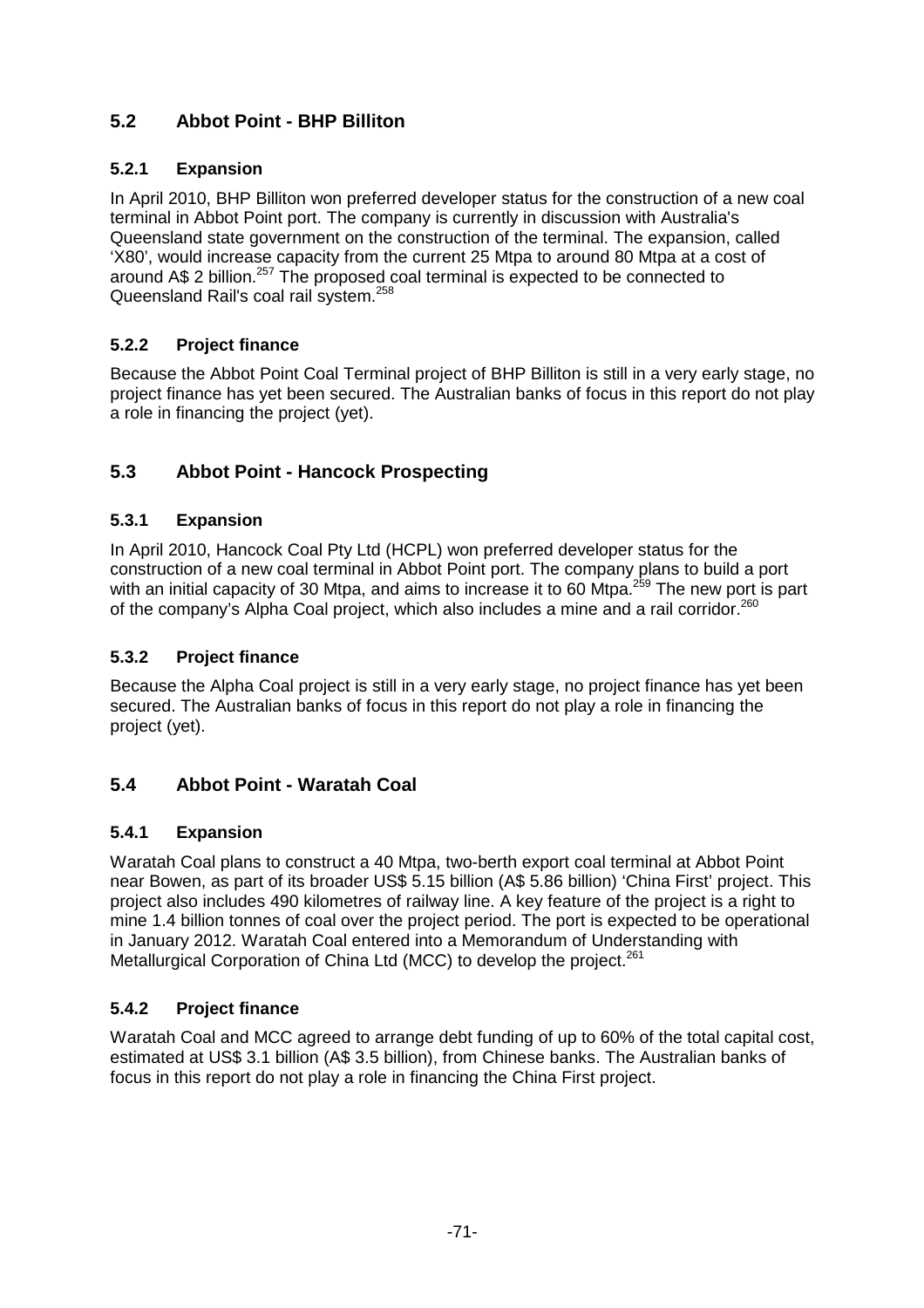## 5.2 Abbot Point - BHP Billiton

### 5.2.1 Expansion

In April 2010, BHP Billiton won preferred developer status for the construction of a new coal terminal in Abbot Point port. The company is currently in discussion with Australia's Queensland state government on the construction of the terminal. The expansion, called 'X80', would increase capacity from the current 25 Mtpa to around 80 Mtpa at a cost of around A$ 2 billion.[257] The proposed coal terminal is expected to be connected to Queensland Rail's coal rail system.[258]

### 5.2.2 Project finance

Because the Abbot Point Coal Terminal project of BHP Billiton is still in a very early stage, no project finance has yet been secured. The Australian banks of focus in this report do not play a role in financing the project (yet).

## 5.3 Abbot Point - Hancock Prospecting

### 5.3.1 Expansion

In April 2010, Hancock Coal Pty Ltd (HCPL) won preferred developer status for the construction of a new coal terminal in Abbot Point port. The company plans to build a port with an initial capacity of 30 Mtpa, and aims to increase it to 60 Mtpa.[259] The new port is part of the company's Alpha Coal project, which also includes a mine and a rail corridor.[260]

### 5.3.2 Project finance

Because the Alpha Coal project is still in a very early stage, no project finance has yet been secured. The Australian banks of focus in this report do not play a role in financing the project (yet).

## 5.4 Abbot Point - Waratah Coal

### 5.4.1 Expansion

Waratah Coal plans to construct a 40 Mtpa, two-berth export coal terminal at Abbot Point near Bowen, as part of its broader US$ 5.15 billion (A$ 5.86 billion) 'China First' project. This project also includes 490 kilometres of railway line. A key feature of the project is a right to mine 1.4 billion tonnes of coal over the project period. The port is expected to be operational in January 2012. Waratah Coal entered into a Memorandum of Understanding with Metallurgical Corporation of China Ltd (MCC) to develop the project.[261]

### 5.4.2 Project finance

Waratah Coal and MCC agreed to arrange debt funding of up to 60% of the total capital cost, estimated at US$ 3.1 billion (A$ 3.5 billion), from Chinese banks. The Australian banks of focus in this report do not play a role in financing the China First project.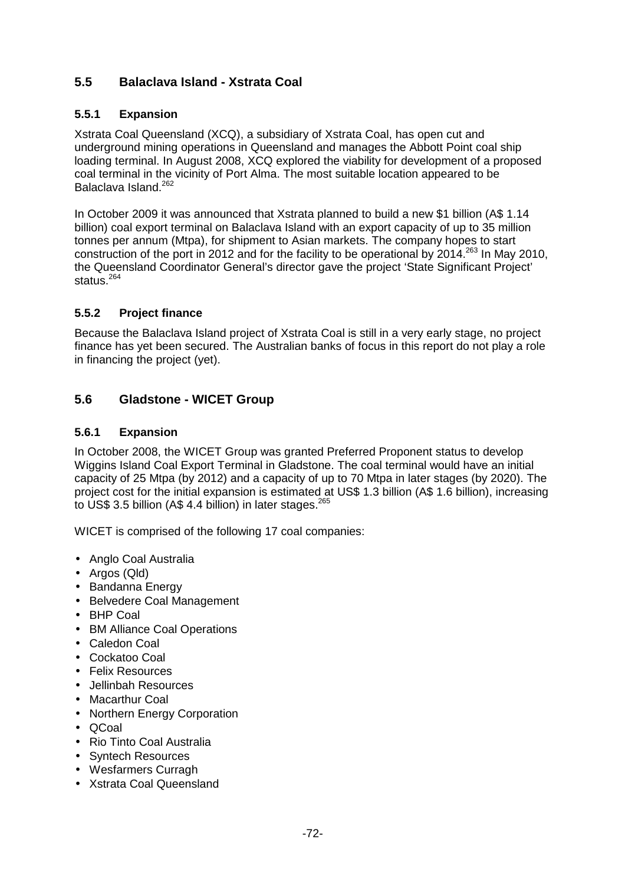## 5.5 Balaclava Island - Xstrata Coal

### 5.5.1 Expansion

Xstrata Coal Queensland (XCQ), a subsidiary of Xstrata Coal, has open cut and underground mining operations in Queensland and manages the Abbott Point coal ship loading terminal. In August 2008, XCQ explored the viability for development of a proposed coal terminal in the vicinity of Port Alma. The most suitable location appeared to be Balaclava Island.[262]

In October 2009 it was announced that Xstrata planned to build a new $1 billion (A$ 1.14 billion) coal export terminal on Balaclava Island with an export capacity of up to 35 million tonnes per annum (Mtpa), for shipment to Asian markets. The company hopes to start construction of the port in 2012 and for the facility to be operational by 2014.[263] In May 2010, the Queensland Coordinator General's director gave the project 'State Significant Project' status.[264]

### 5.5.2 Project finance

Because the Balaclava Island project of Xstrata Coal is still in a very early stage, no project finance has yet been secured. The Australian banks of focus in this report do not play a role in financing the project (yet).

## 5.6 Gladstone - WICET Group

### 5.6.1 Expansion

In October 2008, the WICET Group was granted Preferred Proponent status to develop Wiggins Island Coal Export Terminal in Gladstone. The coal terminal would have an initial capacity of 25 Mtpa (by 2012) and a capacity of up to 70 Mtpa in later stages (by 2020). The project cost for the initial expansion is estimated at US$ 1.3 billion (A$ 1.6 billion), increasing to US$ 3.5 billion (A$ 4.4 billion) in later stages.[265]

WICET is comprised of the following 17 coal companies:

- Anglo Coal Australia
- Argos (Qld)
- Bandanna Energy
- Belvedere Coal Management
- BHP Coal
- BM Alliance Coal Operations
- Caledon Coal
- Cockatoo Coal
- Felix Resources
- Jellinbah Resources
- Macarthur Coal
- Northern Energy Corporation
- QCoal
- Rio Tinto Coal Australia
- Syntech Resources
- Wesfarmers Curragh
- Xstrata Coal Queensland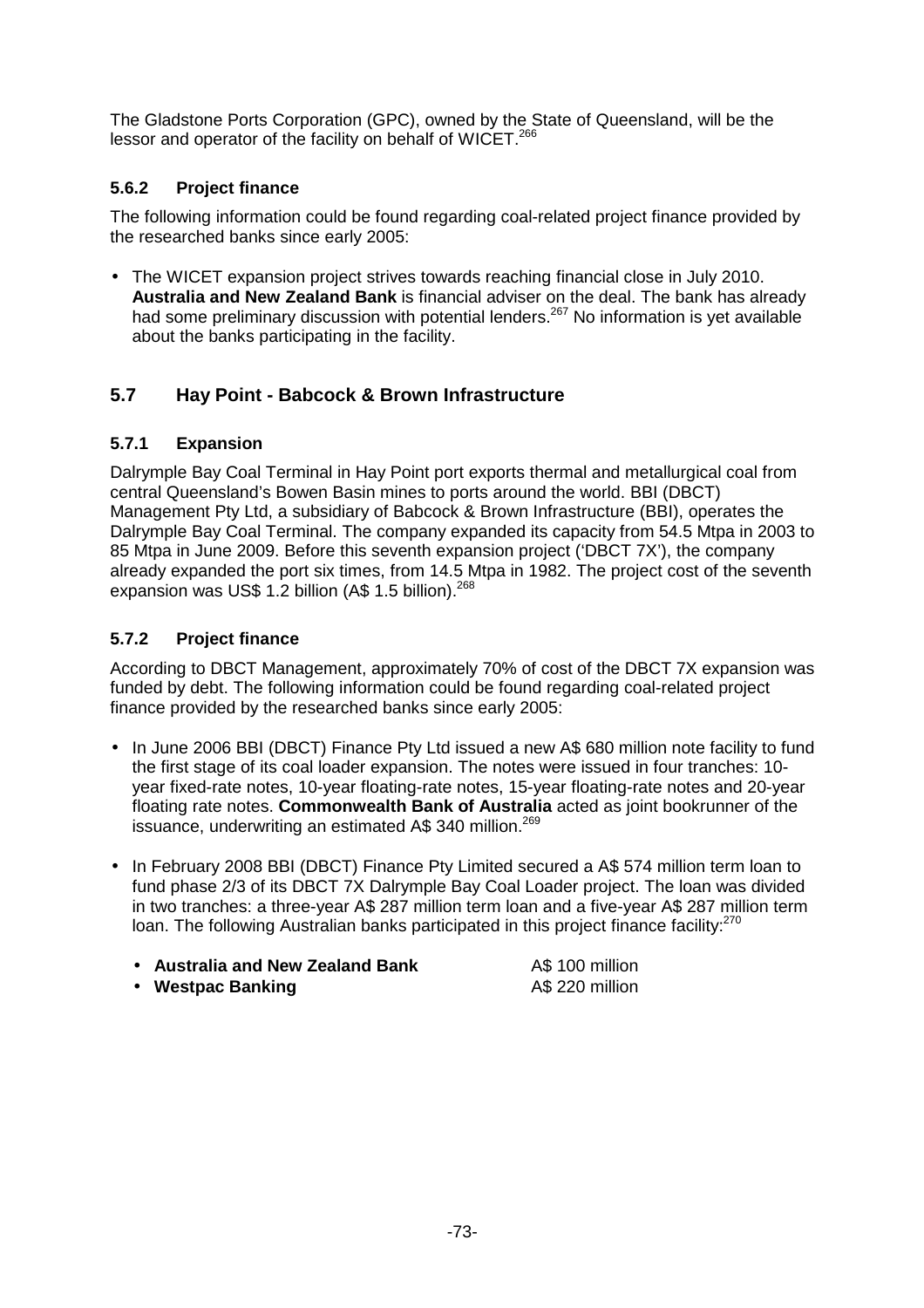The Gladstone Ports Corporation (GPC), owned by the State of Queensland, will be the lessor and operator of the facility on behalf of WICET.[266]

### 5.6.2 Project finance

The following information could be found regarding coal-related project finance provided by the researched banks since early 2005:

- The WICET expansion project strives towards reaching financial close in July 2010. **Australia and New Zealand Bank** is financial adviser on the deal. The bank has already had some preliminary discussion with potential lenders.[267] No information is yet available about the banks participating in the facility.

## 5.7 Hay Point - Babcock & Brown Infrastructure

### 5.7.1 Expansion

Dalrymple Bay Coal Terminal in Hay Point port exports thermal and metallurgical coal from central Queensland's Bowen Basin mines to ports around the world. BBI (DBCT) Management Pty Ltd, a subsidiary of Babcock & Brown Infrastructure (BBI), operates the Dalrymple Bay Coal Terminal. The company expanded its capacity from 54.5 Mtpa in 2003 to 85 Mtpa in June 2009. Before this seventh expansion project ('DBCT 7X'), the company already expanded the port six times, from 14.5 Mtpa in 1982. The project cost of the seventh expansion was US$ 1.2 billion (A$ 1.5 billion).[268]

### 5.7.2 Project finance

According to DBCT Management, approximately 70% of cost of the DBCT 7X expansion was funded by debt. The following information could be found regarding coal-related project finance provided by the researched banks since early 2005:

- In June 2006 BBI (DBCT) Finance Pty Ltd issued a new A$ 680 million note facility to fund the first stage of its coal loader expansion. The notes were issued in four tranches: 10-year fixed-rate notes, 10-year floating-rate notes, 15-year floating-rate notes and 20-year floating rate notes. **Commonwealth Bank of Australia** acted as joint bookrunner of the issuance, underwriting an estimated A$ 340 million.[269]

- In February 2008 BBI (DBCT) Finance Pty Limited secured a A$ 574 million term loan to fund phase 2/3 of its DBCT 7X Dalrymple Bay Coal Loader project. The loan was divided in two tranches: a three-year A$ 287 million term loan and a five-year A$ 287 million term loan. The following Australian banks participated in this project finance facility:[270]

  - **Australia and New Zealand Bank** A$ 100 million
  - **Westpac Banking** A$ 220 million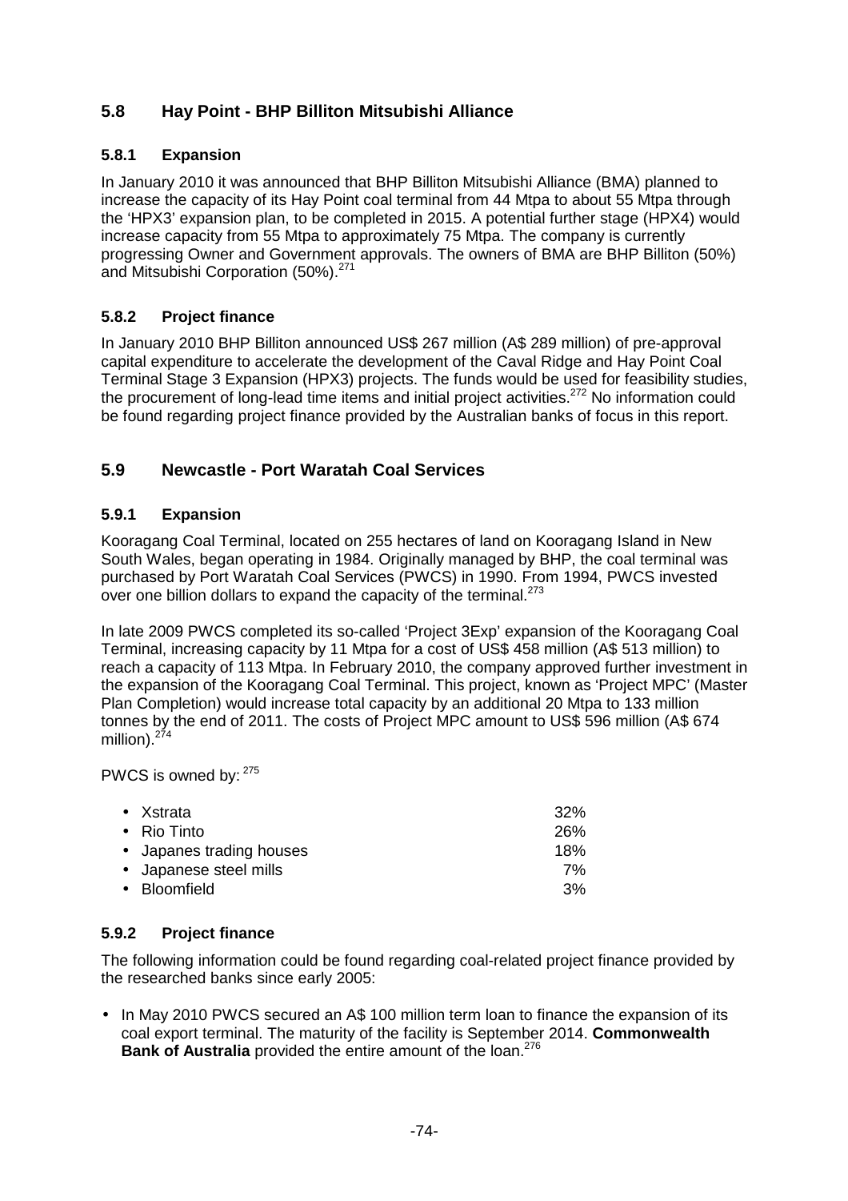## 5.8 Hay Point - BHP Billiton Mitsubishi Alliance

### 5.8.1 Expansion

In January 2010 it was announced that BHP Billiton Mitsubishi Alliance (BMA) planned to increase the capacity of its Hay Point coal terminal from 44 Mtpa to about 55 Mtpa through the 'HPX3' expansion plan, to be completed in 2015. A potential further stage (HPX4) would increase capacity from 55 Mtpa to approximately 75 Mtpa. The company is currently progressing Owner and Government approvals. The owners of BMA are BHP Billiton (50%) and Mitsubishi Corporation (50%).[271]

### 5.8.2 Project finance

In January 2010 BHP Billiton announced US$ 267 million (A$ 289 million) of pre-approval capital expenditure to accelerate the development of the Caval Ridge and Hay Point Coal Terminal Stage 3 Expansion (HPX3) projects. The funds would be used for feasibility studies, the procurement of long-lead time items and initial project activities.[272] No information could be found regarding project finance provided by the Australian banks of focus in this report.

## 5.9 Newcastle - Port Waratah Coal Services

### 5.9.1 Expansion

Kooragang Coal Terminal, located on 255 hectares of land on Kooragang Island in New South Wales, began operating in 1984. Originally managed by BHP, the coal terminal was purchased by Port Waratah Coal Services (PWCS) in 1990. From 1994, PWCS invested over one billion dollars to expand the capacity of the terminal.[273]

In late 2009 PWCS completed its so-called 'Project 3Exp' expansion of the Kooragang Coal Terminal, increasing capacity by 11 Mtpa for a cost of US$ 458 million (A$ 513 million) to reach a capacity of 113 Mtpa. In February 2010, the company approved further investment in the expansion of the Kooragang Coal Terminal. This project, known as 'Project MPC' (Master Plan Completion) would increase total capacity by an additional 20 Mtpa to 133 million tonnes by the end of 2011. The costs of Project MPC amount to US$ 596 million (A$ 674 million).[274]

PWCS is owned by: [275]

| | |
|---|---|
| • Xstrata | 32% |
| • Rio Tinto | 26% |
| • Japanes trading houses | 18% |
| • Japanese steel mills | 7% |
| • Bloomfield | 3% |

### 5.9.2 Project finance

The following information could be found regarding coal-related project finance provided by the researched banks since early 2005:

- In May 2010 PWCS secured an A$ 100 million term loan to finance the expansion of its coal export terminal. The maturity of the facility is September 2014. **Commonwealth Bank of Australia** provided the entire amount of the loan.[276]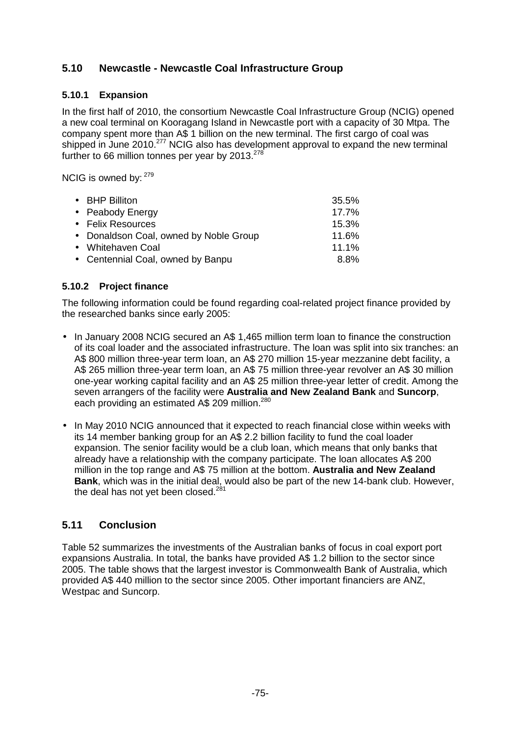## 5.10 Newcastle - Newcastle Coal Infrastructure Group

### 5.10.1 Expansion

In the first half of 2010, the consortium Newcastle Coal Infrastructure Group (NCIG) opened a new coal terminal on Kooragang Island in Newcastle port with a capacity of 30 Mtpa. The company spent more than A$ 1 billion on the new terminal. The first cargo of coal was shipped in June 2010.[277] NCIG also has development approval to expand the new terminal further to 66 million tonnes per year by 2013.[278]

NCIG is owned by: [279]

| | |
|---|---|
| • BHP Billiton | 35.5% |
| • Peabody Energy | 17.7% |
| • Felix Resources | 15.3% |
| • Donaldson Coal, owned by Noble Group | 11.6% |
| • Whitehaven Coal | 11.1% |
| • Centennial Coal, owned by Banpu | 8.8% |

### 5.10.2 Project finance

The following information could be found regarding coal-related project finance provided by the researched banks since early 2005:

- In January 2008 NCIG secured an A$ 1,465 million term loan to finance the construction of its coal loader and the associated infrastructure. The loan was split into six tranches: an A$ 800 million three-year term loan, an A$ 270 million 15-year mezzanine debt facility, a A$ 265 million three-year term loan, an A$ 75 million three-year revolver an A$ 30 million one-year working capital facility and an A$ 25 million three-year letter of credit. Among the seven arrangers of the facility were **Australia and New Zealand Bank** and **Suncorp**, each providing an estimated A$ 209 million.[280]
- In May 2010 NCIG announced that it expected to reach financial close within weeks with its 14 member banking group for an A$ 2.2 billion facility to fund the coal loader expansion. The senior facility would be a club loan, which means that only banks that already have a relationship with the company participate. The loan allocates A$ 200 million in the top range and A$ 75 million at the bottom. **Australia and New Zealand Bank**, which was in the initial deal, would also be part of the new 14-bank club. However, the deal has not yet been closed.[281]

## 5.11 Conclusion

Table 52 summarizes the investments of the Australian banks of focus in coal export port expansions Australia. In total, the banks have provided A$ 1.2 billion to the sector since 2005. The table shows that the largest investor is Commonwealth Bank of Australia, which provided A$ 440 million to the sector since 2005. Other important financiers are ANZ, Westpac and Suncorp.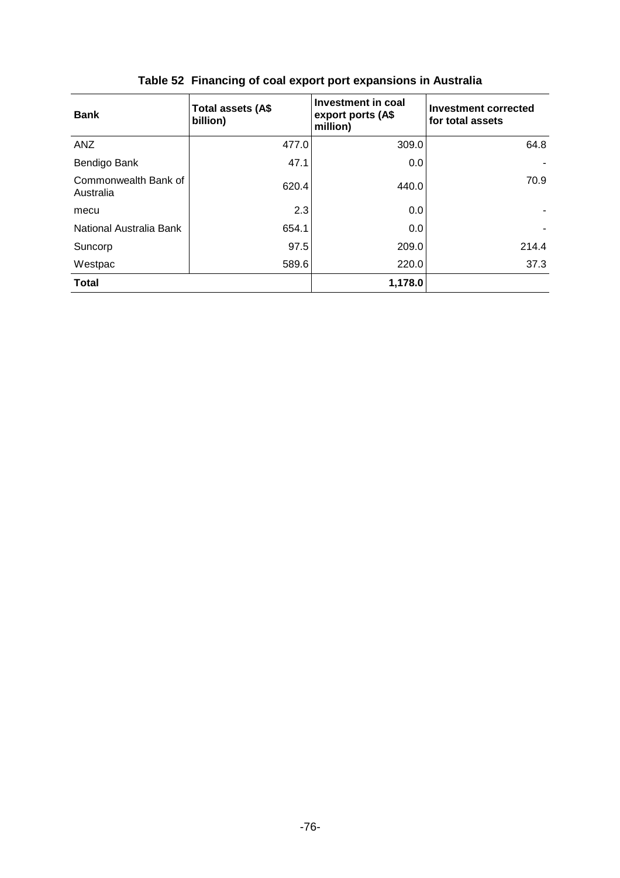**Table 52  Financing of coal export port expansions in Australia**

| Bank | Total assets (A$ billion) | Investment in coal export ports (A$ million) | Investment corrected for total assets |
|---|---|---|---|
| ANZ | 477.0 | 309.0 | 64.8 |
| Bendigo Bank | 47.1 | 0.0 | - |
| Commonwealth Bank of Australia | 620.4 | 440.0 | 70.9 |
| mecu | 2.3 | 0.0 | - |
| National Australia Bank | 654.1 | 0.0 | - |
| Suncorp | 97.5 | 209.0 | 214.4 |
| Westpac | 589.6 | 220.0 | 37.3 |
| **Total** | | **1,178.0** | |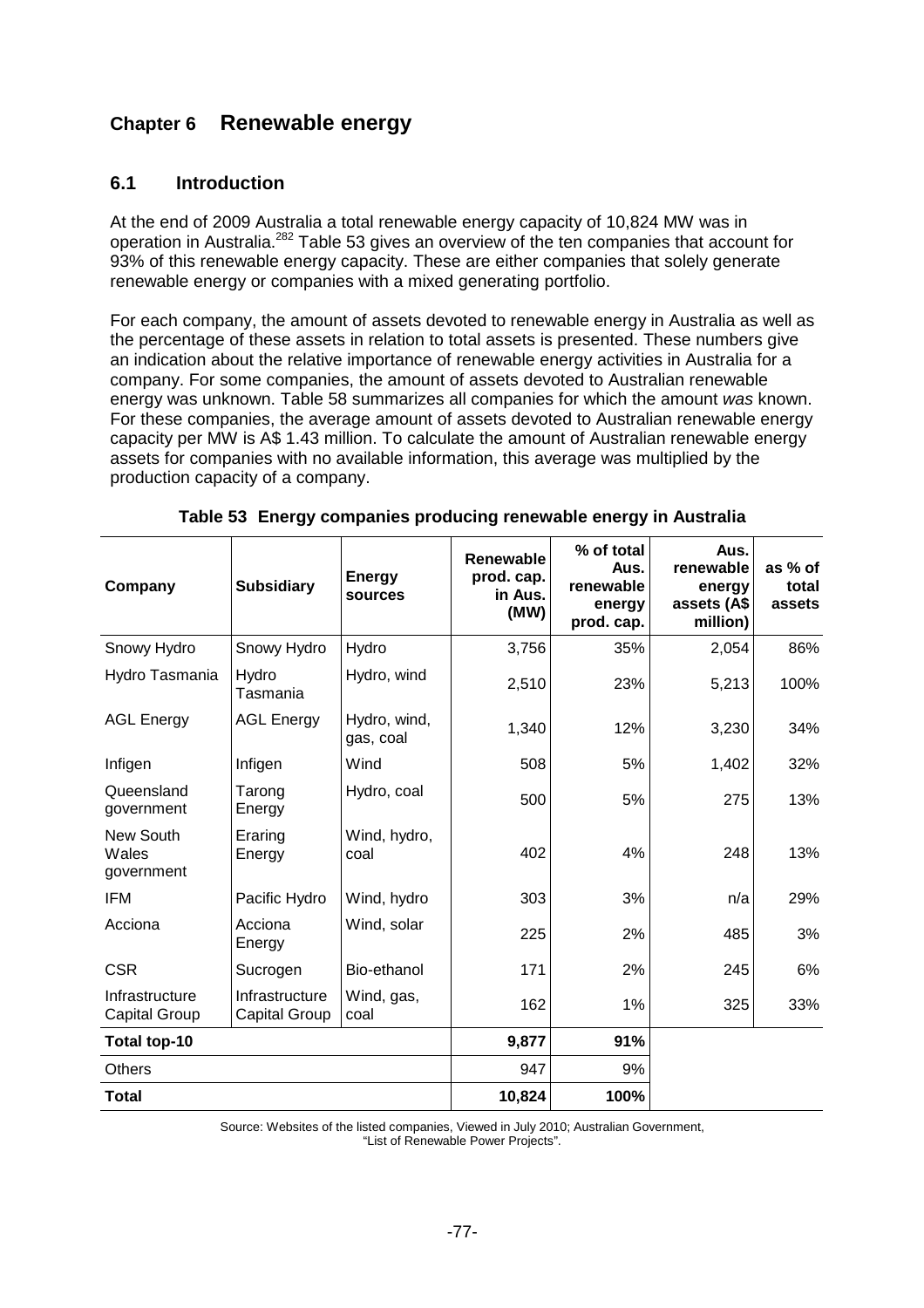# Chapter 6 Renewable energy

## 6.1 Introduction

At the end of 2009 Australia a total renewable energy capacity of 10,824 MW was in operation in Australia.[282] Table 53 gives an overview of the ten companies that account for 93% of this renewable energy capacity. These are either companies that solely generate renewable energy or companies with a mixed generating portfolio.

For each company, the amount of assets devoted to renewable energy in Australia as well as the percentage of these assets in relation to total assets is presented. These numbers give an indication about the relative importance of renewable energy activities in Australia for a company. For some companies, the amount of assets devoted to Australian renewable energy was unknown. Table 58 summarizes all companies for which the amount *was* known. For these companies, the average amount of assets devoted to Australian renewable energy capacity per MW is A$ 1.43 million. To calculate the amount of Australian renewable energy assets for companies with no available information, this average was multiplied by the production capacity of a company.

**Table 53 Energy companies producing renewable energy in Australia**

| Company | Subsidiary | Energy sources | Renewable prod. cap. in Aus. (MW) | % of total Aus. renewable energy prod. cap. | Aus. renewable energy assets (A$ million) | as % of total assets |
|---|---|---|---|---|---|---|
| Snowy Hydro | Snowy Hydro | Hydro | 3,756 | 35% | 2,054 | 86% |
| Hydro Tasmania | Hydro Tasmania | Hydro, wind | 2,510 | 23% | 5,213 | 100% |
| AGL Energy | AGL Energy | Hydro, wind, gas, coal | 1,340 | 12% | 3,230 | 34% |
| Infigen | Infigen | Wind | 508 | 5% | 1,402 | 32% |
| Queensland government | Tarong Energy | Hydro, coal | 500 | 5% | 275 | 13% |
| New South Wales government | Eraring Energy | Wind, hydro, coal | 402 | 4% | 248 | 13% |
| IFM | Pacific Hydro | Wind, hydro | 303 | 3% | n/a | 29% |
| Acciona | Acciona Energy | Wind, solar | 225 | 2% | 485 | 3% |
| CSR | Sucrogen | Bio-ethanol | 171 | 2% | 245 | 6% |
| Infrastructure Capital Group | Infrastructure Capital Group | Wind, gas, coal | 162 | 1% | 325 | 33% |
| **Total top-10** | | | **9,877** | **91%** | | |
| Others | | | 947 | 9% | | |
| **Total** | | | **10,824** | **100%** | | |

Source: Websites of the listed companies, Viewed in July 2010; Australian Government, "List of Renewable Power Projects".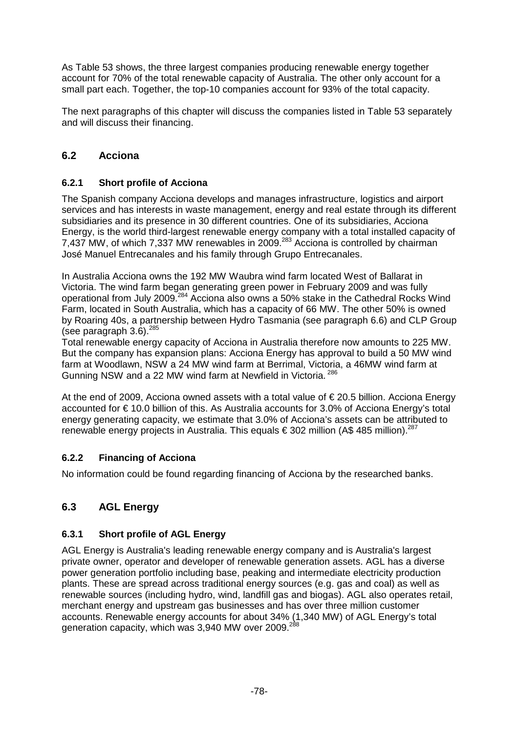As Table 53 shows, the three largest companies producing renewable energy together account for 70% of the total renewable capacity of Australia. The other only account for a small part each. Together, the top-10 companies account for 93% of the total capacity.

The next paragraphs of this chapter will discuss the companies listed in Table 53 separately and will discuss their financing.

## 6.2 Acciona

### 6.2.1 Short profile of Acciona

The Spanish company Acciona develops and manages infrastructure, logistics and airport services and has interests in waste management, energy and real estate through its different subsidiaries and its presence in 30 different countries. One of its subsidiaries, Acciona Energy, is the world third-largest renewable energy company with a total installed capacity of 7,437 MW, of which 7,337 MW renewables in 2009.[283] Acciona is controlled by chairman José Manuel Entrecanales and his family through Grupo Entrecanales.

In Australia Acciona owns the 192 MW Waubra wind farm located West of Ballarat in Victoria. The wind farm began generating green power in February 2009 and was fully operational from July 2009.[284] Acciona also owns a 50% stake in the Cathedral Rocks Wind Farm, located in South Australia, which has a capacity of 66 MW. The other 50% is owned by Roaring 40s, a partnership between Hydro Tasmania (see paragraph 6.6) and CLP Group (see paragraph 3.6).[285]

Total renewable energy capacity of Acciona in Australia therefore now amounts to 225 MW. But the company has expansion plans: Acciona Energy has approval to build a 50 MW wind farm at Woodlawn, NSW a 24 MW wind farm at Berrimal, Victoria, a 46MW wind farm at Gunning NSW and a 22 MW wind farm at Newfield in Victoria.[286]

At the end of 2009, Acciona owned assets with a total value of € 20.5 billion. Acciona Energy accounted for € 10.0 billion of this. As Australia accounts for 3.0% of Acciona Energy's total energy generating capacity, we estimate that 3.0% of Acciona's assets can be attributed to renewable energy projects in Australia. This equals € 302 million (A$ 485 million).[287]

### 6.2.2 Financing of Acciona

No information could be found regarding financing of Acciona by the researched banks.

## 6.3 AGL Energy

### 6.3.1 Short profile of AGL Energy

AGL Energy is Australia's leading renewable energy company and is Australia's largest private owner, operator and developer of renewable generation assets. AGL has a diverse power generation portfolio including base, peaking and intermediate electricity production plants. These are spread across traditional energy sources (e.g. gas and coal) as well as renewable sources (including hydro, wind, landfill gas and biogas). AGL also operates retail, merchant energy and upstream gas businesses and has over three million customer accounts. Renewable energy accounts for about 34% (1,340 MW) of AGL Energy's total generation capacity, which was 3,940 MW over 2009.[288]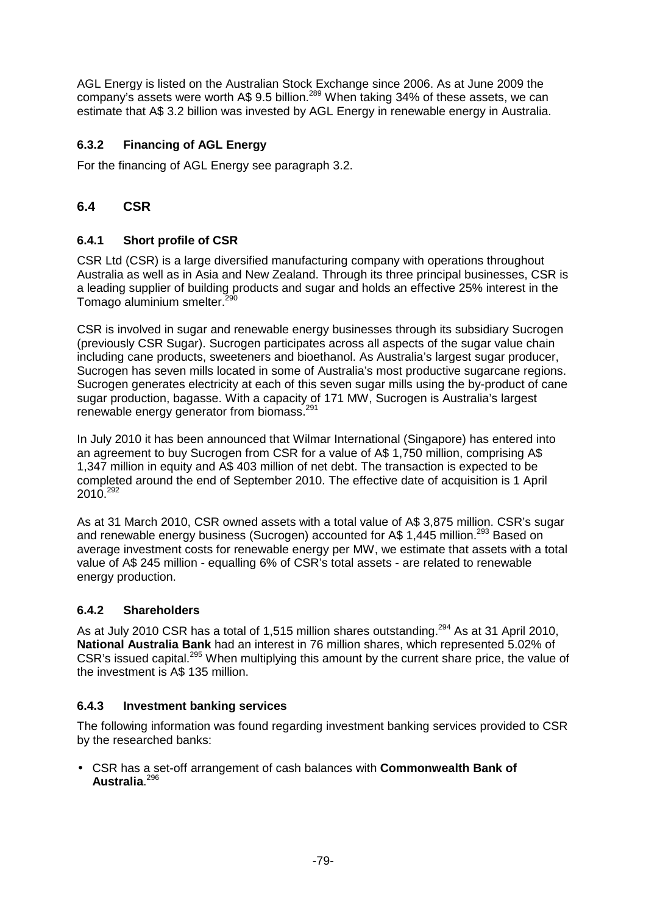AGL Energy is listed on the Australian Stock Exchange since 2006. As at June 2009 the company's assets were worth A$ 9.5 billion.[289] When taking 34% of these assets, we can estimate that A$ 3.2 billion was invested by AGL Energy in renewable energy in Australia.

### 6.3.2 Financing of AGL Energy

For the financing of AGL Energy see paragraph 3.2.

## 6.4 CSR

### 6.4.1 Short profile of CSR

CSR Ltd (CSR) is a large diversified manufacturing company with operations throughout Australia as well as in Asia and New Zealand. Through its three principal businesses, CSR is a leading supplier of building products and sugar and holds an effective 25% interest in the Tomago aluminium smelter.[290]

CSR is involved in sugar and renewable energy businesses through its subsidiary Sucrogen (previously CSR Sugar). Sucrogen participates across all aspects of the sugar value chain including cane products, sweeteners and bioethanol. As Australia's largest sugar producer, Sucrogen has seven mills located in some of Australia's most productive sugarcane regions. Sucrogen generates electricity at each of this seven sugar mills using the by-product of cane sugar production, bagasse. With a capacity of 171 MW, Sucrogen is Australia's largest renewable energy generator from biomass.[291]

In July 2010 it has been announced that Wilmar International (Singapore) has entered into an agreement to buy Sucrogen from CSR for a value of A$ 1,750 million, comprising A$ 1,347 million in equity and A$ 403 million of net debt. The transaction is expected to be completed around the end of September 2010. The effective date of acquisition is 1 April 2010.[292]

As at 31 March 2010, CSR owned assets with a total value of A$ 3,875 million. CSR's sugar and renewable energy business (Sucrogen) accounted for A$ 1,445 million.[293] Based on average investment costs for renewable energy per MW, we estimate that assets with a total value of A$ 245 million - equalling 6% of CSR's total assets - are related to renewable energy production.

### 6.4.2 Shareholders

As at July 2010 CSR has a total of 1,515 million shares outstanding.[294] As at 31 April 2010, **National Australia Bank** had an interest in 76 million shares, which represented 5.02% of CSR's issued capital.[295] When multiplying this amount by the current share price, the value of the investment is A$ 135 million.

### 6.4.3 Investment banking services

The following information was found regarding investment banking services provided to CSR by the researched banks:

- CSR has a set-off arrangement of cash balances with **Commonwealth Bank of Australia**.[296]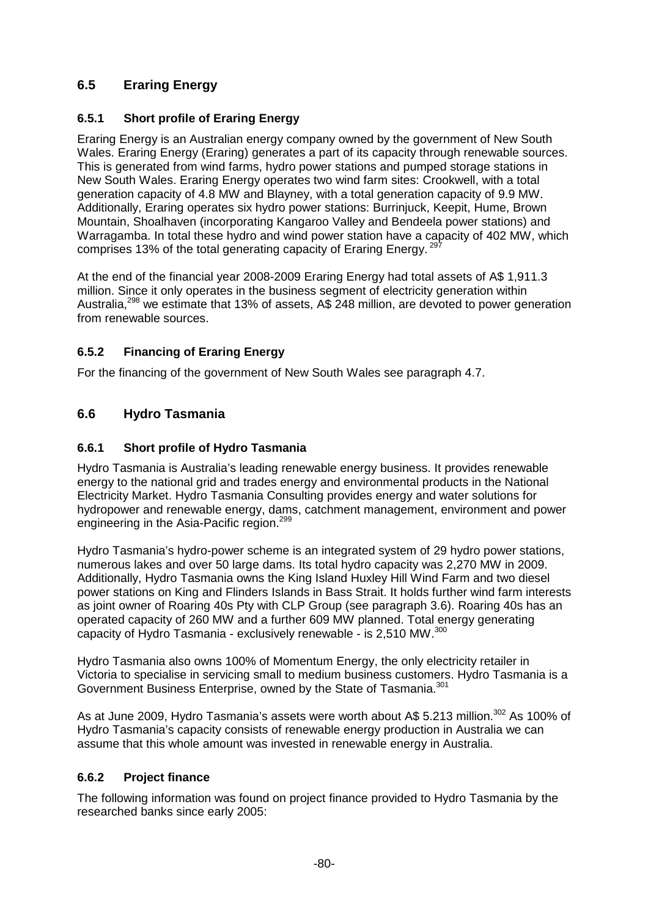## 6.5 Eraring Energy

### 6.5.1 Short profile of Eraring Energy

Eraring Energy is an Australian energy company owned by the government of New South Wales. Eraring Energy (Eraring) generates a part of its capacity through renewable sources. This is generated from wind farms, hydro power stations and pumped storage stations in New South Wales. Eraring Energy operates two wind farm sites: Crookwell, with a total generation capacity of 4.8 MW and Blayney, with a total generation capacity of 9.9 MW. Additionally, Eraring operates six hydro power stations: Burrinjuck, Keepit, Hume, Brown Mountain, Shoalhaven (incorporating Kangaroo Valley and Bendeela power stations) and Warragamba. In total these hydro and wind power station have a capacity of 402 MW, which comprises 13% of the total generating capacity of Eraring Energy. [297]

At the end of the financial year 2008-2009 Eraring Energy had total assets of A$ 1,911.3 million. Since it only operates in the business segment of electricity generation within Australia,[298] we estimate that 13% of assets, A$ 248 million, are devoted to power generation from renewable sources.

### 6.5.2 Financing of Eraring Energy

For the financing of the government of New South Wales see paragraph 4.7.

## 6.6 Hydro Tasmania

### 6.6.1 Short profile of Hydro Tasmania

Hydro Tasmania is Australia's leading renewable energy business. It provides renewable energy to the national grid and trades energy and environmental products in the National Electricity Market. Hydro Tasmania Consulting provides energy and water solutions for hydropower and renewable energy, dams, catchment management, environment and power engineering in the Asia-Pacific region.[299]

Hydro Tasmania's hydro-power scheme is an integrated system of 29 hydro power stations, numerous lakes and over 50 large dams. Its total hydro capacity was 2,270 MW in 2009. Additionally, Hydro Tasmania owns the King Island Huxley Hill Wind Farm and two diesel power stations on King and Flinders Islands in Bass Strait. It holds further wind farm interests as joint owner of Roaring 40s Pty with CLP Group (see paragraph 3.6). Roaring 40s has an operated capacity of 260 MW and a further 609 MW planned. Total energy generating capacity of Hydro Tasmania - exclusively renewable - is 2,510 MW.[300]

Hydro Tasmania also owns 100% of Momentum Energy, the only electricity retailer in Victoria to specialise in servicing small to medium business customers. Hydro Tasmania is a Government Business Enterprise, owned by the State of Tasmania.[301]

As at June 2009, Hydro Tasmania's assets were worth about A$ 5.213 million.[302] As 100% of Hydro Tasmania's capacity consists of renewable energy production in Australia we can assume that this whole amount was invested in renewable energy in Australia.

### 6.6.2 Project finance

The following information was found on project finance provided to Hydro Tasmania by the researched banks since early 2005: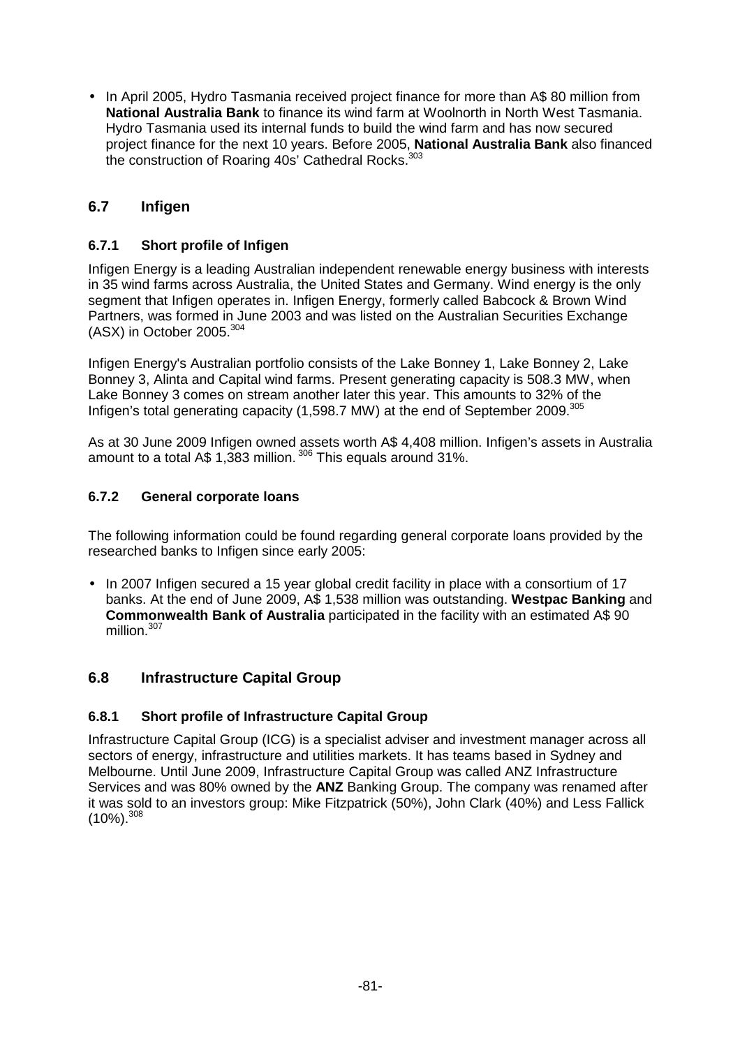- In April 2005, Hydro Tasmania received project finance for more than A$ 80 million from **National Australia Bank** to finance its wind farm at Woolnorth in North West Tasmania. Hydro Tasmania used its internal funds to build the wind farm and has now secured project finance for the next 10 years. Before 2005, **National Australia Bank** also financed the construction of Roaring 40s' Cathedral Rocks.[303]

## 6.7 Infigen

### 6.7.1 Short profile of Infigen

Infigen Energy is a leading Australian independent renewable energy business with interests in 35 wind farms across Australia, the United States and Germany. Wind energy is the only segment that Infigen operates in. Infigen Energy, formerly called Babcock & Brown Wind Partners, was formed in June 2003 and was listed on the Australian Securities Exchange (ASX) in October 2005.[304]

Infigen Energy's Australian portfolio consists of the Lake Bonney 1, Lake Bonney 2, Lake Bonney 3, Alinta and Capital wind farms. Present generating capacity is 508.3 MW, when Lake Bonney 3 comes on stream another later this year. This amounts to 32% of the Infigen's total generating capacity (1,598.7 MW) at the end of September 2009.[305]

As at 30 June 2009 Infigen owned assets worth A$ 4,408 million. Infigen's assets in Australia amount to a total A$ 1,383 million.[306] This equals around 31%.

### 6.7.2 General corporate loans

The following information could be found regarding general corporate loans provided by the researched banks to Infigen since early 2005:

- In 2007 Infigen secured a 15 year global credit facility in place with a consortium of 17 banks. At the end of June 2009, A$ 1,538 million was outstanding. **Westpac Banking** and **Commonwealth Bank of Australia** participated in the facility with an estimated A$ 90 million.[307]

## 6.8 Infrastructure Capital Group

### 6.8.1 Short profile of Infrastructure Capital Group

Infrastructure Capital Group (ICG) is a specialist adviser and investment manager across all sectors of energy, infrastructure and utilities markets. It has teams based in Sydney and Melbourne. Until June 2009, Infrastructure Capital Group was called ANZ Infrastructure Services and was 80% owned by the **ANZ** Banking Group. The company was renamed after it was sold to an investors group: Mike Fitzpatrick (50%), John Clark (40%) and Less Fallick (10%).[308]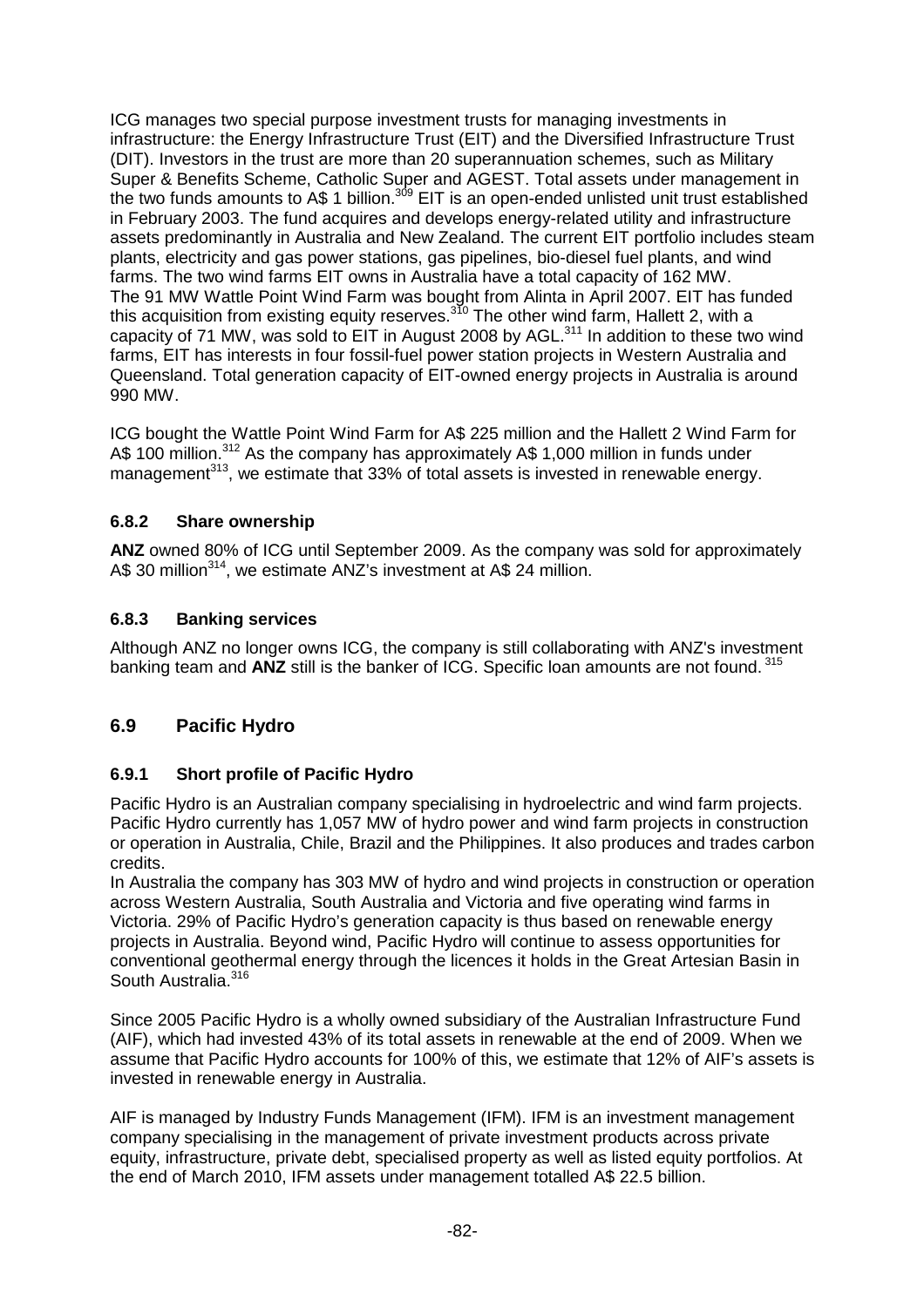ICG manages two special purpose investment trusts for managing investments in infrastructure: the Energy Infrastructure Trust (EIT) and the Diversified Infrastructure Trust (DIT). Investors in the trust are more than 20 superannuation schemes, such as Military Super & Benefits Scheme, Catholic Super and AGEST. Total assets under management in the two funds amounts to A$ 1 billion.[309] EIT is an open-ended unlisted unit trust established in February 2003. The fund acquires and develops energy-related utility and infrastructure assets predominantly in Australia and New Zealand. The current EIT portfolio includes steam plants, electricity and gas power stations, gas pipelines, bio-diesel fuel plants, and wind farms. The two wind farms EIT owns in Australia have a total capacity of 162 MW. The 91 MW Wattle Point Wind Farm was bought from Alinta in April 2007. EIT has funded this acquisition from existing equity reserves.[310] The other wind farm, Hallett 2, with a capacity of 71 MW, was sold to EIT in August 2008 by AGL.[311] In addition to these two wind farms, EIT has interests in four fossil-fuel power station projects in Western Australia and Queensland. Total generation capacity of EIT-owned energy projects in Australia is around 990 MW.

ICG bought the Wattle Point Wind Farm for A$ 225 million and the Hallett 2 Wind Farm for A$ 100 million.[312] As the company has approximately A$ 1,000 million in funds under management[313], we estimate that 33% of total assets is invested in renewable energy.

### 6.8.2 Share ownership

**ANZ** owned 80% of ICG until September 2009. As the company was sold for approximately A$ 30 million[314], we estimate ANZ's investment at A$ 24 million.

### 6.8.3 Banking services

Although ANZ no longer owns ICG, the company is still collaborating with ANZ's investment banking team and **ANZ** still is the banker of ICG. Specific loan amounts are not found.[315]

## 6.9 Pacific Hydro

### 6.9.1 Short profile of Pacific Hydro

Pacific Hydro is an Australian company specialising in hydroelectric and wind farm projects. Pacific Hydro currently has 1,057 MW of hydro power and wind farm projects in construction or operation in Australia, Chile, Brazil and the Philippines. It also produces and trades carbon credits.

In Australia the company has 303 MW of hydro and wind projects in construction or operation across Western Australia, South Australia and Victoria and five operating wind farms in Victoria. 29% of Pacific Hydro's generation capacity is thus based on renewable energy projects in Australia. Beyond wind, Pacific Hydro will continue to assess opportunities for conventional geothermal energy through the licences it holds in the Great Artesian Basin in South Australia.[316]

Since 2005 Pacific Hydro is a wholly owned subsidiary of the Australian Infrastructure Fund (AIF), which had invested 43% of its total assets in renewable at the end of 2009. When we assume that Pacific Hydro accounts for 100% of this, we estimate that 12% of AIF's assets is invested in renewable energy in Australia.

AIF is managed by Industry Funds Management (IFM). IFM is an investment management company specialising in the management of private investment products across private equity, infrastructure, private debt, specialised property as well as listed equity portfolios. At the end of March 2010, IFM assets under management totalled A$ 22.5 billion.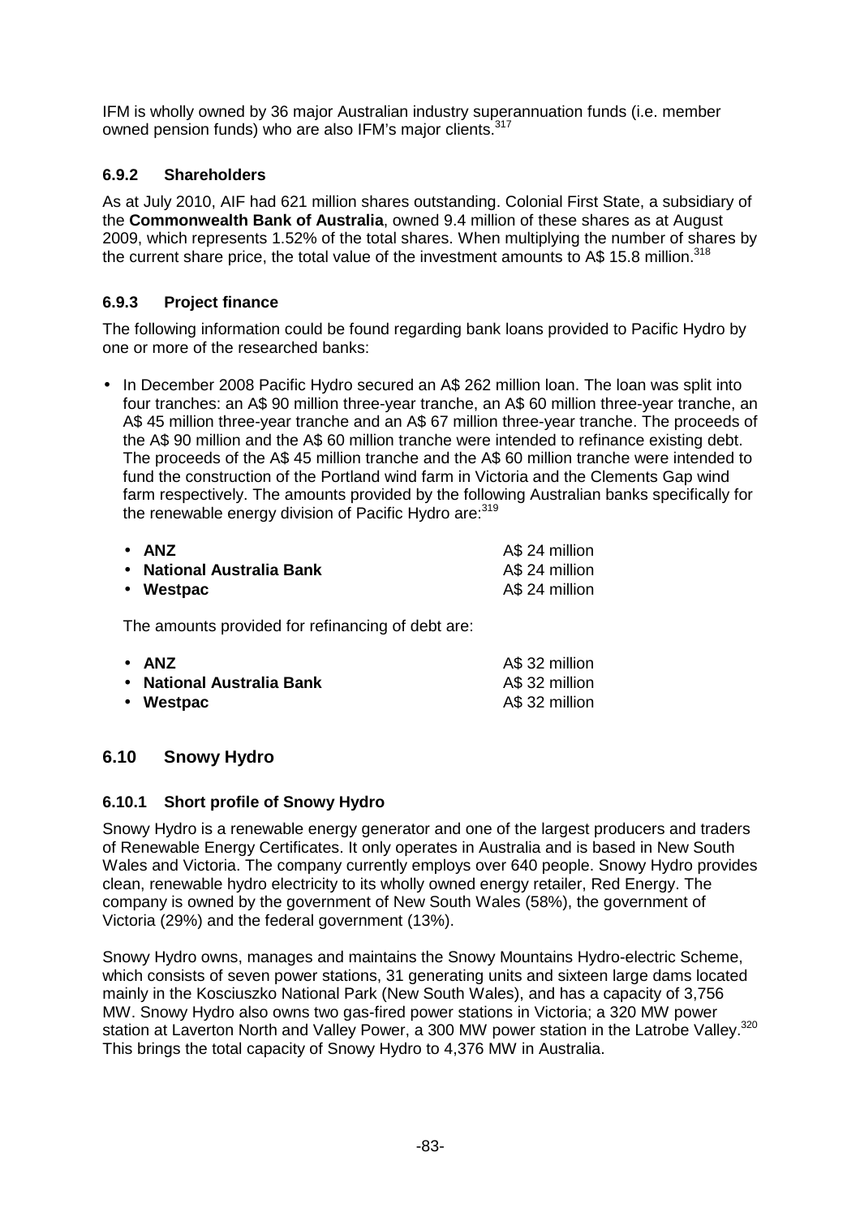IFM is wholly owned by 36 major Australian industry superannuation funds (i.e. member owned pension funds) who are also IFM's major clients.[317]

### 6.9.2 Shareholders

As at July 2010, AIF had 621 million shares outstanding. Colonial First State, a subsidiary of the **Commonwealth Bank of Australia**, owned 9.4 million of these shares as at August 2009, which represents 1.52% of the total shares. When multiplying the number of shares by the current share price, the total value of the investment amounts to A$ 15.8 million.[318]

### 6.9.3 Project finance

The following information could be found regarding bank loans provided to Pacific Hydro by one or more of the researched banks:

- In December 2008 Pacific Hydro secured an A$ 262 million loan. The loan was split into four tranches: an A$ 90 million three-year tranche, an A$ 60 million three-year tranche, an A$ 45 million three-year tranche and an A$ 67 million three-year tranche. The proceeds of the A$ 90 million and the A$ 60 million tranche were intended to refinance existing debt. The proceeds of the A$ 45 million tranche and the A$ 60 million tranche were intended to fund the construction of the Portland wind farm in Victoria and the Clements Gap wind farm respectively. The amounts provided by the following Australian banks specifically for the renewable energy division of Pacific Hydro are:[319]

  - **ANZ** A$ 24 million
  - **National Australia Bank** A$ 24 million
  - **Westpac** A$ 24 million

  The amounts provided for refinancing of debt are:

  - **ANZ** A$ 32 million
  - **National Australia Bank** A$ 32 million
  - **Westpac** A$ 32 million

## 6.10 Snowy Hydro

### 6.10.1 Short profile of Snowy Hydro

Snowy Hydro is a renewable energy generator and one of the largest producers and traders of Renewable Energy Certificates. It only operates in Australia and is based in New South Wales and Victoria. The company currently employs over 640 people. Snowy Hydro provides clean, renewable hydro electricity to its wholly owned energy retailer, Red Energy. The company is owned by the government of New South Wales (58%), the government of Victoria (29%) and the federal government (13%).

Snowy Hydro owns, manages and maintains the Snowy Mountains Hydro-electric Scheme, which consists of seven power stations, 31 generating units and sixteen large dams located mainly in the Kosciuszko National Park (New South Wales), and has a capacity of 3,756 MW. Snowy Hydro also owns two gas-fired power stations in Victoria; a 320 MW power station at Laverton North and Valley Power, a 300 MW power station in the Latrobe Valley.[320] This brings the total capacity of Snowy Hydro to 4,376 MW in Australia.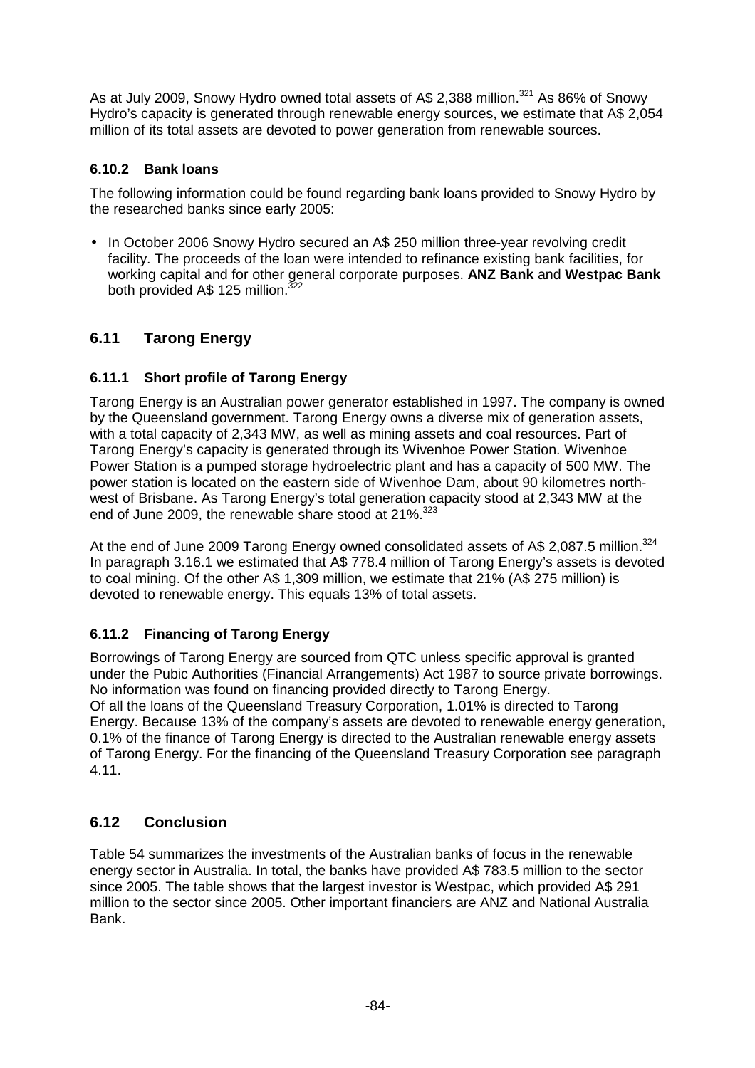As at July 2009, Snowy Hydro owned total assets of A$ 2,388 million.[321] As 86% of Snowy Hydro's capacity is generated through renewable energy sources, we estimate that A$ 2,054 million of its total assets are devoted to power generation from renewable sources.

### 6.10.2 Bank loans

The following information could be found regarding bank loans provided to Snowy Hydro by the researched banks since early 2005:

- In October 2006 Snowy Hydro secured an A$ 250 million three-year revolving credit facility. The proceeds of the loan were intended to refinance existing bank facilities, for working capital and for other general corporate purposes. **ANZ Bank** and **Westpac Bank** both provided A$ 125 million.[322]

## 6.11 Tarong Energy

### 6.11.1 Short profile of Tarong Energy

Tarong Energy is an Australian power generator established in 1997. The company is owned by the Queensland government. Tarong Energy owns a diverse mix of generation assets, with a total capacity of 2,343 MW, as well as mining assets and coal resources. Part of Tarong Energy's capacity is generated through its Wivenhoe Power Station. Wivenhoe Power Station is a pumped storage hydroelectric plant and has a capacity of 500 MW. The power station is located on the eastern side of Wivenhoe Dam, about 90 kilometres north-west of Brisbane. As Tarong Energy's total generation capacity stood at 2,343 MW at the end of June 2009, the renewable share stood at 21%.[323]

At the end of June 2009 Tarong Energy owned consolidated assets of A$ 2,087.5 million.[324] In paragraph 3.16.1 we estimated that A$ 778.4 million of Tarong Energy's assets is devoted to coal mining. Of the other A$ 1,309 million, we estimate that 21% (A$ 275 million) is devoted to renewable energy. This equals 13% of total assets.

### 6.11.2 Financing of Tarong Energy

Borrowings of Tarong Energy are sourced from QTC unless specific approval is granted under the Pubic Authorities (Financial Arrangements) Act 1987 to source private borrowings. No information was found on financing provided directly to Tarong Energy.
Of all the loans of the Queensland Treasury Corporation, 1.01% is directed to Tarong Energy. Because 13% of the company's assets are devoted to renewable energy generation, 0.1% of the finance of Tarong Energy is directed to the Australian renewable energy assets of Tarong Energy. For the financing of the Queensland Treasury Corporation see paragraph 4.11.

## 6.12 Conclusion

Table 54 summarizes the investments of the Australian banks of focus in the renewable energy sector in Australia. In total, the banks have provided A$ 783.5 million to the sector since 2005. The table shows that the largest investor is Westpac, which provided A$ 291 million to the sector since 2005. Other important financiers are ANZ and National Australia Bank.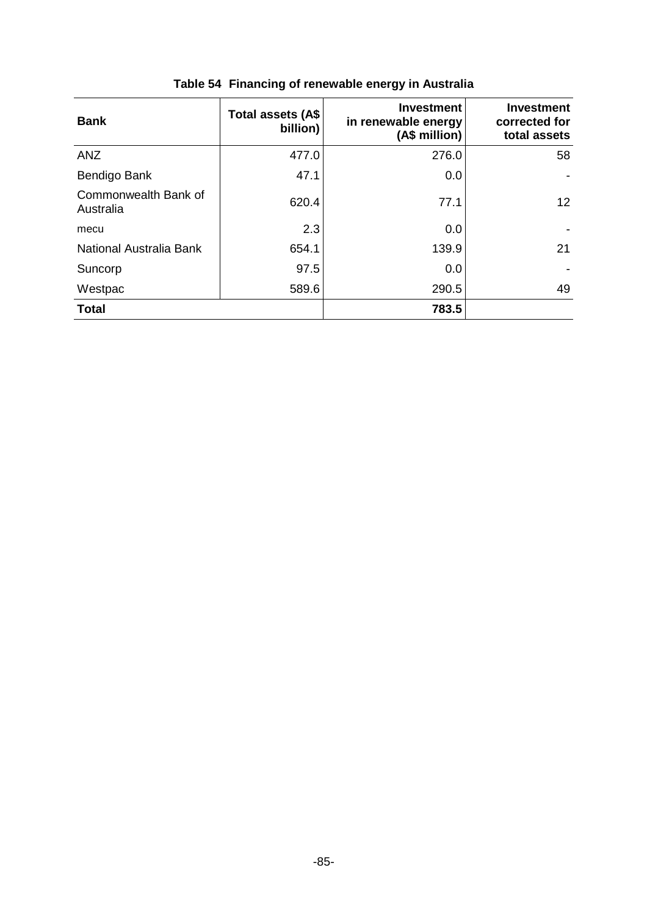**Table 54 Financing of renewable energy in Australia**

| Bank | Total assets (A$ billion) | Investment in renewable energy (A$ million) | Investment corrected for total assets |
|---|---|---|---|
| ANZ | 477.0 | 276.0 | 58 |
| Bendigo Bank | 47.1 | 0.0 | - |
| Commonwealth Bank of Australia | 620.4 | 77.1 | 12 |
| mecu | 2.3 | 0.0 | - |
| National Australia Bank | 654.1 | 139.9 | 21 |
| Suncorp | 97.5 | 0.0 | - |
| Westpac | 589.6 | 290.5 | 49 |
| **Total** | | **783.5** | |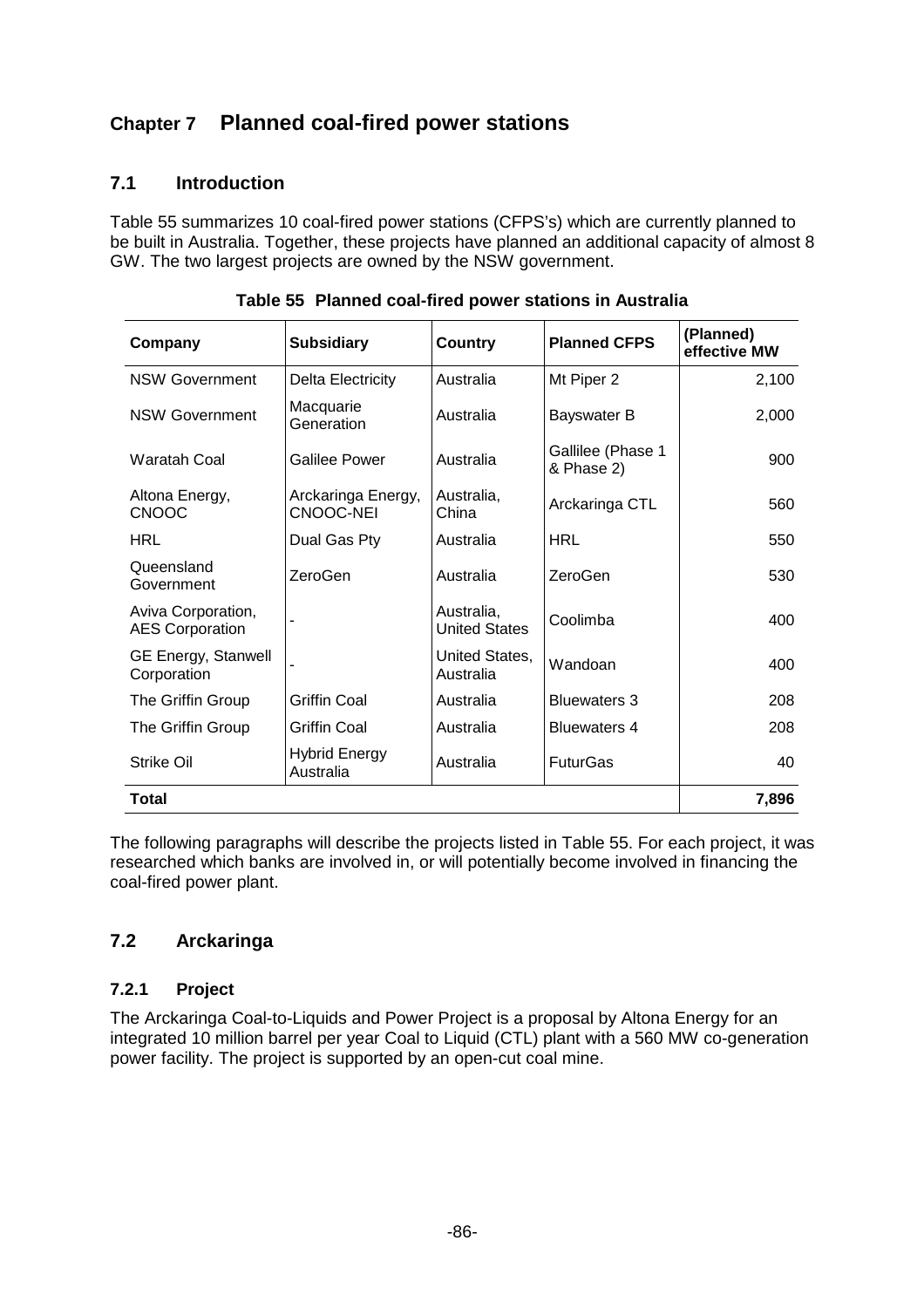## Chapter 7 Planned coal-fired power stations

### 7.1 Introduction

Table 55 summarizes 10 coal-fired power stations (CFPS's) which are currently planned to be built in Australia. Together, these projects have planned an additional capacity of almost 8 GW. The two largest projects are owned by the NSW government.

**Table 55 Planned coal-fired power stations in Australia**

| Company | Subsidiary | Country | Planned CFPS | (Planned) effective MW |
|---|---|---|---|---|
| NSW Government | Delta Electricity | Australia | Mt Piper 2 | 2,100 |
| NSW Government | Macquarie Generation | Australia | Bayswater B | 2,000 |
| Waratah Coal | Galilee Power | Australia | Gallilee (Phase 1 & Phase 2) | 900 |
| Altona Energy, CNOOC | Arckaringa Energy, CNOOC-NEI | Australia, China | Arckaringa CTL | 560 |
| HRL | Dual Gas Pty | Australia | HRL | 550 |
| Queensland Government | ZeroGen | Australia | ZeroGen | 530 |
| Aviva Corporation, AES Corporation | - | Australia, United States | Coolimba | 400 |
| GE Energy, Stanwell Corporation | - | United States, Australia | Wandoan | 400 |
| The Griffin Group | Griffin Coal | Australia | Bluewaters 3 | 208 |
| The Griffin Group | Griffin Coal | Australia | Bluewaters 4 | 208 |
| Strike Oil | Hybrid Energy Australia | Australia | FuturGas | 40 |
| **Total** | | | | **7,896** |

The following paragraphs will describe the projects listed in Table 55. For each project, it was researched which banks are involved in, or will potentially become involved in financing the coal-fired power plant.

### 7.2 Arckaringa

#### 7.2.1 Project

The Arckaringa Coal-to-Liquids and Power Project is a proposal by Altona Energy for an integrated 10 million barrel per year Coal to Liquid (CTL) plant with a 560 MW co-generation power facility. The project is supported by an open-cut coal mine.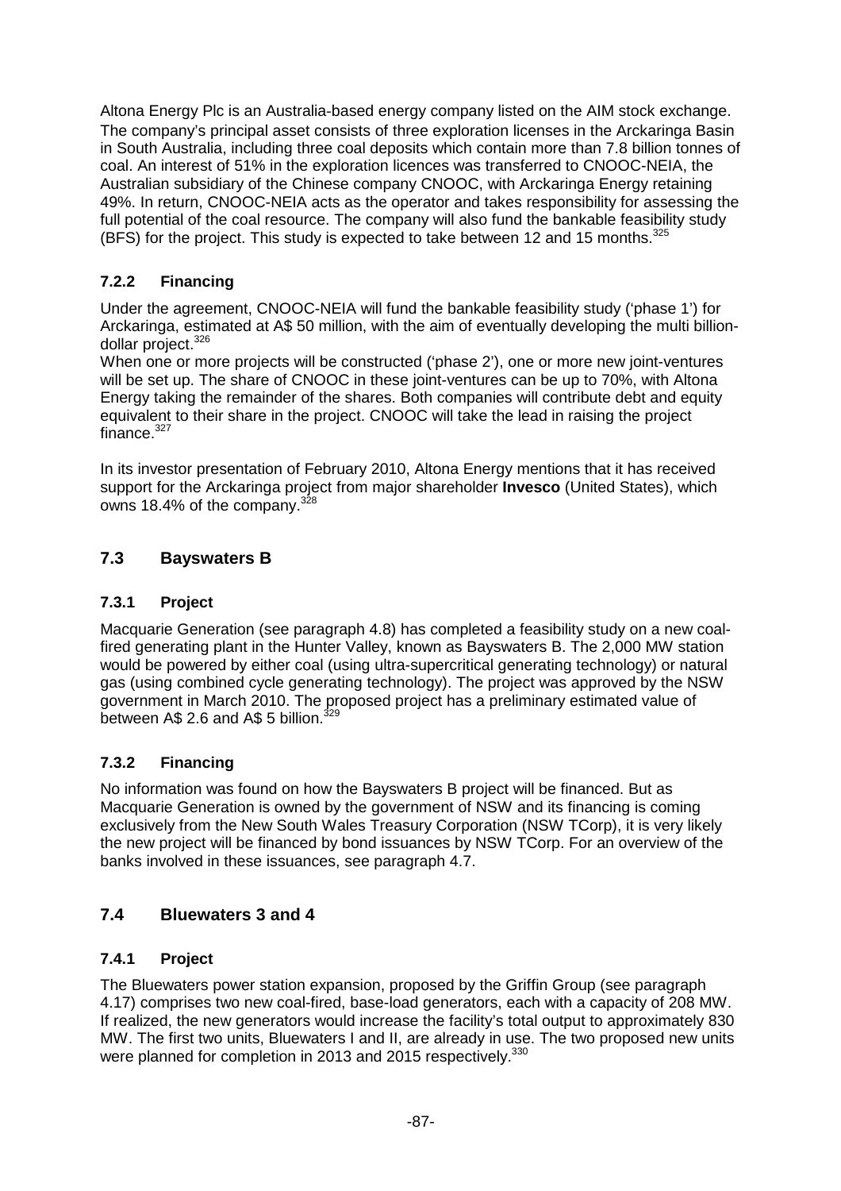Altona Energy Plc is an Australia-based energy company listed on the AIM stock exchange. The company's principal asset consists of three exploration licenses in the Arckaringa Basin in South Australia, including three coal deposits which contain more than 7.8 billion tonnes of coal. An interest of 51% in the exploration licences was transferred to CNOOC-NEIA, the Australian subsidiary of the Chinese company CNOOC, with Arckaringa Energy retaining 49%. In return, CNOOC-NEIA acts as the operator and takes responsibility for assessing the full potential of the coal resource. The company will also fund the bankable feasibility study (BFS) for the project. This study is expected to take between 12 and 15 months.[325]

### 7.2.2 Financing

Under the agreement, CNOOC-NEIA will fund the bankable feasibility study ('phase 1') for Arckaringa, estimated at A$ 50 million, with the aim of eventually developing the multi billion-dollar project.[326]

When one or more projects will be constructed ('phase 2'), one or more new joint-ventures will be set up. The share of CNOOC in these joint-ventures can be up to 70%, with Altona Energy taking the remainder of the shares. Both companies will contribute debt and equity equivalent to their share in the project. CNOOC will take the lead in raising the project finance.[327]

In its investor presentation of February 2010, Altona Energy mentions that it has received support for the Arckaringa project from major shareholder **Invesco** (United States), which owns 18.4% of the company.[328]

## 7.3 Bayswaters B

### 7.3.1 Project

Macquarie Generation (see paragraph 4.8) has completed a feasibility study on a new coal-fired generating plant in the Hunter Valley, known as Bayswaters B. The 2,000 MW station would be powered by either coal (using ultra-supercritical generating technology) or natural gas (using combined cycle generating technology). The project was approved by the NSW government in March 2010. The proposed project has a preliminary estimated value of between A$ 2.6 and A$ 5 billion.[329]

### 7.3.2 Financing

No information was found on how the Bayswaters B project will be financed. But as Macquarie Generation is owned by the government of NSW and its financing is coming exclusively from the New South Wales Treasury Corporation (NSW TCorp), it is very likely the new project will be financed by bond issuances by NSW TCorp. For an overview of the banks involved in these issuances, see paragraph 4.7.

## 7.4 Bluewaters 3 and 4

### 7.4.1 Project

The Bluewaters power station expansion, proposed by the Griffin Group (see paragraph 4.17) comprises two new coal-fired, base-load generators, each with a capacity of 208 MW. If realized, the new generators would increase the facility's total output to approximately 830 MW. The first two units, Bluewaters I and II, are already in use. The two proposed new units were planned for completion in 2013 and 2015 respectively.[330]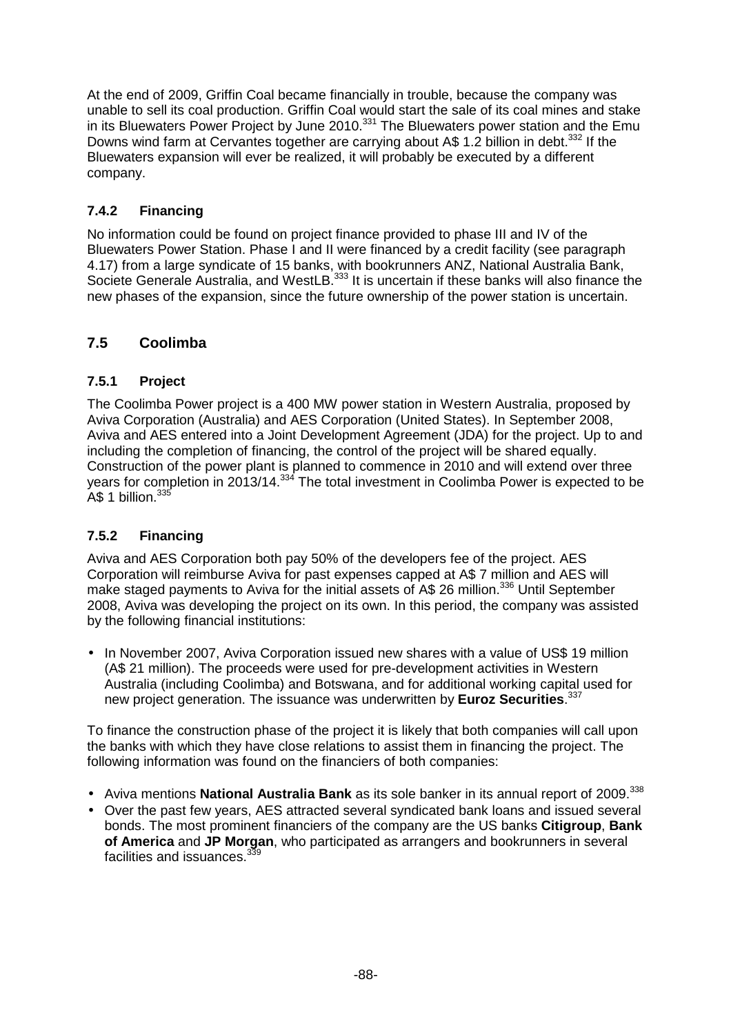At the end of 2009, Griffin Coal became financially in trouble, because the company was unable to sell its coal production. Griffin Coal would start the sale of its coal mines and stake in its Bluewaters Power Project by June 2010.[331] The Bluewaters power station and the Emu Downs wind farm at Cervantes together are carrying about A$ 1.2 billion in debt.[332] If the Bluewaters expansion will ever be realized, it will probably be executed by a different company.

### 7.4.2 Financing

No information could be found on project finance provided to phase III and IV of the Bluewaters Power Station. Phase I and II were financed by a credit facility (see paragraph 4.17) from a large syndicate of 15 banks, with bookrunners ANZ, National Australia Bank, Societe Generale Australia, and WestLB.[333] It is uncertain if these banks will also finance the new phases of the expansion, since the future ownership of the power station is uncertain.

## 7.5 Coolimba

### 7.5.1 Project

The Coolimba Power project is a 400 MW power station in Western Australia, proposed by Aviva Corporation (Australia) and AES Corporation (United States). In September 2008, Aviva and AES entered into a Joint Development Agreement (JDA) for the project. Up to and including the completion of financing, the control of the project will be shared equally. Construction of the power plant is planned to commence in 2010 and will extend over three years for completion in 2013/14.[334] The total investment in Coolimba Power is expected to be A$ 1 billion.[335]

### 7.5.2 Financing

Aviva and AES Corporation both pay 50% of the developers fee of the project. AES Corporation will reimburse Aviva for past expenses capped at A$ 7 million and AES will make staged payments to Aviva for the initial assets of A$ 26 million.[336] Until September 2008, Aviva was developing the project on its own. In this period, the company was assisted by the following financial institutions:

- In November 2007, Aviva Corporation issued new shares with a value of US$ 19 million (A$ 21 million). The proceeds were used for pre-development activities in Western Australia (including Coolimba) and Botswana, and for additional working capital used for new project generation. The issuance was underwritten by **Euroz Securities**.[337]

To finance the construction phase of the project it is likely that both companies will call upon the banks with which they have close relations to assist them in financing the project. The following information was found on the financiers of both companies:

- Aviva mentions **National Australia Bank** as its sole banker in its annual report of 2009.[338]
- Over the past few years, AES attracted several syndicated bank loans and issued several bonds. The most prominent financiers of the company are the US banks **Citigroup**, **Bank of America** and **JP Morgan**, who participated as arrangers and bookrunners in several facilities and issuances.[339]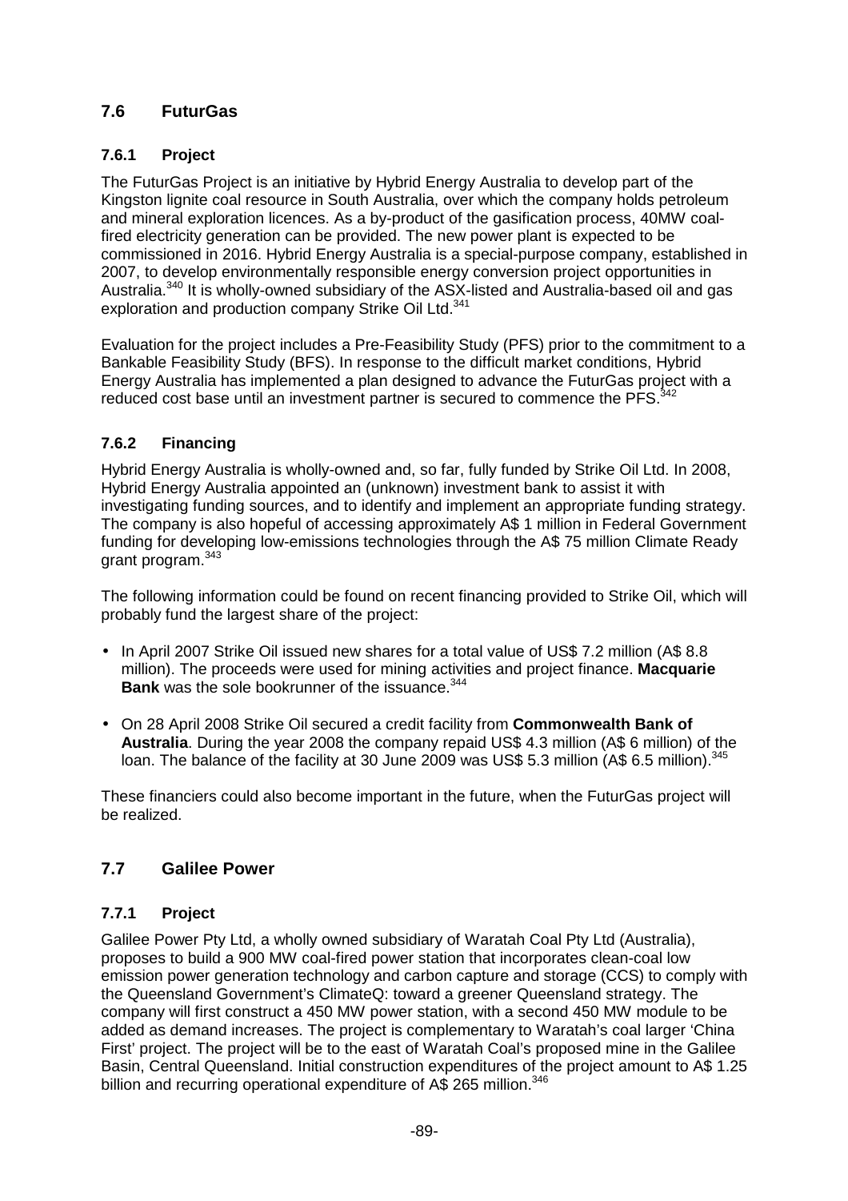## 7.6 FuturGas

### 7.6.1 Project

The FuturGas Project is an initiative by Hybrid Energy Australia to develop part of the Kingston lignite coal resource in South Australia, over which the company holds petroleum and mineral exploration licences. As a by-product of the gasification process, 40MW coal-fired electricity generation can be provided. The new power plant is expected to be commissioned in 2016. Hybrid Energy Australia is a special-purpose company, established in 2007, to develop environmentally responsible energy conversion project opportunities in Australia.[340] It is wholly-owned subsidiary of the ASX-listed and Australia-based oil and gas exploration and production company Strike Oil Ltd.[341]

Evaluation for the project includes a Pre-Feasibility Study (PFS) prior to the commitment to a Bankable Feasibility Study (BFS). In response to the difficult market conditions, Hybrid Energy Australia has implemented a plan designed to advance the FuturGas project with a reduced cost base until an investment partner is secured to commence the PFS.[342]

### 7.6.2 Financing

Hybrid Energy Australia is wholly-owned and, so far, fully funded by Strike Oil Ltd. In 2008, Hybrid Energy Australia appointed an (unknown) investment bank to assist it with investigating funding sources, and to identify and implement an appropriate funding strategy. The company is also hopeful of accessing approximately A$ 1 million in Federal Government funding for developing low-emissions technologies through the A$ 75 million Climate Ready grant program.[343]

The following information could be found on recent financing provided to Strike Oil, which will probably fund the largest share of the project:

- In April 2007 Strike Oil issued new shares for a total value of US$ 7.2 million (A$ 8.8 million). The proceeds were used for mining activities and project finance. **Macquarie Bank** was the sole bookrunner of the issuance.[344]
- On 28 April 2008 Strike Oil secured a credit facility from **Commonwealth Bank of Australia**. During the year 2008 the company repaid US$ 4.3 million (A$ 6 million) of the loan. The balance of the facility at 30 June 2009 was US$ 5.3 million (A$ 6.5 million).[345]

These financiers could also become important in the future, when the FuturGas project will be realized.

## 7.7 Galilee Power

### 7.7.1 Project

Galilee Power Pty Ltd, a wholly owned subsidiary of Waratah Coal Pty Ltd (Australia), proposes to build a 900 MW coal-fired power station that incorporates clean-coal low emission power generation technology and carbon capture and storage (CCS) to comply with the Queensland Government's ClimateQ: toward a greener Queensland strategy. The company will first construct a 450 MW power station, with a second 450 MW module to be added as demand increases. The project is complementary to Waratah's coal larger 'China First' project. The project will be to the east of Waratah Coal's proposed mine in the Galilee Basin, Central Queensland. Initial construction expenditures of the project amount to A$ 1.25 billion and recurring operational expenditure of A$ 265 million.[346]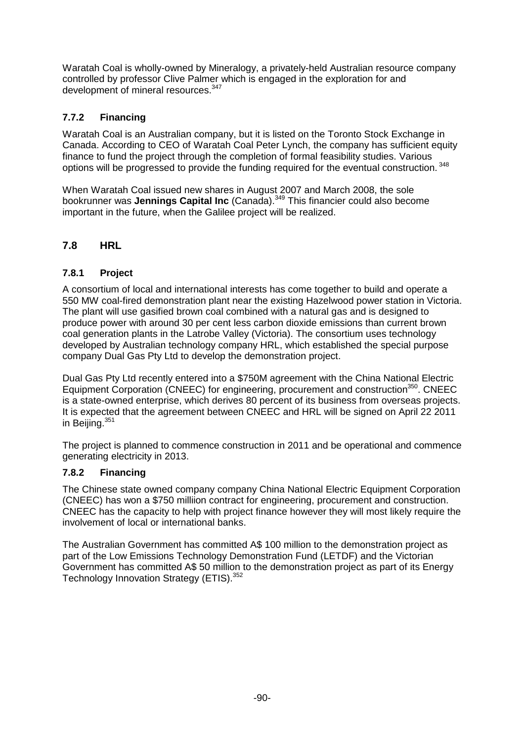Waratah Coal is wholly-owned by Mineralogy, a privately-held Australian resource company controlled by professor Clive Palmer which is engaged in the exploration for and development of mineral resources.[347]

### 7.7.2 Financing

Waratah Coal is an Australian company, but it is listed on the Toronto Stock Exchange in Canada. According to CEO of Waratah Coal Peter Lynch, the company has sufficient equity finance to fund the project through the completion of formal feasibility studies. Various options will be progressed to provide the funding required for the eventual construction. [348]

When Waratah Coal issued new shares in August 2007 and March 2008, the sole bookrunner was **Jennings Capital Inc** (Canada).[349] This financier could also become important in the future, when the Galilee project will be realized.

## 7.8 HRL

### 7.8.1 Project

A consortium of local and international interests has come together to build and operate a 550 MW coal-fired demonstration plant near the existing Hazelwood power station in Victoria. The plant will use gasified brown coal combined with a natural gas and is designed to produce power with around 30 per cent less carbon dioxide emissions than current brown coal generation plants in the Latrobe Valley (Victoria). The consortium uses technology developed by Australian technology company HRL, which established the special purpose company Dual Gas Pty Ltd to develop the demonstration project.

Dual Gas Pty Ltd recently entered into a $750M agreement with the China National Electric Equipment Corporation (CNEEC) for engineering, procurement and construction[350]. CNEEC is a state-owned enterprise, which derives 80 percent of its business from overseas projects. It is expected that the agreement between CNEEC and HRL will be signed on April 22 2011 in Beijing.[351]

The project is planned to commence construction in 2011 and be operational and commence generating electricity in 2013.

### 7.8.2 Financing

The Chinese state owned company company China National Electric Equipment Corporation (CNEEC) has won a $750 milliion contract for engineering, procurement and construction. CNEEC has the capacity to help with project finance however they will most likely require the involvement of local or international banks.

The Australian Government has committed A$ 100 million to the demonstration project as part of the Low Emissions Technology Demonstration Fund (LETDF) and the Victorian Government has committed A$ 50 million to the demonstration project as part of its Energy Technology Innovation Strategy (ETIS).[352]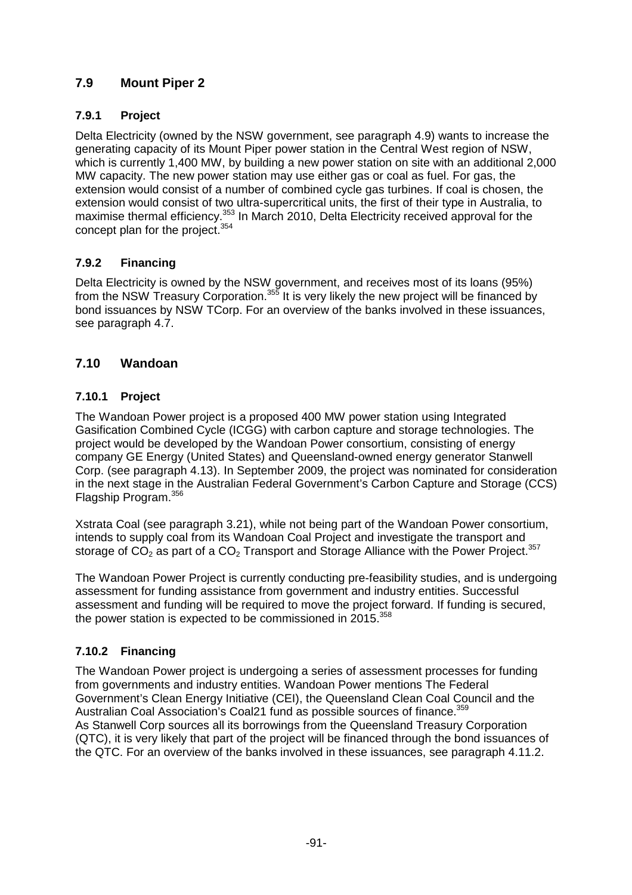## 7.9 Mount Piper 2

### 7.9.1 Project

Delta Electricity (owned by the NSW government, see paragraph 4.9) wants to increase the generating capacity of its Mount Piper power station in the Central West region of NSW, which is currently 1,400 MW, by building a new power station on site with an additional 2,000 MW capacity. The new power station may use either gas or coal as fuel. For gas, the extension would consist of a number of combined cycle gas turbines. If coal is chosen, the extension would consist of two ultra-supercritical units, the first of their type in Australia, to maximise thermal efficiency.[353] In March 2010, Delta Electricity received approval for the concept plan for the project.[354]

### 7.9.2 Financing

Delta Electricity is owned by the NSW government, and receives most of its loans (95%) from the NSW Treasury Corporation.[355] It is very likely the new project will be financed by bond issuances by NSW TCorp. For an overview of the banks involved in these issuances, see paragraph 4.7.

## 7.10 Wandoan

### 7.10.1 Project

The Wandoan Power project is a proposed 400 MW power station using Integrated Gasification Combined Cycle (ICGG) with carbon capture and storage technologies. The project would be developed by the Wandoan Power consortium, consisting of energy company GE Energy (United States) and Queensland-owned energy generator Stanwell Corp. (see paragraph 4.13). In September 2009, the project was nominated for consideration in the next stage in the Australian Federal Government's Carbon Capture and Storage (CCS) Flagship Program.[356]

Xstrata Coal (see paragraph 3.21), while not being part of the Wandoan Power consortium, intends to supply coal from its Wandoan Coal Project and investigate the transport and storage of $CO_2$ as part of a $CO_2$ Transport and Storage Alliance with the Power Project.[357]

The Wandoan Power Project is currently conducting pre-feasibility studies, and is undergoing assessment for funding assistance from government and industry entities. Successful assessment and funding will be required to move the project forward. If funding is secured, the power station is expected to be commissioned in 2015.[358]

### 7.10.2 Financing

The Wandoan Power project is undergoing a series of assessment processes for funding from governments and industry entities. Wandoan Power mentions The Federal Government's Clean Energy Initiative (CEI), the Queensland Clean Coal Council and the Australian Coal Association's Coal21 fund as possible sources of finance.[359]
As Stanwell Corp sources all its borrowings from the Queensland Treasury Corporation (QTC), it is very likely that part of the project will be financed through the bond issuances of the QTC. For an overview of the banks involved in these issuances, see paragraph 4.11.2.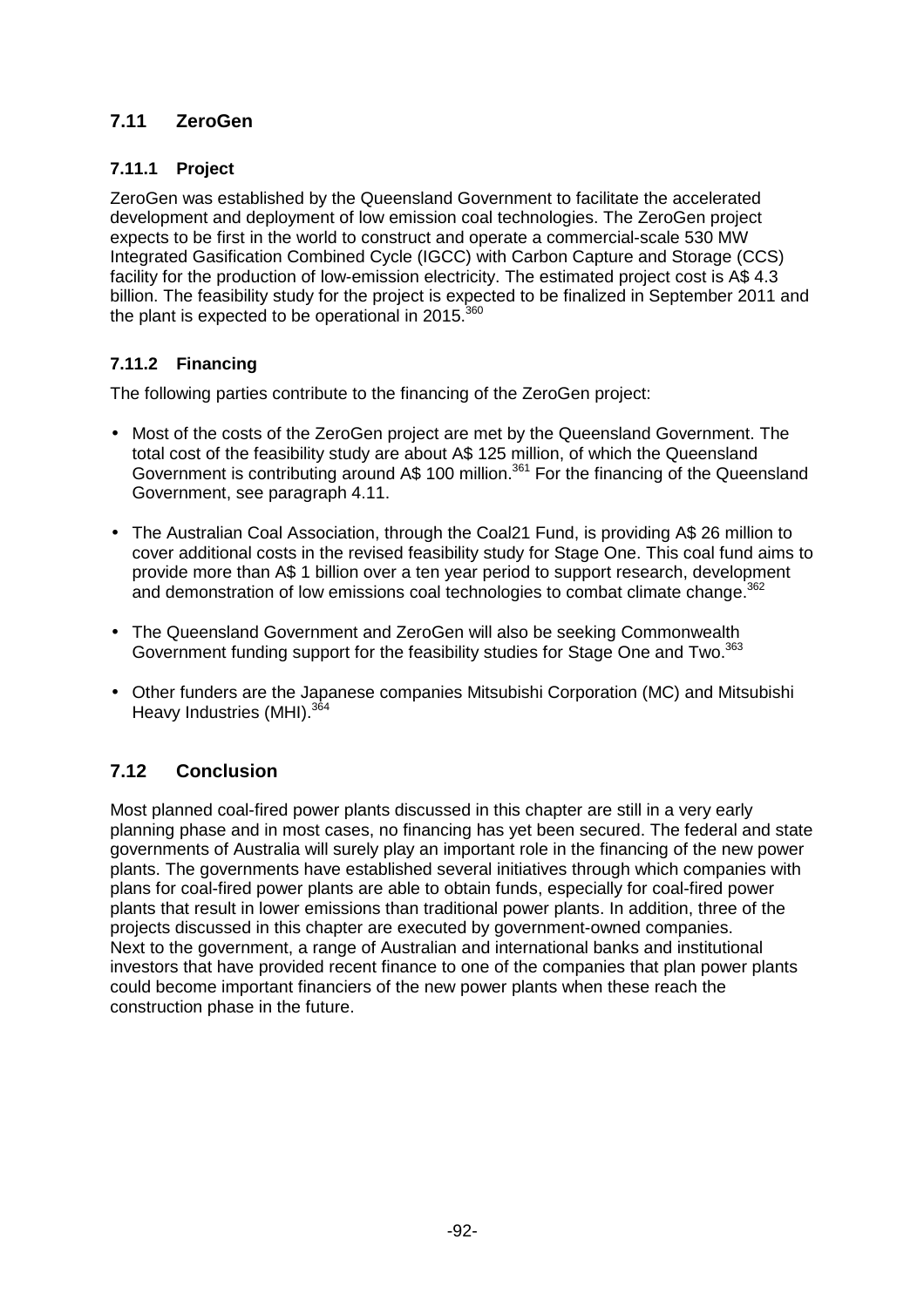## 7.11 ZeroGen

### 7.11.1 Project

ZeroGen was established by the Queensland Government to facilitate the accelerated development and deployment of low emission coal technologies. The ZeroGen project expects to be first in the world to construct and operate a commercial-scale 530 MW Integrated Gasification Combined Cycle (IGCC) with Carbon Capture and Storage (CCS) facility for the production of low-emission electricity. The estimated project cost is A$ 4.3 billion. The feasibility study for the project is expected to be finalized in September 2011 and the plant is expected to be operational in 2015.[360]

### 7.11.2 Financing

The following parties contribute to the financing of the ZeroGen project:

- Most of the costs of the ZeroGen project are met by the Queensland Government. The total cost of the feasibility study are about A$ 125 million, of which the Queensland Government is contributing around A$ 100 million.[361] For the financing of the Queensland Government, see paragraph 4.11.
- The Australian Coal Association, through the Coal21 Fund, is providing A$ 26 million to cover additional costs in the revised feasibility study for Stage One. This coal fund aims to provide more than A$ 1 billion over a ten year period to support research, development and demonstration of low emissions coal technologies to combat climate change.[362]
- The Queensland Government and ZeroGen will also be seeking Commonwealth Government funding support for the feasibility studies for Stage One and Two.[363]
- Other funders are the Japanese companies Mitsubishi Corporation (MC) and Mitsubishi Heavy Industries (MHI).[364]

## 7.12 Conclusion

Most planned coal-fired power plants discussed in this chapter are still in a very early planning phase and in most cases, no financing has yet been secured. The federal and state governments of Australia will surely play an important role in the financing of the new power plants. The governments have established several initiatives through which companies with plans for coal-fired power plants are able to obtain funds, especially for coal-fired power plants that result in lower emissions than traditional power plants. In addition, three of the projects discussed in this chapter are executed by government-owned companies.
Next to the government, a range of Australian and international banks and institutional investors that have provided recent finance to one of the companies that plan power plants could become important financiers of the new power plants when these reach the construction phase in the future.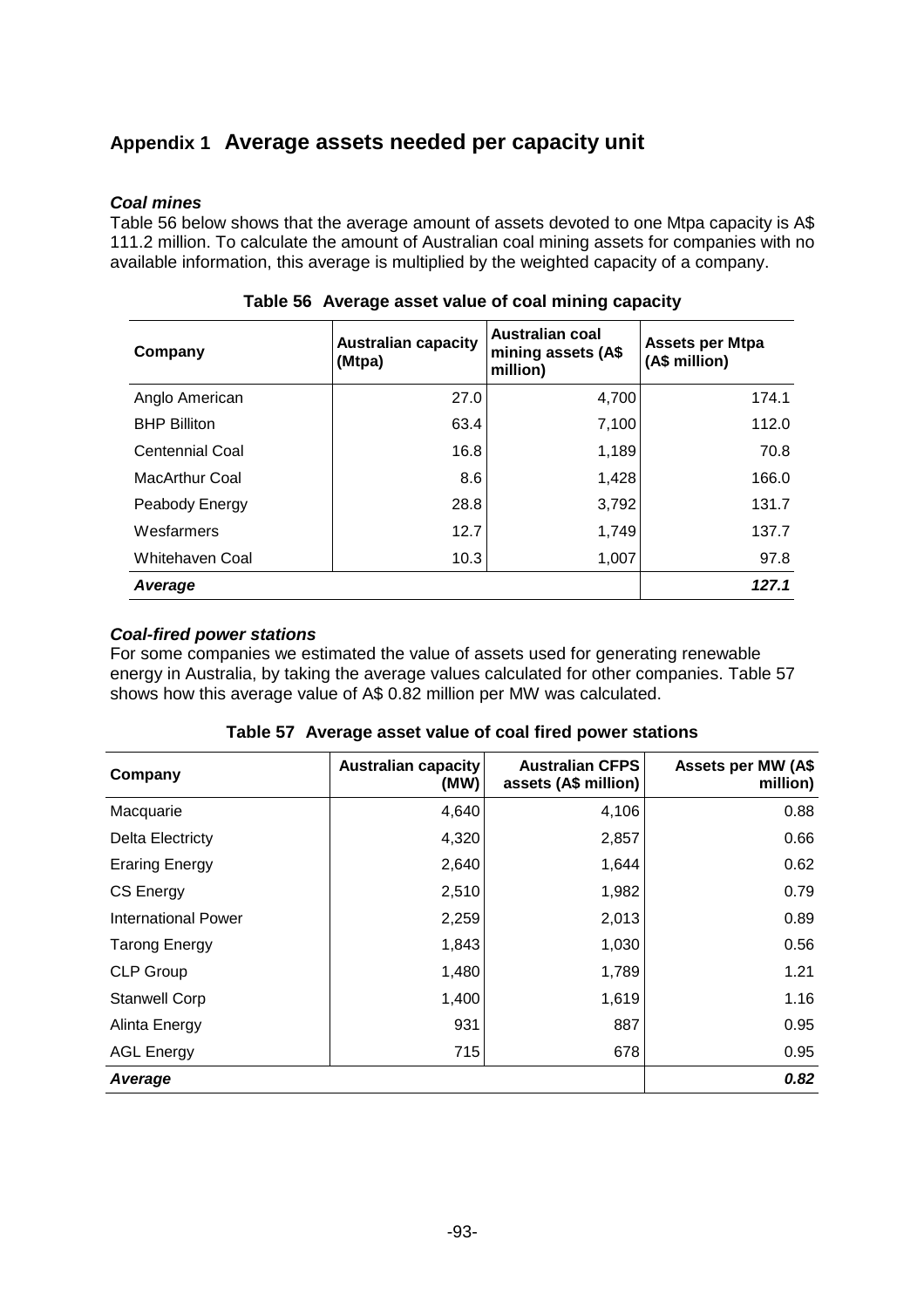# Appendix 1 Average assets needed per capacity unit

***Coal mines***

Table 56 below shows that the average amount of assets devoted to one Mtpa capacity is A$ 111.2 million. To calculate the amount of Australian coal mining assets for companies with no available information, this average is multiplied by the weighted capacity of a company.

**Table 56 Average asset value of coal mining capacity**

| Company | Australian capacity (Mtpa) | Australian coal mining assets (A$ million) | Assets per Mtpa (A$ million) |
|---|---|---|---|
| Anglo American | 27.0 | 4,700 | 174.1 |
| BHP Billiton | 63.4 | 7,100 | 112.0 |
| Centennial Coal | 16.8 | 1,189 | 70.8 |
| MacArthur Coal | 8.6 | 1,428 | 166.0 |
| Peabody Energy | 28.8 | 3,792 | 131.7 |
| Wesfarmers | 12.7 | 1,749 | 137.7 |
| Whitehaven Coal | 10.3 | 1,007 | 97.8 |
| ***Average*** | | | ***127.1*** |

***Coal-fired power stations***

For some companies we estimated the value of assets used for generating renewable energy in Australia, by taking the average values calculated for other companies. Table 57 shows how this average value of A$ 0.82 million per MW was calculated.

**Table 57 Average asset value of coal fired power stations**

| Company | Australian capacity (MW) | Australian CFPS assets (A$ million) | Assets per MW (A$ million) |
|---|---|---|---|
| Macquarie | 4,640 | 4,106 | 0.88 |
| Delta Electricty | 4,320 | 2,857 | 0.66 |
| Eraring Energy | 2,640 | 1,644 | 0.62 |
| CS Energy | 2,510 | 1,982 | 0.79 |
| International Power | 2,259 | 2,013 | 0.89 |
| Tarong Energy | 1,843 | 1,030 | 0.56 |
| CLP Group | 1,480 | 1,789 | 1.21 |
| Stanwell Corp | 1,400 | 1,619 | 1.16 |
| Alinta Energy | 931 | 887 | 0.95 |
| AGL Energy | 715 | 678 | 0.95 |
| ***Average*** | | | ***0.82*** |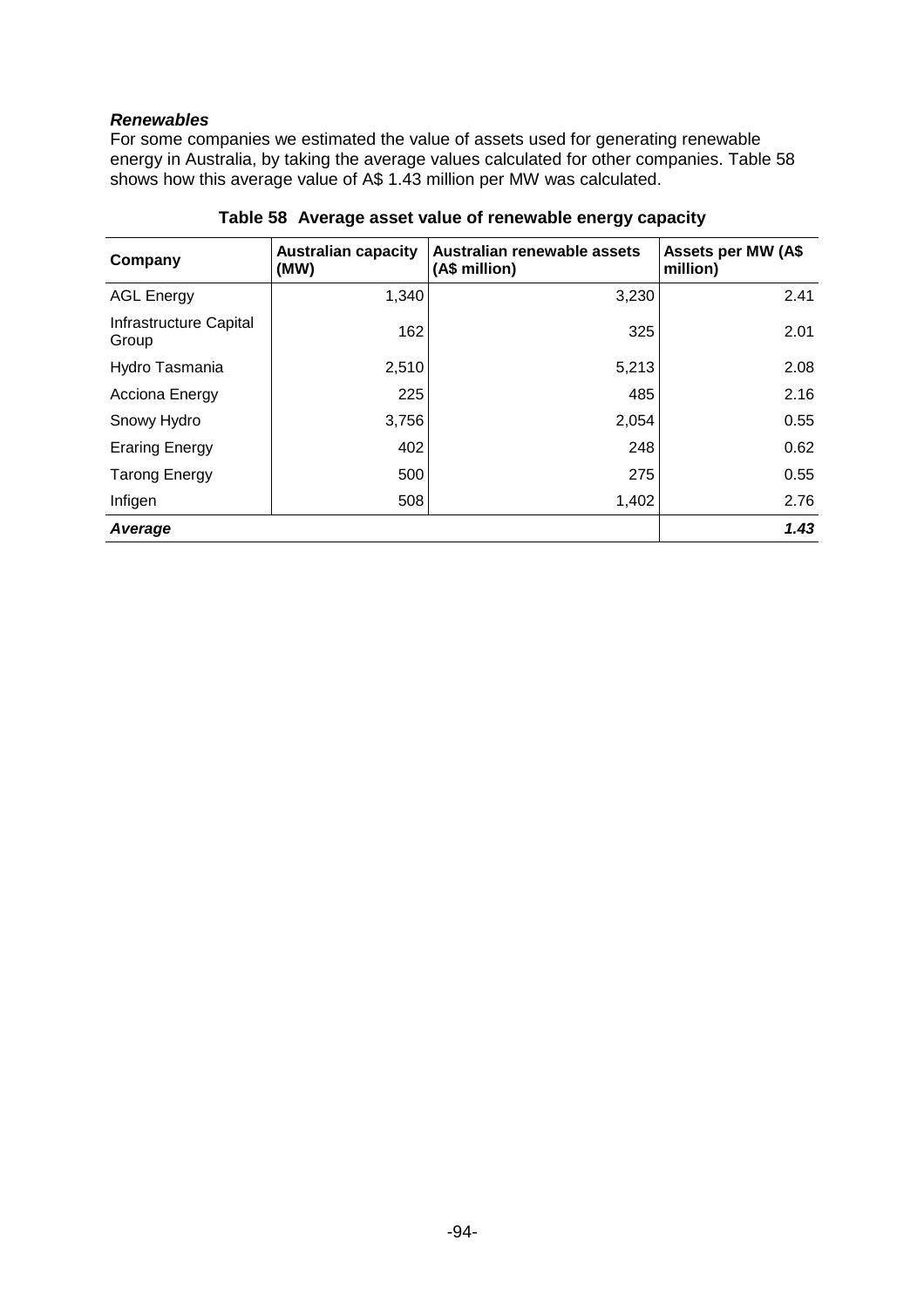***Renewables***

For some companies we estimated the value of assets used for generating renewable energy in Australia, by taking the average values calculated for other companies. Table 58 shows how this average value of A$ 1.43 million per MW was calculated.

**Table 58 Average asset value of renewable energy capacity**

| Company | Australian capacity (MW) | Australian renewable assets (A$ million) | Assets per MW (A$ million) |
|---|---|---|---|
| AGL Energy | 1,340 | 3,230 | 2.41 |
| Infrastructure Capital Group | 162 | 325 | 2.01 |
| Hydro Tasmania | 2,510 | 5,213 | 2.08 |
| Acciona Energy | 225 | 485 | 2.16 |
| Snowy Hydro | 3,756 | 2,054 | 0.55 |
| Eraring Energy | 402 | 248 | 0.62 |
| Tarong Energy | 500 | 275 | 0.55 |
| Infigen | 508 | 1,402 | 2.76 |
| ***Average*** | | | ***1.43*** |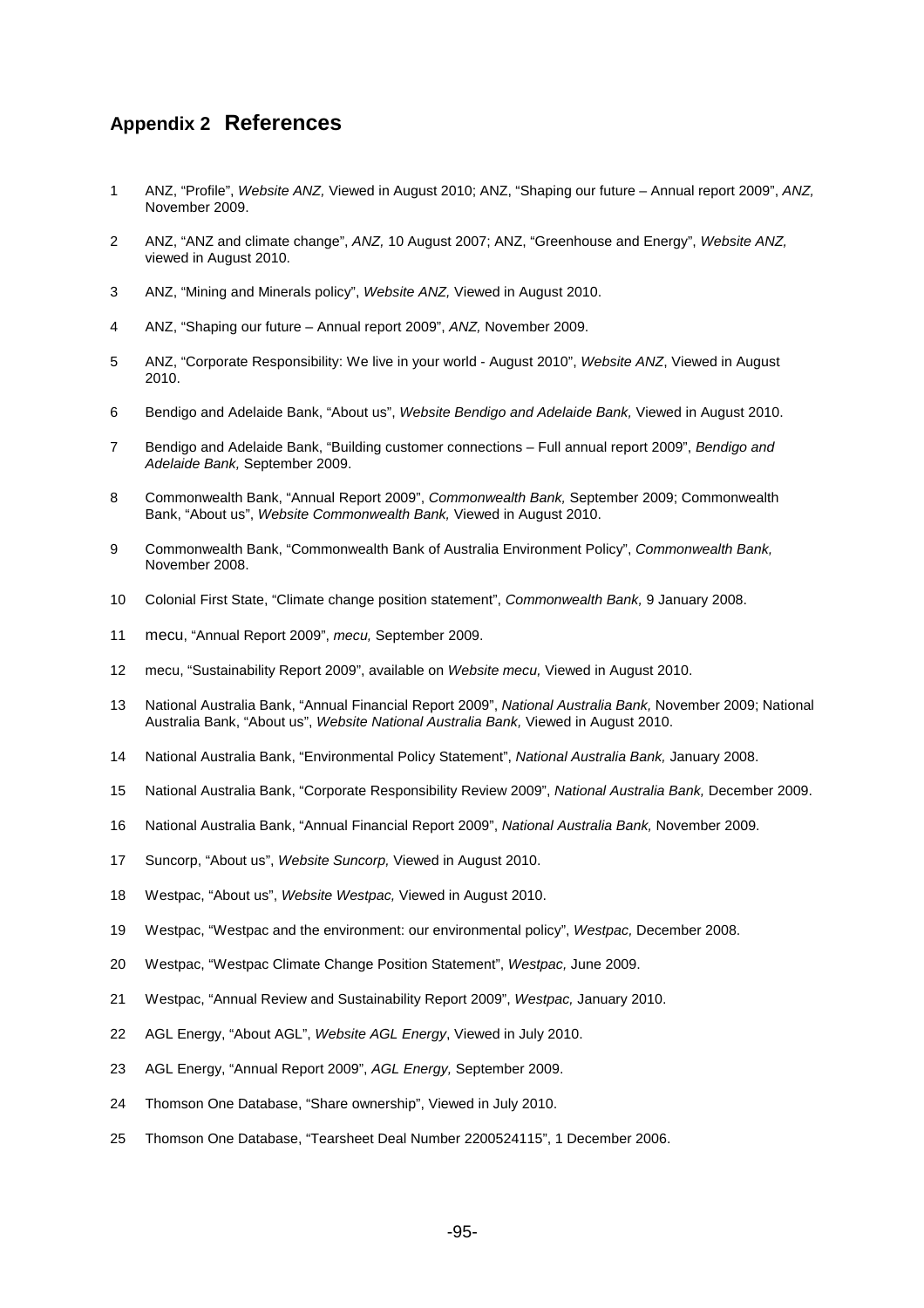## Appendix 2 References

1. ANZ, "Profile", *Website ANZ,* Viewed in August 2010; ANZ, "Shaping our future – Annual report 2009", *ANZ,* November 2009.
2. ANZ, "ANZ and climate change", *ANZ,* 10 August 2007; ANZ, "Greenhouse and Energy", *Website ANZ,* viewed in August 2010.
3. ANZ, "Mining and Minerals policy", *Website ANZ,* Viewed in August 2010.
4. ANZ, "Shaping our future – Annual report 2009", *ANZ,* November 2009.
5. ANZ, "Corporate Responsibility: We live in your world - August 2010", *Website ANZ*, Viewed in August 2010.
6. Bendigo and Adelaide Bank, "About us", *Website Bendigo and Adelaide Bank,* Viewed in August 2010.
7. Bendigo and Adelaide Bank, "Building customer connections – Full annual report 2009", *Bendigo and Adelaide Bank,* September 2009.
8. Commonwealth Bank, "Annual Report 2009", *Commonwealth Bank,* September 2009; Commonwealth Bank, "About us", *Website Commonwealth Bank,* Viewed in August 2010.
9. Commonwealth Bank, "Commonwealth Bank of Australia Environment Policy", *Commonwealth Bank,* November 2008.
10. Colonial First State, "Climate change position statement", *Commonwealth Bank,* 9 January 2008.
11. mecu, "Annual Report 2009", *mecu,* September 2009.
12. mecu, "Sustainability Report 2009", available on *Website mecu,* Viewed in August 2010.
13. National Australia Bank, "Annual Financial Report 2009", *National Australia Bank,* November 2009; National Australia Bank, "About us", *Website National Australia Bank,* Viewed in August 2010.
14. National Australia Bank, "Environmental Policy Statement", *National Australia Bank,* January 2008.
15. National Australia Bank, "Corporate Responsibility Review 2009", *National Australia Bank,* December 2009.
16. National Australia Bank, "Annual Financial Report 2009", *National Australia Bank,* November 2009.
17. Suncorp, "About us", *Website Suncorp,* Viewed in August 2010.
18. Westpac, "About us", *Website Westpac,* Viewed in August 2010.
19. Westpac, "Westpac and the environment: our environmental policy", *Westpac,* December 2008.
20. Westpac, "Westpac Climate Change Position Statement", *Westpac,* June 2009.
21. Westpac, "Annual Review and Sustainability Report 2009", *Westpac,* January 2010.
22. AGL Energy, "About AGL", *Website AGL Energy*, Viewed in July 2010.
23. AGL Energy, "Annual Report 2009", *AGL Energy,* September 2009.
24. Thomson One Database, "Share ownership", Viewed in July 2010.
25. Thomson One Database, "Tearsheet Deal Number 2200524115", 1 December 2006.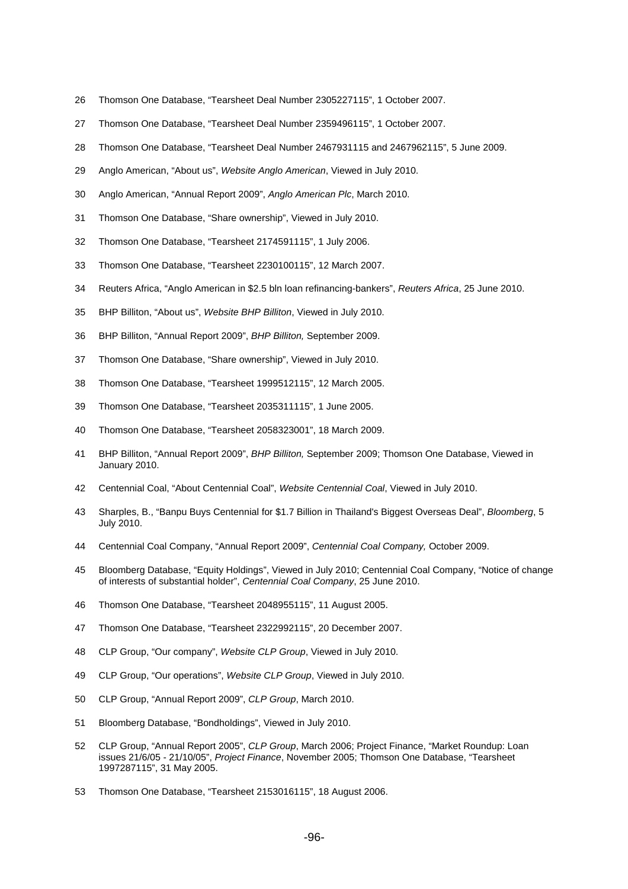26 Thomson One Database, “Tearsheet Deal Number 2305227115”, 1 October 2007.

27 Thomson One Database, “Tearsheet Deal Number 2359496115”, 1 October 2007.

28 Thomson One Database, “Tearsheet Deal Number 2467931115 and 2467962115”, 5 June 2009.

29 Anglo American, “About us”, *Website Anglo American*, Viewed in July 2010.

30 Anglo American, “Annual Report 2009”, *Anglo American Plc*, March 2010.

31 Thomson One Database, “Share ownership”, Viewed in July 2010.

32 Thomson One Database, “Tearsheet 2174591115”, 1 July 2006.

33 Thomson One Database, “Tearsheet 2230100115”, 12 March 2007.

34 Reuters Africa, “Anglo American in $2.5 bln loan refinancing-bankers”, *Reuters Africa*, 25 June 2010.

35 BHP Billiton, “About us”, *Website BHP Billiton*, Viewed in July 2010.

36 BHP Billiton, “Annual Report 2009”, *BHP Billiton,* September 2009.

37 Thomson One Database, “Share ownership”, Viewed in July 2010.

38 Thomson One Database, “Tearsheet 1999512115”, 12 March 2005.

39 Thomson One Database, “Tearsheet 2035311115”, 1 June 2005.

40 Thomson One Database, “Tearsheet 2058323001”, 18 March 2009.

41 BHP Billiton, “Annual Report 2009”, *BHP Billiton,* September 2009; Thomson One Database, Viewed in January 2010.

42 Centennial Coal, “About Centennial Coal”, *Website Centennial Coal*, Viewed in July 2010.

43 Sharples, B., “Banpu Buys Centennial for $1.7 Billion in Thailand's Biggest Overseas Deal”, *Bloomberg*, 5 July 2010.

44 Centennial Coal Company, “Annual Report 2009”, *Centennial Coal Company,* October 2009.

45 Bloomberg Database, “Equity Holdings”, Viewed in July 2010; Centennial Coal Company, “Notice of change of interests of substantial holder”, *Centennial Coal Company*, 25 June 2010.

46 Thomson One Database, “Tearsheet 2048955115”, 11 August 2005.

47 Thomson One Database, “Tearsheet 2322992115”, 20 December 2007.

48 CLP Group, “Our company”, *Website CLP Group*, Viewed in July 2010.

49 CLP Group, “Our operations”, *Website CLP Group*, Viewed in July 2010.

50 CLP Group, “Annual Report 2009”, *CLP Group*, March 2010.

51 Bloomberg Database, “Bondholdings”, Viewed in July 2010.

52 CLP Group, “Annual Report 2005”, *CLP Group*, March 2006; Project Finance, “Market Roundup: Loan issues 21/6/05 - 21/10/05”, *Project Finance*, November 2005; Thomson One Database, “Tearsheet 1997287115”, 31 May 2005.

53 Thomson One Database, “Tearsheet 2153016115”, 18 August 2006.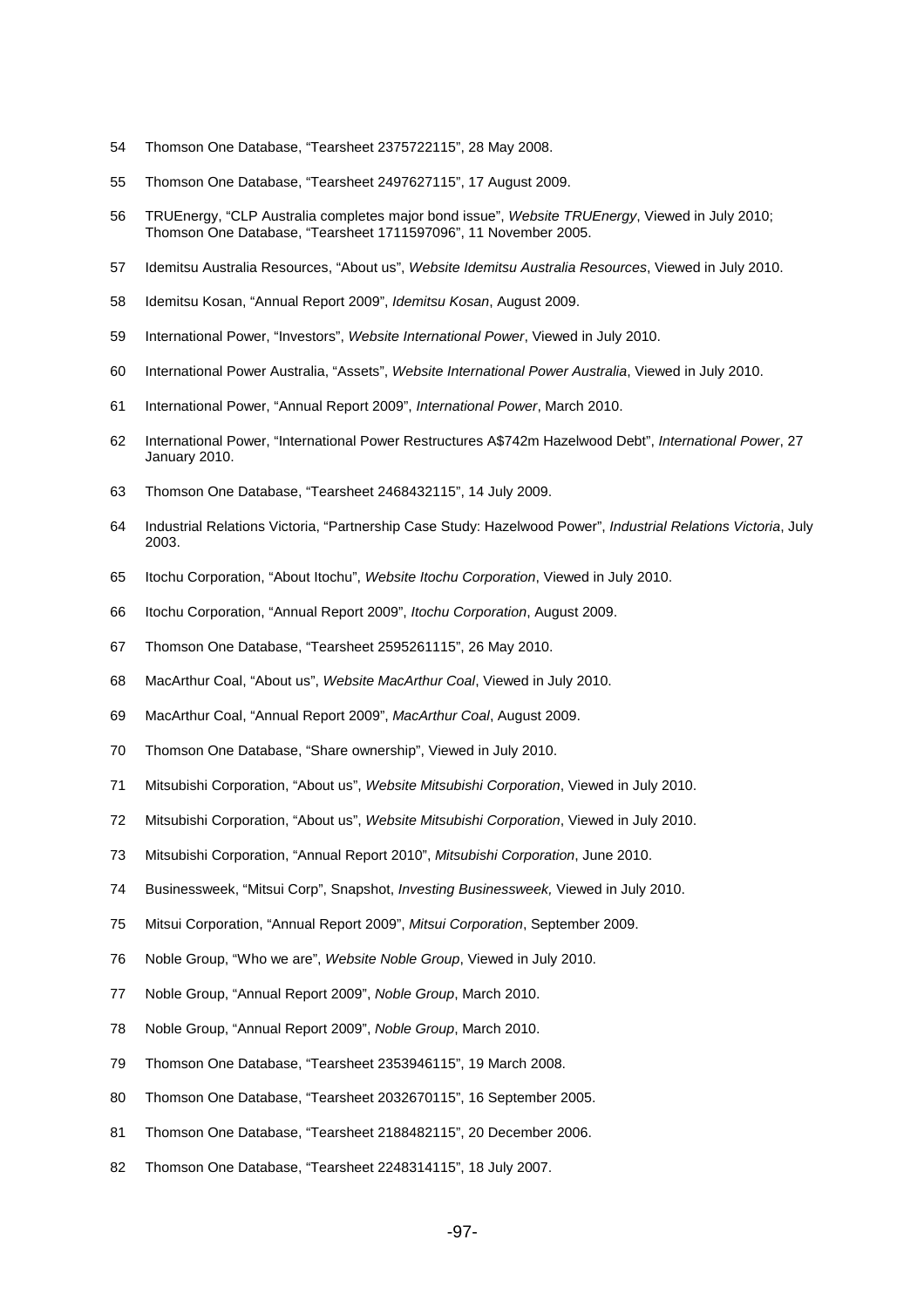54 Thomson One Database, "Tearsheet 2375722115", 28 May 2008.

55 Thomson One Database, "Tearsheet 2497627115", 17 August 2009.

56 TRUEnergy, "CLP Australia completes major bond issue", *Website TRUEnergy*, Viewed in July 2010; Thomson One Database, "Tearsheet 1711597096", 11 November 2005.

57 Idemitsu Australia Resources, "About us", *Website Idemitsu Australia Resources*, Viewed in July 2010.

58 Idemitsu Kosan, "Annual Report 2009", *Idemitsu Kosan*, August 2009.

59 International Power, "Investors", *Website International Power*, Viewed in July 2010.

60 International Power Australia, "Assets", *Website International Power Australia*, Viewed in July 2010.

61 International Power, "Annual Report 2009", *International Power*, March 2010.

62 International Power, "International Power Restructures A$742m Hazelwood Debt", *International Power*, 27 January 2010.

63 Thomson One Database, "Tearsheet 2468432115", 14 July 2009.

64 Industrial Relations Victoria, "Partnership Case Study: Hazelwood Power", *Industrial Relations Victoria*, July 2003.

65 Itochu Corporation, "About Itochu", *Website Itochu Corporation*, Viewed in July 2010.

66 Itochu Corporation, "Annual Report 2009", *Itochu Corporation*, August 2009.

67 Thomson One Database, "Tearsheet 2595261115", 26 May 2010.

68 MacArthur Coal, "About us", *Website MacArthur Coal*, Viewed in July 2010.

69 MacArthur Coal, "Annual Report 2009", *MacArthur Coal*, August 2009.

70 Thomson One Database, "Share ownership", Viewed in July 2010.

71 Mitsubishi Corporation, "About us", *Website Mitsubishi Corporation*, Viewed in July 2010.

72 Mitsubishi Corporation, "About us", *Website Mitsubishi Corporation*, Viewed in July 2010.

73 Mitsubishi Corporation, "Annual Report 2010", *Mitsubishi Corporation*, June 2010.

74 Businessweek, "Mitsui Corp", Snapshot, *Investing Businessweek,* Viewed in July 2010.

75 Mitsui Corporation, "Annual Report 2009", *Mitsui Corporation*, September 2009.

76 Noble Group, "Who we are", *Website Noble Group*, Viewed in July 2010.

77 Noble Group, "Annual Report 2009", *Noble Group*, March 2010.

78 Noble Group, "Annual Report 2009", *Noble Group*, March 2010.

79 Thomson One Database, "Tearsheet 2353946115", 19 March 2008.

80 Thomson One Database, "Tearsheet 2032670115", 16 September 2005.

81 Thomson One Database, "Tearsheet 2188482115", 20 December 2006.

82 Thomson One Database, "Tearsheet 2248314115", 18 July 2007.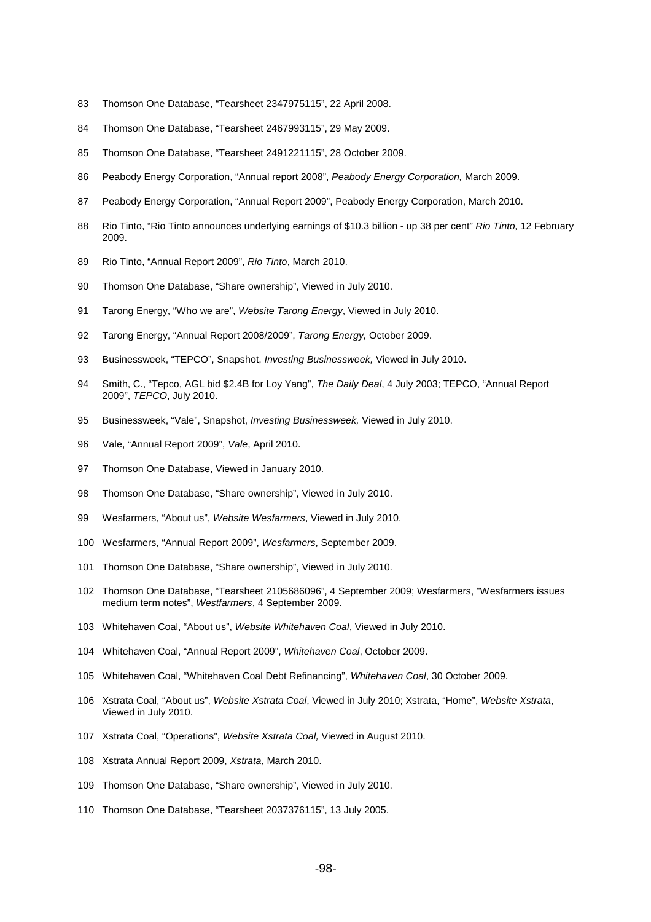83 Thomson One Database, "Tearsheet 2347975115", 22 April 2008.

84 Thomson One Database, "Tearsheet 2467993115", 29 May 2009.

85 Thomson One Database, "Tearsheet 2491221115", 28 October 2009.

86 Peabody Energy Corporation, "Annual report 2008", *Peabody Energy Corporation,* March 2009.

87 Peabody Energy Corporation, "Annual Report 2009", Peabody Energy Corporation, March 2010.

88 Rio Tinto, "Rio Tinto announces underlying earnings of $10.3 billion - up 38 per cent" *Rio Tinto,* 12 February 2009.

89 Rio Tinto, "Annual Report 2009", *Rio Tinto*, March 2010.

90 Thomson One Database, "Share ownership", Viewed in July 2010.

91 Tarong Energy, "Who we are", *Website Tarong Energy*, Viewed in July 2010.

92 Tarong Energy, "Annual Report 2008/2009", *Tarong Energy,* October 2009.

93 Businessweek, "TEPCO", Snapshot, *Investing Businessweek,* Viewed in July 2010.

94 Smith, C., "Tepco, AGL bid $2.4B for Loy Yang", *The Daily Deal*, 4 July 2003; TEPCO, "Annual Report 2009", *TEPCO*, July 2010.

95 Businessweek, "Vale", Snapshot, *Investing Businessweek,* Viewed in July 2010.

96 Vale, "Annual Report 2009", *Vale*, April 2010.

97 Thomson One Database, Viewed in January 2010.

98 Thomson One Database, "Share ownership", Viewed in July 2010.

99 Wesfarmers, "About us", *Website Wesfarmers*, Viewed in July 2010.

100 Wesfarmers, "Annual Report 2009", *Wesfarmers*, September 2009.

101 Thomson One Database, "Share ownership", Viewed in July 2010.

102 Thomson One Database, "Tearsheet 2105686096", 4 September 2009; Wesfarmers, "Wesfarmers issues medium term notes", *Westfarmers*, 4 September 2009.

103 Whitehaven Coal, "About us", *Website Whitehaven Coal*, Viewed in July 2010.

104 Whitehaven Coal, "Annual Report 2009", *Whitehaven Coal*, October 2009.

105 Whitehaven Coal, "Whitehaven Coal Debt Refinancing", *Whitehaven Coal*, 30 October 2009.

106 Xstrata Coal, "About us", *Website Xstrata Coal*, Viewed in July 2010; Xstrata, "Home", *Website Xstrata*, Viewed in July 2010.

107 Xstrata Coal, "Operations", *Website Xstrata Coal,* Viewed in August 2010.

108 Xstrata Annual Report 2009, *Xstrata*, March 2010.

109 Thomson One Database, "Share ownership", Viewed in July 2010.

110 Thomson One Database, "Tearsheet 2037376115", 13 July 2005.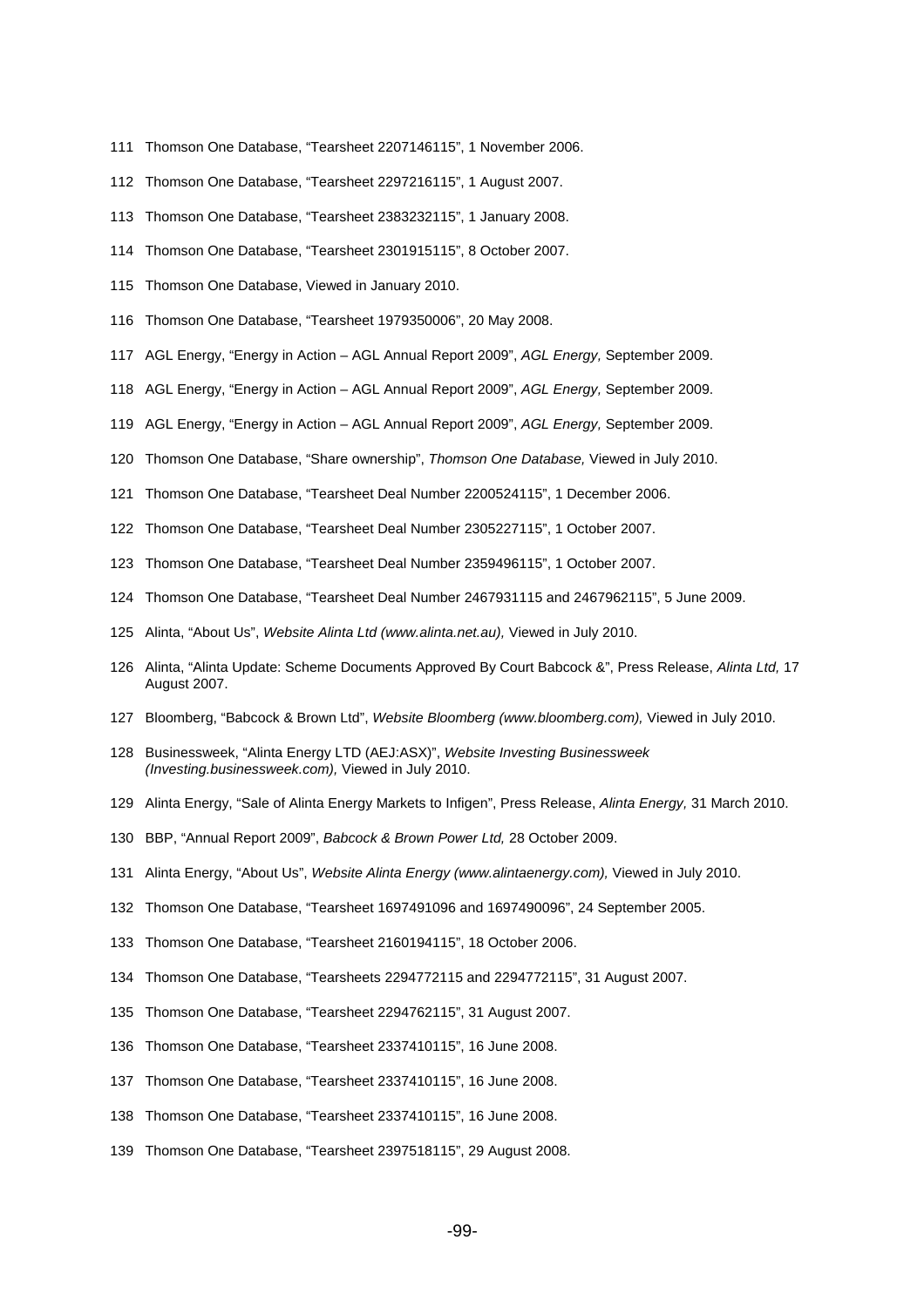111 Thomson One Database, “Tearsheet 2207146115”, 1 November 2006.

112 Thomson One Database, “Tearsheet 2297216115”, 1 August 2007.

113 Thomson One Database, “Tearsheet 2383232115”, 1 January 2008.

114 Thomson One Database, “Tearsheet 2301915115”, 8 October 2007.

115 Thomson One Database, Viewed in January 2010.

116 Thomson One Database, “Tearsheet 1979350006”, 20 May 2008.

117 AGL Energy, “Energy in Action – AGL Annual Report 2009”, *AGL Energy,* September 2009.

118 AGL Energy, “Energy in Action – AGL Annual Report 2009”, *AGL Energy,* September 2009.

119 AGL Energy, “Energy in Action – AGL Annual Report 2009”, *AGL Energy,* September 2009.

120 Thomson One Database, “Share ownership”, *Thomson One Database,* Viewed in July 2010.

121 Thomson One Database, “Tearsheet Deal Number 2200524115”, 1 December 2006.

122 Thomson One Database, “Tearsheet Deal Number 2305227115”, 1 October 2007.

123 Thomson One Database, “Tearsheet Deal Number 2359496115”, 1 October 2007.

124 Thomson One Database, “Tearsheet Deal Number 2467931115 and 2467962115”, 5 June 2009.

125 Alinta, “About Us”, *Website Alinta Ltd (www.alinta.net.au),* Viewed in July 2010.

126 Alinta, “Alinta Update: Scheme Documents Approved By Court Babcock &”, Press Release, *Alinta Ltd,* 17 August 2007.

127 Bloomberg, “Babcock & Brown Ltd”, *Website Bloomberg (www.bloomberg.com),* Viewed in July 2010.

128 Businessweek, “Alinta Energy LTD (AEJ:ASX)”, *Website Investing Businessweek (Investing.businessweek.com),* Viewed in July 2010.

129 Alinta Energy, “Sale of Alinta Energy Markets to Infigen”, Press Release, *Alinta Energy,* 31 March 2010.

130 BBP, “Annual Report 2009”, *Babcock & Brown Power Ltd,* 28 October 2009.

131 Alinta Energy, “About Us”, *Website Alinta Energy (www.alintaenergy.com),* Viewed in July 2010.

132 Thomson One Database, “Tearsheet 1697491096 and 1697490096”, 24 September 2005.

133 Thomson One Database, “Tearsheet 2160194115”, 18 October 2006.

134 Thomson One Database, “Tearsheets 2294772115 and 2294772115”, 31 August 2007.

135 Thomson One Database, “Tearsheet 2294762115”, 31 August 2007.

136 Thomson One Database, “Tearsheet 2337410115”, 16 June 2008.

137 Thomson One Database, “Tearsheet 2337410115”, 16 June 2008.

138 Thomson One Database, “Tearsheet 2337410115”, 16 June 2008.

139 Thomson One Database, “Tearsheet 2397518115”, 29 August 2008.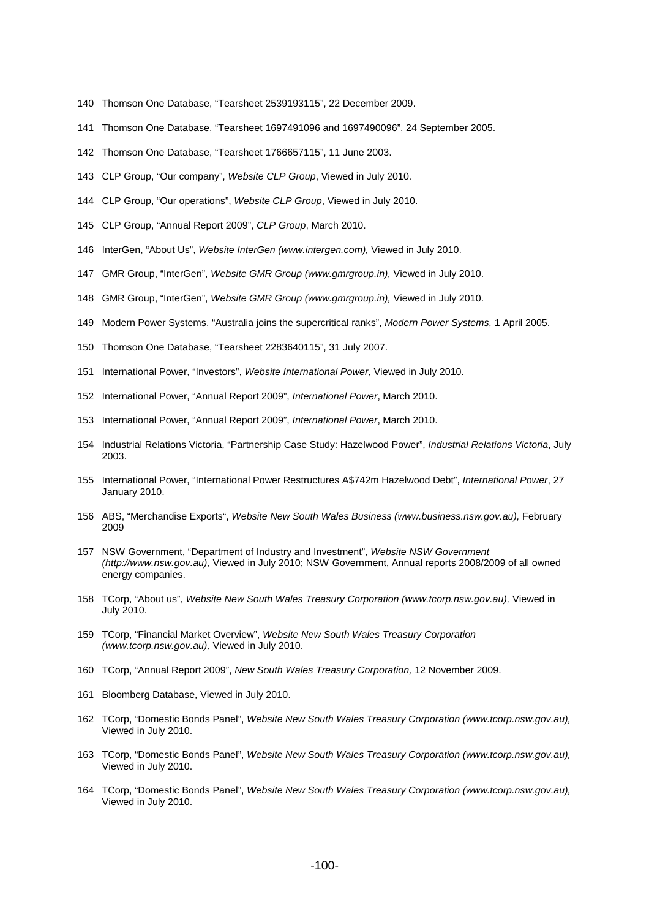140 Thomson One Database, “Tearsheet 2539193115”, 22 December 2009.

141 Thomson One Database, “Tearsheet 1697491096 and 1697490096”, 24 September 2005.

142 Thomson One Database, “Tearsheet 1766657115”, 11 June 2003.

143 CLP Group, “Our company”, *Website CLP Group*, Viewed in July 2010.

144 CLP Group, “Our operations”, *Website CLP Group*, Viewed in July 2010.

145 CLP Group, “Annual Report 2009”, *CLP Group*, March 2010.

146 InterGen, “About Us”, *Website InterGen (www.intergen.com),* Viewed in July 2010.

147 GMR Group, “InterGen”, *Website GMR Group (www.gmrgroup.in),* Viewed in July 2010.

148 GMR Group, “InterGen”, *Website GMR Group (www.gmrgroup.in),* Viewed in July 2010.

149 Modern Power Systems, “Australia joins the supercritical ranks”, *Modern Power Systems,* 1 April 2005.

150 Thomson One Database, “Tearsheet 2283640115”, 31 July 2007.

151 International Power, “Investors”, *Website International Power*, Viewed in July 2010.

152 International Power, “Annual Report 2009”, *International Power*, March 2010.

153 International Power, “Annual Report 2009”, *International Power*, March 2010.

154 Industrial Relations Victoria, “Partnership Case Study: Hazelwood Power”, *Industrial Relations Victoria*, July 2003.

155 International Power, “International Power Restructures A$742m Hazelwood Debt”, *International Power*, 27 January 2010.

156 ABS, “Merchandise Exports“, *Website New South Wales Business (www.business.nsw.gov.au),* February 2009

157 NSW Government, “Department of Industry and Investment”, *Website NSW Government (http://www.nsw.gov.au),* Viewed in July 2010; NSW Government, Annual reports 2008/2009 of all owned energy companies.

158 TCorp, “About us”, *Website New South Wales Treasury Corporation (www.tcorp.nsw.gov.au),* Viewed in July 2010.

159 TCorp, “Financial Market Overview”, *Website New South Wales Treasury Corporation (www.tcorp.nsw.gov.au),* Viewed in July 2010.

160 TCorp, “Annual Report 2009”, *New South Wales Treasury Corporation,* 12 November 2009.

161 Bloomberg Database, Viewed in July 2010.

162 TCorp, “Domestic Bonds Panel”, *Website New South Wales Treasury Corporation (www.tcorp.nsw.gov.au),* Viewed in July 2010.

163 TCorp, “Domestic Bonds Panel”, *Website New South Wales Treasury Corporation (www.tcorp.nsw.gov.au),* Viewed in July 2010.

164 TCorp, “Domestic Bonds Panel”, *Website New South Wales Treasury Corporation (www.tcorp.nsw.gov.au),* Viewed in July 2010.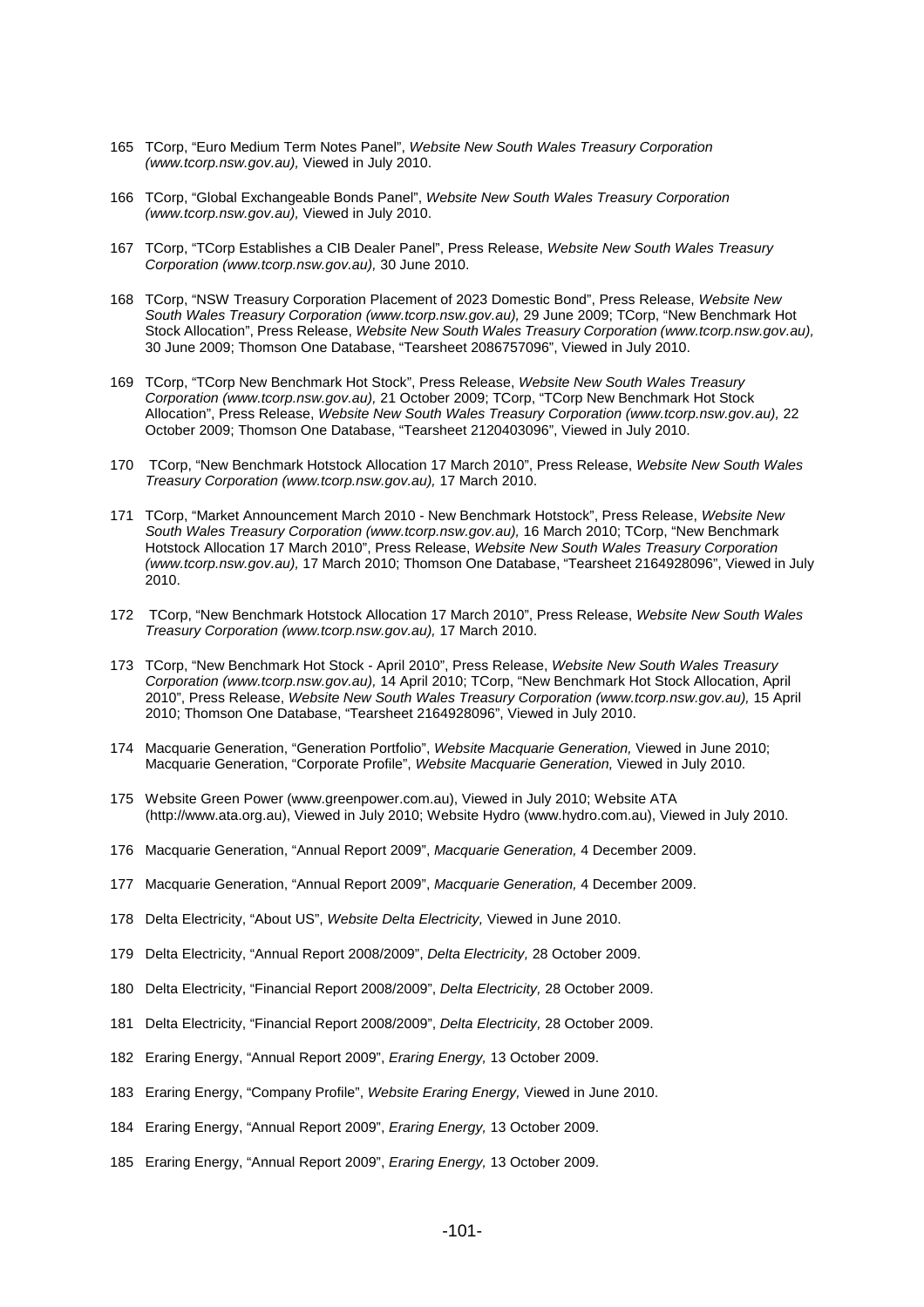165 TCorp, "Euro Medium Term Notes Panel", *Website New South Wales Treasury Corporation (www.tcorp.nsw.gov.au),* Viewed in July 2010.

166 TCorp, "Global Exchangeable Bonds Panel", *Website New South Wales Treasury Corporation (www.tcorp.nsw.gov.au),* Viewed in July 2010.

167 TCorp, "TCorp Establishes a CIB Dealer Panel", Press Release, *Website New South Wales Treasury Corporation (www.tcorp.nsw.gov.au),* 30 June 2010.

168 TCorp, "NSW Treasury Corporation Placement of 2023 Domestic Bond", Press Release, *Website New South Wales Treasury Corporation (www.tcorp.nsw.gov.au),* 29 June 2009; TCorp, "New Benchmark Hot Stock Allocation", Press Release, *Website New South Wales Treasury Corporation (www.tcorp.nsw.gov.au),* 30 June 2009; Thomson One Database, "Tearsheet 2086757096", Viewed in July 2010.

169 TCorp, "TCorp New Benchmark Hot Stock", Press Release, *Website New South Wales Treasury Corporation (www.tcorp.nsw.gov.au),* 21 October 2009; TCorp, "TCorp New Benchmark Hot Stock Allocation", Press Release, *Website New South Wales Treasury Corporation (www.tcorp.nsw.gov.au),* 22 October 2009; Thomson One Database, "Tearsheet 2120403096", Viewed in July 2010.

170 TCorp, "New Benchmark Hotstock Allocation 17 March 2010", Press Release, *Website New South Wales Treasury Corporation (www.tcorp.nsw.gov.au),* 17 March 2010.

171 TCorp, "Market Announcement March 2010 - New Benchmark Hotstock", Press Release, *Website New South Wales Treasury Corporation (www.tcorp.nsw.gov.au),* 16 March 2010; TCorp, "New Benchmark Hotstock Allocation 17 March 2010", Press Release, *Website New South Wales Treasury Corporation (www.tcorp.nsw.gov.au),* 17 March 2010; Thomson One Database, "Tearsheet 2164928096", Viewed in July 2010.

172 TCorp, "New Benchmark Hotstock Allocation 17 March 2010", Press Release, *Website New South Wales Treasury Corporation (www.tcorp.nsw.gov.au),* 17 March 2010.

173 TCorp, "New Benchmark Hot Stock - April 2010", Press Release, *Website New South Wales Treasury Corporation (www.tcorp.nsw.gov.au),* 14 April 2010; TCorp, "New Benchmark Hot Stock Allocation, April 2010", Press Release, *Website New South Wales Treasury Corporation (www.tcorp.nsw.gov.au),* 15 April 2010; Thomson One Database, "Tearsheet 2164928096", Viewed in July 2010.

174 Macquarie Generation, "Generation Portfolio", *Website Macquarie Generation,* Viewed in June 2010; Macquarie Generation, "Corporate Profile", *Website Macquarie Generation,* Viewed in July 2010.

175 Website Green Power (www.greenpower.com.au), Viewed in July 2010; Website ATA (http://www.ata.org.au), Viewed in July 2010; Website Hydro (www.hydro.com.au), Viewed in July 2010.

176 Macquarie Generation, "Annual Report 2009", *Macquarie Generation,* 4 December 2009.

177 Macquarie Generation, "Annual Report 2009", *Macquarie Generation,* 4 December 2009.

178 Delta Electricity, "About US", *Website Delta Electricity,* Viewed in June 2010.

179 Delta Electricity, "Annual Report 2008/2009", *Delta Electricity,* 28 October 2009.

180 Delta Electricity, "Financial Report 2008/2009", *Delta Electricity,* 28 October 2009.

181 Delta Electricity, "Financial Report 2008/2009", *Delta Electricity,* 28 October 2009.

182 Eraring Energy, "Annual Report 2009", *Eraring Energy,* 13 October 2009.

183 Eraring Energy, "Company Profile", *Website Eraring Energy,* Viewed in June 2010.

184 Eraring Energy, "Annual Report 2009", *Eraring Energy,* 13 October 2009.

185 Eraring Energy, "Annual Report 2009", *Eraring Energy,* 13 October 2009.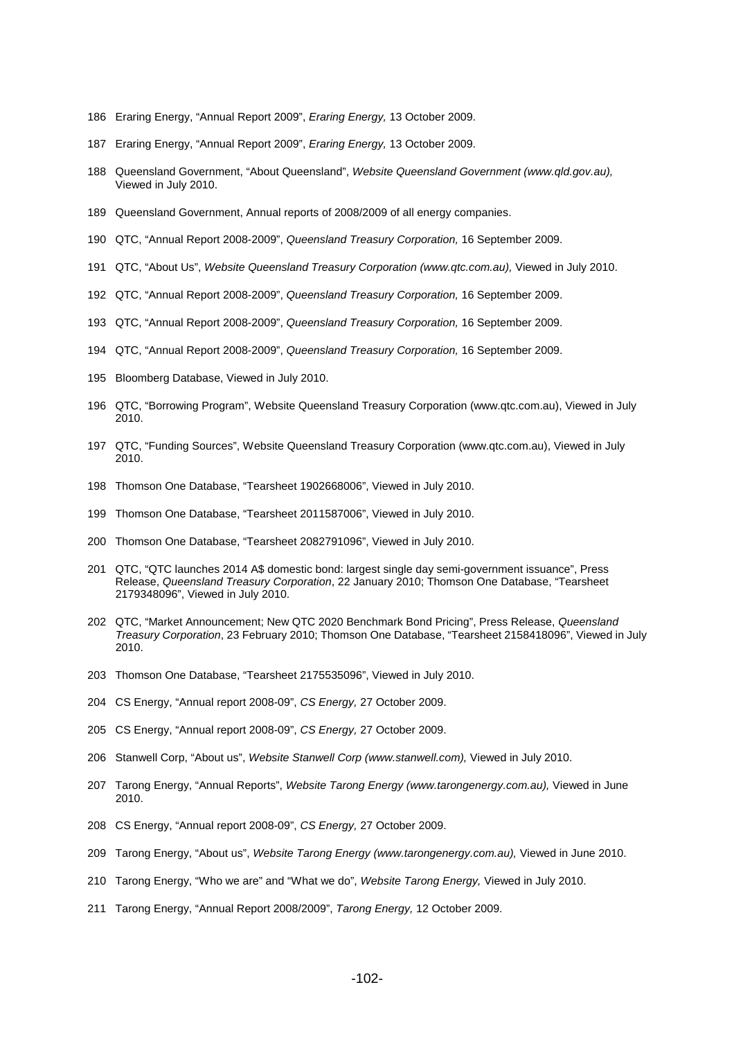186 Eraring Energy, “Annual Report 2009”, *Eraring Energy,* 13 October 2009.

187 Eraring Energy, “Annual Report 2009”, *Eraring Energy,* 13 October 2009.

188 Queensland Government, “About Queensland”, *Website Queensland Government (www.qld.gov.au),* Viewed in July 2010.

189 Queensland Government, Annual reports of 2008/2009 of all energy companies.

190 QTC, “Annual Report 2008-2009”, *Queensland Treasury Corporation,* 16 September 2009.

191 QTC, “About Us”, *Website Queensland Treasury Corporation (www.qtc.com.au),* Viewed in July 2010.

192 QTC, “Annual Report 2008-2009”, *Queensland Treasury Corporation,* 16 September 2009.

193 QTC, “Annual Report 2008-2009”, *Queensland Treasury Corporation,* 16 September 2009.

194 QTC, “Annual Report 2008-2009”, *Queensland Treasury Corporation,* 16 September 2009.

195 Bloomberg Database, Viewed in July 2010.

196 QTC, “Borrowing Program”, Website Queensland Treasury Corporation (www.qtc.com.au), Viewed in July 2010.

197 QTC, “Funding Sources”, Website Queensland Treasury Corporation (www.qtc.com.au), Viewed in July 2010.

198 Thomson One Database, “Tearsheet 1902668006”, Viewed in July 2010.

199 Thomson One Database, “Tearsheet 2011587006”, Viewed in July 2010.

200 Thomson One Database, “Tearsheet 2082791096”, Viewed in July 2010.

201 QTC, “QTC launches 2014 A$ domestic bond: largest single day semi-government issuance”, Press Release, *Queensland Treasury Corporation*, 22 January 2010; Thomson One Database, “Tearsheet 2179348096”, Viewed in July 2010.

202 QTC, “Market Announcement; New QTC 2020 Benchmark Bond Pricing”, Press Release, *Queensland Treasury Corporation*, 23 February 2010; Thomson One Database, “Tearsheet 2158418096”, Viewed in July 2010.

203 Thomson One Database, “Tearsheet 2175535096”, Viewed in July 2010.

204 CS Energy, “Annual report 2008-09”, *CS Energy,* 27 October 2009.

205 CS Energy, “Annual report 2008-09”, *CS Energy,* 27 October 2009.

206 Stanwell Corp, “About us”, *Website Stanwell Corp (www.stanwell.com),* Viewed in July 2010.

207 Tarong Energy, “Annual Reports”, *Website Tarong Energy (www.tarongenergy.com.au),* Viewed in June 2010.

208 CS Energy, “Annual report 2008-09”, *CS Energy,* 27 October 2009.

209 Tarong Energy, “About us”, *Website Tarong Energy (www.tarongenergy.com.au),* Viewed in June 2010.

210 Tarong Energy, “Who we are” and “What we do”, *Website Tarong Energy,* Viewed in July 2010.

211 Tarong Energy, “Annual Report 2008/2009”, *Tarong Energy,* 12 October 2009.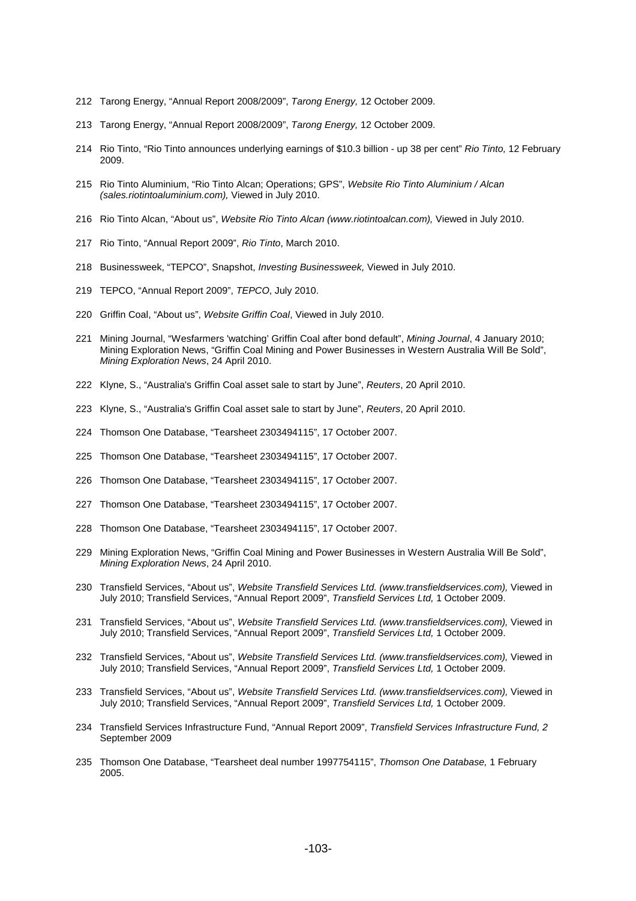212 Tarong Energy, "Annual Report 2008/2009", *Tarong Energy,* 12 October 2009.

213 Tarong Energy, "Annual Report 2008/2009", *Tarong Energy,* 12 October 2009.

214 Rio Tinto, "Rio Tinto announces underlying earnings of $10.3 billion - up 38 per cent" *Rio Tinto,* 12 February 2009.

215 Rio Tinto Aluminium, "Rio Tinto Alcan; Operations; GPS", *Website Rio Tinto Aluminium / Alcan (sales.riotintoaluminium.com),* Viewed in July 2010.

216 Rio Tinto Alcan, "About us", *Website Rio Tinto Alcan (www.riotintoalcan.com),* Viewed in July 2010.

217 Rio Tinto, "Annual Report 2009", *Rio Tinto*, March 2010.

218 Businessweek, "TEPCO", Snapshot, *Investing Businessweek,* Viewed in July 2010.

219 TEPCO, "Annual Report 2009", *TEPCO*, July 2010.

220 Griffin Coal, "About us", *Website Griffin Coal*, Viewed in July 2010.

221 Mining Journal, "Wesfarmers 'watching' Griffin Coal after bond default", *Mining Journal*, 4 January 2010; Mining Exploration News, "Griffin Coal Mining and Power Businesses in Western Australia Will Be Sold", *Mining Exploration News*, 24 April 2010.

222 Klyne, S., "Australia's Griffin Coal asset sale to start by June", *Reuters*, 20 April 2010.

223 Klyne, S., "Australia's Griffin Coal asset sale to start by June", *Reuters*, 20 April 2010.

224 Thomson One Database, "Tearsheet 2303494115", 17 October 2007.

225 Thomson One Database, "Tearsheet 2303494115", 17 October 2007.

226 Thomson One Database, "Tearsheet 2303494115", 17 October 2007.

227 Thomson One Database, "Tearsheet 2303494115", 17 October 2007.

228 Thomson One Database, "Tearsheet 2303494115", 17 October 2007.

229 Mining Exploration News, "Griffin Coal Mining and Power Businesses in Western Australia Will Be Sold", *Mining Exploration News*, 24 April 2010.

230 Transfield Services, "About us", *Website Transfield Services Ltd. (www.transfieldservices.com),* Viewed in July 2010; Transfield Services, "Annual Report 2009", *Transfield Services Ltd,* 1 October 2009.

231 Transfield Services, "About us", *Website Transfield Services Ltd. (www.transfieldservices.com),* Viewed in July 2010; Transfield Services, "Annual Report 2009", *Transfield Services Ltd,* 1 October 2009.

232 Transfield Services, "About us", *Website Transfield Services Ltd. (www.transfieldservices.com),* Viewed in July 2010; Transfield Services, "Annual Report 2009", *Transfield Services Ltd,* 1 October 2009.

233 Transfield Services, "About us", *Website Transfield Services Ltd. (www.transfieldservices.com),* Viewed in July 2010; Transfield Services, "Annual Report 2009", *Transfield Services Ltd,* 1 October 2009.

234 Transfield Services Infrastructure Fund, "Annual Report 2009", *Transfield Services Infrastructure Fund, 2* September 2009

235 Thomson One Database, "Tearsheet deal number 1997754115", *Thomson One Database,* 1 February 2005.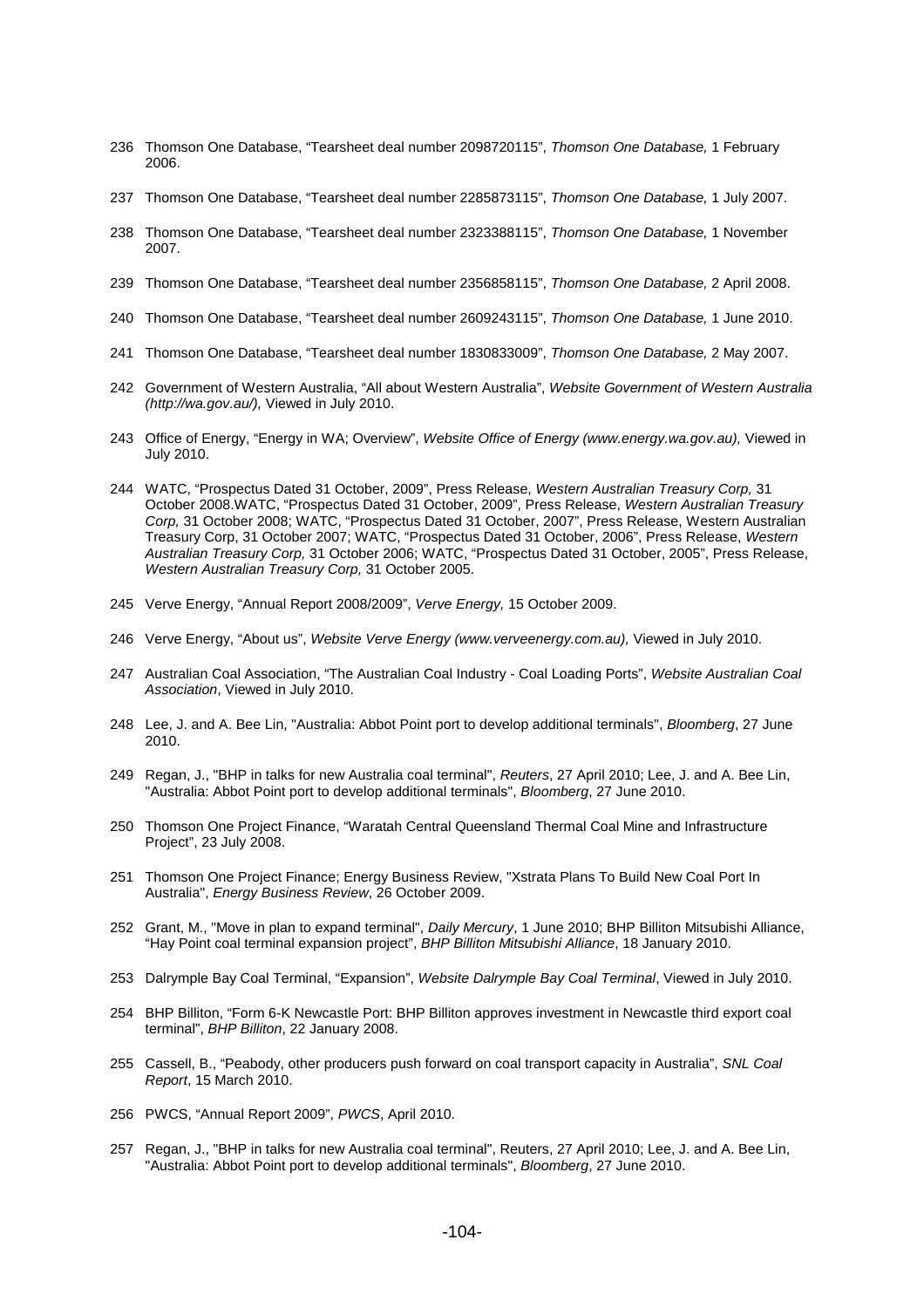236 Thomson One Database, “Tearsheet deal number 2098720115”, *Thomson One Database,* 1 February 2006.

237 Thomson One Database, “Tearsheet deal number 2285873115”, *Thomson One Database,* 1 July 2007.

238 Thomson One Database, “Tearsheet deal number 2323388115”, *Thomson One Database,* 1 November 2007.

239 Thomson One Database, “Tearsheet deal number 2356858115”, *Thomson One Database,* 2 April 2008.

240 Thomson One Database, “Tearsheet deal number 2609243115”, *Thomson One Database,* 1 June 2010.

241 Thomson One Database, “Tearsheet deal number 1830833009”, *Thomson One Database,* 2 May 2007.

242 Government of Western Australia, “All about Western Australia”, *Website Government of Western Australia (http://wa.gov.au/),* Viewed in July 2010.

243 Office of Energy, “Energy in WA; Overview”, *Website Office of Energy (www.energy.wa.gov.au),* Viewed in July 2010.

244 WATC, “Prospectus Dated 31 October, 2009”, Press Release, *Western Australian Treasury Corp,* 31 October 2008.WATC, “Prospectus Dated 31 October, 2009”, Press Release, *Western Australian Treasury Corp,* 31 October 2008; WATC, “Prospectus Dated 31 October, 2007”, Press Release, Western Australian Treasury Corp, 31 October 2007; WATC, “Prospectus Dated 31 October, 2006”, Press Release, *Western Australian Treasury Corp,* 31 October 2006; WATC, “Prospectus Dated 31 October, 2005”, Press Release, *Western Australian Treasury Corp,* 31 October 2005.

245 Verve Energy, “Annual Report 2008/2009”, *Verve Energy,* 15 October 2009.

246 Verve Energy, “About us”, *Website Verve Energy (www.verveenergy.com.au),* Viewed in July 2010.

247 Australian Coal Association, “The Australian Coal Industry - Coal Loading Ports”, *Website Australian Coal Association*, Viewed in July 2010.

248 Lee, J. and A. Bee Lin, "Australia: Abbot Point port to develop additional terminals", *Bloomberg*, 27 June 2010.

249 Regan, J., "BHP in talks for new Australia coal terminal", *Reuters*, 27 April 2010; Lee, J. and A. Bee Lin, "Australia: Abbot Point port to develop additional terminals", *Bloomberg*, 27 June 2010.

250 Thomson One Project Finance, “Waratah Central Queensland Thermal Coal Mine and Infrastructure Project”, 23 July 2008.

251 Thomson One Project Finance; Energy Business Review, "Xstrata Plans To Build New Coal Port In Australia", *Energy Business Review*, 26 October 2009.

252 Grant, M., "Move in plan to expand terminal", *Daily Mercury*, 1 June 2010; BHP Billiton Mitsubishi Alliance, “Hay Point coal terminal expansion project”, *BHP Billiton Mitsubishi Alliance*, 18 January 2010.

253 Dalrymple Bay Coal Terminal, “Expansion”, *Website Dalrymple Bay Coal Terminal*, Viewed in July 2010.

254 BHP Billiton, “Form 6-K Newcastle Port: BHP Billiton approves investment in Newcastle third export coal terminal”, *BHP Billiton*, 22 January 2008.

255 Cassell, B., “Peabody, other producers push forward on coal transport capacity in Australia”, *SNL Coal Report*, 15 March 2010.

256 PWCS, “Annual Report 2009”, *PWCS*, April 2010.

257 Regan, J., "BHP in talks for new Australia coal terminal", Reuters, 27 April 2010; Lee, J. and A. Bee Lin, "Australia: Abbot Point port to develop additional terminals", *Bloomberg*, 27 June 2010.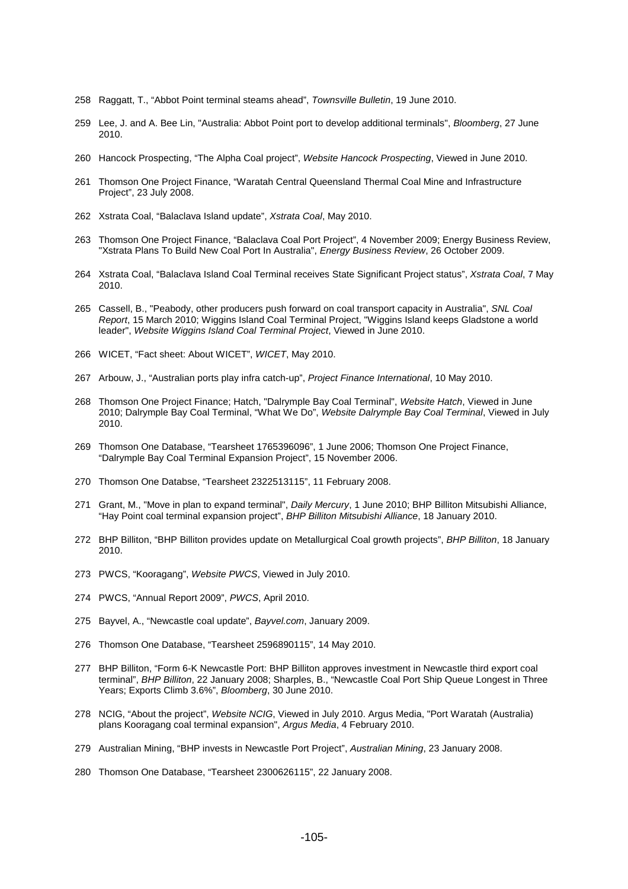258 Raggatt, T., "Abbot Point terminal steams ahead", *Townsville Bulletin*, 19 June 2010.

259 Lee, J. and A. Bee Lin, "Australia: Abbot Point port to develop additional terminals", *Bloomberg*, 27 June 2010.

260 Hancock Prospecting, "The Alpha Coal project", *Website Hancock Prospecting*, Viewed in June 2010.

261 Thomson One Project Finance, "Waratah Central Queensland Thermal Coal Mine and Infrastructure Project", 23 July 2008.

262 Xstrata Coal, "Balaclava Island update", *Xstrata Coal*, May 2010.

263 Thomson One Project Finance, "Balaclava Coal Port Project", 4 November 2009; Energy Business Review, "Xstrata Plans To Build New Coal Port In Australia", *Energy Business Review*, 26 October 2009.

264 Xstrata Coal, "Balaclava Island Coal Terminal receives State Significant Project status", *Xstrata Coal*, 7 May 2010.

265 Cassell, B., "Peabody, other producers push forward on coal transport capacity in Australia", *SNL Coal Report*, 15 March 2010; Wiggins Island Coal Terminal Project, "Wiggins Island keeps Gladstone a world leader", *Website Wiggins Island Coal Terminal Project*, Viewed in June 2010.

266 WICET, "Fact sheet: About WICET", *WICET*, May 2010.

267 Arbouw, J., "Australian ports play infra catch-up", *Project Finance International*, 10 May 2010.

268 Thomson One Project Finance; Hatch, "Dalrymple Bay Coal Terminal", *Website Hatch*, Viewed in June 2010; Dalrymple Bay Coal Terminal, "What We Do", *Website Dalrymple Bay Coal Terminal*, Viewed in July 2010.

269 Thomson One Database, "Tearsheet 1765396096", 1 June 2006; Thomson One Project Finance, "Dalrymple Bay Coal Terminal Expansion Project", 15 November 2006.

270 Thomson One Databse, "Tearsheet 2322513115", 11 February 2008.

271 Grant, M., "Move in plan to expand terminal", *Daily Mercury*, 1 June 2010; BHP Billiton Mitsubishi Alliance, "Hay Point coal terminal expansion project", *BHP Billiton Mitsubishi Alliance*, 18 January 2010.

272 BHP Billiton, "BHP Billiton provides update on Metallurgical Coal growth projects", *BHP Billiton*, 18 January 2010.

273 PWCS, "Kooragang", *Website PWCS*, Viewed in July 2010.

274 PWCS, "Annual Report 2009", *PWCS*, April 2010.

275 Bayvel, A., "Newcastle coal update", *Bayvel.com*, January 2009.

276 Thomson One Database, "Tearsheet 2596890115", 14 May 2010.

277 BHP Billiton, "Form 6-K Newcastle Port: BHP Billiton approves investment in Newcastle third export coal terminal", *BHP Billiton*, 22 January 2008; Sharples, B., "Newcastle Coal Port Ship Queue Longest in Three Years; Exports Climb 3.6%", *Bloomberg*, 30 June 2010.

278 NCIG, "About the project", *Website NCIG*, Viewed in July 2010. Argus Media, "Port Waratah (Australia) plans Kooragang coal terminal expansion", *Argus Media*, 4 February 2010.

279 Australian Mining, "BHP invests in Newcastle Port Project", *Australian Mining*, 23 January 2008.

280 Thomson One Database, "Tearsheet 2300626115", 22 January 2008.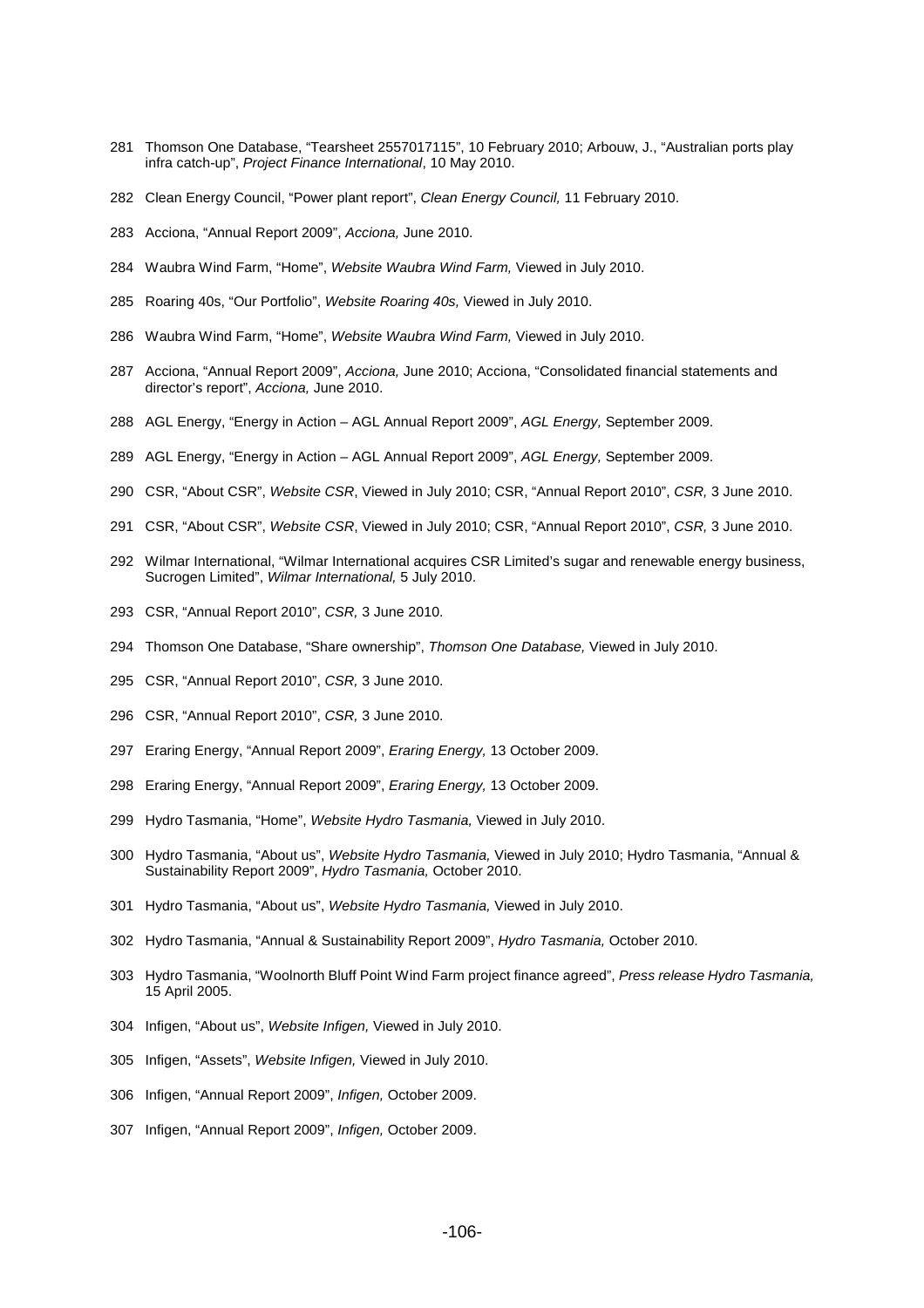281 Thomson One Database, "Tearsheet 2557017115", 10 February 2010; Arbouw, J., "Australian ports play infra catch-up", *Project Finance International*, 10 May 2010.

282 Clean Energy Council, "Power plant report", *Clean Energy Council,* 11 February 2010.

283 Acciona, "Annual Report 2009", *Acciona,* June 2010.

284 Waubra Wind Farm, "Home", *Website Waubra Wind Farm,* Viewed in July 2010.

285 Roaring 40s, "Our Portfolio", *Website Roaring 40s,* Viewed in July 2010.

286 Waubra Wind Farm, "Home", *Website Waubra Wind Farm,* Viewed in July 2010.

287 Acciona, "Annual Report 2009", *Acciona,* June 2010; Acciona, "Consolidated financial statements and director's report", *Acciona,* June 2010.

288 AGL Energy, "Energy in Action – AGL Annual Report 2009", *AGL Energy,* September 2009.

289 AGL Energy, "Energy in Action – AGL Annual Report 2009", *AGL Energy,* September 2009.

290 CSR, "About CSR", *Website CSR*, Viewed in July 2010; CSR, "Annual Report 2010", *CSR,* 3 June 2010.

291 CSR, "About CSR", *Website CSR*, Viewed in July 2010; CSR, "Annual Report 2010", *CSR,* 3 June 2010.

292 Wilmar International, "Wilmar International acquires CSR Limited's sugar and renewable energy business, Sucrogen Limited", *Wilmar International,* 5 July 2010.

293 CSR, "Annual Report 2010", *CSR,* 3 June 2010.

294 Thomson One Database, "Share ownership", *Thomson One Database,* Viewed in July 2010.

295 CSR, "Annual Report 2010", *CSR,* 3 June 2010.

296 CSR, "Annual Report 2010", *CSR,* 3 June 2010.

297 Eraring Energy, "Annual Report 2009", *Eraring Energy,* 13 October 2009.

298 Eraring Energy, "Annual Report 2009", *Eraring Energy,* 13 October 2009.

299 Hydro Tasmania, "Home", *Website Hydro Tasmania,* Viewed in July 2010.

300 Hydro Tasmania, "About us", *Website Hydro Tasmania,* Viewed in July 2010; Hydro Tasmania, "Annual & Sustainability Report 2009", *Hydro Tasmania,* October 2010.

301 Hydro Tasmania, "About us", *Website Hydro Tasmania,* Viewed in July 2010.

302 Hydro Tasmania, "Annual & Sustainability Report 2009", *Hydro Tasmania,* October 2010.

303 Hydro Tasmania, "Woolnorth Bluff Point Wind Farm project finance agreed", *Press release Hydro Tasmania,* 15 April 2005.

304 Infigen, "About us", *Website Infigen,* Viewed in July 2010.

305 Infigen, "Assets", *Website Infigen,* Viewed in July 2010.

306 Infigen, "Annual Report 2009", *Infigen,* October 2009.

307 Infigen, "Annual Report 2009", *Infigen,* October 2009.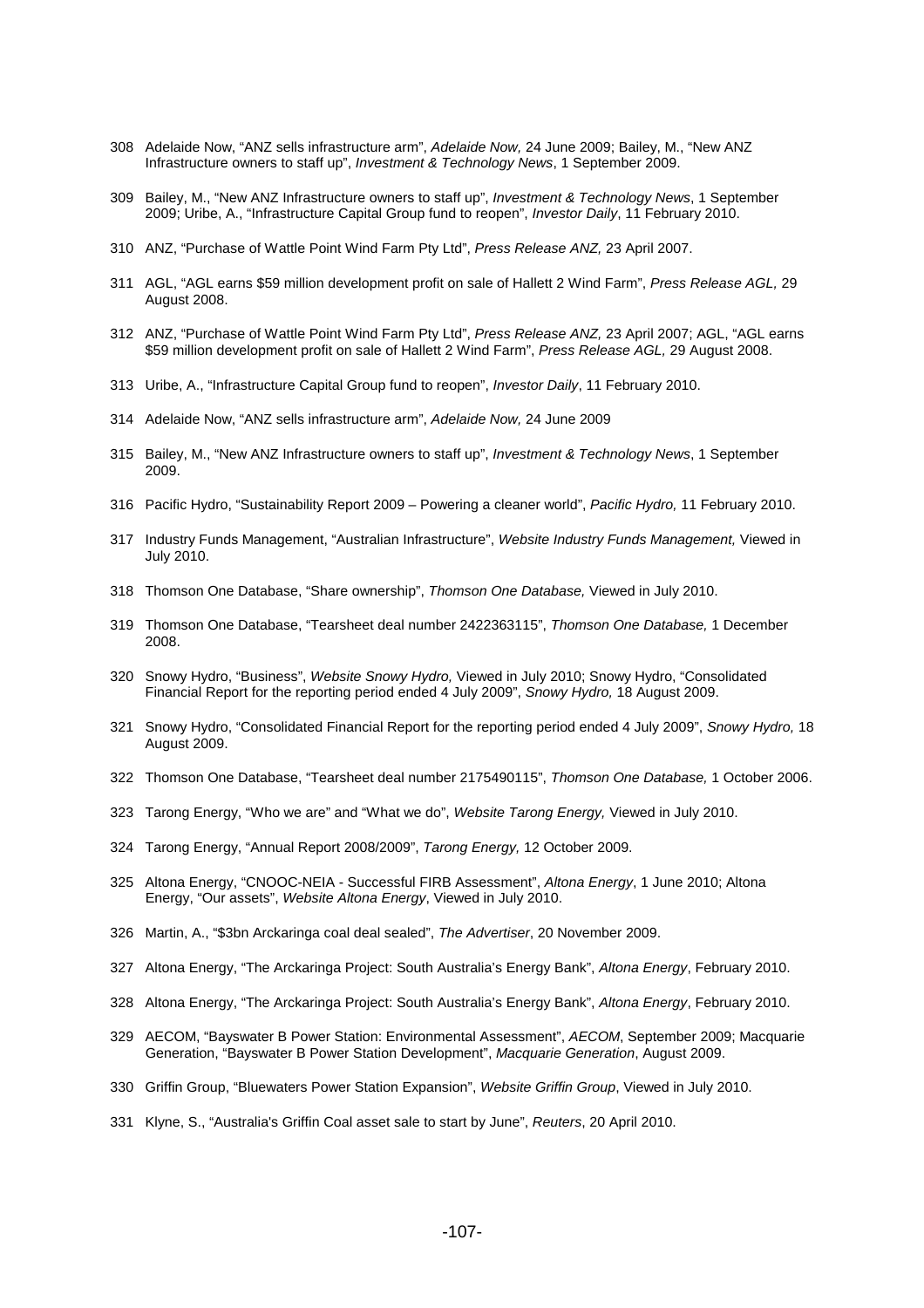308 Adelaide Now, "ANZ sells infrastructure arm", *Adelaide Now,* 24 June 2009; Bailey, M., "New ANZ Infrastructure owners to staff up", *Investment & Technology News*, 1 September 2009.

309 Bailey, M., "New ANZ Infrastructure owners to staff up", *Investment & Technology News*, 1 September 2009; Uribe, A., "Infrastructure Capital Group fund to reopen", *Investor Daily*, 11 February 2010.

310 ANZ, "Purchase of Wattle Point Wind Farm Pty Ltd", *Press Release ANZ,* 23 April 2007.

311 AGL, "AGL earns $59 million development profit on sale of Hallett 2 Wind Farm", *Press Release AGL,* 29 August 2008.

312 ANZ, "Purchase of Wattle Point Wind Farm Pty Ltd", *Press Release ANZ,* 23 April 2007; AGL, "AGL earns $59 million development profit on sale of Hallett 2 Wind Farm", *Press Release AGL,* 29 August 2008.

313 Uribe, A., "Infrastructure Capital Group fund to reopen", *Investor Daily*, 11 February 2010.

314 Adelaide Now, "ANZ sells infrastructure arm", *Adelaide Now,* 24 June 2009

315 Bailey, M., "New ANZ Infrastructure owners to staff up", *Investment & Technology News*, 1 September 2009.

316 Pacific Hydro, "Sustainability Report 2009 – Powering a cleaner world", *Pacific Hydro,* 11 February 2010.

317 Industry Funds Management, "Australian Infrastructure", *Website Industry Funds Management,* Viewed in July 2010.

318 Thomson One Database, "Share ownership", *Thomson One Database,* Viewed in July 2010.

319 Thomson One Database, "Tearsheet deal number 2422363115", *Thomson One Database,* 1 December 2008.

320 Snowy Hydro, "Business", *Website Snowy Hydro,* Viewed in July 2010; Snowy Hydro, "Consolidated Financial Report for the reporting period ended 4 July 2009", *Snowy Hydro,* 18 August 2009.

321 Snowy Hydro, "Consolidated Financial Report for the reporting period ended 4 July 2009", *Snowy Hydro,* 18 August 2009.

322 Thomson One Database, "Tearsheet deal number 2175490115", *Thomson One Database,* 1 October 2006.

323 Tarong Energy, "Who we are" and "What we do", *Website Tarong Energy,* Viewed in July 2010.

324 Tarong Energy, "Annual Report 2008/2009", *Tarong Energy,* 12 October 2009.

325 Altona Energy, "CNOOC-NEIA - Successful FIRB Assessment", *Altona Energy*, 1 June 2010; Altona Energy, "Our assets", *Website Altona Energy*, Viewed in July 2010.

326 Martin, A., "$3bn Arckaringa coal deal sealed", *The Advertiser*, 20 November 2009.

327 Altona Energy, "The Arckaringa Project: South Australia's Energy Bank", *Altona Energy*, February 2010.

328 Altona Energy, "The Arckaringa Project: South Australia's Energy Bank", *Altona Energy*, February 2010.

329 AECOM, "Bayswater B Power Station: Environmental Assessment", *AECOM*, September 2009; Macquarie Generation, "Bayswater B Power Station Development", *Macquarie Generation*, August 2009.

330 Griffin Group, "Bluewaters Power Station Expansion", *Website Griffin Group*, Viewed in July 2010.

331 Klyne, S., "Australia's Griffin Coal asset sale to start by June", *Reuters*, 20 April 2010.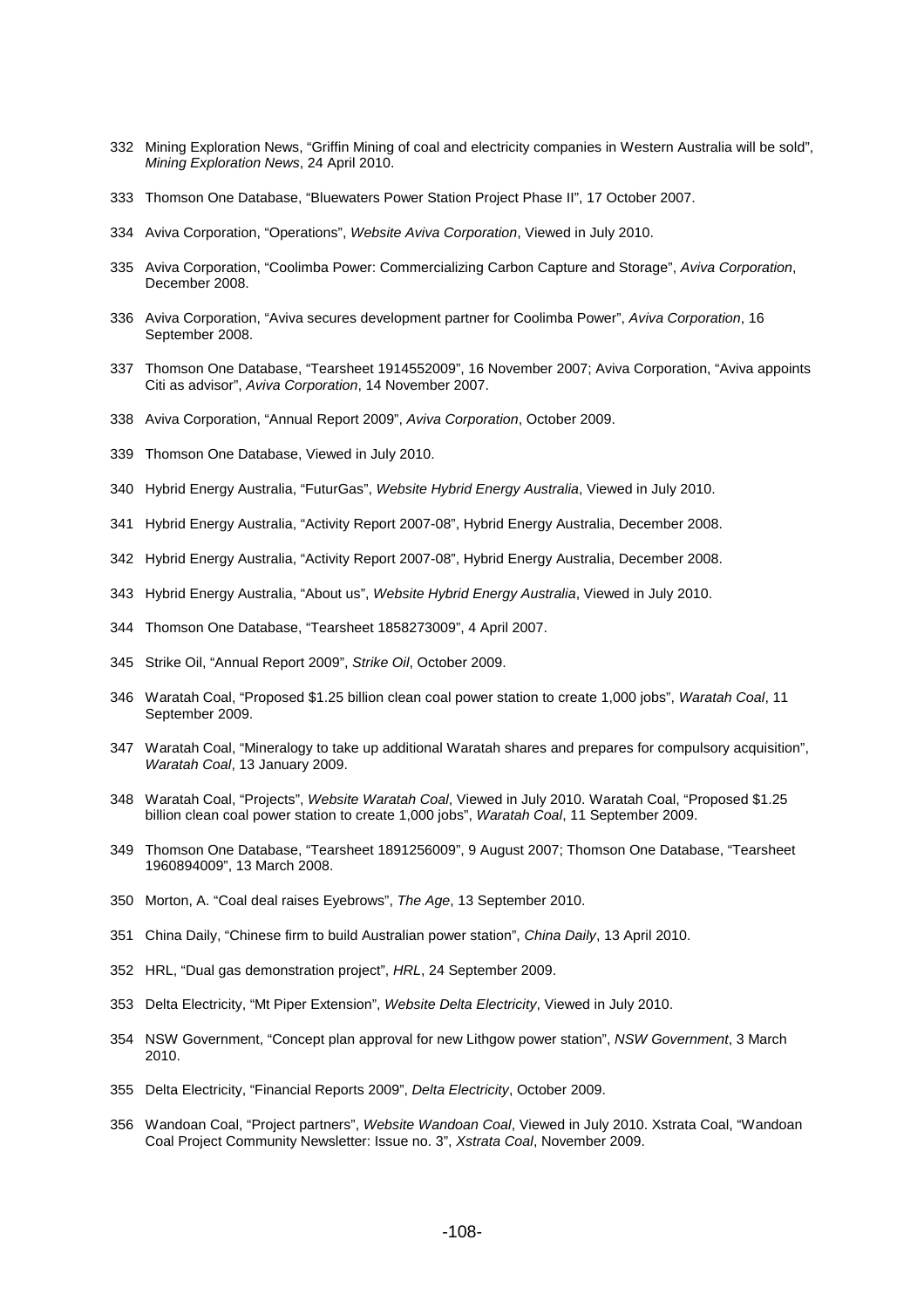332 Mining Exploration News, "Griffin Mining of coal and electricity companies in Western Australia will be sold", *Mining Exploration News*, 24 April 2010.

333 Thomson One Database, "Bluewaters Power Station Project Phase II", 17 October 2007.

334 Aviva Corporation, "Operations", *Website Aviva Corporation*, Viewed in July 2010.

335 Aviva Corporation, "Coolimba Power: Commercializing Carbon Capture and Storage", *Aviva Corporation*, December 2008.

336 Aviva Corporation, "Aviva secures development partner for Coolimba Power", *Aviva Corporation*, 16 September 2008.

337 Thomson One Database, "Tearsheet 1914552009", 16 November 2007; Aviva Corporation, "Aviva appoints Citi as advisor", *Aviva Corporation*, 14 November 2007.

338 Aviva Corporation, "Annual Report 2009", *Aviva Corporation*, October 2009.

339 Thomson One Database, Viewed in July 2010.

340 Hybrid Energy Australia, "FuturGas", *Website Hybrid Energy Australia*, Viewed in July 2010.

341 Hybrid Energy Australia, "Activity Report 2007-08", Hybrid Energy Australia, December 2008.

342 Hybrid Energy Australia, "Activity Report 2007-08", Hybrid Energy Australia, December 2008.

343 Hybrid Energy Australia, "About us", *Website Hybrid Energy Australia*, Viewed in July 2010.

344 Thomson One Database, "Tearsheet 1858273009", 4 April 2007.

345 Strike Oil, "Annual Report 2009", *Strike Oil*, October 2009.

346 Waratah Coal, "Proposed $1.25 billion clean coal power station to create 1,000 jobs", *Waratah Coal*, 11 September 2009.

347 Waratah Coal, "Mineralogy to take up additional Waratah shares and prepares for compulsory acquisition", *Waratah Coal*, 13 January 2009.

348 Waratah Coal, "Projects", *Website Waratah Coal*, Viewed in July 2010. Waratah Coal, "Proposed $1.25 billion clean coal power station to create 1,000 jobs", *Waratah Coal*, 11 September 2009.

349 Thomson One Database, "Tearsheet 1891256009", 9 August 2007; Thomson One Database, "Tearsheet 1960894009", 13 March 2008.

350 Morton, A. "Coal deal raises Eyebrows", *The Age*, 13 September 2010.

351 China Daily, "Chinese firm to build Australian power station", *China Daily*, 13 April 2010.

352 HRL, "Dual gas demonstration project", *HRL*, 24 September 2009.

353 Delta Electricity, "Mt Piper Extension", *Website Delta Electricity*, Viewed in July 2010.

354 NSW Government, "Concept plan approval for new Lithgow power station", *NSW Government*, 3 March 2010.

355 Delta Electricity, "Financial Reports 2009", *Delta Electricity*, October 2009.

356 Wandoan Coal, "Project partners", *Website Wandoan Coal*, Viewed in July 2010. Xstrata Coal, "Wandoan Coal Project Community Newsletter: Issue no. 3", *Xstrata Coal*, November 2009.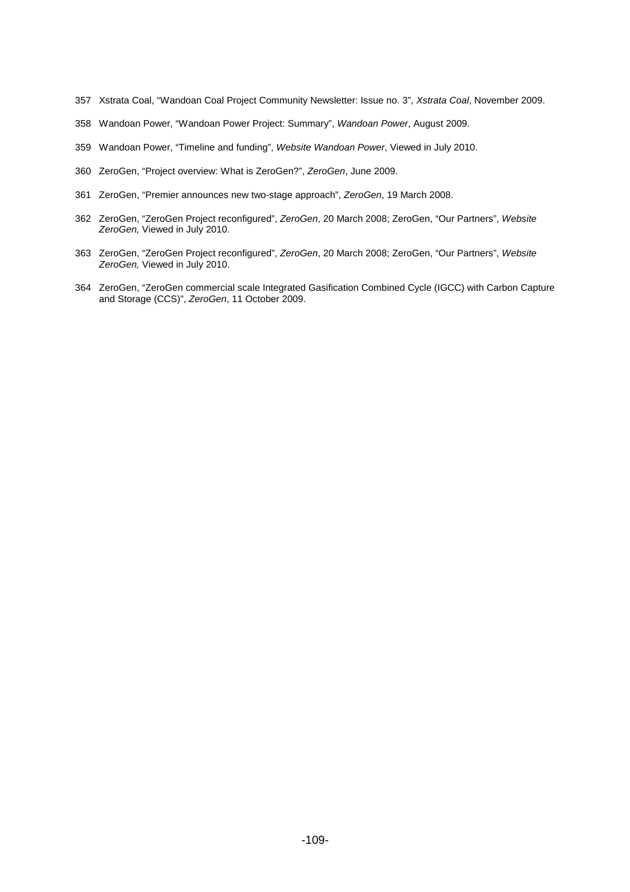357 Xstrata Coal, "Wandoan Coal Project Community Newsletter: Issue no. 3", *Xstrata Coal*, November 2009.

358 Wandoan Power, "Wandoan Power Project: Summary", *Wandoan Power*, August 2009.

359 Wandoan Power, "Timeline and funding", *Website Wandoan Power*, Viewed in July 2010.

360 ZeroGen, "Project overview: What is ZeroGen?", *ZeroGen*, June 2009.

361 ZeroGen, "Premier announces new two-stage approach", *ZeroGen*, 19 March 2008.

362 ZeroGen, "ZeroGen Project reconfigured", *ZeroGen*, 20 March 2008; ZeroGen, "Our Partners", *Website ZeroGen,* Viewed in July 2010.

363 ZeroGen, "ZeroGen Project reconfigured", *ZeroGen*, 20 March 2008; ZeroGen, "Our Partners", *Website ZeroGen,* Viewed in July 2010.

364 ZeroGen, "ZeroGen commercial scale Integrated Gasification Combined Cycle (IGCC) with Carbon Capture and Storage (CCS)", *ZeroGen*, 11 October 2009.